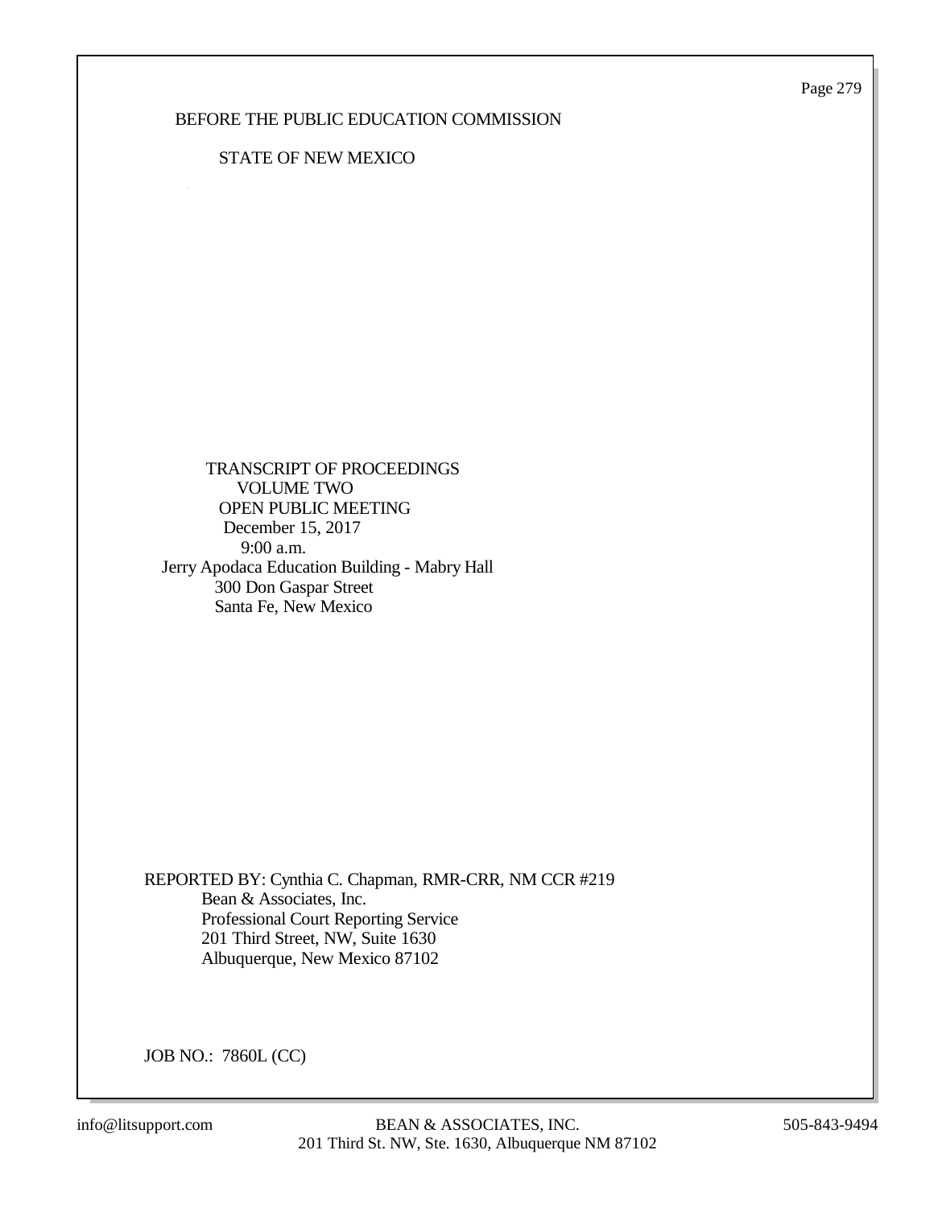BEFORE THE PUBLIC EDUCATION COMMISSION

STATE OF NEW MEXICO

TRANSCRIPT OF PROCEEDINGS
VOLUME TWO
OPEN PUBLIC MEETING
December 15, 2017
9:00 a.m.
Jerry Apodaca Education Building - Mabry Hall
300 Don Gaspar Street
Santa Fe, New Mexico

REPORTED BY: Cynthia C. Chapman, RMR-CRR, NM CCR #219
Bean & Associates, Inc.
Professional Court Reporting Service
201 Third Street, NW, Suite 1630
Albuquerque, New Mexico 87102

JOB NO.: 7860L (CC)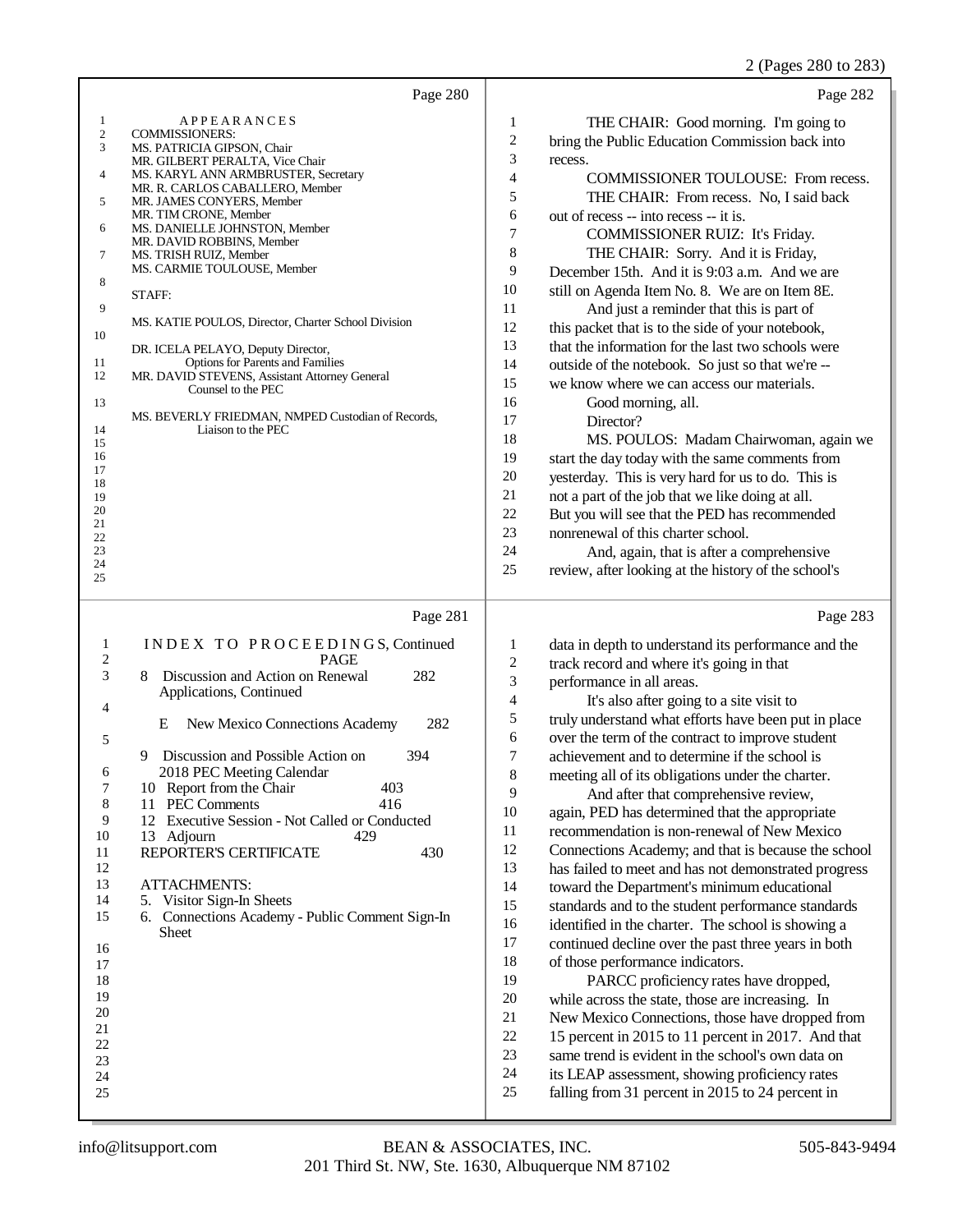Page 280

APPEARANCES

COMMISSIONERS:
MS. PATRICIA GIPSON, Chair
MR. GILBERT PERALTA, Vice Chair
MS. KARYL ANN ARMBRUSTER, Secretary
MR. R. CARLOS CABALLERO, Member
MR. JAMES CONYERS, Member
MR. TIM CRONE, Member
MS. DANIELLE JOHNSTON, Member
MR. DAVID ROBBINS, Member
MS. TRISH RUIZ, Member
MS. CARMIE TOULOUSE, Member

STAFF:

MS. KATIE POULOS, Director, Charter School Division

DR. ICELA PELAYO, Deputy Director, Options for Parents and Families
MR. DAVID STEVENS, Assistant Attorney General Counsel to the PEC

MS. BEVERLY FRIEDMAN, NMPED Custodian of Records, Liaison to the PEC

Page 281

INDEX TO PROCEEDINGS, Continued

| | | PAGE |
|---|---|---|
| 8 | Discussion and Action on Renewal Applications, Continued | 282 |
| | E New Mexico Connections Academy | 282 |
| 9 | Discussion and Possible Action on 2018 PEC Meeting Calendar | 394 |
| 10 | Report from the Chair | 403 |
| 11 | PEC Comments | 416 |
| 12 | Executive Session - Not Called or Conducted | |
| 13 | Adjourn | 429 |
| | REPORTER'S CERTIFICATE | 430 |

ATTACHMENTS:
5. Visitor Sign-In Sheets
6. Connections Academy - Public Comment Sign-In Sheet

Page 282

1 THE CHAIR: Good morning. I'm going to
2 bring the Public Education Commission back into
3 recess.
4 COMMISSIONER TOULOUSE: From recess.
5 THE CHAIR: From recess. No, I said back
6 out of recess -- into recess -- it is.
7 COMMISSIONER RUIZ: It's Friday.
8 THE CHAIR: Sorry. And it is Friday,
9 December 15th. And it is 9:03 a.m. And we are
10 still on Agenda Item No. 8. We are on Item 8E.
11 And just a reminder that this is part of
12 this packet that is to the side of your notebook,
13 that the information for the last two schools were
14 outside of the notebook. So just so that we're --
15 we know where we can access our materials.
16 Good morning, all.
17 Director?
18 MS. POULOS: Madam Chairwoman, again we
19 start the day today with the same comments from
20 yesterday. This is very hard for us to do. This is
21 not a part of the job that we like doing at all.
22 But you will see that the PED has recommended
23 nonrenewal of this charter school.
24 And, again, that is after a comprehensive
25 review, after looking at the history of the school's

Page 283

1 data in depth to understand its performance and the
2 track record and where it's going in that
3 performance in all areas.
4 It's also after going to a site visit to
5 truly understand what efforts have been put in place
6 over the term of the contract to improve student
7 achievement and to determine if the school is
8 meeting all of its obligations under the charter.
9 And after that comprehensive review,
10 again, PED has determined that the appropriate
11 recommendation is non-renewal of New Mexico
12 Connections Academy; and that is because the school
13 has failed to meet and has not demonstrated progress
14 toward the Department's minimum educational
15 standards and to the student performance standards
16 identified in the charter. The school is showing a
17 continued decline over the past three years in both
18 of those performance indicators.
19 PARCC proficiency rates have dropped,
20 while across the state, those are increasing. In
21 New Mexico Connections, those have dropped from
22 15 percent in 2015 to 11 percent in 2017. And that
23 same trend is evident in the school's own data on
24 its LEAP assessment, showing proficiency rates
25 falling from 31 percent in 2015 to 24 percent in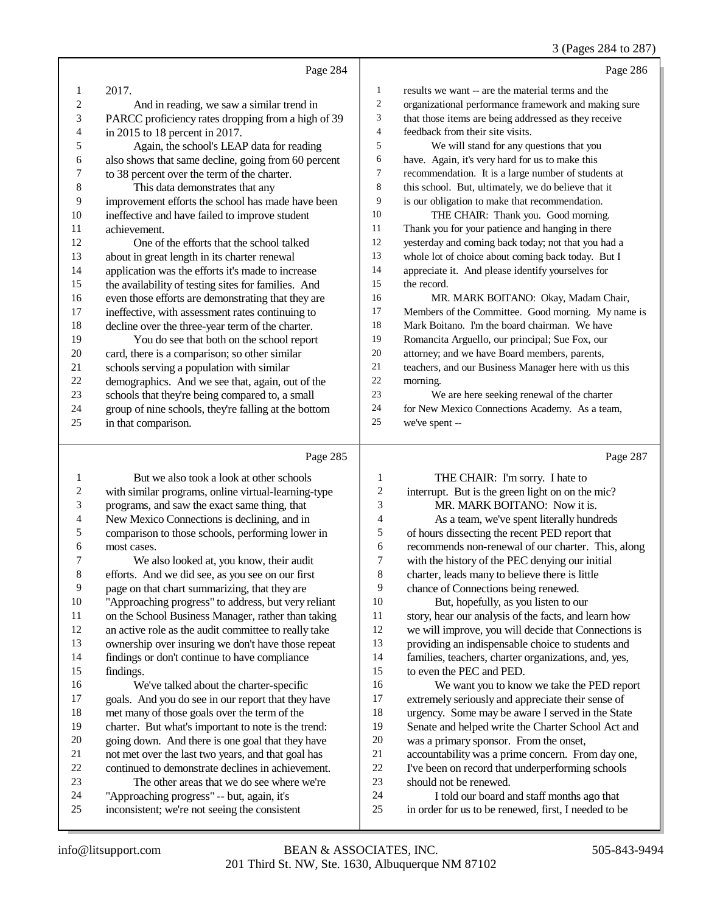Page 284

2017.

And in reading, we saw a similar trend in PARCC proficiency rates dropping from a high of 39 in 2015 to 18 percent in 2017.

Again, the school's LEAP data for reading also shows that same decline, going from 60 percent to 38 percent over the term of the charter.

This data demonstrates that any improvement efforts the school has made have been ineffective and have failed to improve student achievement.

One of the efforts that the school talked about in great length in its charter renewal application was the efforts it's made to increase the availability of testing sites for families. And even those efforts are demonstrating that they are ineffective, with assessment rates continuing to decline over the three-year term of the charter.

You do see that both on the school report card, there is a comparison; so other similar schools serving a population with similar demographics. And we see that, again, out of the schools that they're being compared to, a small group of nine schools, they're falling at the bottom in that comparison.

Page 285

But we also took a look at other schools with similar programs, online virtual-learning-type programs, and saw the exact same thing, that New Mexico Connections is declining, and in comparison to those schools, performing lower in most cases.

We also looked at, you know, their audit efforts. And we did see, as you see on our first page on that chart summarizing, that they are "Approaching progress" to address, but very reliant on the School Business Manager, rather than taking an active role as the audit committee to really take ownership over insuring we don't have those repeat findings or don't continue to have compliance findings.

We've talked about the charter-specific goals. And you do see in our report that they have met many of those goals over the term of the charter. But what's important to note is the trend: going down. And there is one goal that they have not met over the last two years, and that goal has continued to demonstrate declines in achievement.

The other areas that we do see where we're "Approaching progress" -- but, again, it's inconsistent; we're not seeing the consistent

Page 286

results we want -- are the material terms and the organizational performance framework and making sure that those items are being addressed as they receive feedback from their site visits.

We will stand for any questions that you have. Again, it's very hard for us to make this recommendation. It is a large number of students at this school. But, ultimately, we do believe that it is our obligation to make that recommendation.

THE CHAIR: Thank you. Good morning. Thank you for your patience and hanging in there yesterday and coming back today; not that you had a whole lot of choice about coming back today. But I appreciate it. And please identify yourselves for the record.

MR. MARK BOITANO: Okay, Madam Chair, Members of the Committee. Good morning. My name is Mark Boitano. I'm the board chairman. We have Romancita Arguello, our principal; Sue Fox, our attorney; and we have Board members, parents, teachers, and our Business Manager here with us this morning.

We are here seeking renewal of the charter for New Mexico Connections Academy. As a team, we've spent --

Page 287

THE CHAIR: I'm sorry. I hate to interrupt. But is the green light on on the mic?

MR. MARK BOITANO: Now it is.

As a team, we've spent literally hundreds of hours dissecting the recent PED report that recommends non-renewal of our charter. This, along with the history of the PEC denying our initial charter, leads many to believe there is little chance of Connections being renewed.

But, hopefully, as you listen to our story, hear our analysis of the facts, and learn how we will improve, you will decide that Connections is providing an indispensable choice to students and families, teachers, charter organizations, and, yes, to even the PEC and PED.

We want you to know we take the PED report extremely seriously and appreciate their sense of urgency. Some may be aware I served in the State Senate and helped write the Charter School Act and was a primary sponsor. From the onset, accountability was a prime concern. From day one, I've been on record that underperforming schools should not be renewed.

I told our board and staff months ago that in order for us to be renewed, first, I needed to be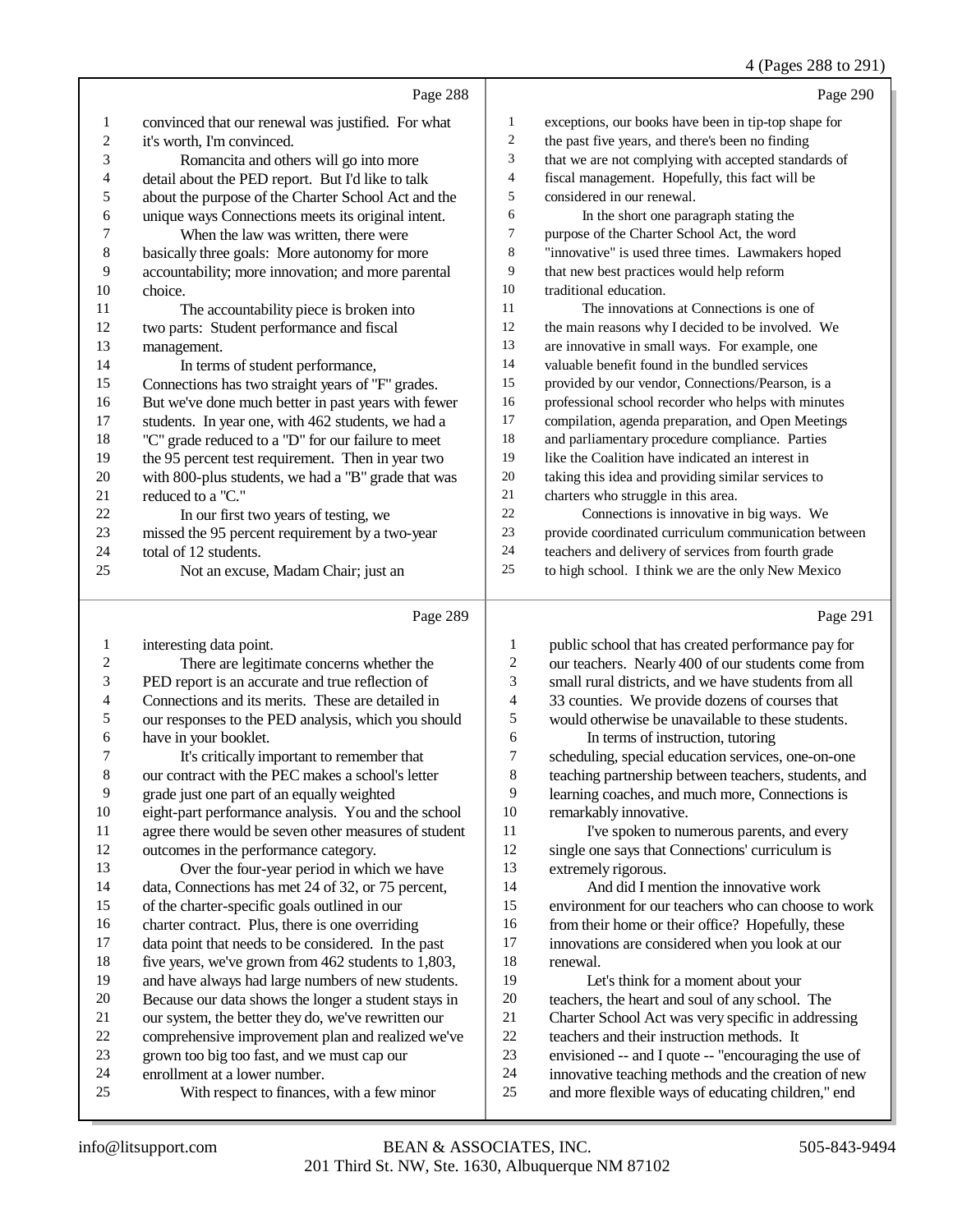Page 288

1 convinced that our renewal was justified. For what
2 it's worth, I'm convinced.
3 Romancita and others will go into more
4 detail about the PED report. But I'd like to talk
5 about the purpose of the Charter School Act and the
6 unique ways Connections meets its original intent.
7 When the law was written, there were
8 basically three goals: More autonomy for more
9 accountability; more innovation; and more parental
10 choice.
11 The accountability piece is broken into
12 two parts: Student performance and fiscal
13 management.
14 In terms of student performance,
15 Connections has two straight years of "F" grades.
16 But we've done much better in past years with fewer
17 students. In year one, with 462 students, we had a
18 "C" grade reduced to a "D" for our failure to meet
19 the 95 percent test requirement. Then in year two
20 with 800-plus students, we had a "B" grade that was
21 reduced to a "C."
22 In our first two years of testing, we
23 missed the 95 percent requirement by a two-year
24 total of 12 students.
25 Not an excuse, Madam Chair; just an

Page 289

1 interesting data point.
2 There are legitimate concerns whether the
3 PED report is an accurate and true reflection of
4 Connections and its merits. These are detailed in
5 our responses to the PED analysis, which you should
6 have in your booklet.
7 It's critically important to remember that
8 our contract with the PEC makes a school's letter
9 grade just one part of an equally weighted
10 eight-part performance analysis. You and the school
11 agree there would be seven other measures of student
12 outcomes in the performance category.
13 Over the four-year period in which we have
14 data, Connections has met 24 of 32, or 75 percent,
15 of the charter-specific goals outlined in our
16 charter contract. Plus, there is one overriding
17 data point that needs to be considered. In the past
18 five years, we've grown from 462 students to 1,803,
19 and have always had large numbers of new students.
20 Because our data shows the longer a student stays in
21 our system, the better they do, we've rewritten our
22 comprehensive improvement plan and realized we've
23 grown too big too fast, and we must cap our
24 enrollment at a lower number.
25 With respect to finances, with a few minor

Page 290

1 exceptions, our books have been in tip-top shape for
2 the past five years, and there's been no finding
3 that we are not complying with accepted standards of
4 fiscal management. Hopefully, this fact will be
5 considered in our renewal.
6 In the short one paragraph stating the
7 purpose of the Charter School Act, the word
8 "innovative" is used three times. Lawmakers hoped
9 that new best practices would help reform
10 traditional education.
11 The innovations at Connections is one of
12 the main reasons why I decided to be involved. We
13 are innovative in small ways. For example, one
14 valuable benefit found in the bundled services
15 provided by our vendor, Connections/Pearson, is a
16 professional school recorder who helps with minutes
17 compilation, agenda preparation, and Open Meetings
18 and parliamentary procedure compliance. Parties
19 like the Coalition have indicated an interest in
20 taking this idea and providing similar services to
21 charters who struggle in this area.
22 Connections is innovative in big ways. We
23 provide coordinated curriculum communication between
24 teachers and delivery of services from fourth grade
25 to high school. I think we are the only New Mexico

Page 291

1 public school that has created performance pay for
2 our teachers. Nearly 400 of our students come from
3 small rural districts, and we have students from all
4 33 counties. We provide dozens of courses that
5 would otherwise be unavailable to these students.
6 In terms of instruction, tutoring
7 scheduling, special education services, one-on-one
8 teaching partnership between teachers, students, and
9 learning coaches, and much more, Connections is
10 remarkably innovative.
11 I've spoken to numerous parents, and every
12 single one says that Connections' curriculum is
13 extremely rigorous.
14 And did I mention the innovative work
15 environment for our teachers who can choose to work
16 from their home or their office? Hopefully, these
17 innovations are considered when you look at our
18 renewal.
19 Let's think for a moment about your
20 teachers, the heart and soul of any school. The
21 Charter School Act was very specific in addressing
22 teachers and their instruction methods. It
23 envisioned -- and I quote -- "encouraging the use of
24 innovative teaching methods and the creation of new
25 and more flexible ways of educating children," end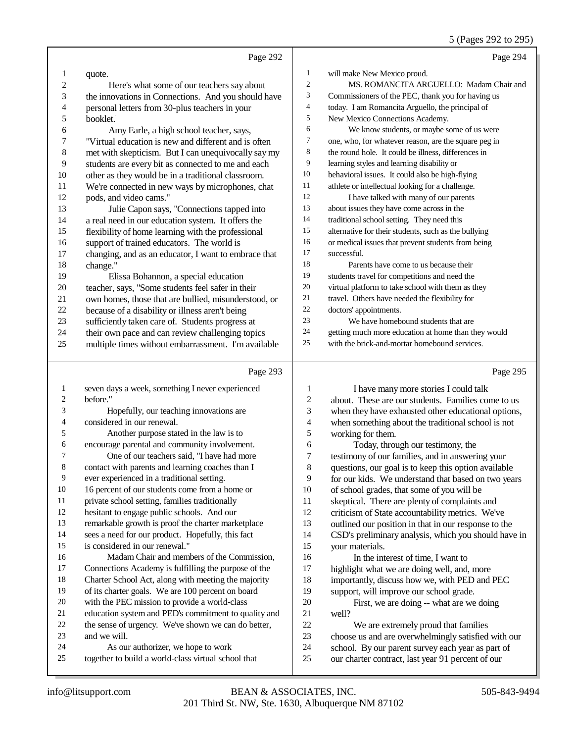Page 292

quote.

Here's what some of our teachers say about the innovations in Connections. And you should have personal letters from 30-plus teachers in your booklet.

Amy Earle, a high school teacher, says, "Virtual education is new and different and is often met with skepticism. But I can unequivocally say my students are every bit as connected to me and each other as they would be in a traditional classroom. We're connected in new ways by microphones, chat pods, and video cams."

Julie Capon says, "Connections tapped into a real need in our education system. It offers the flexibility of home learning with the professional support of trained educators. The world is changing, and as an educator, I want to embrace that change."

Elissa Bohannon, a special education teacher, says, "Some students feel safer in their own homes, those that are bullied, misunderstood, or because of a disability or illness aren't being sufficiently taken care of. Students progress at their own pace and can review challenging topics multiple times without embarrassment. I'm available

Page 293

seven days a week, something I never experienced before."

Hopefully, our teaching innovations are considered in our renewal.

Another purpose stated in the law is to encourage parental and community involvement.

One of our teachers said, "I have had more contact with parents and learning coaches than I ever experienced in a traditional setting. 16 percent of our students come from a home or private school setting, families traditionally hesitant to engage public schools. And our remarkable growth is proof the charter marketplace sees a need for our product. Hopefully, this fact is considered in our renewal."

Madam Chair and members of the Commission, Connections Academy is fulfilling the purpose of the Charter School Act, along with meeting the majority of its charter goals. We are 100 percent on board with the PEC mission to provide a world-class education system and PED's commitment to quality and the sense of urgency. We've shown we can do better, and we will.

As our authorizer, we hope to work together to build a world-class virtual school that

Page 294

will make New Mexico proud.

MS. ROMANCITA ARGUELLO: Madam Chair and Commissioners of the PEC, thank you for having us today. I am Romancita Arguello, the principal of New Mexico Connections Academy.

We know students, or maybe some of us were one, who, for whatever reason, are the square peg in the round hole. It could be illness, differences in learning styles and learning disability or behavioral issues. It could also be high-flying athlete or intellectual looking for a challenge.

I have talked with many of our parents about issues they have come across in the traditional school setting. They need this alternative for their students, such as the bullying or medical issues that prevent students from being successful.

Parents have come to us because their students travel for competitions and need the virtual platform to take school with them as they travel. Others have needed the flexibility for doctors' appointments.

We have homebound students that are getting much more education at home than they would with the brick-and-mortar homebound services.

Page 295

I have many more stories I could talk about. These are our students. Families come to us when they have exhausted other educational options, when something about the traditional school is not working for them.

Today, through our testimony, the testimony of our families, and in answering your questions, our goal is to keep this option available for our kids. We understand that based on two years of school grades, that some of you will be skeptical. There are plenty of complaints and criticism of State accountability metrics. We've outlined our position in that in our response to the CSD's preliminary analysis, which you should have in your materials.

In the interest of time, I want to highlight what we are doing well, and, more importantly, discuss how we, with PED and PEC support, will improve our school grade.

First, we are doing -- what are we doing well?

We are extremely proud that families choose us and are overwhelmingly satisfied with our school. By our parent survey each year as part of our charter contract, last year 91 percent of our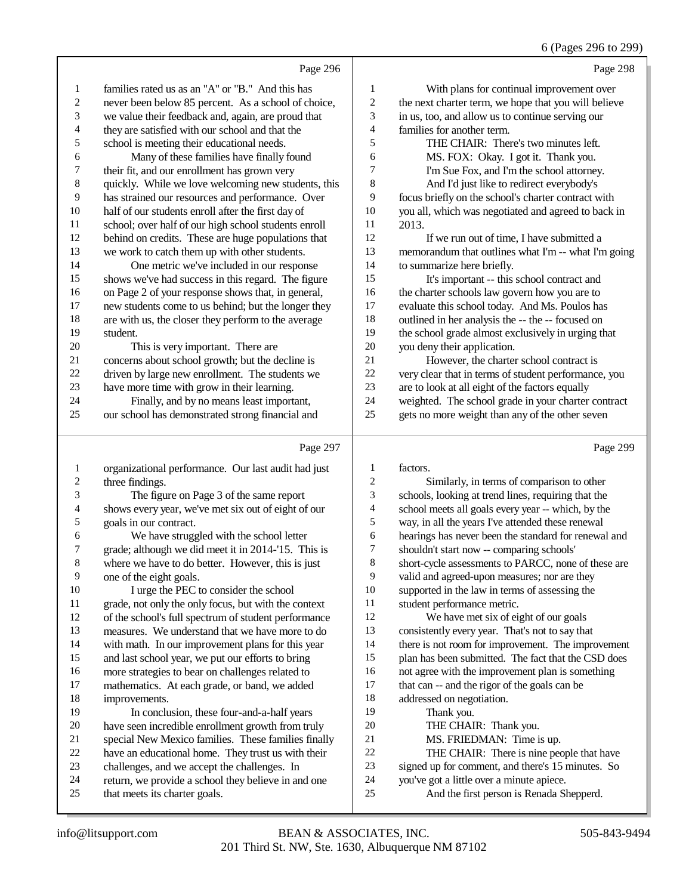Page 296

1 families rated us as an "A" or "B." And this has
2 never been below 85 percent. As a school of choice,
3 we value their feedback and, again, are proud that
4 they are satisfied with our school and that the
5 school is meeting their educational needs.
6 Many of these families have finally found
7 their fit, and our enrollment has grown very
8 quickly. While we love welcoming new students, this
9 has strained our resources and performance. Over
10 half of our students enroll after the first day of
11 school; over half of our high school students enroll
12 behind on credits. These are huge populations that
13 we work to catch them up with other students.
14 One metric we've included in our response
15 shows we've had success in this regard. The figure
16 on Page 2 of your response shows that, in general,
17 new students come to us behind; but the longer they
18 are with us, the closer they perform to the average
19 student.
20 This is very important. There are
21 concerns about school growth; but the decline is
22 driven by large new enrollment. The students we
23 have more time with grow in their learning.
24 Finally, and by no means least important,
25 our school has demonstrated strong financial and

Page 297

1 organizational performance. Our last audit had just
2 three findings.
3 The figure on Page 3 of the same report
4 shows every year, we've met six out of eight of our
5 goals in our contract.
6 We have struggled with the school letter
7 grade; although we did meet it in 2014-'15. This is
8 where we have to do better. However, this is just
9 one of the eight goals.
10 I urge the PEC to consider the school
11 grade, not only the only focus, but with the context
12 of the school's full spectrum of student performance
13 measures. We understand that we have more to do
14 with math. In our improvement plans for this year
15 and last school year, we put our efforts to bring
16 more strategies to bear on challenges related to
17 mathematics. At each grade, or band, we added
18 improvements.
19 In conclusion, these four-and-a-half years
20 have seen incredible enrollment growth from truly
21 special New Mexico families. These families finally
22 have an educational home. They trust us with their
23 challenges, and we accept the challenges. In
24 return, we provide a school they believe in and one
25 that meets its charter goals.

Page 298

1 With plans for continual improvement over
2 the next charter term, we hope that you will believe
3 in us, too, and allow us to continue serving our
4 families for another term.
5 THE CHAIR: There's two minutes left.
6 MS. FOX: Okay. I got it. Thank you.
7 I'm Sue Fox, and I'm the school attorney.
8 And I'd just like to redirect everybody's
9 focus briefly on the school's charter contract with
10 you all, which was negotiated and agreed to back in
11 2013.
12 If we run out of time, I have submitted a
13 memorandum that outlines what I'm -- what I'm going
14 to summarize here briefly.
15 It's important -- this school contract and
16 the charter schools law govern how you are to
17 evaluate this school today. And Ms. Poulos has
18 outlined in her analysis the -- the -- focused on
19 the school grade almost exclusively in urging that
20 you deny their application.
21 However, the charter school contract is
22 very clear that in terms of student performance, you
23 are to look at all eight of the factors equally
24 weighted. The school grade in your charter contract
25 gets no more weight than any of the other seven

Page 299

1 factors.
2 Similarly, in terms of comparison to other
3 schools, looking at trend lines, requiring that the
4 school meets all goals every year -- which, by the
5 way, in all the years I've attended these renewal
6 hearings has never been the standard for renewal and
7 shouldn't start now -- comparing schools'
8 short-cycle assessments to PARCC, none of these are
9 valid and agreed-upon measures; nor are they
10 supported in the law in terms of assessing the
11 student performance metric.
12 We have met six of eight of our goals
13 consistently every year. That's not to say that
14 there is not room for improvement. The improvement
15 plan has been submitted. The fact that the CSD does
16 not agree with the improvement plan is something
17 that can -- and the rigor of the goals can be
18 addressed on negotiation.
19 Thank you.
20 THE CHAIR: Thank you.
21 MS. FRIEDMAN: Time is up.
22 THE CHAIR: There is nine people that have
23 signed up for comment, and there's 15 minutes. So
24 you've got a little over a minute apiece.
25 And the first person is Renada Shepperd.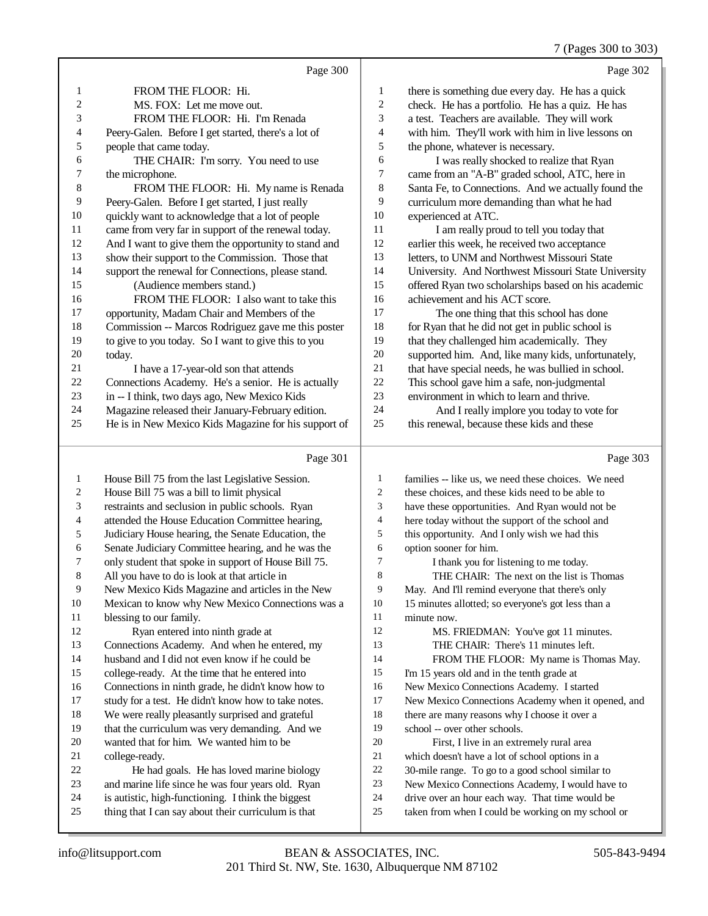Page 300

1 FROM THE FLOOR: Hi.
2 MS. FOX: Let me move out.
3 FROM THE FLOOR: Hi. I'm Renada
4 Peery-Galen. Before I get started, there's a lot of
5 people that came today.
6 THE CHAIR: I'm sorry. You need to use
7 the microphone.
8 FROM THE FLOOR: Hi. My name is Renada
9 Peery-Galen. Before I get started, I just really
10 quickly want to acknowledge that a lot of people
11 came from very far in support of the renewal today.
12 And I want to give them the opportunity to stand and
13 show their support to the Commission. Those that
14 support the renewal for Connections, please stand.
15 (Audience members stand.)
16 FROM THE FLOOR: I also want to take this
17 opportunity, Madam Chair and Members of the
18 Commission -- Marcos Rodriguez gave me this poster
19 to give to you today. So I want to give this to you
20 today.
21 I have a 17-year-old son that attends
22 Connections Academy. He's a senior. He is actually
23 in -- I think, two days ago, New Mexico Kids
24 Magazine released their January-February edition.
25 He is in New Mexico Kids Magazine for his support of

Page 301

1 House Bill 75 from the last Legislative Session.
2 House Bill 75 was a bill to limit physical
3 restraints and seclusion in public schools. Ryan
4 attended the House Education Committee hearing,
5 Judiciary House hearing, the Senate Education, the
6 Senate Judiciary Committee hearing, and he was the
7 only student that spoke in support of House Bill 75.
8 All you have to do is look at that article in
9 New Mexico Kids Magazine and articles in the New
10 Mexican to know why New Mexico Connections was a
11 blessing to our family.
12 Ryan entered into ninth grade at
13 Connections Academy. And when he entered, my
14 husband and I did not even know if he could be
15 college-ready. At the time that he entered into
16 Connections in ninth grade, he didn't know how to
17 study for a test. He didn't know how to take notes.
18 We were really pleasantly surprised and grateful
19 that the curriculum was very demanding. And we
20 wanted that for him. We wanted him to be
21 college-ready.
22 He had goals. He has loved marine biology
23 and marine life since he was four years old. Ryan
24 is autistic, high-functioning. I think the biggest
25 thing that I can say about their curriculum is that

Page 302

1 there is something due every day. He has a quick
2 check. He has a portfolio. He has a quiz. He has
3 a test. Teachers are available. They will work
4 with him. They'll work with him in live lessons on
5 the phone, whatever is necessary.
6 I was really shocked to realize that Ryan
7 came from an "A-B" graded school, ATC, here in
8 Santa Fe, to Connections. And we actually found the
9 curriculum more demanding than what he had
10 experienced at ATC.
11 I am really proud to tell you today that
12 earlier this week, he received two acceptance
13 letters, to UNM and Northwest Missouri State
14 University. And Northwest Missouri State University
15 offered Ryan two scholarships based on his academic
16 achievement and his ACT score.
17 The one thing that this school has done
18 for Ryan that he did not get in public school is
19 that they challenged him academically. They
20 supported him. And, like many kids, unfortunately,
21 that have special needs, he was bullied in school.
22 This school gave him a safe, non-judgmental
23 environment in which to learn and thrive.
24 And I really implore you today to vote for
25 this renewal, because these kids and these

Page 303

1 families -- like us, we need these choices. We need
2 these choices, and these kids need to be able to
3 have these opportunities. And Ryan would not be
4 here today without the support of the school and
5 this option. And I only wish we had this
6 option sooner for him.
7 I thank you for listening to me today.
8 THE CHAIR: The next on the list is Thomas
9 May. And I'll remind everyone that there's only
10 15 minutes allotted; so everyone's got less than a
11 minute now.
12 MS. FRIEDMAN: You've got 11 minutes.
13 THE CHAIR: There's 11 minutes left.
14 FROM THE FLOOR: My name is Thomas May.
15 I'm 15 years old and in the tenth grade at
16 New Mexico Connections Academy. I started
17 New Mexico Connections Academy when it opened, and
18 there are many reasons why I choose it over a
19 school -- over other schools.
20 First, I live in an extremely rural area
21 which doesn't have a lot of school options in a
22 30-mile range. To go to a good school similar to
23 New Mexico Connections Academy, I would have to
24 drive over an hour each way. That time would be
25 taken from when I could be working on my school or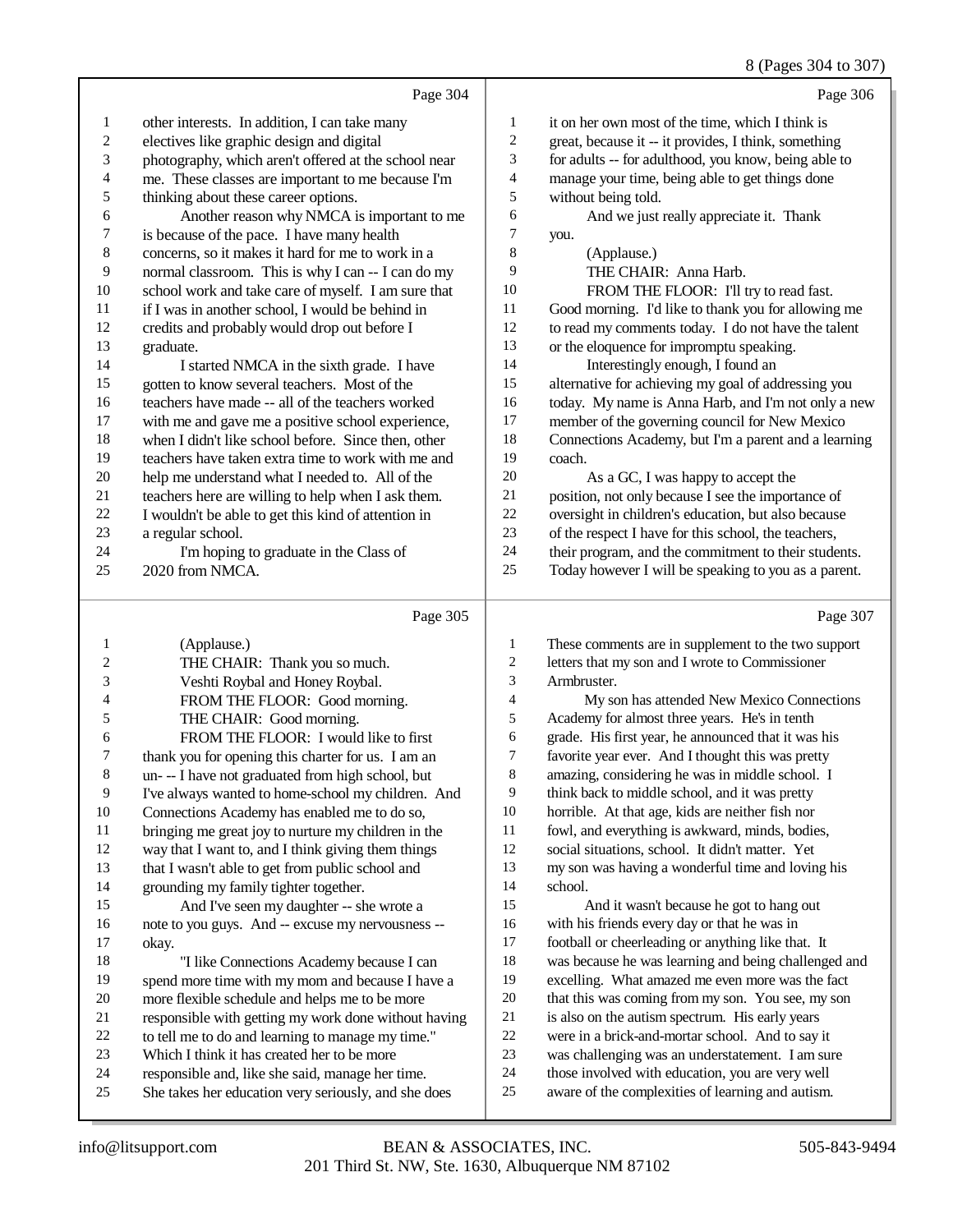Page 304

1 other interests. In addition, I can take many
2 electives like graphic design and digital
3 photography, which aren't offered at the school near
4 me. These classes are important to me because I'm
5 thinking about these career options.
6 Another reason why NMCA is important to me
7 is because of the pace. I have many health
8 concerns, so it makes it hard for me to work in a
9 normal classroom. This is why I can -- I can do my
10 school work and take care of myself. I am sure that
11 if I was in another school, I would be behind in
12 credits and probably would drop out before I
13 graduate.
14 I started NMCA in the sixth grade. I have
15 gotten to know several teachers. Most of the
16 teachers have made -- all of the teachers worked
17 with me and gave me a positive school experience,
18 when I didn't like school before. Since then, other
19 teachers have taken extra time to work with me and
20 help me understand what I needed to. All of the
21 teachers here are willing to help when I ask them.
22 I wouldn't be able to get this kind of attention in
23 a regular school.
24 I'm hoping to graduate in the Class of
25 2020 from NMCA.

Page 305

1 (Applause.)
2 THE CHAIR: Thank you so much.
3 Veshti Roybal and Honey Roybal.
4 FROM THE FLOOR: Good morning.
5 THE CHAIR: Good morning.
6 FROM THE FLOOR: I would like to first
7 thank you for opening this charter for us. I am an
8 un- -- I have not graduated from high school, but
9 I've always wanted to home-school my children. And
10 Connections Academy has enabled me to do so,
11 bringing me great joy to nurture my children in the
12 way that I want to, and I think giving them things
13 that I wasn't able to get from public school and
14 grounding my family tighter together.
15 And I've seen my daughter -- she wrote a
16 note to you guys. And -- excuse my nervousness --
17 okay.
18 "I like Connections Academy because I can
19 spend more time with my mom and because I have a
20 more flexible schedule and helps me to be more
21 responsible with getting my work done without having
22 to tell me to do and learning to manage my time."
23 Which I think it has created her to be more
24 responsible and, like she said, manage her time.
25 She takes her education very seriously, and she does

Page 306

1 it on her own most of the time, which I think is
2 great, because it -- it provides, I think, something
3 for adults -- for adulthood, you know, being able to
4 manage your time, being able to get things done
5 without being told.
6 And we just really appreciate it. Thank
7 you.
8 (Applause.)
9 THE CHAIR: Anna Harb.
10 FROM THE FLOOR: I'll try to read fast.
11 Good morning. I'd like to thank you for allowing me
12 to read my comments today. I do not have the talent
13 or the eloquence for impromptu speaking.
14 Interestingly enough, I found an
15 alternative for achieving my goal of addressing you
16 today. My name is Anna Harb, and I'm not only a new
17 member of the governing council for New Mexico
18 Connections Academy, but I'm a parent and a learning
19 coach.
20 As a GC, I was happy to accept the
21 position, not only because I see the importance of
22 oversight in children's education, but also because
23 of the respect I have for this school, the teachers,
24 their program, and the commitment to their students.
25 Today however I will be speaking to you as a parent.

Page 307

1 These comments are in supplement to the two support
2 letters that my son and I wrote to Commissioner
3 Armbruster.
4 My son has attended New Mexico Connections
5 Academy for almost three years. He's in tenth
6 grade. His first year, he announced that it was his
7 favorite year ever. And I thought this was pretty
8 amazing, considering he was in middle school. I
9 think back to middle school, and it was pretty
10 horrible. At that age, kids are neither fish nor
11 fowl, and everything is awkward, minds, bodies,
12 social situations, school. It didn't matter. Yet
13 my son was having a wonderful time and loving his
14 school.
15 And it wasn't because he got to hang out
16 with his friends every day or that he was in
17 football or cheerleading or anything like that. It
18 was because he was learning and being challenged and
19 excelling. What amazed me even more was the fact
20 that this was coming from my son. You see, my son
21 is also on the autism spectrum. His early years
22 were in a brick-and-mortar school. And to say it
23 was challenging was an understatement. I am sure
24 those involved with education, you are very well
25 aware of the complexities of learning and autism.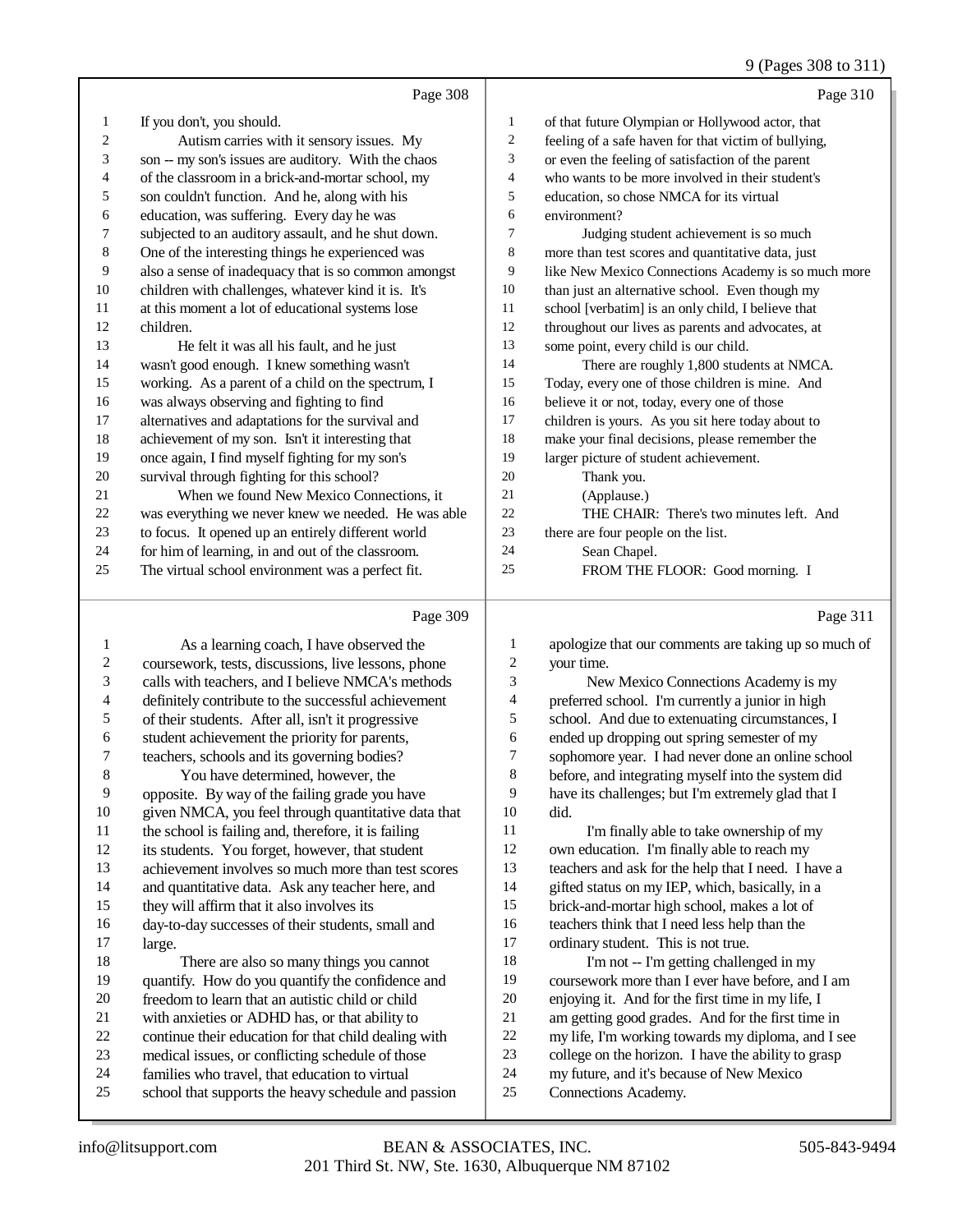Page 308

1 If you don't, you should.
2 Autism carries with it sensory issues. My
3 son -- my son's issues are auditory. With the chaos
4 of the classroom in a brick-and-mortar school, my
5 son couldn't function. And he, along with his
6 education, was suffering. Every day he was
7 subjected to an auditory assault, and he shut down.
8 One of the interesting things he experienced was
9 also a sense of inadequacy that is so common amongst
10 children with challenges, whatever kind it is. It's
11 at this moment a lot of educational systems lose
12 children.
13 He felt it was all his fault, and he just
14 wasn't good enough. I knew something wasn't
15 working. As a parent of a child on the spectrum, I
16 was always observing and fighting to find
17 alternatives and adaptations for the survival and
18 achievement of my son. Isn't it interesting that
19 once again, I find myself fighting for my son's
20 survival through fighting for this school?
21 When we found New Mexico Connections, it
22 was everything we never knew we needed. He was able
23 to focus. It opened up an entirely different world
24 for him of learning, in and out of the classroom.
25 The virtual school environment was a perfect fit.

Page 309

1 As a learning coach, I have observed the
2 coursework, tests, discussions, live lessons, phone
3 calls with teachers, and I believe NMCA's methods
4 definitely contribute to the successful achievement
5 of their students. After all, isn't it progressive
6 student achievement the priority for parents,
7 teachers, schools and its governing bodies?
8 You have determined, however, the
9 opposite. By way of the failing grade you have
10 given NMCA, you feel through quantitative data that
11 the school is failing and, therefore, it is failing
12 its students. You forget, however, that student
13 achievement involves so much more than test scores
14 and quantitative data. Ask any teacher here, and
15 they will affirm that it also involves its
16 day-to-day successes of their students, small and
17 large.
18 There are also so many things you cannot
19 quantify. How do you quantify the confidence and
20 freedom to learn that an autistic child or child
21 with anxieties or ADHD has, or that ability to
22 continue their education for that child dealing with
23 medical issues, or conflicting schedule of those
24 families who travel, that education to virtual
25 school that supports the heavy schedule and passion

Page 310

1 of that future Olympian or Hollywood actor, that
2 feeling of a safe haven for that victim of bullying,
3 or even the feeling of satisfaction of the parent
4 who wants to be more involved in their student's
5 education, so chose NMCA for its virtual
6 environment?
7 Judging student achievement is so much
8 more than test scores and quantitative data, just
9 like New Mexico Connections Academy is so much more
10 than just an alternative school. Even though my
11 school [verbatim] is an only child, I believe that
12 throughout our lives as parents and advocates, at
13 some point, every child is our child.
14 There are roughly 1,800 students at NMCA.
15 Today, every one of those children is mine. And
16 believe it or not, today, every one of those
17 children is yours. As you sit here today about to
18 make your final decisions, please remember the
19 larger picture of student achievement.
20 Thank you.
21 (Applause.)
22 THE CHAIR: There's two minutes left. And
23 there are four people on the list.
24 Sean Chapel.
25 FROM THE FLOOR: Good morning. I

Page 311

1 apologize that our comments are taking up so much of
2 your time.
3 New Mexico Connections Academy is my
4 preferred school. I'm currently a junior in high
5 school. And due to extenuating circumstances, I
6 ended up dropping out spring semester of my
7 sophomore year. I had never done an online school
8 before, and integrating myself into the system did
9 have its challenges; but I'm extremely glad that I
10 did.
11 I'm finally able to take ownership of my
12 own education. I'm finally able to reach my
13 teachers and ask for the help that I need. I have a
14 gifted status on my IEP, which, basically, in a
15 brick-and-mortar high school, makes a lot of
16 teachers think that I need less help than the
17 ordinary student. This is not true.
18 I'm not -- I'm getting challenged in my
19 coursework more than I ever have before, and I am
20 enjoying it. And for the first time in my life, I
21 am getting good grades. And for the first time in
22 my life, I'm working towards my diploma, and I see
23 college on the horizon. I have the ability to grasp
24 my future, and it's because of New Mexico
25 Connections Academy.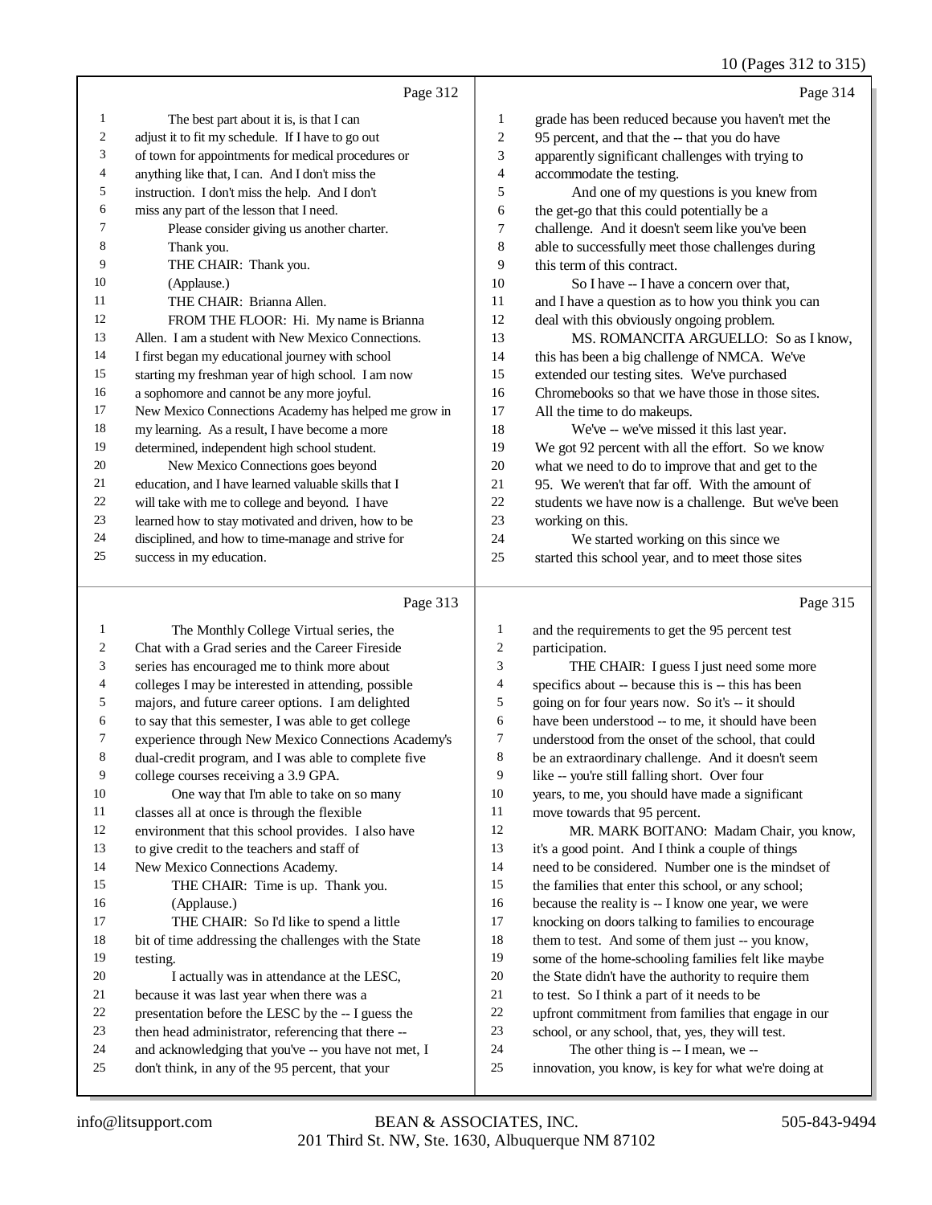The best part about it is, is that I can adjust it to fit my schedule. If I have to go out of town for appointments for medical procedures or anything like that, I can. And I don't miss the instruction. I don't miss the help. And I don't miss any part of the lesson that I need.

Please consider giving us another charter.

Thank you.

THE CHAIR: Thank you.

(Applause.)

THE CHAIR: Brianna Allen.

FROM THE FLOOR: Hi. My name is Brianna Allen. I am a student with New Mexico Connections. I first began my educational journey with school starting my freshman year of high school. I am now a sophomore and cannot be any more joyful. New Mexico Connections Academy has helped me grow in my learning. As a result, I have become a more determined, independent high school student.

New Mexico Connections goes beyond education, and I have learned valuable skills that I will take with me to college and beyond. I have learned how to stay motivated and driven, how to be disciplined, and how to time-manage and strive for success in my education.

The Monthly College Virtual series, the Chat with a Grad series and the Career Fireside series has encouraged me to think more about colleges I may be interested in attending, possible majors, and future career options. I am delighted to say that this semester, I was able to get college experience through New Mexico Connections Academy's dual-credit program, and I was able to complete five college courses receiving a 3.9 GPA.

One way that I'm able to take on so many classes all at once is through the flexible environment that this school provides. I also have to give credit to the teachers and staff of New Mexico Connections Academy.

THE CHAIR: Time is up. Thank you.

(Applause.)

THE CHAIR: So I'd like to spend a little bit of time addressing the challenges with the State testing.

I actually was in attendance at the LESC, because it was last year when there was a presentation before the LESC by the -- I guess the then head administrator, referencing that there -- and acknowledging that you've -- you have not met, I don't think, in any of the 95 percent, that your grade has been reduced because you haven't met the 95 percent, and that the -- that you do have apparently significant challenges with trying to accommodate the testing.

And one of my questions is you knew from the get-go that this could potentially be a challenge. And it doesn't seem like you've been able to successfully meet those challenges during this term of this contract.

So I have -- I have a concern over that, and I have a question as to how you think you can deal with this obviously ongoing problem.

MS. ROMANCITA ARGUELLO: So as I know, this has been a big challenge of NMCA. We've extended our testing sites. We've purchased Chromebooks so that we have those in those sites. All the time to do makeups.

We've -- we've missed it this last year. We got 92 percent with all the effort. So we know what we need to do to improve that and get to the 95. We weren't that far off. With the amount of students we have now is a challenge. But we've been working on this.

We started working on this since we started this school year, and to meet those sites and the requirements to get the 95 percent test participation.

THE CHAIR: I guess I just need some more specifics about -- because this is -- this has been going on for four years now. So it's -- it should have been understood -- to me, it should have been understood from the onset of the school, that could be an extraordinary challenge. And it doesn't seem like -- you're still falling short. Over four years, to me, you should have made a significant move towards that 95 percent.

MR. MARK BOITANO: Madam Chair, you know, it's a good point. And I think a couple of things need to be considered. Number one is the mindset of the families that enter this school, or any school; because the reality is -- I know one year, we were knocking on doors talking to families to encourage them to test. And some of them just -- you know, some of the home-schooling families felt like maybe the State didn't have the authority to require them to test. So I think a part of it needs to be upfront commitment from families that engage in our school, or any school, that, yes, they will test.

The other thing is -- I mean, we -- innovation, you know, is key for what we're doing at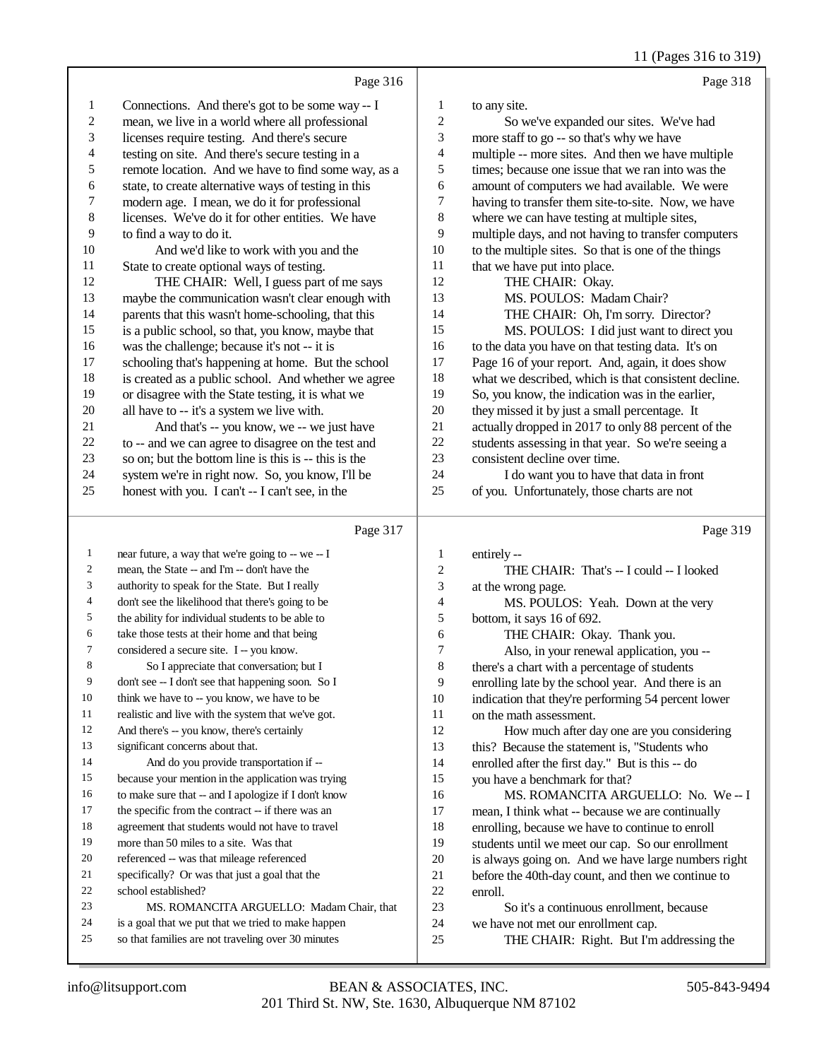Page 316

1 Connections. And there's got to be some way -- I
2 mean, we live in a world where all professional
3 licenses require testing. And there's secure
4 testing on site. And there's secure testing in a
5 remote location. And we have to find some way, as a
6 state, to create alternative ways of testing in this
7 modern age. I mean, we do it for professional
8 licenses. We've do it for other entities. We have
9 to find a way to do it.
10 And we'd like to work with you and the
11 State to create optional ways of testing.
12 THE CHAIR: Well, I guess part of me says
13 maybe the communication wasn't clear enough with
14 parents that this wasn't home-schooling, that this
15 is a public school, so that, you know, maybe that
16 was the challenge; because it's not -- it is
17 schooling that's happening at home. But the school
18 is created as a public school. And whether we agree
19 or disagree with the State testing, it is what we
20 all have to -- it's a system we live with.
21 And that's -- you know, we -- we just have
22 to -- and we can agree to disagree on the test and
23 so on; but the bottom line is this is -- this is the
24 system we're in right now. So, you know, I'll be
25 honest with you. I can't -- I can't see, in the

Page 317

1 near future, a way that we're going to -- we -- I
2 mean, the State -- and I'm -- don't have the
3 authority to speak for the State. But I really
4 don't see the likelihood that there's going to be
5 the ability for individual students to be able to
6 take those tests at their home and that being
7 considered a secure site. I -- you know.
8 So I appreciate that conversation; but I
9 don't see -- I don't see that happening soon. So I
10 think we have to -- you know, we have to be
11 realistic and live with the system that we've got.
12 And there's -- you know, there's certainly
13 significant concerns about that.
14 And do you provide transportation if --
15 because your mention in the application was trying
16 to make sure that -- and I apologize if I don't know
17 the specific from the contract -- if there was an
18 agreement that students would not have to travel
19 more than 50 miles to a site. Was that
20 referenced -- was that mileage referenced
21 specifically? Or was that just a goal that the
22 school established?
23 MS. ROMANCITA ARGUELLO: Madam Chair, that
24 is a goal that we put that we tried to make happen
25 so that families are not traveling over 30 minutes

Page 318

1 to any site.
2 So we've expanded our sites. We've had
3 more staff to go -- so that's why we have
4 multiple -- more sites. And then we have multiple
5 times; because one issue that we ran into was the
6 amount of computers we had available. We were
7 having to transfer them site-to-site. Now, we have
8 where we can have testing at multiple sites,
9 multiple days, and not having to transfer computers
10 to the multiple sites. So that is one of the things
11 that we have put into place.
12 THE CHAIR: Okay.
13 MS. POULOS: Madam Chair?
14 THE CHAIR: Oh, I'm sorry. Director?
15 MS. POULOS: I did just want to direct you
16 to the data you have on that testing data. It's on
17 Page 16 of your report. And, again, it does show
18 what we described, which is that consistent decline.
19 So, you know, the indication was in the earlier,
20 they missed it by just a small percentage. It
21 actually dropped in 2017 to only 88 percent of the
22 students assessing in that year. So we're seeing a
23 consistent decline over time.
24 I do want you to have that data in front
25 of you. Unfortunately, those charts are not

Page 319

1 entirely --
2 THE CHAIR: That's -- I could -- I looked
3 at the wrong page.
4 MS. POULOS: Yeah. Down at the very
5 bottom, it says 16 of 692.
6 THE CHAIR: Okay. Thank you.
7 Also, in your renewal application, you --
8 there's a chart with a percentage of students
9 enrolling late by the school year. And there is an
10 indication that they're performing 54 percent lower
11 on the math assessment.
12 How much after day one are you considering
13 this? Because the statement is, "Students who
14 enrolled after the first day." But is this -- do
15 you have a benchmark for that?
16 MS. ROMANCITA ARGUELLO: No. We -- I
17 mean, I think what -- because we are continually
18 enrolling, because we have to continue to enroll
19 students until we meet our cap. So our enrollment
20 is always going on. And we have large numbers right
21 before the 40th-day count, and then we continue to
22 enroll.
23 So it's a continuous enrollment, because
24 we have not met our enrollment cap.
25 THE CHAIR: Right. But I'm addressing the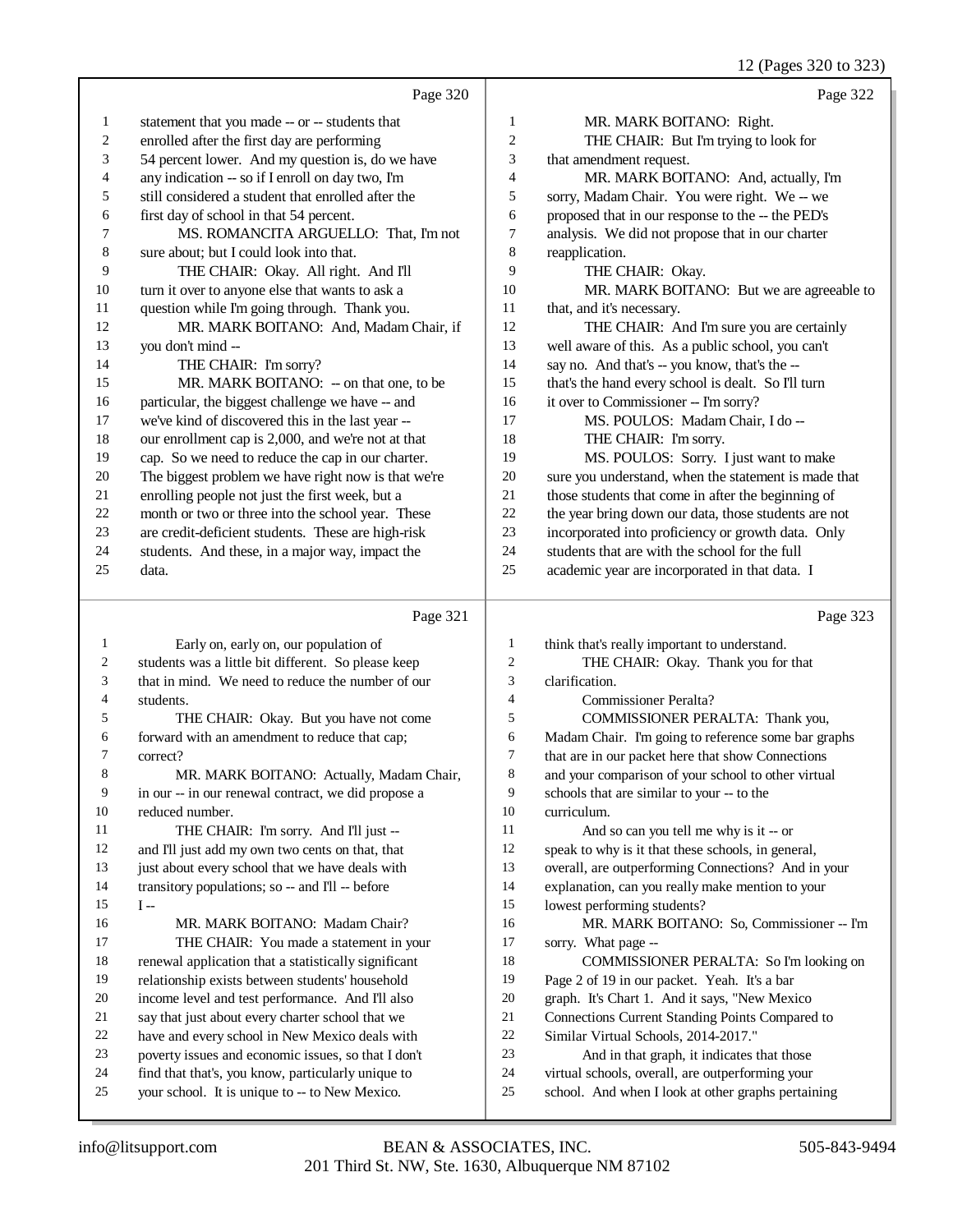Page 320

1 statement that you made -- or -- students that
2 enrolled after the first day are performing
3 54 percent lower. And my question is, do we have
4 any indication -- so if I enroll on day two, I'm
5 still considered a student that enrolled after the
6 first day of school in that 54 percent.
7 MS. ROMANCITA ARGUELLO: That, I'm not
8 sure about; but I could look into that.
9 THE CHAIR: Okay. All right. And I'll
10 turn it over to anyone else that wants to ask a
11 question while I'm going through. Thank you.
12 MR. MARK BOITANO: And, Madam Chair, if
13 you don't mind --
14 THE CHAIR: I'm sorry?
15 MR. MARK BOITANO: -- on that one, to be
16 particular, the biggest challenge we have -- and
17 we've kind of discovered this in the last year --
18 our enrollment cap is 2,000, and we're not at that
19 cap. So we need to reduce the cap in our charter.
20 The biggest problem we have right now is that we're
21 enrolling people not just the first week, but a
22 month or two or three into the school year. These
23 are credit-deficient students. These are high-risk
24 students. And these, in a major way, impact the
25 data.

Page 321

1 Early on, early on, our population of
2 students was a little bit different. So please keep
3 that in mind. We need to reduce the number of our
4 students.
5 THE CHAIR: Okay. But you have not come
6 forward with an amendment to reduce that cap;
7 correct?
8 MR. MARK BOITANO: Actually, Madam Chair,
9 in our -- in our renewal contract, we did propose a
10 reduced number.
11 THE CHAIR: I'm sorry. And I'll just --
12 and I'll just add my own two cents on that, that
13 just about every school that we have deals with
14 transitory populations; so -- and I'll -- before
15 I --
16 MR. MARK BOITANO: Madam Chair?
17 THE CHAIR: You made a statement in your
18 renewal application that a statistically significant
19 relationship exists between students' household
20 income level and test performance. And I'll also
21 say that just about every charter school that we
22 have and every school in New Mexico deals with
23 poverty issues and economic issues, so that I don't
24 find that that's, you know, particularly unique to
25 your school. It is unique to -- to New Mexico.

Page 322

1 MR. MARK BOITANO: Right.
2 THE CHAIR: But I'm trying to look for
3 that amendment request.
4 MR. MARK BOITANO: And, actually, I'm
5 sorry, Madam Chair. You were right. We -- we
6 proposed that in our response to the -- the PED's
7 analysis. We did not propose that in our charter
8 reapplication.
9 THE CHAIR: Okay.
10 MR. MARK BOITANO: But we are agreeable to
11 that, and it's necessary.
12 THE CHAIR: And I'm sure you are certainly
13 well aware of this. As a public school, you can't
14 say no. And that's -- you know, that's the --
15 that's the hand every school is dealt. So I'll turn
16 it over to Commissioner -- I'm sorry?
17 MS. POULOS: Madam Chair, I do --
18 THE CHAIR: I'm sorry.
19 MS. POULOS: Sorry. I just want to make
20 sure you understand, when the statement is made that
21 those students that come in after the beginning of
22 the year bring down our data, those students are not
23 incorporated into proficiency or growth data. Only
24 students that are with the school for the full
25 academic year are incorporated in that data. I

Page 323

1 think that's really important to understand.
2 THE CHAIR: Okay. Thank you for that
3 clarification.
4 Commissioner Peralta?
5 COMMISSIONER PERALTA: Thank you,
6 Madam Chair. I'm going to reference some bar graphs
7 that are in our packet here that show Connections
8 and your comparison of your school to other virtual
9 schools that are similar to your -- to the
10 curriculum.
11 And so can you tell me why is it -- or
12 speak to why is it that these schools, in general,
13 overall, are outperforming Connections? And in your
14 explanation, can you really make mention to your
15 lowest performing students?
16 MR. MARK BOITANO: So, Commissioner -- I'm
17 sorry. What page --
18 COMMISSIONER PERALTA: So I'm looking on
19 Page 2 of 19 in our packet. Yeah. It's a bar
20 graph. It's Chart 1. And it says, "New Mexico
21 Connections Current Standing Points Compared to
22 Similar Virtual Schools, 2014-2017."
23 And in that graph, it indicates that those
24 virtual schools, overall, are outperforming your
25 school. And when I look at other graphs pertaining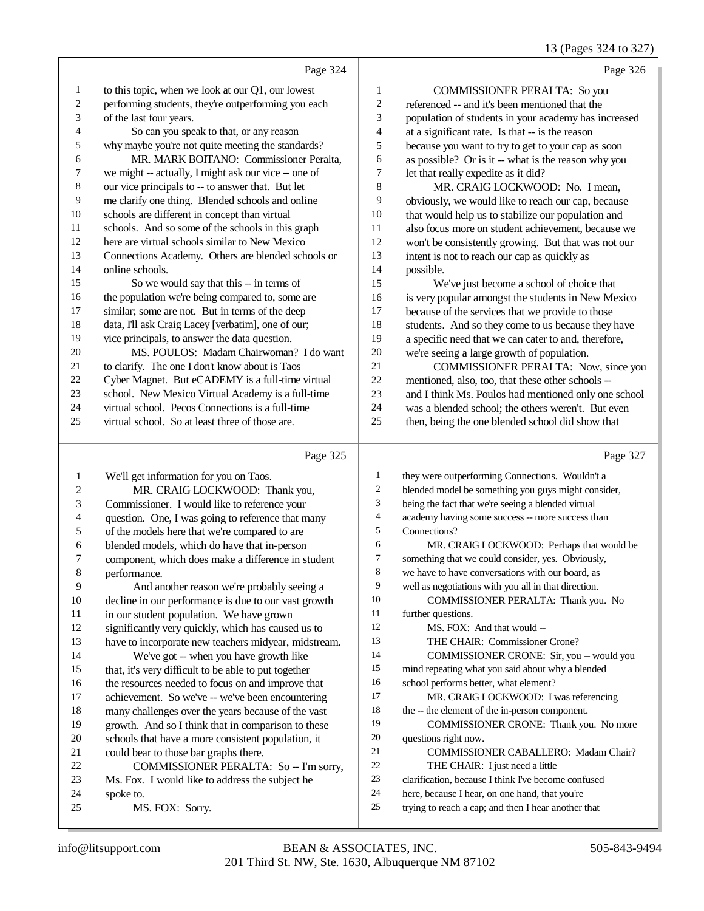Page 324

1 to this topic, when we look at our Q1, our lowest
2 performing students, they're outperforming you each
3 of the last four years.
4 So can you speak to that, or any reason
5 why maybe you're not quite meeting the standards?
6 MR. MARK BOITANO: Commissioner Peralta,
7 we might -- actually, I might ask our vice -- one of
8 our vice principals to -- to answer that. But let
9 me clarify one thing. Blended schools and online
10 schools are different in concept than virtual
11 schools. And so some of the schools in this graph
12 here are virtual schools similar to New Mexico
13 Connections Academy. Others are blended schools or
14 online schools.
15 So we would say that this -- in terms of
16 the population we're being compared to, some are
17 similar; some are not. But in terms of the deep
18 data, I'll ask Craig Lacey [verbatim], one of our;
19 vice principals, to answer the data question.
20 MS. POULOS: Madam Chairwoman? I do want
21 to clarify. The one I don't know about is Taos
22 Cyber Magnet. But eCADEMY is a full-time virtual
23 school. New Mexico Virtual Academy is a full-time
24 virtual school. Pecos Connections is a full-time
25 virtual school. So at least three of those are.

Page 325

1 We'll get information for you on Taos.
2 MR. CRAIG LOCKWOOD: Thank you,
3 Commissioner. I would like to reference your
4 question. One, I was going to reference that many
5 of the models here that we're compared to are
6 blended models, which do have that in-person
7 component, which does make a difference in student
8 performance.
9 And another reason we're probably seeing a
10 decline in our performance is due to our vast growth
11 in our student population. We have grown
12 significantly very quickly, which has caused us to
13 have to incorporate new teachers midyear, midstream.
14 We've got -- when you have growth like
15 that, it's very difficult to be able to put together
16 the resources needed to focus on and improve that
17 achievement. So we've -- we've been encountering
18 many challenges over the years because of the vast
19 growth. And so I think that in comparison to these
20 schools that have a more consistent population, it
21 could bear to those bar graphs there.
22 COMMISSIONER PERALTA: So -- I'm sorry,
23 Ms. Fox. I would like to address the subject he
24 spoke to.
25 MS. FOX: Sorry.

Page 326

1 COMMISSIONER PERALTA: So you
2 referenced -- and it's been mentioned that the
3 population of students in your academy has increased
4 at a significant rate. Is that -- is the reason
5 because you want to try to get to your cap as soon
6 as possible? Or is it -- what is the reason why you
7 let that really expedite as it did?
8 MR. CRAIG LOCKWOOD: No. I mean,
9 obviously, we would like to reach our cap, because
10 that would help us to stabilize our population and
11 also focus more on student achievement, because we
12 won't be consistently growing. But that was not our
13 intent is not to reach our cap as quickly as
14 possible.
15 We've just become a school of choice that
16 is very popular amongst the students in New Mexico
17 because of the services that we provide to those
18 students. And so they come to us because they have
19 a specific need that we can cater to and, therefore,
20 we're seeing a large growth of population.
21 COMMISSIONER PERALTA: Now, since you
22 mentioned, also, too, that these other schools --
23 and I think Ms. Poulos had mentioned only one school
24 was a blended school; the others weren't. But even
25 then, being the one blended school did show that

Page 327

1 they were outperforming Connections. Wouldn't a
2 blended model be something you guys might consider,
3 being the fact that we're seeing a blended virtual
4 academy having some success -- more success than
5 Connections?
6 MR. CRAIG LOCKWOOD: Perhaps that would be
7 something that we could consider, yes. Obviously,
8 we have to have conversations with our board, as
9 well as negotiations with you all in that direction.
10 COMMISSIONER PERALTA: Thank you. No
11 further questions.
12 MS. FOX: And that would --
13 THE CHAIR: Commissioner Crone?
14 COMMISSIONER CRONE: Sir, you -- would you
15 mind repeating what you said about why a blended
16 school performs better, what element?
17 MR. CRAIG LOCKWOOD: I was referencing
18 the -- the element of the in-person component.
19 COMMISSIONER CRONE: Thank you. No more
20 questions right now.
21 COMMISSIONER CABALLERO: Madam Chair?
22 THE CHAIR: I just need a little
23 clarification, because I think I've become confused
24 here, because I hear, on one hand, that you're
25 trying to reach a cap; and then I hear another that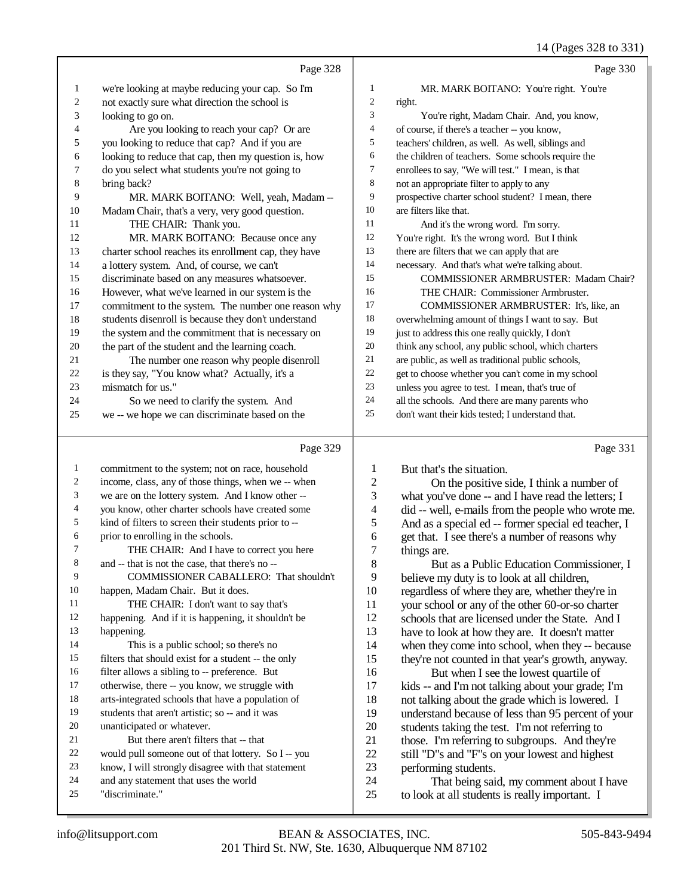Page 328

1 we're looking at maybe reducing your cap. So I'm
2 not exactly sure what direction the school is
3 looking to go on.
4 Are you looking to reach your cap? Or are
5 you looking to reduce that cap? And if you are
6 looking to reduce that cap, then my question is, how
7 do you select what students you're not going to
8 bring back?
9 MR. MARK BOITANO: Well, yeah, Madam --
10 Madam Chair, that's a very, very good question.
11 THE CHAIR: Thank you.
12 MR. MARK BOITANO: Because once any
13 charter school reaches its enrollment cap, they have
14 a lottery system. And, of course, we can't
15 discriminate based on any measures whatsoever.
16 However, what we've learned in our system is the
17 commitment to the system. The number one reason why
18 students disenroll is because they don't understand
19 the system and the commitment that is necessary on
20 the part of the student and the learning coach.
21 The number one reason why people disenroll
22 is they say, "You know what? Actually, it's a
23 mismatch for us."
24 So we need to clarify the system. And
25 we -- we hope we can discriminate based on the

Page 329

1 commitment to the system; not on race, household
2 income, class, any of those things, when we -- when
3 we are on the lottery system. And I know other --
4 you know, other charter schools have created some
5 kind of filters to screen their students prior to --
6 prior to enrolling in the schools.
7 THE CHAIR: And I have to correct you here
8 and -- that is not the case, that there's no --
9 COMMISSIONER CABALLERO: That shouldn't
10 happen, Madam Chair. But it does.
11 THE CHAIR: I don't want to say that's
12 happening. And if it is happening, it shouldn't be
13 happening.
14 This is a public school; so there's no
15 filters that should exist for a student -- the only
16 filter allows a sibling to -- preference. But
17 otherwise, there -- you know, we struggle with
18 arts-integrated schools that have a population of
19 students that aren't artistic; so -- and it was
20 unanticipated or whatever.
21 But there aren't filters that -- that
22 would pull someone out of that lottery. So I -- you
23 know, I will strongly disagree with that statement
24 and any statement that uses the world
25 "discriminate."

Page 330

1 MR. MARK BOITANO: You're right. You're
2 right.
3 You're right, Madam Chair. And, you know,
4 of course, if there's a teacher -- you know,
5 teachers' children, as well. As well, siblings and
6 the children of teachers. Some schools require the
7 enrollees to say, "We will test." I mean, is that
8 not an appropriate filter to apply to any
9 prospective charter school student? I mean, there
10 are filters like that.
11 And it's the wrong word. I'm sorry.
12 You're right. It's the wrong word. But I think
13 there are filters that we can apply that are
14 necessary. And that's what we're talking about.
15 COMMISSIONER ARMBRUSTER: Madam Chair?
16 THE CHAIR: Commissioner Armbruster.
17 COMMISSIONER ARMBRUSTER: It's, like, an
18 overwhelming amount of things I want to say. But
19 just to address this one really quickly, I don't
20 think any school, any public school, which charters
21 are public, as well as traditional public schools,
22 get to choose whether you can't come in my school
23 unless you agree to test. I mean, that's true of
24 all the schools. And there are many parents who
25 don't want their kids tested; I understand that.

Page 331

1 But that's the situation.
2 On the positive side, I think a number of
3 what you've done -- and I have read the letters; I
4 did -- well, e-mails from the people who wrote me.
5 And as a special ed -- former special ed teacher, I
6 get that. I see there's a number of reasons why
7 things are.
8 But as a Public Education Commissioner, I
9 believe my duty is to look at all children,
10 regardless of where they are, whether they're in
11 your school or any of the other 60-or-so charter
12 schools that are licensed under the State. And I
13 have to look at how they are. It doesn't matter
14 when they come into school, when they -- because
15 they're not counted in that year's growth, anyway.
16 But when I see the lowest quartile of
17 kids -- and I'm not talking about your grade; I'm
18 not talking about the grade which is lowered. I
19 understand because of less than 95 percent of your
20 students taking the test. I'm not referring to
21 those. I'm referring to subgroups. And they're
22 still "D"s and "F"s on your lowest and highest
23 performing students.
24 That being said, my comment about I have
25 to look at all students is really important. I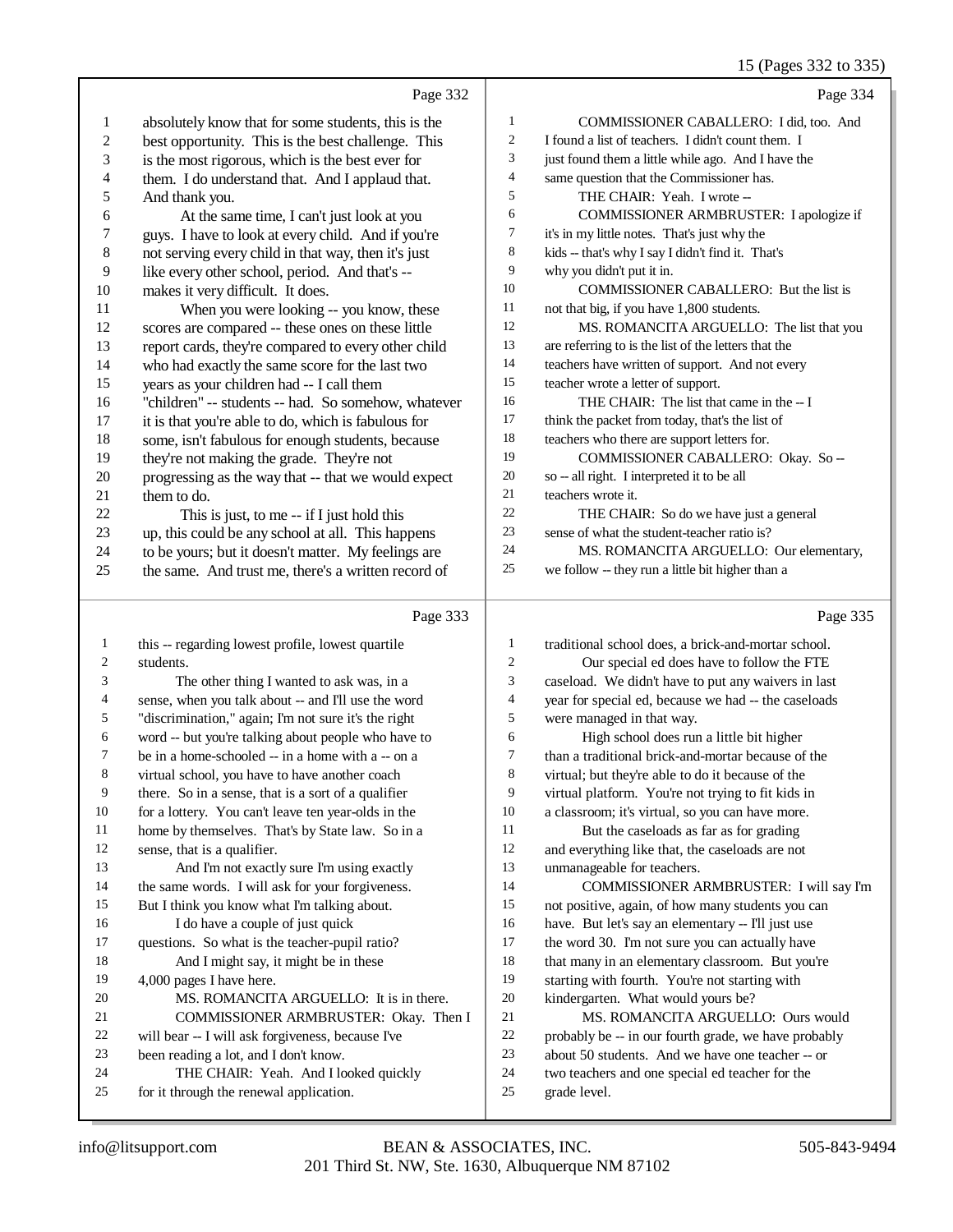Page 332

absolutely know that for some students, this is the best opportunity. This is the best challenge. This is the most rigorous, which is the best ever for them. I do understand that. And I applaud that. And thank you.

At the same time, I can't just look at you guys. I have to look at every child. And if you're not serving every child in that way, then it's just like every other school, period. And that's -- makes it very difficult. It does.

When you were looking -- you know, these scores are compared -- these ones on these little report cards, they're compared to every other child who had exactly the same score for the last two years as your children had -- I call them "children" -- students -- had. So somehow, whatever it is that you're able to do, which is fabulous for some, isn't fabulous for enough students, because they're not making the grade. They're not progressing as the way that -- that we would expect them to do.

This is just, to me -- if I just hold this up, this could be any school at all. This happens to be yours; but it doesn't matter. My feelings are the same. And trust me, there's a written record of

Page 333

this -- regarding lowest profile, lowest quartile students.

The other thing I wanted to ask was, in a sense, when you talk about -- and I'll use the word "discrimination," again; I'm not sure it's the right word -- but you're talking about people who have to be in a home-schooled -- in a home with a -- on a virtual school, you have to have another coach there. So in a sense, that is a sort of a qualifier for a lottery. You can't leave ten year-olds in the home by themselves. That's by State law. So in a sense, that is a qualifier.

And I'm not exactly sure I'm using exactly the same words. I will ask for your forgiveness. But I think you know what I'm talking about.

I do have a couple of just quick questions. So what is the teacher-pupil ratio?

And I might say, it might be in these 4,000 pages I have here.

MS. ROMANCITA ARGUELLO: It is in there.

COMMISSIONER ARMBRUSTER: Okay. Then I will bear -- I will ask forgiveness, because I've been reading a lot, and I don't know.

THE CHAIR: Yeah. And I looked quickly for it through the renewal application.

Page 334

COMMISSIONER CABALLERO: I did, too. And I found a list of teachers. I didn't count them. I just found them a little while ago. And I have the same question that the Commissioner has.

THE CHAIR: Yeah. I wrote --

COMMISSIONER ARMBRUSTER: I apologize if it's in my little notes. That's just why the kids -- that's why I say I didn't find it. That's why you didn't put it in.

COMMISSIONER CABALLERO: But the list is not that big, if you have 1,800 students.

MS. ROMANCITA ARGUELLO: The list that you are referring to is the list of the letters that the teachers have written of support. And not every teacher wrote a letter of support.

THE CHAIR: The list that came in the -- I think the packet from today, that's the list of teachers who there are support letters for.

COMMISSIONER CABALLERO: Okay. So -- so -- all right. I interpreted it to be all teachers wrote it.

THE CHAIR: So do we have just a general sense of what the student-teacher ratio is?

MS. ROMANCITA ARGUELLO: Our elementary, we follow -- they run a little bit higher than a

Page 335

traditional school does, a brick-and-mortar school.

Our special ed does have to follow the FTE caseload. We didn't have to put any waivers in last year for special ed, because we had -- the caseloads were managed in that way.

High school does run a little bit higher than a traditional brick-and-mortar because of the virtual; but they're able to do it because of the virtual platform. You're not trying to fit kids in a classroom; it's virtual, so you can have more.

But the caseloads as far as for grading and everything like that, the caseloads are not unmanageable for teachers.

COMMISSIONER ARMBRUSTER: I will say I'm not positive, again, of how many students you can have. But let's say an elementary -- I'll just use the word 30. I'm not sure you can actually have that many in an elementary classroom. But you're starting with fourth. You're not starting with kindergarten. What would yours be?

MS. ROMANCITA ARGUELLO: Ours would probably be -- in our fourth grade, we have probably about 50 students. And we have one teacher -- or two teachers and one special ed teacher for the grade level.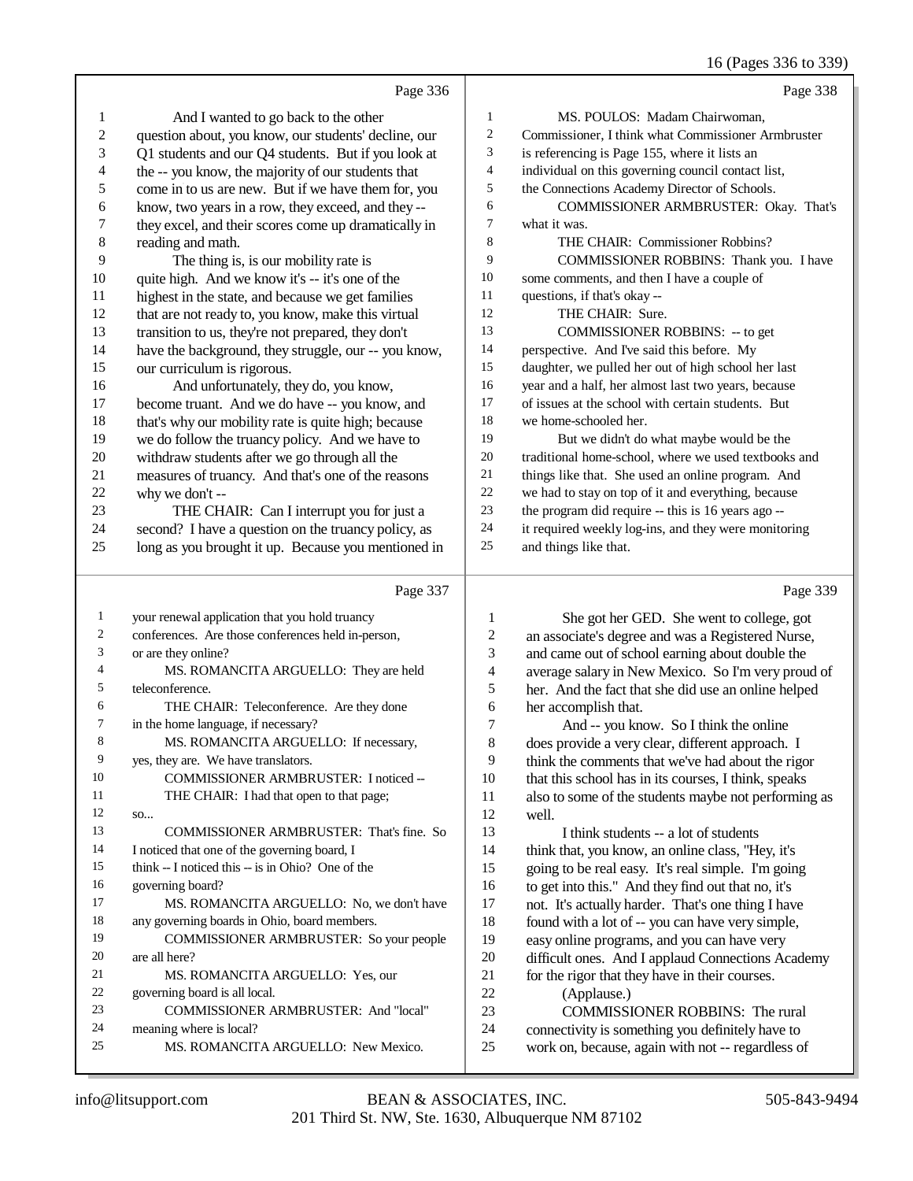Page 336

1 And I wanted to go back to the other
2 question about, you know, our students' decline, our
3 Q1 students and our Q4 students. But if you look at
4 the -- you know, the majority of our students that
5 come in to us are new. But if we have them for, you
6 know, two years in a row, they exceed, and they --
7 they excel, and their scores come up dramatically in
8 reading and math.
9 The thing is, is our mobility rate is
10 quite high. And we know it's -- it's one of the
11 highest in the state, and because we get families
12 that are not ready to, you know, make this virtual
13 transition to us, they're not prepared, they don't
14 have the background, they struggle, our -- you know,
15 our curriculum is rigorous.
16 And unfortunately, they do, you know,
17 become truant. And we do have -- you know, and
18 that's why our mobility rate is quite high; because
19 we do follow the truancy policy. And we have to
20 withdraw students after we go through all the
21 measures of truancy. And that's one of the reasons
22 why we don't --
23 THE CHAIR: Can I interrupt you for just a
24 second? I have a question on the truancy policy, as
25 long as you brought it up. Because you mentioned in

Page 337

1 your renewal application that you hold truancy
2 conferences. Are those conferences held in-person,
3 or are they online?
4 MS. ROMANCITA ARGUELLO: They are held
5 teleconference.
6 THE CHAIR: Teleconference. Are they done
7 in the home language, if necessary?
8 MS. ROMANCITA ARGUELLO: If necessary,
9 yes, they are. We have translators.
10 COMMISSIONER ARMBRUSTER: I noticed --
11 THE CHAIR: I had that open to that page;
12 so...
13 COMMISSIONER ARMBRUSTER: That's fine. So
14 I noticed that one of the governing board, I
15 think -- I noticed this -- is in Ohio? One of the
16 governing board?
17 MS. ROMANCITA ARGUELLO: No, we don't have
18 any governing boards in Ohio, board members.
19 COMMISSIONER ARMBRUSTER: So your people
20 are all here?
21 MS. ROMANCITA ARGUELLO: Yes, our
22 governing board is all local.
23 COMMISSIONER ARMBRUSTER: And "local"
24 meaning where is local?
25 MS. ROMANCITA ARGUELLO: New Mexico.

Page 338

1 MS. POULOS: Madam Chairwoman,
2 Commissioner, I think what Commissioner Armbruster
3 is referencing is Page 155, where it lists an
4 individual on this governing council contact list,
5 the Connections Academy Director of Schools.
6 COMMISSIONER ARMBRUSTER: Okay. That's
7 what it was.
8 THE CHAIR: Commissioner Robbins?
9 COMMISSIONER ROBBINS: Thank you. I have
10 some comments, and then I have a couple of
11 questions, if that's okay --
12 THE CHAIR: Sure.
13 COMMISSIONER ROBBINS: -- to get
14 perspective. And I've said this before. My
15 daughter, we pulled her out of high school her last
16 year and a half, her almost last two years, because
17 of issues at the school with certain students. But
18 we home-schooled her.
19 But we didn't do what maybe would be the
20 traditional home-school, where we used textbooks and
21 things like that. She used an online program. And
22 we had to stay on top of it and everything, because
23 the program did require -- this is 16 years ago --
24 it required weekly log-ins, and they were monitoring
25 and things like that.

Page 339

1 She got her GED. She went to college, got
2 an associate's degree and was a Registered Nurse,
3 and came out of school earning about double the
4 average salary in New Mexico. So I'm very proud of
5 her. And the fact that she did use an online helped
6 her accomplish that.
7 And -- you know. So I think the online
8 does provide a very clear, different approach. I
9 think the comments that we've had about the rigor
10 that this school has in its courses, I think, speaks
11 also to some of the students maybe not performing as
12 well.
13 I think students -- a lot of students
14 think that, you know, an online class, "Hey, it's
15 going to be real easy. It's real simple. I'm going
16 to get into this." And they find out that no, it's
17 not. It's actually harder. That's one thing I have
18 found with a lot of -- you can have very simple,
19 easy online programs, and you can have very
20 difficult ones. And I applaud Connections Academy
21 for the rigor that they have in their courses.
22 (Applause.)
23 COMMISSIONER ROBBINS: The rural
24 connectivity is something you definitely have to
25 work on, because, again with not -- regardless of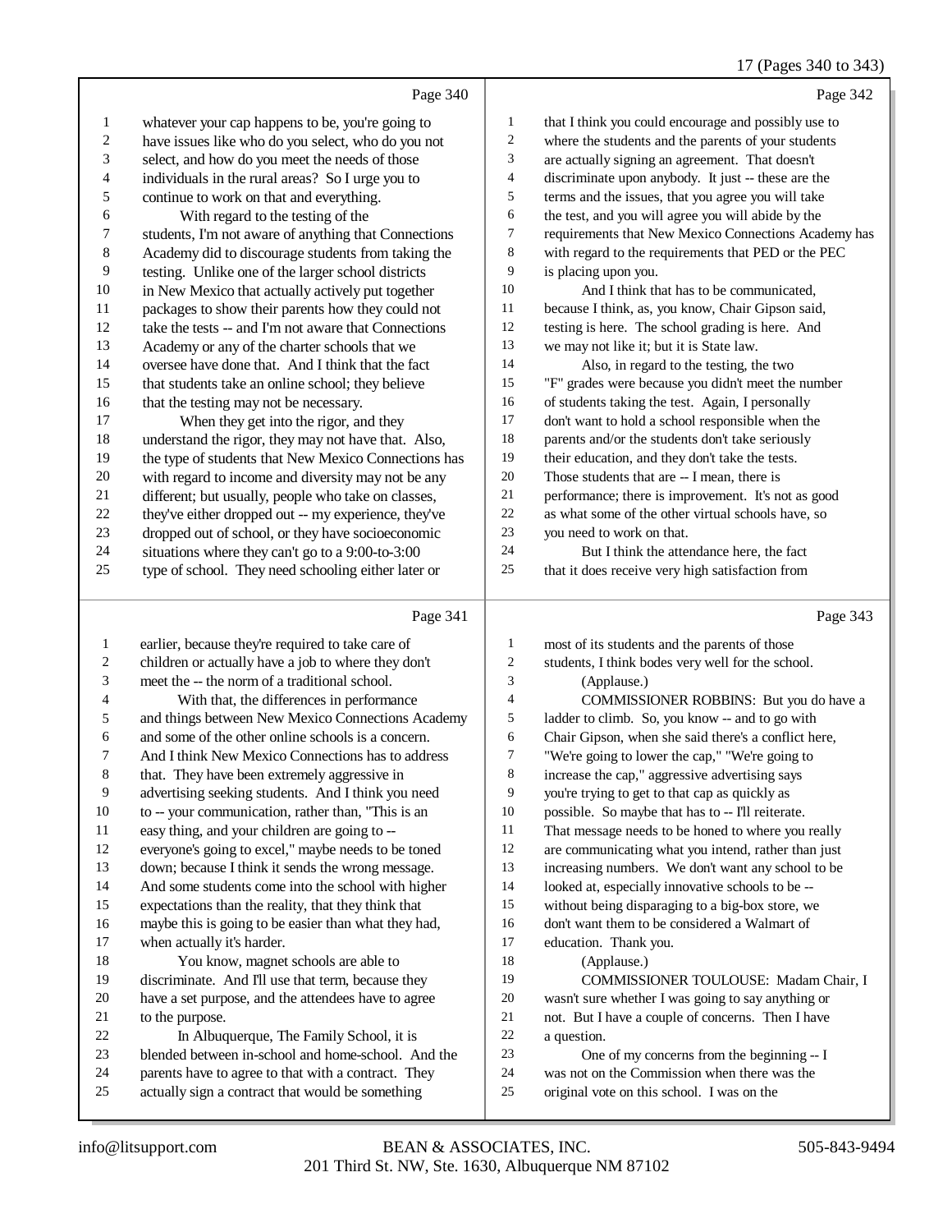Page 340

1 whatever your cap happens to be, you're going to
2 have issues like who do you select, who do you not
3 select, and how do you meet the needs of those
4 individuals in the rural areas? So I urge you to
5 continue to work on that and everything.
6 With regard to the testing of the
7 students, I'm not aware of anything that Connections
8 Academy did to discourage students from taking the
9 testing. Unlike one of the larger school districts
10 in New Mexico that actually actively put together
11 packages to show their parents how they could not
12 take the tests -- and I'm not aware that Connections
13 Academy or any of the charter schools that we
14 oversee have done that. And I think that the fact
15 that students take an online school; they believe
16 that the testing may not be necessary.
17 When they get into the rigor, and they
18 understand the rigor, they may not have that. Also,
19 the type of students that New Mexico Connections has
20 with regard to income and diversity may not be any
21 different; but usually, people who take on classes,
22 they've either dropped out -- my experience, they've
23 dropped out of school, or they have socioeconomic
24 situations where they can't go to a 9:00-to-3:00
25 type of school. They need schooling either later or

Page 341

1 earlier, because they're required to take care of
2 children or actually have a job to where they don't
3 meet the -- the norm of a traditional school.
4 With that, the differences in performance
5 and things between New Mexico Connections Academy
6 and some of the other online schools is a concern.
7 And I think New Mexico Connections has to address
8 that. They have been extremely aggressive in
9 advertising seeking students. And I think you need
10 to -- your communication, rather than, "This is an
11 easy thing, and your children are going to --
12 everyone's going to excel," maybe needs to be toned
13 down; because I think it sends the wrong message.
14 And some students come into the school with higher
15 expectations than the reality, that they think that
16 maybe this is going to be easier than what they had,
17 when actually it's harder.
18 You know, magnet schools are able to
19 discriminate. And I'll use that term, because they
20 have a set purpose, and the attendees have to agree
21 to the purpose.
22 In Albuquerque, The Family School, it is
23 blended between in-school and home-school. And the
24 parents have to agree to that with a contract. They
25 actually sign a contract that would be something

Page 342

1 that I think you could encourage and possibly use to
2 where the students and the parents of your students
3 are actually signing an agreement. That doesn't
4 discriminate upon anybody. It just -- these are the
5 terms and the issues, that you agree you will take
6 the test, and you will agree you will abide by the
7 requirements that New Mexico Connections Academy has
8 with regard to the requirements that PED or the PEC
9 is placing upon you.
10 And I think that has to be communicated,
11 because I think, as, you know, Chair Gipson said,
12 testing is here. The school grading is here. And
13 we may not like it; but it is State law.
14 Also, in regard to the testing, the two
15 "F" grades were because you didn't meet the number
16 of students taking the test. Again, I personally
17 don't want to hold a school responsible when the
18 parents and/or the students don't take seriously
19 their education, and they don't take the tests.
20 Those students that are -- I mean, there is
21 performance; there is improvement. It's not as good
22 as what some of the other virtual schools have, so
23 you need to work on that.
24 But I think the attendance here, the fact
25 that it does receive very high satisfaction from

Page 343

1 most of its students and the parents of those
2 students, I think bodes very well for the school.
3 (Applause.)
4 COMMISSIONER ROBBINS: But you do have a
5 ladder to climb. So, you know -- and to go with
6 Chair Gipson, when she said there's a conflict here,
7 "We're going to lower the cap," "We're going to
8 increase the cap," aggressive advertising says
9 you're trying to get to that cap as quickly as
10 possible. So maybe that has to -- I'll reiterate.
11 That message needs to be honed to where you really
12 are communicating what you intend, rather than just
13 increasing numbers. We don't want any school to be
14 looked at, especially innovative schools to be --
15 without being disparaging to a big-box store, we
16 don't want them to be considered a Walmart of
17 education. Thank you.
18 (Applause.)
19 COMMISSIONER TOULOUSE: Madam Chair, I
20 wasn't sure whether I was going to say anything or
21 not. But I have a couple of concerns. Then I have
22 a question.
23 One of my concerns from the beginning -- I
24 was not on the Commission when there was the
25 original vote on this school. I was on the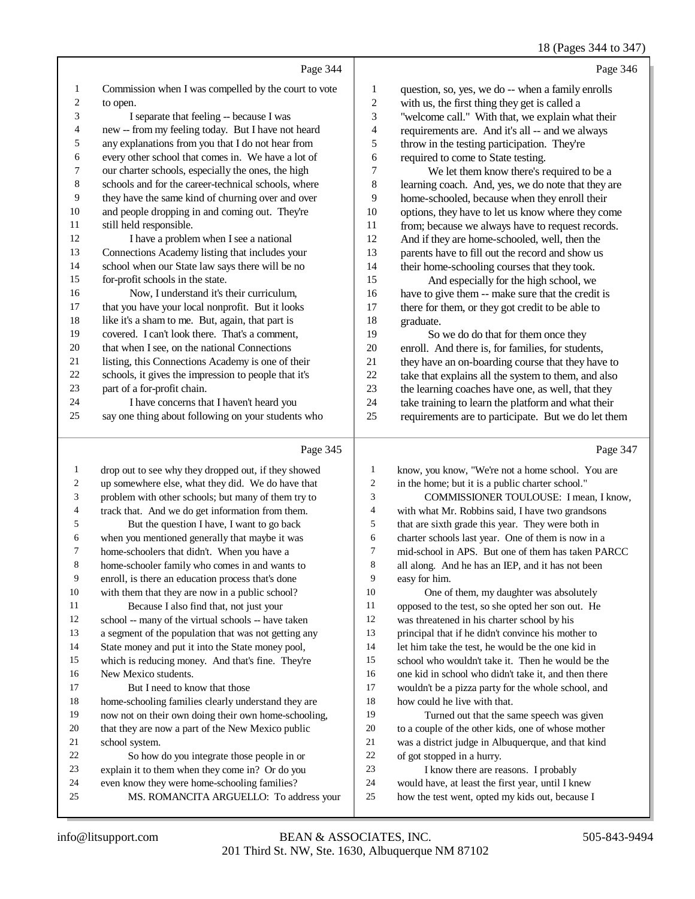Page 344

1 Commission when I was compelled by the court to vote
2 to open.
3 I separate that feeling -- because I was
4 new -- from my feeling today. But I have not heard
5 any explanations from you that I do not hear from
6 every other school that comes in. We have a lot of
7 our charter schools, especially the ones, the high
8 schools and for the career-technical schools, where
9 they have the same kind of churning over and over
10 and people dropping in and coming out. They're
11 still held responsible.
12 I have a problem when I see a national
13 Connections Academy listing that includes your
14 school when our State law says there will be no
15 for-profit schools in the state.
16 Now, I understand it's their curriculum,
17 that you have your local nonprofit. But it looks
18 like it's a sham to me. But, again, that part is
19 covered. I can't look there. That's a comment,
20 that when I see, on the national Connections
21 listing, this Connections Academy is one of their
22 schools, it gives the impression to people that it's
23 part of a for-profit chain.
24 I have concerns that I haven't heard you
25 say one thing about following on your students who

Page 345

1 drop out to see why they dropped out, if they showed
2 up somewhere else, what they did. We do have that
3 problem with other schools; but many of them try to
4 track that. And we do get information from them.
5 But the question I have, I want to go back
6 when you mentioned generally that maybe it was
7 home-schoolers that didn't. When you have a
8 home-schooler family who comes in and wants to
9 enroll, is there an education process that's done
10 with them that they are now in a public school?
11 Because I also find that, not just your
12 school -- many of the virtual schools -- have taken
13 a segment of the population that was not getting any
14 State money and put it into the State money pool,
15 which is reducing money. And that's fine. They're
16 New Mexico students.
17 But I need to know that those
18 home-schooling families clearly understand they are
19 now not on their own doing their own home-schooling,
20 that they are now a part of the New Mexico public
21 school system.
22 So how do you integrate those people in or
23 explain it to them when they come in? Or do you
24 even know they were home-schooling families?
25 MS. ROMANCITA ARGUELLO: To address your

Page 346

1 question, so, yes, we do -- when a family enrolls
2 with us, the first thing they get is called a
3 "welcome call." With that, we explain what their
4 requirements are. And it's all -- and we always
5 throw in the testing participation. They're
6 required to come to State testing.
7 We let them know there's required to be a
8 learning coach. And, yes, we do note that they are
9 home-schooled, because when they enroll their
10 options, they have to let us know where they come
11 from; because we always have to request records.
12 And if they are home-schooled, well, then the
13 parents have to fill out the record and show us
14 their home-schooling courses that they took.
15 And especially for the high school, we
16 have to give them -- make sure that the credit is
17 there for them, or they got credit to be able to
18 graduate.
19 So we do do that for them once they
20 enroll. And there is, for families, for students,
21 they have an on-boarding course that they have to
22 take that explains all the system to them, and also
23 the learning coaches have one, as well, that they
24 take training to learn the platform and what their
25 requirements are to participate. But we do let them

Page 347

1 know, you know, "We're not a home school. You are
2 in the home; but it is a public charter school."
3 COMMISSIONER TOULOUSE: I mean, I know,
4 with what Mr. Robbins said, I have two grandsons
5 that are sixth grade this year. They were both in
6 charter schools last year. One of them is now in a
7 mid-school in APS. But one of them has taken PARCC
8 all along. And he has an IEP, and it has not been
9 easy for him.
10 One of them, my daughter was absolutely
11 opposed to the test, so she opted her son out. He
12 was threatened in his charter school by his
13 principal that if he didn't convince his mother to
14 let him take the test, he would be the one kid in
15 school who wouldn't take it. Then he would be the
16 one kid in school who didn't take it, and then there
17 wouldn't be a pizza party for the whole school, and
18 how could he live with that.
19 Turned out that the same speech was given
20 to a couple of the other kids, one of whose mother
21 was a district judge in Albuquerque, and that kind
22 of got stopped in a hurry.
23 I know there are reasons. I probably
24 would have, at least the first year, until I knew
25 how the test went, opted my kids out, because I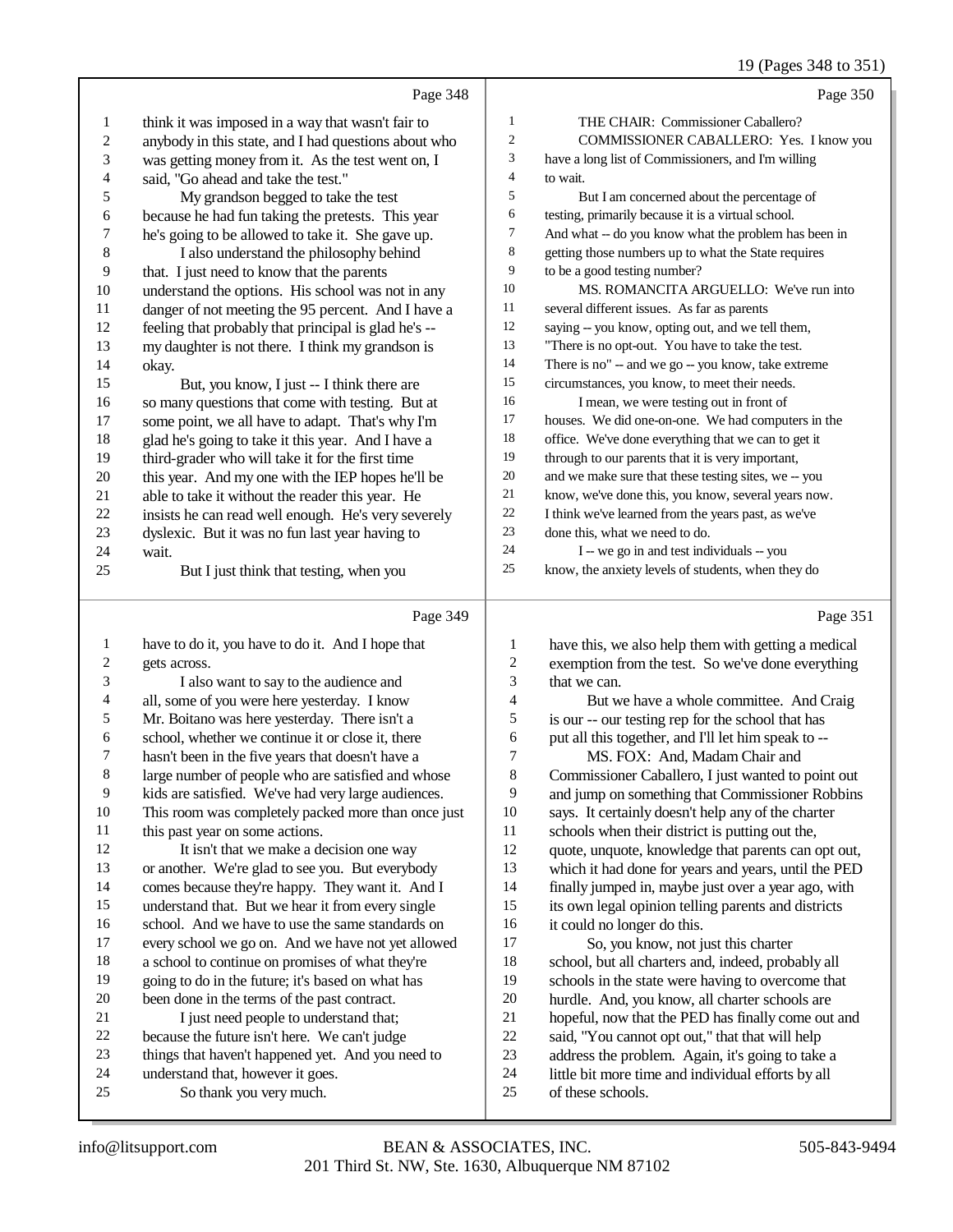Page 348

1 think it was imposed in a way that wasn't fair to
2 anybody in this state, and I had questions about who
3 was getting money from it. As the test went on, I
4 said, "Go ahead and take the test."
5 My grandson begged to take the test
6 because he had fun taking the pretests. This year
7 he's going to be allowed to take it. She gave up.
8 I also understand the philosophy behind
9 that. I just need to know that the parents
10 understand the options. His school was not in any
11 danger of not meeting the 95 percent. And I have a
12 feeling that probably that principal is glad he's --
13 my daughter is not there. I think my grandson is
14 okay.
15 But, you know, I just -- I think there are
16 so many questions that come with testing. But at
17 some point, we all have to adapt. That's why I'm
18 glad he's going to take it this year. And I have a
19 third-grader who will take it for the first time
20 this year. And my one with the IEP hopes he'll be
21 able to take it without the reader this year. He
22 insists he can read well enough. He's very severely
23 dyslexic. But it was no fun last year having to
24 wait.
25 But I just think that testing, when you

Page 349

1 have to do it, you have to do it. And I hope that
2 gets across.
3 I also want to say to the audience and
4 all, some of you were here yesterday. I know
5 Mr. Boitano was here yesterday. There isn't a
6 school, whether we continue it or close it, there
7 hasn't been in the five years that doesn't have a
8 large number of people who are satisfied and whose
9 kids are satisfied. We've had very large audiences.
10 This room was completely packed more than once just
11 this past year on some actions.
12 It isn't that we make a decision one way
13 or another. We're glad to see you. But everybody
14 comes because they're happy. They want it. And I
15 understand that. But we hear it from every single
16 school. And we have to use the same standards on
17 every school we go on. And we have not yet allowed
18 a school to continue on promises of what they're
19 going to do in the future; it's based on what has
20 been done in the terms of the past contract.
21 I just need people to understand that;
22 because the future isn't here. We can't judge
23 things that haven't happened yet. And you need to
24 understand that, however it goes.
25 So thank you very much.

Page 350

1 THE CHAIR: Commissioner Caballero?
2 COMMISSIONER CABALLERO: Yes. I know you
3 have a long list of Commissioners, and I'm willing
4 to wait.
5 But I am concerned about the percentage of
6 testing, primarily because it is a virtual school.
7 And what -- do you know what the problem has been in
8 getting those numbers up to what the State requires
9 to be a good testing number?
10 MS. ROMANCITA ARGUELLO: We've run into
11 several different issues. As far as parents
12 saying -- you know, opting out, and we tell them,
13 "There is no opt-out. You have to take the test.
14 There is no" -- and we go -- you know, take extreme
15 circumstances, you know, to meet their needs.
16 I mean, we were testing out in front of
17 houses. We did one-on-one. We had computers in the
18 office. We've done everything that we can to get it
19 through to our parents that it is very important,
20 and we make sure that these testing sites, we -- you
21 know, we've done this, you know, several years now.
22 I think we've learned from the years past, as we've
23 done this, what we need to do.
24 I -- we go in and test individuals -- you
25 know, the anxiety levels of students, when they do

Page 351

1 have this, we also help them with getting a medical
2 exemption from the test. So we've done everything
3 that we can.
4 But we have a whole committee. And Craig
5 is our -- our testing rep for the school that has
6 put all this together, and I'll let him speak to --
7 MS. FOX: And, Madam Chair and
8 Commissioner Caballero, I just wanted to point out
9 and jump on something that Commissioner Robbins
10 says. It certainly doesn't help any of the charter
11 schools when their district is putting out the,
12 quote, unquote, knowledge that parents can opt out,
13 which it had done for years and years, until the PED
14 finally jumped in, maybe just over a year ago, with
15 its own legal opinion telling parents and districts
16 it could no longer do this.
17 So, you know, not just this charter
18 school, but all charters and, indeed, probably all
19 schools in the state were having to overcome that
20 hurdle. And, you know, all charter schools are
21 hopeful, now that the PED has finally come out and
22 said, "You cannot opt out," that that will help
23 address the problem. Again, it's going to take a
24 little bit more time and individual efforts by all
25 of these schools.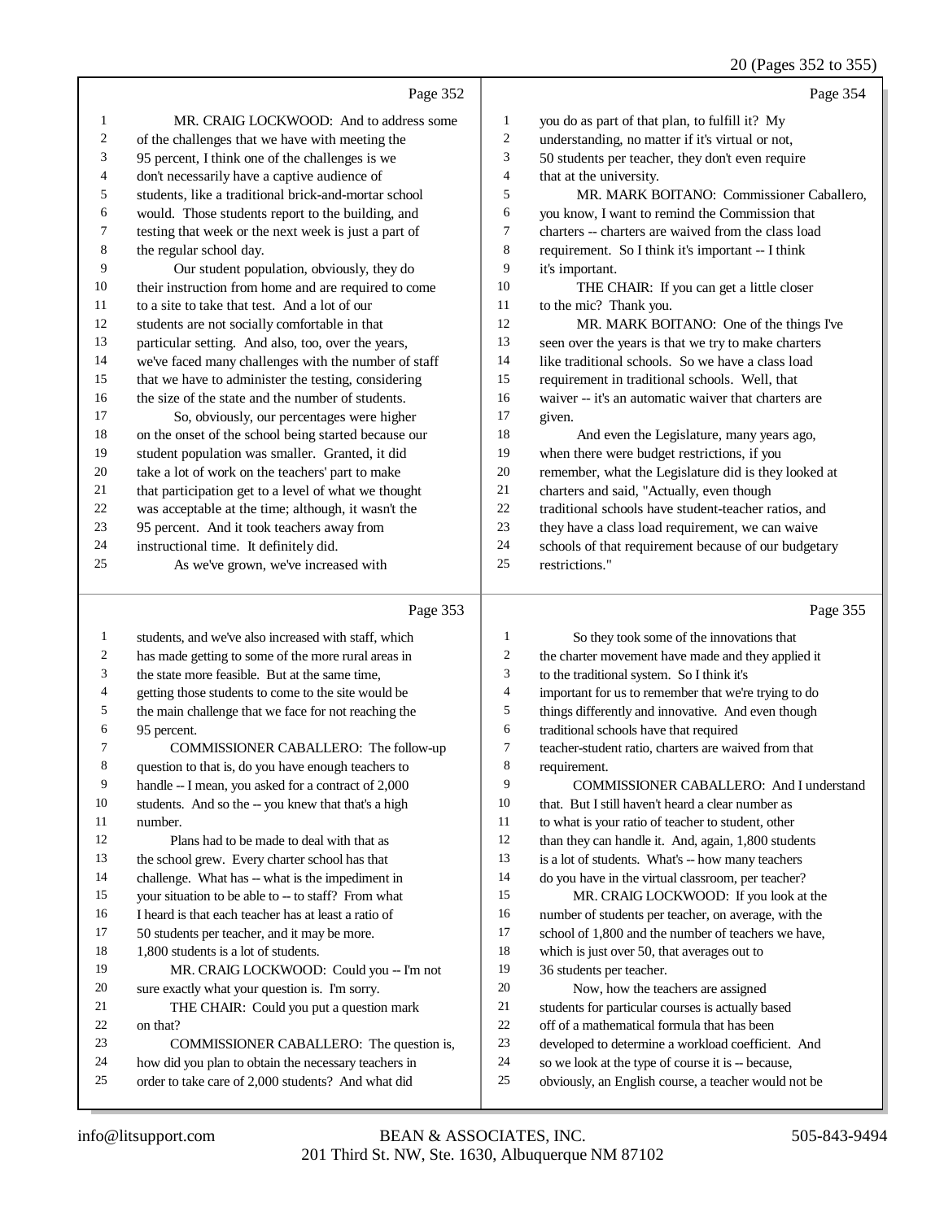Page 352

MR. CRAIG LOCKWOOD: And to address some of the challenges that we have with meeting the 95 percent, I think one of the challenges is we don't necessarily have a captive audience of students, like a traditional brick-and-mortar school would. Those students report to the building, and testing that week or the next week is just a part of the regular school day.

Our student population, obviously, they do their instruction from home and are required to come to a site to take that test. And a lot of our students are not socially comfortable in that particular setting. And also, too, over the years, we've faced many challenges with the number of staff that we have to administer the testing, considering the size of the state and the number of students.

So, obviously, our percentages were higher on the onset of the school being started because our student population was smaller. Granted, it did take a lot of work on the teachers' part to make that participation get to a level of what we thought was acceptable at the time; although, it wasn't the 95 percent. And it took teachers away from instructional time. It definitely did.

As we've grown, we've increased with

Page 353

students, and we've also increased with staff, which has made getting to some of the more rural areas in the state more feasible. But at the same time, getting those students to come to the site would be the main challenge that we face for not reaching the 95 percent.

COMMISSIONER CABALLERO: The follow-up question to that is, do you have enough teachers to handle -- I mean, you asked for a contract of 2,000 students. And so the -- you knew that that's a high number.

Plans had to be made to deal with that as the school grew. Every charter school has that challenge. What has -- what is the impediment in your situation to be able to -- to staff? From what I heard is that each teacher has at least a ratio of 50 students per teacher, and it may be more. 1,800 students is a lot of students.

MR. CRAIG LOCKWOOD: Could you -- I'm not sure exactly what your question is. I'm sorry.

THE CHAIR: Could you put a question mark on that?

COMMISSIONER CABALLERO: The question is, how did you plan to obtain the necessary teachers in order to take care of 2,000 students? And what did

Page 354

you do as part of that plan, to fulfill it? My understanding, no matter if it's virtual or not, 50 students per teacher, they don't even require that at the university.

MR. MARK BOITANO: Commissioner Caballero, you know, I want to remind the Commission that charters -- charters are waived from the class load requirement. So I think it's important -- I think it's important.

THE CHAIR: If you can get a little closer to the mic? Thank you.

MR. MARK BOITANO: One of the things I've seen over the years is that we try to make charters like traditional schools. So we have a class load requirement in traditional schools. Well, that waiver -- it's an automatic waiver that charters are given.

And even the Legislature, many years ago, when there were budget restrictions, if you remember, what the Legislature did is they looked at charters and said, "Actually, even though traditional schools have student-teacher ratios, and they have a class load requirement, we can waive schools of that requirement because of our budgetary restrictions."

Page 355

So they took some of the innovations that the charter movement have made and they applied it to the traditional system. So I think it's important for us to remember that we're trying to do things differently and innovative. And even though traditional schools have that required teacher-student ratio, charters are waived from that requirement.

COMMISSIONER CABALLERO: And I understand that. But I still haven't heard a clear number as to what is your ratio of teacher to student, other than they can handle it. And, again, 1,800 students is a lot of students. What's -- how many teachers do you have in the virtual classroom, per teacher?

MR. CRAIG LOCKWOOD: If you look at the number of students per teacher, on average, with the school of 1,800 and the number of teachers we have, which is just over 50, that averages out to 36 students per teacher.

Now, how the teachers are assigned students for particular courses is actually based off of a mathematical formula that has been developed to determine a workload coefficient. And so we look at the type of course it is -- because, obviously, an English course, a teacher would not be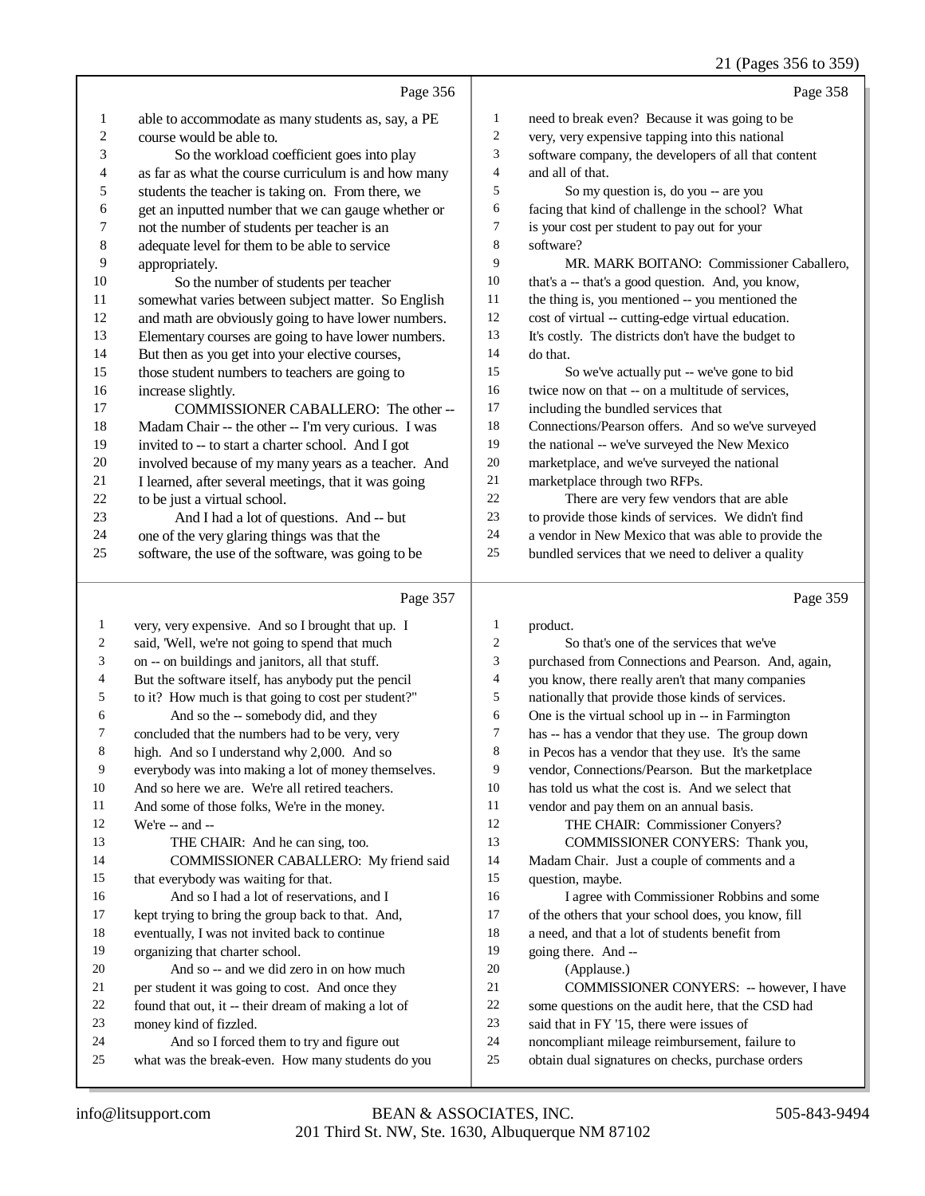Page 356

1 able to accommodate as many students as, say, a PE
2 course would be able to.
3 So the workload coefficient goes into play
4 as far as what the course curriculum is and how many
5 students the teacher is taking on. From there, we
6 get an inputted number that we can gauge whether or
7 not the number of students per teacher is an
8 adequate level for them to be able to service
9 appropriately.
10 So the number of students per teacher
11 somewhat varies between subject matter. So English
12 and math are obviously going to have lower numbers.
13 Elementary courses are going to have lower numbers.
14 But then as you get into your elective courses,
15 those student numbers to teachers are going to
16 increase slightly.
17 COMMISSIONER CABALLERO: The other --
18 Madam Chair -- the other -- I'm very curious. I was
19 invited to -- to start a charter school. And I got
20 involved because of my many years as a teacher. And
21 I learned, after several meetings, that it was going
22 to be just a virtual school.
23 And I had a lot of questions. And -- but
24 one of the very glaring things was that the
25 software, the use of the software, was going to be

Page 357

1 very, very expensive. And so I brought that up. I
2 said, 'Well, we're not going to spend that much
3 on -- on buildings and janitors, all that stuff.
4 But the software itself, has anybody put the pencil
5 to it? How much is that going to cost per student?"
6 And so the -- somebody did, and they
7 concluded that the numbers had to be very, very
8 high. And so I understand why 2,000. And so
9 everybody was into making a lot of money themselves.
10 And so here we are. We're all retired teachers.
11 And some of those folks, We're in the money.
12 We're -- and --
13 THE CHAIR: And he can sing, too.
14 COMMISSIONER CABALLERO: My friend said
15 that everybody was waiting for that.
16 And so I had a lot of reservations, and I
17 kept trying to bring the group back to that. And,
18 eventually, I was not invited back to continue
19 organizing that charter school.
20 And so -- and we did zero in on how much
21 per student it was going to cost. And once they
22 found that out, it -- their dream of making a lot of
23 money kind of fizzled.
24 And so I forced them to try and figure out
25 what was the break-even. How many students do you

Page 358

1 need to break even? Because it was going to be
2 very, very expensive tapping into this national
3 software company, the developers of all that content
4 and all of that.
5 So my question is, do you -- are you
6 facing that kind of challenge in the school? What
7 is your cost per student to pay out for your
8 software?
9 MR. MARK BOITANO: Commissioner Caballero,
10 that's a -- that's a good question. And, you know,
11 the thing is, you mentioned -- you mentioned the
12 cost of virtual -- cutting-edge virtual education.
13 It's costly. The districts don't have the budget to
14 do that.
15 So we've actually put -- we've gone to bid
16 twice now on that -- on a multitude of services,
17 including the bundled services that
18 Connections/Pearson offers. And so we've surveyed
19 the national -- we've surveyed the New Mexico
20 marketplace, and we've surveyed the national
21 marketplace through two RFPs.
22 There are very few vendors that are able
23 to provide those kinds of services. We didn't find
24 a vendor in New Mexico that was able to provide the
25 bundled services that we need to deliver a quality

Page 359

1 product.
2 So that's one of the services that we've
3 purchased from Connections and Pearson. And, again,
4 you know, there really aren't that many companies
5 nationally that provide those kinds of services.
6 One is the virtual school up in -- in Farmington
7 has -- has a vendor that they use. The group down
8 in Pecos has a vendor that they use. It's the same
9 vendor, Connections/Pearson. But the marketplace
10 has told us what the cost is. And we select that
11 vendor and pay them on an annual basis.
12 THE CHAIR: Commissioner Conyers?
13 COMMISSIONER CONYERS: Thank you,
14 Madam Chair. Just a couple of comments and a
15 question, maybe.
16 I agree with Commissioner Robbins and some
17 of the others that your school does, you know, fill
18 a need, and that a lot of students benefit from
19 going there. And --
20 (Applause.)
21 COMMISSIONER CONYERS: -- however, I have
22 some questions on the audit here, that the CSD had
23 said that in FY '15, there were issues of
24 noncompliant mileage reimbursement, failure to
25 obtain dual signatures on checks, purchase orders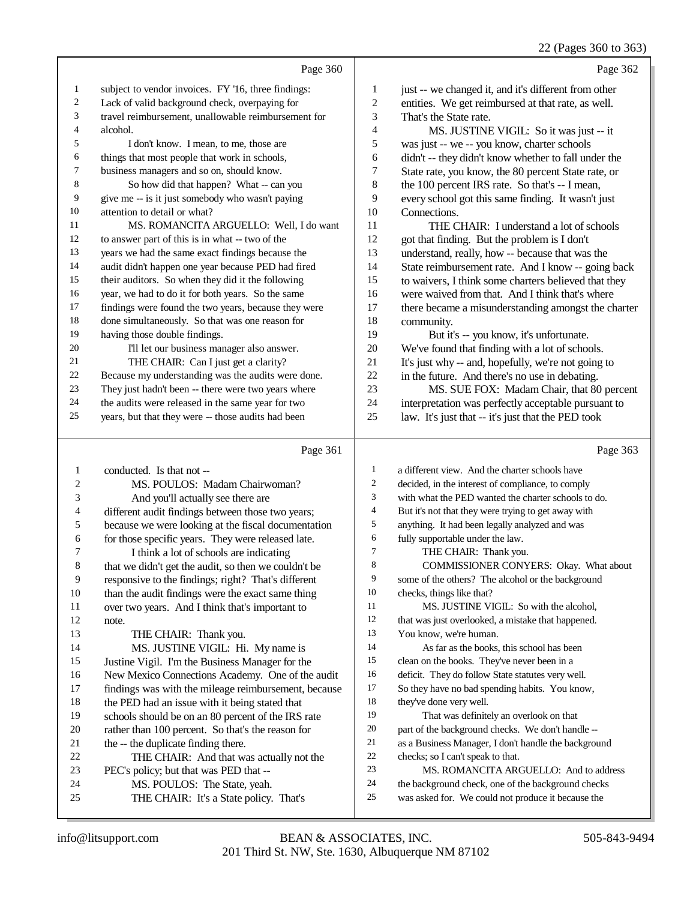Page 360

1 subject to vendor invoices. FY '16, three findings:
2 Lack of valid background check, overpaying for
3 travel reimbursement, unallowable reimbursement for
4 alcohol.
5 I don't know. I mean, to me, those are
6 things that most people that work in schools,
7 business managers and so on, should know.
8 So how did that happen? What -- can you
9 give me -- is it just somebody who wasn't paying
10 attention to detail or what?
11 MS. ROMANCITA ARGUELLO: Well, I do want
12 to answer part of this is in what -- two of the
13 years we had the same exact findings because the
14 audit didn't happen one year because PED had fired
15 their auditors. So when they did it the following
16 year, we had to do it for both years. So the same
17 findings were found the two years, because they were
18 done simultaneously. So that was one reason for
19 having those double findings.
20 I'll let our business manager also answer.
21 THE CHAIR: Can I just get a clarity?
22 Because my understanding was the audits were done.
23 They just hadn't been -- there were two years where
24 the audits were released in the same year for two
25 years, but that they were -- those audits had been

Page 361

1 conducted. Is that not --
2 MS. POULOS: Madam Chairwoman?
3 And you'll actually see there are
4 different audit findings between those two years;
5 because we were looking at the fiscal documentation
6 for those specific years. They were released late.
7 I think a lot of schools are indicating
8 that we didn't get the audit, so then we couldn't be
9 responsive to the findings; right? That's different
10 than the audit findings were the exact same thing
11 over two years. And I think that's important to
12 note.
13 THE CHAIR: Thank you.
14 MS. JUSTINE VIGIL: Hi. My name is
15 Justine Vigil. I'm the Business Manager for the
16 New Mexico Connections Academy. One of the audit
17 findings was with the mileage reimbursement, because
18 the PED had an issue with it being stated that
19 schools should be on an 80 percent of the IRS rate
20 rather than 100 percent. So that's the reason for
21 the -- the duplicate finding there.
22 THE CHAIR: And that was actually not the
23 PEC's policy; but that was PED that --
24 MS. POULOS: The State, yeah.
25 THE CHAIR: It's a State policy. That's

Page 362

1 just -- we changed it, and it's different from other
2 entities. We get reimbursed at that rate, as well.
3 That's the State rate.
4 MS. JUSTINE VIGIL: So it was just -- it
5 was just -- we -- you know, charter schools
6 didn't -- they didn't know whether to fall under the
7 State rate, you know, the 80 percent State rate, or
8 the 100 percent IRS rate. So that's -- I mean,
9 every school got this same finding. It wasn't just
10 Connections.
11 THE CHAIR: I understand a lot of schools
12 got that finding. But the problem is I don't
13 understand, really, how -- because that was the
14 State reimbursement rate. And I know -- going back
15 to waivers, I think some charters believed that they
16 were waived from that. And I think that's where
17 there became a misunderstanding amongst the charter
18 community.
19 But it's -- you know, it's unfortunate.
20 We've found that finding with a lot of schools.
21 It's just why -- and, hopefully, we're not going to
22 in the future. And there's no use in debating.
23 MS. SUE FOX: Madam Chair, that 80 percent
24 interpretation was perfectly acceptable pursuant to
25 law. It's just that -- it's just that the PED took

Page 363

1 a different view. And the charter schools have
2 decided, in the interest of compliance, to comply
3 with what the PED wanted the charter schools to do.
4 But it's not that they were trying to get away with
5 anything. It had been legally analyzed and was
6 fully supportable under the law.
7 THE CHAIR: Thank you.
8 COMMISSIONER CONYERS: Okay. What about
9 some of the others? The alcohol or the background
10 checks, things like that?
11 MS. JUSTINE VIGIL: So with the alcohol,
12 that was just overlooked, a mistake that happened.
13 You know, we're human.
14 As far as the books, this school has been
15 clean on the books. They've never been in a
16 deficit. They do follow State statutes very well.
17 So they have no bad spending habits. You know,
18 they've done very well.
19 That was definitely an overlook on that
20 part of the background checks. We don't handle --
21 as a Business Manager, I don't handle the background
22 checks; so I can't speak to that.
23 MS. ROMANCITA ARGUELLO: And to address
24 the background check, one of the background checks
25 was asked for. We could not produce it because the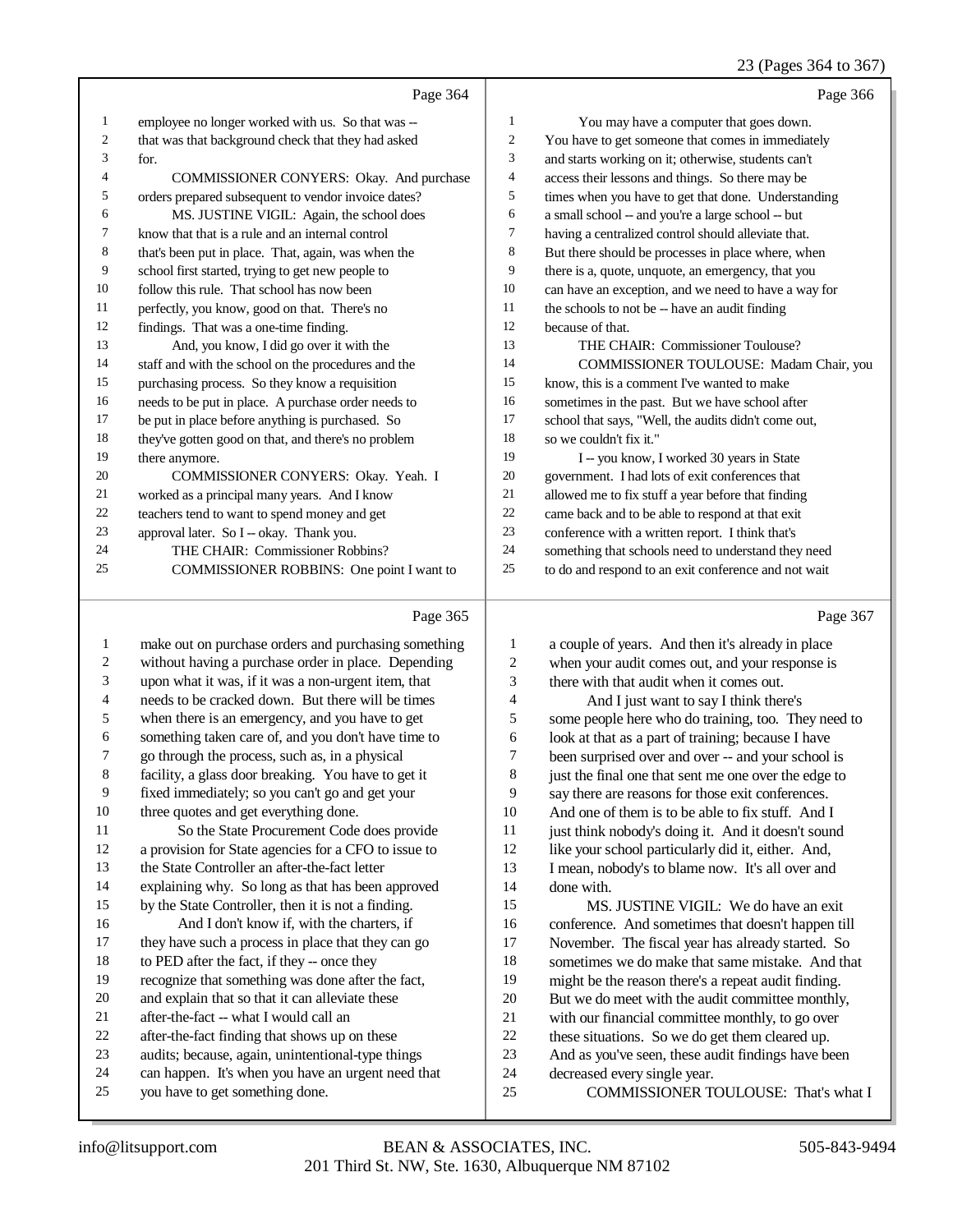Page 364

1 employee no longer worked with us. So that was --
2 that was that background check that they had asked
3 for.
4 COMMISSIONER CONYERS: Okay. And purchase
5 orders prepared subsequent to vendor invoice dates?
6 MS. JUSTINE VIGIL: Again, the school does
7 know that that is a rule and an internal control
8 that's been put in place. That, again, was when the
9 school first started, trying to get new people to
10 follow this rule. That school has now been
11 perfectly, you know, good on that. There's no
12 findings. That was a one-time finding.
13 And, you know, I did go over it with the
14 staff and with the school on the procedures and the
15 purchasing process. So they know a requisition
16 needs to be put in place. A purchase order needs to
17 be put in place before anything is purchased. So
18 they've gotten good on that, and there's no problem
19 there anymore.
20 COMMISSIONER CONYERS: Okay. Yeah. I
21 worked as a principal many years. And I know
22 teachers tend to want to spend money and get
23 approval later. So I -- okay. Thank you.
24 THE CHAIR: Commissioner Robbins?
25 COMMISSIONER ROBBINS: One point I want to

Page 365

1 make out on purchase orders and purchasing something
2 without having a purchase order in place. Depending
3 upon what it was, if it was a non-urgent item, that
4 needs to be cracked down. But there will be times
5 when there is an emergency, and you have to get
6 something taken care of, and you don't have time to
7 go through the process, such as, in a physical
8 facility, a glass door breaking. You have to get it
9 fixed immediately; so you can't go and get your
10 three quotes and get everything done.
11 So the State Procurement Code does provide
12 a provision for State agencies for a CFO to issue to
13 the State Controller an after-the-fact letter
14 explaining why. So long as that has been approved
15 by the State Controller, then it is not a finding.
16 And I don't know if, with the charters, if
17 they have such a process in place that they can go
18 to PED after the fact, if they -- once they
19 recognize that something was done after the fact,
20 and explain that so that it can alleviate these
21 after-the-fact -- what I would call an
22 after-the-fact finding that shows up on these
23 audits; because, again, unintentional-type things
24 can happen. It's when you have an urgent need that
25 you have to get something done.

Page 366

1 You may have a computer that goes down.
2 You have to get someone that comes in immediately
3 and starts working on it; otherwise, students can't
4 access their lessons and things. So there may be
5 times when you have to get that done. Understanding
6 a small school -- and you're a large school -- but
7 having a centralized control should alleviate that.
8 But there should be processes in place where, when
9 there is a, quote, unquote, an emergency, that you
10 can have an exception, and we need to have a way for
11 the schools to not be -- have an audit finding
12 because of that.
13 THE CHAIR: Commissioner Toulouse?
14 COMMISSIONER TOULOUSE: Madam Chair, you
15 know, this is a comment I've wanted to make
16 sometimes in the past. But we have school after
17 school that says, "Well, the audits didn't come out,
18 so we couldn't fix it."
19 I -- you know, I worked 30 years in State
20 government. I had lots of exit conferences that
21 allowed me to fix stuff a year before that finding
22 came back and to be able to respond at that exit
23 conference with a written report. I think that's
24 something that schools need to understand they need
25 to do and respond to an exit conference and not wait

Page 367

1 a couple of years. And then it's already in place
2 when your audit comes out, and your response is
3 there with that audit when it comes out.
4 And I just want to say I think there's
5 some people here who do training, too. They need to
6 look at that as a part of training; because I have
7 been surprised over and over -- and your school is
8 just the final one that sent me one over the edge to
9 say there are reasons for those exit conferences.
10 And one of them is to be able to fix stuff. And I
11 just think nobody's doing it. And it doesn't sound
12 like your school particularly did it, either. And,
13 I mean, nobody's to blame now. It's all over and
14 done with.
15 MS. JUSTINE VIGIL: We do have an exit
16 conference. And sometimes that doesn't happen till
17 November. The fiscal year has already started. So
18 sometimes we do make that same mistake. And that
19 might be the reason there's a repeat audit finding.
20 But we do meet with the audit committee monthly,
21 with our financial committee monthly, to go over
22 these situations. So we do get them cleared up.
23 And as you've seen, these audit findings have been
24 decreased every single year.
25 COMMISSIONER TOULOUSE: That's what I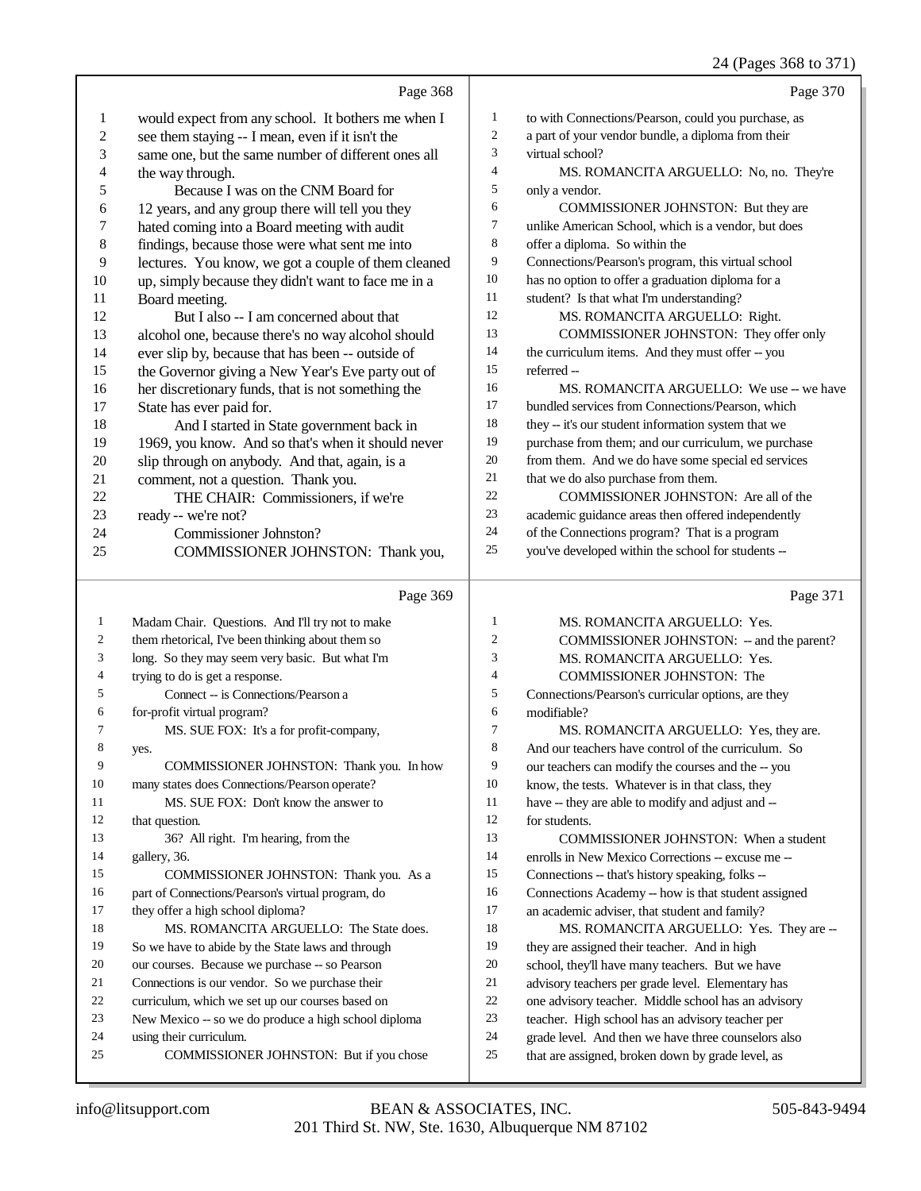Page 368

1 would expect from any school. It bothers me when I
2 see them staying -- I mean, even if it isn't the
3 same one, but the same number of different ones all
4 the way through.
5 Because I was on the CNM Board for
6 12 years, and any group there will tell you they
7 hated coming into a Board meeting with audit
8 findings, because those were what sent me into
9 lectures. You know, we got a couple of them cleaned
10 up, simply because they didn't want to face me in a
11 Board meeting.
12 But I also -- I am concerned about that
13 alcohol one, because there's no way alcohol should
14 ever slip by, because that has been -- outside of
15 the Governor giving a New Year's Eve party out of
16 her discretionary funds, that is not something the
17 State has ever paid for.
18 And I started in State government back in
19 1969, you know. And so that's when it should never
20 slip through on anybody. And that, again, is a
21 comment, not a question. Thank you.
22 THE CHAIR: Commissioners, if we're
23 ready -- we're not?
24 Commissioner Johnston?
25 COMMISSIONER JOHNSTON: Thank you,

Page 369

1 Madam Chair. Questions. And I'll try not to make
2 them rhetorical, I've been thinking about them so
3 long. So they may seem very basic. But what I'm
4 trying to do is get a response.
5 Connect -- is Connections/Pearson a
6 for-profit virtual program?
7 MS. SUE FOX: It's a for profit-company,
8 yes.
9 COMMISSIONER JOHNSTON: Thank you. In how
10 many states does Connections/Pearson operate?
11 MS. SUE FOX: Don't know the answer to
12 that question.
13 36? All right. I'm hearing, from the
14 gallery, 36.
15 COMMISSIONER JOHNSTON: Thank you. As a
16 part of Connections/Pearson's virtual program, do
17 they offer a high school diploma?
18 MS. ROMANCITA ARGUELLO: The State does.
19 So we have to abide by the State laws and through
20 our courses. Because we purchase -- so Pearson
21 Connections is our vendor. So we purchase their
22 curriculum, which we set up our courses based on
23 New Mexico -- so we do produce a high school diploma
24 using their curriculum.
25 COMMISSIONER JOHNSTON: But if you chose

Page 370

1 to with Connections/Pearson, could you purchase, as
2 a part of your vendor bundle, a diploma from their
3 virtual school?
4 MS. ROMANCITA ARGUELLO: No, no. They're
5 only a vendor.
6 COMMISSIONER JOHNSTON: But they are
7 unlike American School, which is a vendor, but does
8 offer a diploma. So within the
9 Connections/Pearson's program, this virtual school
10 has no option to offer a graduation diploma for a
11 student? Is that what I'm understanding?
12 MS. ROMANCITA ARGUELLO: Right.
13 COMMISSIONER JOHNSTON: They offer only
14 the curriculum items. And they must offer -- you
15 referred --
16 MS. ROMANCITA ARGUELLO: We use -- we have
17 bundled services from Connections/Pearson, which
18 they -- it's our student information system that we
19 purchase from them; and our curriculum, we purchase
20 from them. And we do have some special ed services
21 that we do also purchase from them.
22 COMMISSIONER JOHNSTON: Are all of the
23 academic guidance areas then offered independently
24 of the Connections program? That is a program
25 you've developed within the school for students --

Page 371

1 MS. ROMANCITA ARGUELLO: Yes.
2 COMMISSIONER JOHNSTON: -- and the parent?
3 MS. ROMANCITA ARGUELLO: Yes.
4 COMMISSIONER JOHNSTON: The
5 Connections/Pearson's curricular options, are they
6 modifiable?
7 MS. ROMANCITA ARGUELLO: Yes, they are.
8 And our teachers have control of the curriculum. So
9 our teachers can modify the courses and the -- you
10 know, the tests. Whatever is in that class, they
11 have -- they are able to modify and adjust and --
12 for students.
13 COMMISSIONER JOHNSTON: When a student
14 enrolls in New Mexico Corrections -- excuse me --
15 Connections -- that's history speaking, folks --
16 Connections Academy -- how is that student assigned
17 an academic adviser, that student and family?
18 MS. ROMANCITA ARGUELLO: Yes. They are --
19 they are assigned their teacher. And in high
20 school, they'll have many teachers. But we have
21 advisory teachers per grade level. Elementary has
22 one advisory teacher. Middle school has an advisory
23 teacher. High school has an advisory teacher per
24 grade level. And then we have three counselors also
25 that are assigned, broken down by grade level, as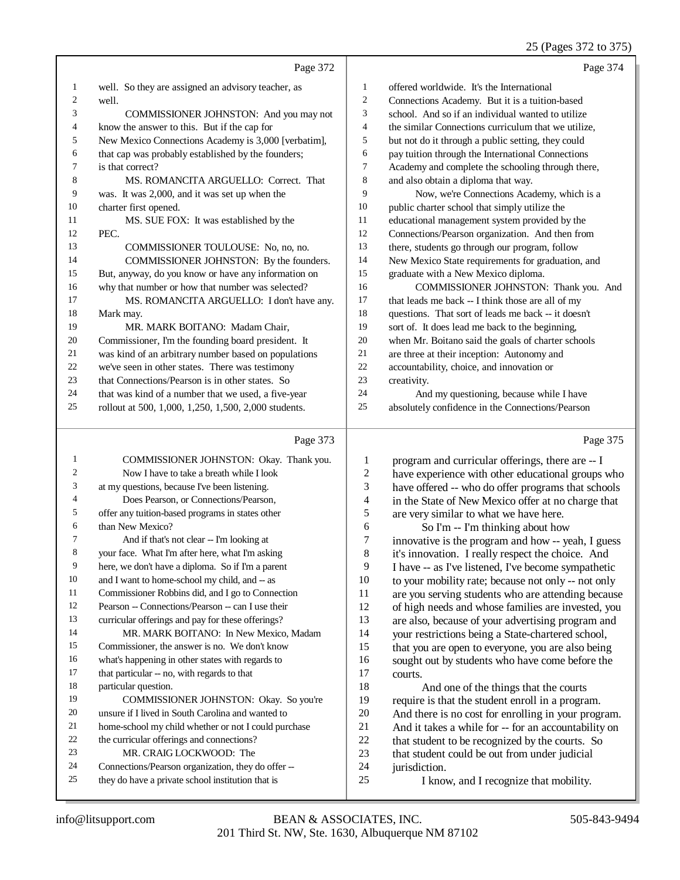Page 372

well. So they are assigned an advisory teacher, as well.

COMMISSIONER JOHNSTON: And you may not know the answer to this. But if the cap for New Mexico Connections Academy is 3,000 [verbatim], that cap was probably established by the founders; is that correct?

MS. ROMANCITA ARGUELLO: Correct. That was. It was 2,000, and it was set up when the charter first opened.

MS. SUE FOX: It was established by the PEC.

COMMISSIONER TOULOUSE: No, no, no.

COMMISSIONER JOHNSTON: By the founders. But, anyway, do you know or have any information on why that number or how that number was selected?

MS. ROMANCITA ARGUELLO: I don't have any. Mark may.

MR. MARK BOITANO: Madam Chair, Commissioner, I'm the founding board president. It was kind of an arbitrary number based on populations we've seen in other states. There was testimony that Connections/Pearson is in other states. So that was kind of a number that we used, a five-year rollout at 500, 1,000, 1,250, 1,500, 2,000 students.

Page 373

COMMISSIONER JOHNSTON: Okay. Thank you.

Now I have to take a breath while I look at my questions, because I've been listening.

Does Pearson, or Connections/Pearson, offer any tuition-based programs in states other than New Mexico?

And if that's not clear -- I'm looking at your face. What I'm after here, what I'm asking here, we don't have a diploma. So if I'm a parent and I want to home-school my child, and -- as Commissioner Robbins did, and I go to Connection Pearson -- Connections/Pearson -- can I use their curricular offerings and pay for these offerings?

MR. MARK BOITANO: In New Mexico, Madam Commissioner, the answer is no. We don't know what's happening in other states with regards to that particular -- no, with regards to that particular question.

COMMISSIONER JOHNSTON: Okay. So you're unsure if I lived in South Carolina and wanted to home-school my child whether or not I could purchase the curricular offerings and connections?

MR. CRAIG LOCKWOOD: The Connections/Pearson organization, they do offer -- they do have a private school institution that is

Page 374

offered worldwide. It's the International Connections Academy. But it is a tuition-based school. And so if an individual wanted to utilize the similar Connections curriculum that we utilize, but not do it through a public setting, they could pay tuition through the International Connections Academy and complete the schooling through there, and also obtain a diploma that way.

Now, we're Connections Academy, which is a public charter school that simply utilize the educational management system provided by the Connections/Pearson organization. And then from there, students go through our program, follow New Mexico State requirements for graduation, and graduate with a New Mexico diploma.

COMMISSIONER JOHNSTON: Thank you. And that leads me back -- I think those are all of my questions. That sort of leads me back -- it doesn't sort of. It does lead me back to the beginning, when Mr. Boitano said the goals of charter schools are three at their inception: Autonomy and accountability, choice, and innovation or creativity.

And my questioning, because while I have absolutely confidence in the Connections/Pearson

Page 375

program and curricular offerings, there are -- I have experience with other educational groups who have offered -- who do offer programs that schools in the State of New Mexico offer at no charge that are very similar to what we have here.

So I'm -- I'm thinking about how innovative is the program and how -- yeah, I guess it's innovation. I really respect the choice. And I have -- as I've listened, I've become sympathetic to your mobility rate; because not only -- not only are you serving students who are attending because of high needs and whose families are invested, you are also, because of your advertising program and your restrictions being a State-chartered school, that you are open to everyone, you are also being sought out by students who have come before the courts.

And one of the things that the courts require is that the student enroll in a program. And there is no cost for enrolling in your program. And it takes a while for -- for an accountability on that student to be recognized by the courts. So that student could be out from under judicial jurisdiction.

I know, and I recognize that mobility.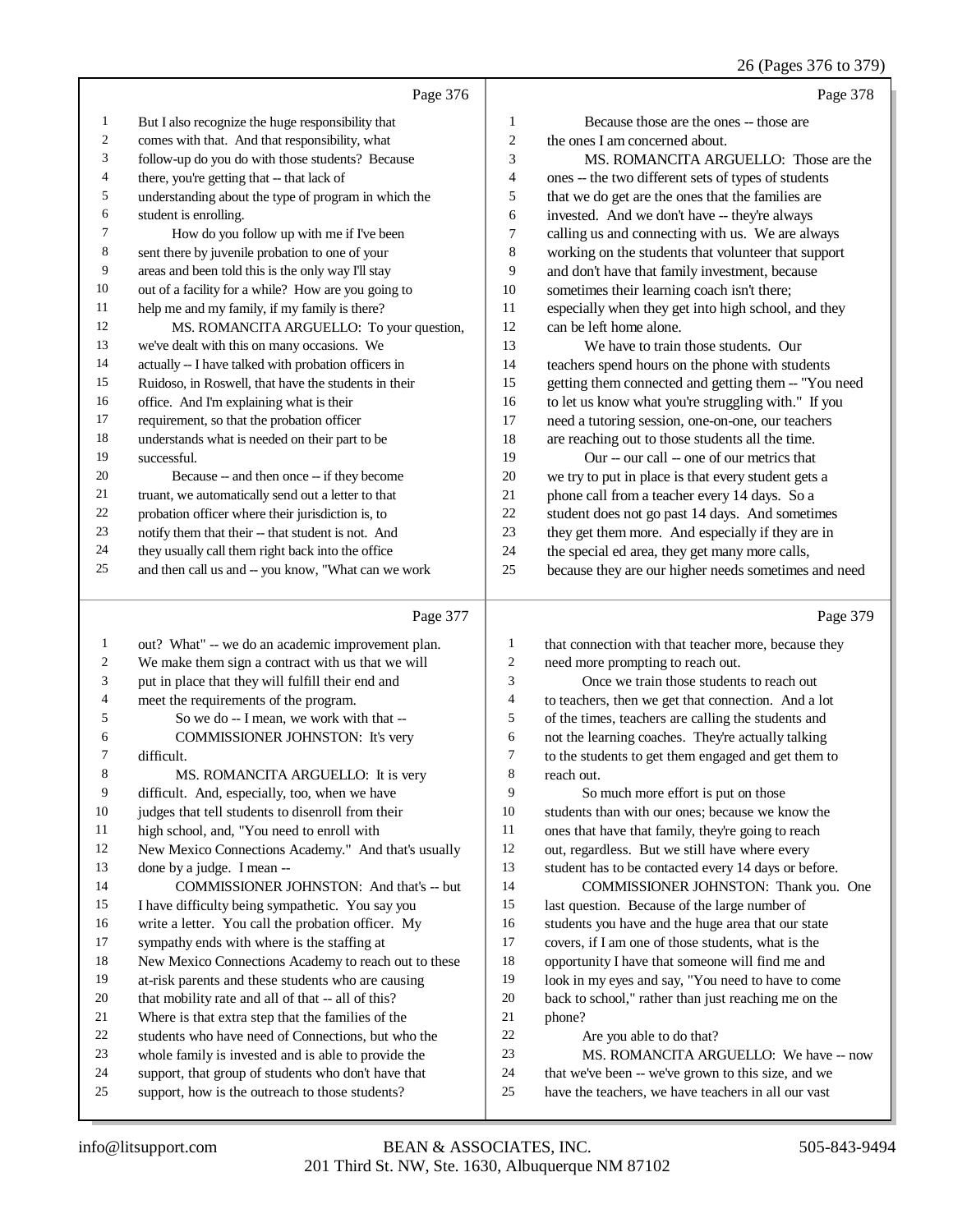26 (Pages 376 to 379)

Page 376

1 But I also recognize the huge responsibility that
2 comes with that. And that responsibility, what
3 follow-up do you do with those students? Because
4 there, you're getting that -- that lack of
5 understanding about the type of program in which the
6 student is enrolling.
7 How do you follow up with me if I've been
8 sent there by juvenile probation to one of your
9 areas and been told this is the only way I'll stay
10 out of a facility for a while? How are you going to
11 help me and my family, if my family is there?
12 MS. ROMANCITA ARGUELLO: To your question,
13 we've dealt with this on many occasions. We
14 actually -- I have talked with probation officers in
15 Ruidoso, in Roswell, that have the students in their
16 office. And I'm explaining what is their
17 requirement, so that the probation officer
18 understands what is needed on their part to be
19 successful.
20 Because -- and then once -- if they become
21 truant, we automatically send out a letter to that
22 probation officer where their jurisdiction is, to
23 notify them that their -- that student is not. And
24 they usually call them right back into the office
25 and then call us and -- you know, "What can we work

Page 377

1 out? What" -- we do an academic improvement plan.
2 We make them sign a contract with us that we will
3 put in place that they will fulfill their end and
4 meet the requirements of the program.
5 So we do -- I mean, we work with that --
6 COMMISSIONER JOHNSTON: It's very
7 difficult.
8 MS. ROMANCITA ARGUELLO: It is very
9 difficult. And, especially, too, when we have
10 judges that tell students to disenroll from their
11 high school, and, "You need to enroll with
12 New Mexico Connections Academy." And that's usually
13 done by a judge. I mean --
14 COMMISSIONER JOHNSTON: And that's -- but
15 I have difficulty being sympathetic. You say you
16 write a letter. You call the probation officer. My
17 sympathy ends with where is the staffing at
18 New Mexico Connections Academy to reach out to these
19 at-risk parents and these students who are causing
20 that mobility rate and all of that -- all of this?
21 Where is that extra step that the families of the
22 students who have need of Connections, but who the
23 whole family is invested and is able to provide the
24 support, that group of students who don't have that
25 support, how is the outreach to those students?

Page 378

1 Because those are the ones -- those are
2 the ones I am concerned about.
3 MS. ROMANCITA ARGUELLO: Those are the
4 ones -- the two different sets of types of students
5 that we do get are the ones that the families are
6 invested. And we don't have -- they're always
7 calling us and connecting with us. We are always
8 working on the students that volunteer that support
9 and don't have that family investment, because
10 sometimes their learning coach isn't there;
11 especially when they get into high school, and they
12 can be left home alone.
13 We have to train those students. Our
14 teachers spend hours on the phone with students
15 getting them connected and getting them -- "You need
16 to let us know what you're struggling with." If you
17 need a tutoring session, one-on-one, our teachers
18 are reaching out to those students all the time.
19 Our -- our call -- one of our metrics that
20 we try to put in place is that every student gets a
21 phone call from a teacher every 14 days. So a
22 student does not go past 14 days. And sometimes
23 they get them more. And especially if they are in
24 the special ed area, they get many more calls,
25 because they are our higher needs sometimes and need

Page 379

1 that connection with that teacher more, because they
2 need more prompting to reach out.
3 Once we train those students to reach out
4 to teachers, then we get that connection. And a lot
5 of the times, teachers are calling the students and
6 not the learning coaches. They're actually talking
7 to the students to get them engaged and get them to
8 reach out.
9 So much more effort is put on those
10 students than with our ones; because we know the
11 ones that have that family, they're going to reach
12 out, regardless. But we still have where every
13 student has to be contacted every 14 days or before.
14 COMMISSIONER JOHNSTON: Thank you. One
15 last question. Because of the large number of
16 students you have and the huge area that our state
17 covers, if I am one of those students, what is the
18 opportunity I have that someone will find me and
19 look in my eyes and say, "You need to have to come
20 back to school," rather than just reaching me on the
21 phone?
22 Are you able to do that?
23 MS. ROMANCITA ARGUELLO: We have -- now
24 that we've been -- we've grown to this size, and we
25 have the teachers, we have teachers in all our vast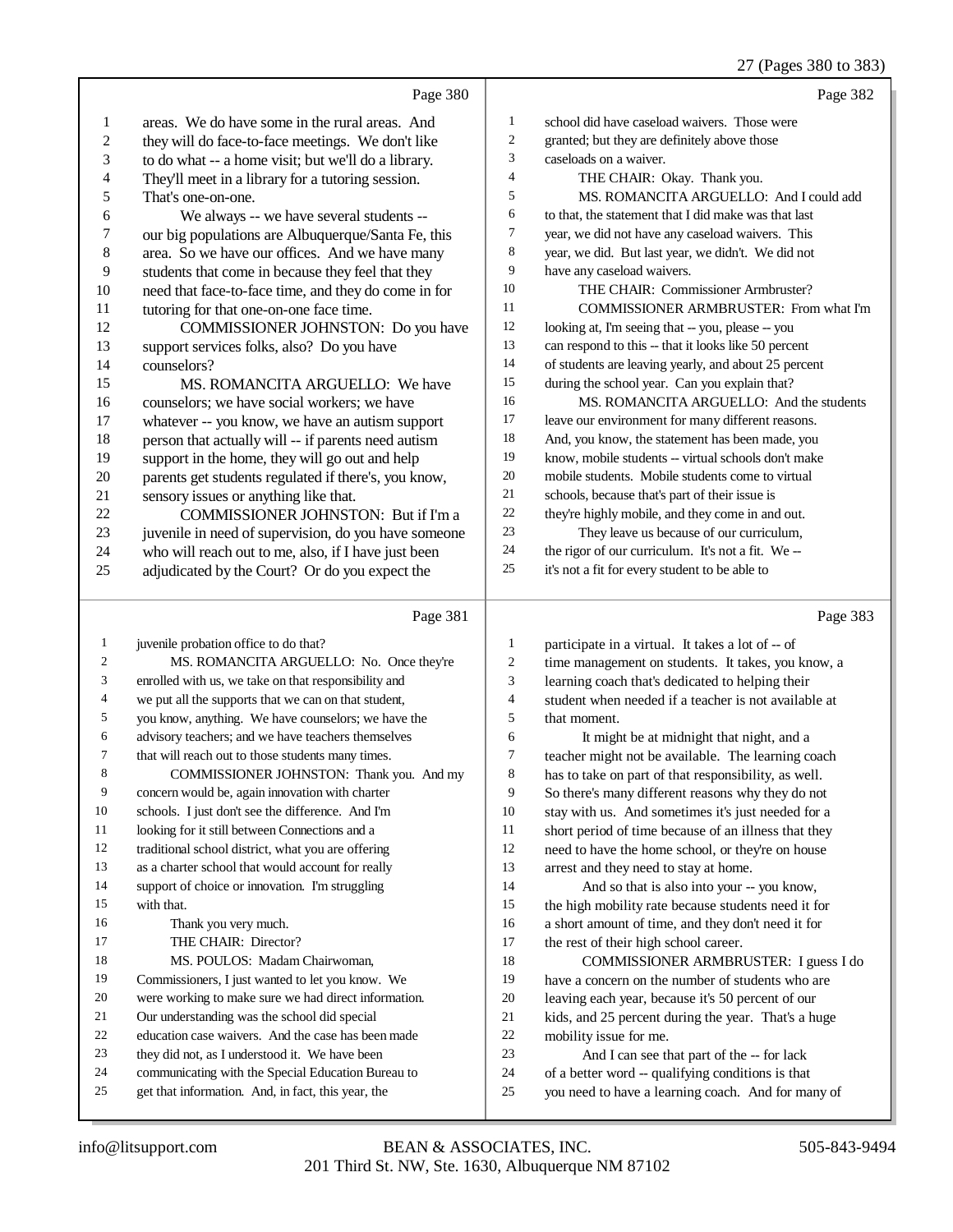Page 380

1 areas. We do have some in the rural areas. And
2 they will do face-to-face meetings. We don't like
3 to do what -- a home visit; but we'll do a library.
4 They'll meet in a library for a tutoring session.
5 That's one-on-one.
6 We always -- we have several students --
7 our big populations are Albuquerque/Santa Fe, this
8 area. So we have our offices. And we have many
9 students that come in because they feel that they
10 need that face-to-face time, and they do come in for
11 tutoring for that one-on-one face time.
12 COMMISSIONER JOHNSTON: Do you have
13 support services folks, also? Do you have
14 counselors?
15 MS. ROMANCITA ARGUELLO: We have
16 counselors; we have social workers; we have
17 whatever -- you know, we have an autism support
18 person that actually will -- if parents need autism
19 support in the home, they will go out and help
20 parents get students regulated if there's, you know,
21 sensory issues or anything like that.
22 COMMISSIONER JOHNSTON: But if I'm a
23 juvenile in need of supervision, do you have someone
24 who will reach out to me, also, if I have just been
25 adjudicated by the Court? Or do you expect the

Page 381

1 juvenile probation office to do that?
2 MS. ROMANCITA ARGUELLO: No. Once they're
3 enrolled with us, we take on that responsibility and
4 we put all the supports that we can on that student,
5 you know, anything. We have counselors; we have the
6 advisory teachers; and we have teachers themselves
7 that will reach out to those students many times.
8 COMMISSIONER JOHNSTON: Thank you. And my
9 concern would be, again innovation with charter
10 schools. I just don't see the difference. And I'm
11 looking for it still between Connections and a
12 traditional school district, what you are offering
13 as a charter school that would account for really
14 support of choice or innovation. I'm struggling
15 with that.
16 Thank you very much.
17 THE CHAIR: Director?
18 MS. POULOS: Madam Chairwoman,
19 Commissioners, I just wanted to let you know. We
20 were working to make sure we had direct information.
21 Our understanding was the school did special
22 education case waivers. And the case has been made
23 they did not, as I understood it. We have been
24 communicating with the Special Education Bureau to
25 get that information. And, in fact, this year, the

Page 382

1 school did have caseload waivers. Those were
2 granted; but they are definitely above those
3 caseloads on a waiver.
4 THE CHAIR: Okay. Thank you.
5 MS. ROMANCITA ARGUELLO: And I could add
6 to that, the statement that I did make was that last
7 year, we did not have any caseload waivers. This
8 year, we did. But last year, we didn't. We did not
9 have any caseload waivers.
10 THE CHAIR: Commissioner Armbruster?
11 COMMISSIONER ARMBRUSTER: From what I'm
12 looking at, I'm seeing that -- you, please -- you
13 can respond to this -- that it looks like 50 percent
14 of students are leaving yearly, and about 25 percent
15 during the school year. Can you explain that?
16 MS. ROMANCITA ARGUELLO: And the students
17 leave our environment for many different reasons.
18 And, you know, the statement has been made, you
19 know, mobile students -- virtual schools don't make
20 mobile students. Mobile students come to virtual
21 schools, because that's part of their issue is
22 they're highly mobile, and they come in and out.
23 They leave us because of our curriculum,
24 the rigor of our curriculum. It's not a fit. We --
25 it's not a fit for every student to be able to

Page 383

1 participate in a virtual. It takes a lot of -- of
2 time management on students. It takes, you know, a
3 learning coach that's dedicated to helping their
4 student when needed if a teacher is not available at
5 that moment.
6 It might be at midnight that night, and a
7 teacher might not be available. The learning coach
8 has to take on part of that responsibility, as well.
9 So there's many different reasons why they do not
10 stay with us. And sometimes it's just needed for a
11 short period of time because of an illness that they
12 need to have the home school, or they're on house
13 arrest and they need to stay at home.
14 And so that is also into your -- you know,
15 the high mobility rate because students need it for
16 a short amount of time, and they don't need it for
17 the rest of their high school career.
18 COMMISSIONER ARMBRUSTER: I guess I do
19 have a concern on the number of students who are
20 leaving each year, because it's 50 percent of our
21 kids, and 25 percent during the year. That's a huge
22 mobility issue for me.
23 And I can see that part of the -- for lack
24 of a better word -- qualifying conditions is that
25 you need to have a learning coach. And for many of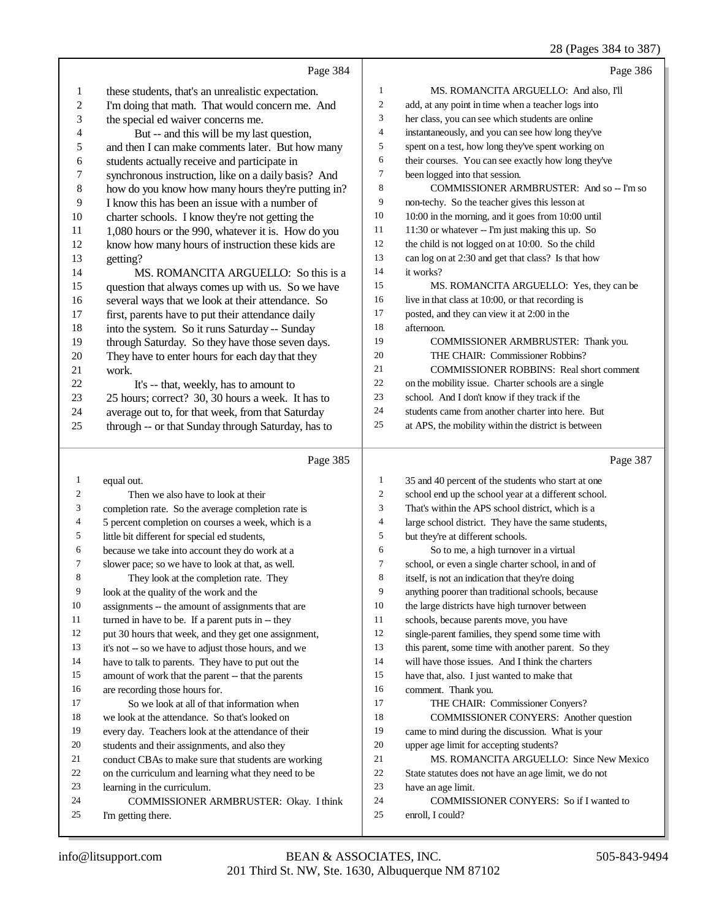Page 384

1 these students, that's an unrealistic expectation.
2 I'm doing that math. That would concern me. And
3 the special ed waiver concerns me.
4 But -- and this will be my last question,
5 and then I can make comments later. But how many
6 students actually receive and participate in
7 synchronous instruction, like on a daily basis? And
8 how do you know how many hours they're putting in?
9 I know this has been an issue with a number of
10 charter schools. I know they're not getting the
11 1,080 hours or the 990, whatever it is. How do you
12 know how many hours of instruction these kids are
13 getting?
14 MS. ROMANCITA ARGUELLO: So this is a
15 question that always comes up with us. So we have
16 several ways that we look at their attendance. So
17 first, parents have to put their attendance daily
18 into the system. So it runs Saturday -- Sunday
19 through Saturday. So they have those seven days.
20 They have to enter hours for each day that they
21 work.
22 It's -- that, weekly, has to amount to
23 25 hours; correct? 30, 30 hours a week. It has to
24 average out to, for that week, from that Saturday
25 through -- or that Sunday through Saturday, has to

Page 385

1 equal out.
2 Then we also have to look at their
3 completion rate. So the average completion rate is
4 5 percent completion on courses a week, which is a
5 little bit different for special ed students,
6 because we take into account they do work at a
7 slower pace; so we have to look at that, as well.
8 They look at the completion rate. They
9 look at the quality of the work and the
10 assignments -- the amount of assignments that are
11 turned in have to be. If a parent puts in -- they
12 put 30 hours that week, and they get one assignment,
13 it's not -- so we have to adjust those hours, and we
14 have to talk to parents. They have to put out the
15 amount of work that the parent -- that the parents
16 are recording those hours for.
17 So we look at all of that information when
18 we look at the attendance. So that's looked on
19 every day. Teachers look at the attendance of their
20 students and their assignments, and also they
21 conduct CBAs to make sure that students are working
22 on the curriculum and learning what they need to be
23 learning in the curriculum.
24 COMMISSIONER ARMBRUSTER: Okay. I think
25 I'm getting there.

Page 386

1 MS. ROMANCITA ARGUELLO: And also, I'll
2 add, at any point in time when a teacher logs into
3 her class, you can see which students are online
4 instantaneously, and you can see how long they've
5 spent on a test, how long they've spent working on
6 their courses. You can see exactly how long they've
7 been logged into that session.
8 COMMISSIONER ARMBRUSTER: And so -- I'm so
9 non-techy. So the teacher gives this lesson at
10 10:00 in the morning, and it goes from 10:00 until
11 11:30 or whatever -- I'm just making this up. So
12 the child is not logged on at 10:00. So the child
13 can log on at 2:30 and get that class? Is that how
14 it works?
15 MS. ROMANCITA ARGUELLO: Yes, they can be
16 live in that class at 10:00, or that recording is
17 posted, and they can view it at 2:00 in the
18 afternoon.
19 COMMISSIONER ARMBRUSTER: Thank you.
20 THE CHAIR: Commissioner Robbins?
21 COMMISSIONER ROBBINS: Real short comment
22 on the mobility issue. Charter schools are a single
23 school. And I don't know if they track if the
24 students came from another charter into here. But
25 at APS, the mobility within the district is between

Page 387

1 35 and 40 percent of the students who start at one
2 school end up the school year at a different school.
3 That's within the APS school district, which is a
4 large school district. They have the same students,
5 but they're at different schools.
6 So to me, a high turnover in a virtual
7 school, or even a single charter school, in and of
8 itself, is not an indication that they're doing
9 anything poorer than traditional schools, because
10 the large districts have high turnover between
11 schools, because parents move, you have
12 single-parent families, they spend some time with
13 this parent, some time with another parent. So they
14 will have those issues. And I think the charters
15 have that, also. I just wanted to make that
16 comment. Thank you.
17 THE CHAIR: Commissioner Conyers?
18 COMMISSIONER CONYERS: Another question
19 came to mind during the discussion. What is your
20 upper age limit for accepting students?
21 MS. ROMANCITA ARGUELLO: Since New Mexico
22 State statutes does not have an age limit, we do not
23 have an age limit.
24 COMMISSIONER CONYERS: So if I wanted to
25 enroll, I could?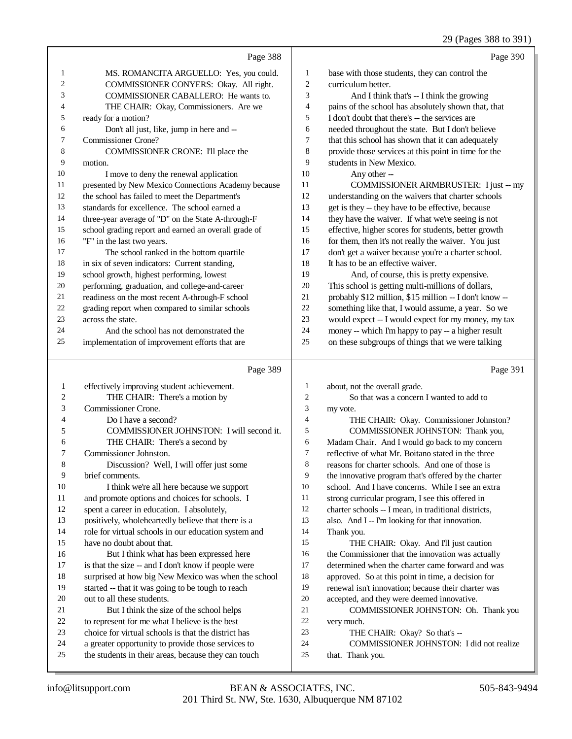Page 388

1 MS. ROMANCITA ARGUELLO: Yes, you could.
2 COMMISSIONER CONYERS: Okay. All right.
3 COMMISSIONER CABALLERO: He wants to.
4 THE CHAIR: Okay, Commissioners. Are we
5 ready for a motion?
6 Don't all just, like, jump in here and --
7 Commissioner Crone?
8 COMMISSIONER CRONE: I'll place the
9 motion.
10 I move to deny the renewal application
11 presented by New Mexico Connections Academy because
12 the school has failed to meet the Department's
13 standards for excellence. The school earned a
14 three-year average of "D" on the State A-through-F
15 school grading report and earned an overall grade of
16 "F" in the last two years.
17 The school ranked in the bottom quartile
18 in six of seven indicators: Current standing,
19 school growth, highest performing, lowest
20 performing, graduation, and college-and-career
21 readiness on the most recent A-through-F school
22 grading report when compared to similar schools
23 across the state.
24 And the school has not demonstrated the
25 implementation of improvement efforts that are

Page 389

1 effectively improving student achievement.
2 THE CHAIR: There's a motion by
3 Commissioner Crone.
4 Do I have a second?
5 COMMISSIONER JOHNSTON: I will second it.
6 THE CHAIR: There's a second by
7 Commissioner Johnston.
8 Discussion? Well, I will offer just some
9 brief comments.
10 I think we're all here because we support
11 and promote options and choices for schools. I
12 spent a career in education. I absolutely,
13 positively, wholeheartedly believe that there is a
14 role for virtual schools in our education system and
15 have no doubt about that.
16 But I think what has been expressed here
17 is that the size -- and I don't know if people were
18 surprised at how big New Mexico was when the school
19 started -- that it was going to be tough to reach
20 out to all these students.
21 But I think the size of the school helps
22 to represent for me what I believe is the best
23 choice for virtual schools is that the district has
24 a greater opportunity to provide those services to
25 the students in their areas, because they can touch

Page 390

1 base with those students, they can control the
2 curriculum better.
3 And I think that's -- I think the growing
4 pains of the school has absolutely shown that, that
5 I don't doubt that there's -- the services are
6 needed throughout the state. But I don't believe
7 that this school has shown that it can adequately
8 provide those services at this point in time for the
9 students in New Mexico.
10 Any other --
11 COMMISSIONER ARMBRUSTER: I just -- my
12 understanding on the waivers that charter schools
13 get is they -- they have to be effective, because
14 they have the waiver. If what we're seeing is not
15 effective, higher scores for students, better growth
16 for them, then it's not really the waiver. You just
17 don't get a waiver because you're a charter school.
18 It has to be an effective waiver.
19 And, of course, this is pretty expensive.
20 This school is getting multi-millions of dollars,
21 probably $12 million, $15 million -- I don't know --
22 something like that, I would assume, a year. So we
23 would expect -- I would expect for my money, my tax
24 money -- which I'm happy to pay -- a higher result
25 on these subgroups of things that we were talking

Page 391

1 about, not the overall grade.
2 So that was a concern I wanted to add to
3 my vote.
4 THE CHAIR: Okay. Commissioner Johnston?
5 COMMISSIONER JOHNSTON: Thank you,
6 Madam Chair. And I would go back to my concern
7 reflective of what Mr. Boitano stated in the three
8 reasons for charter schools. And one of those is
9 the innovative program that's offered by the charter
10 school. And I have concerns. While I see an extra
11 strong curricular program, I see this offered in
12 charter schools -- I mean, in traditional districts,
13 also. And I -- I'm looking for that innovation.
14 Thank you.
15 THE CHAIR: Okay. And I'll just caution
16 the Commissioner that the innovation was actually
17 determined when the charter came forward and was
18 approved. So at this point in time, a decision for
19 renewal isn't innovation; because their charter was
20 accepted, and they were deemed innovative.
21 COMMISSIONER JOHNSTON: Oh. Thank you
22 very much.
23 THE CHAIR: Okay? So that's --
24 COMMISSIONER JOHNSTON: I did not realize
25 that. Thank you.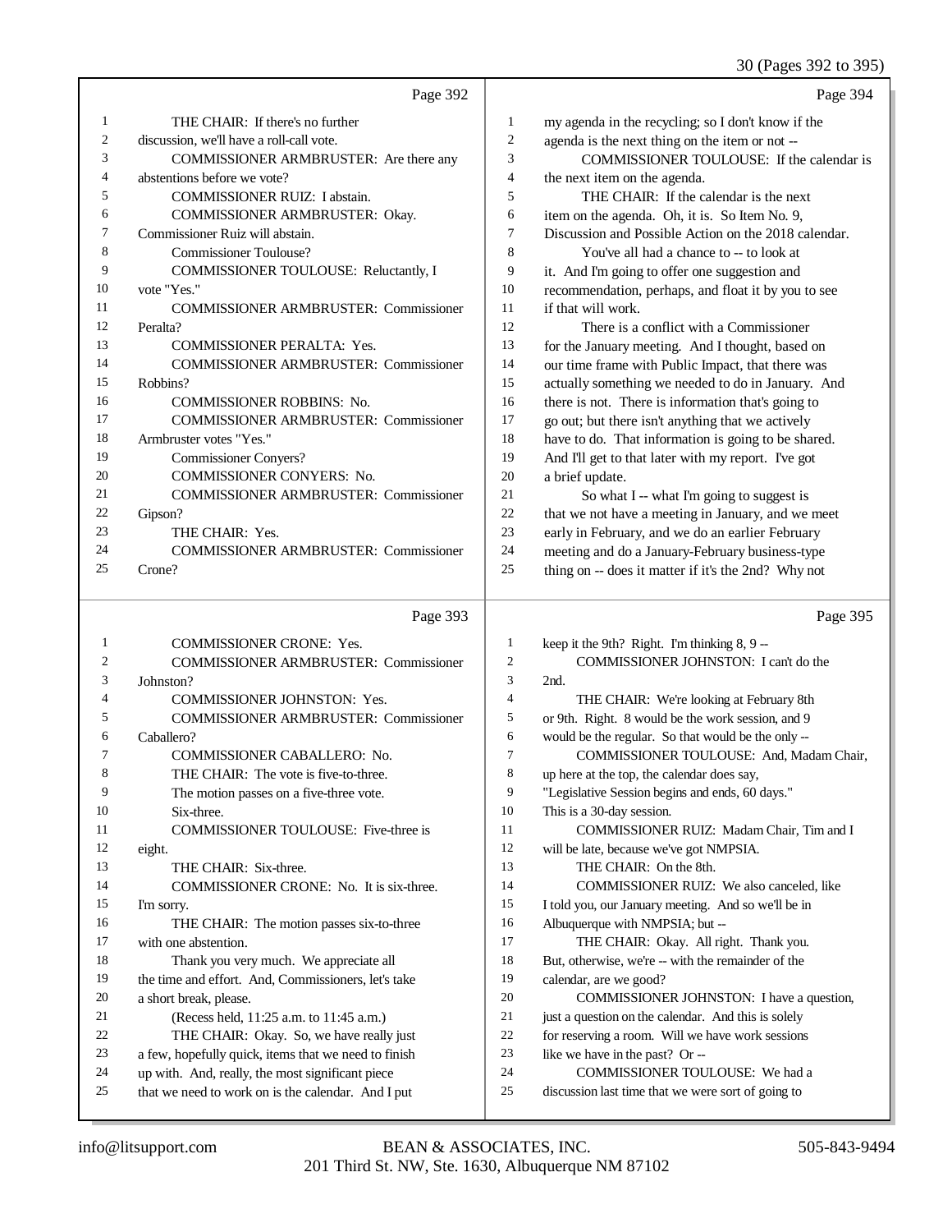Page 392

1 THE CHAIR: If there's no further
2 discussion, we'll have a roll-call vote.
3 COMMISSIONER ARMBRUSTER: Are there any
4 abstentions before we vote?
5 COMMISSIONER RUIZ: I abstain.
6 COMMISSIONER ARMBRUSTER: Okay.
7 Commissioner Ruiz will abstain.
8 Commissioner Toulouse?
9 COMMISSIONER TOULOUSE: Reluctantly, I
10 vote "Yes."
11 COMMISSIONER ARMBRUSTER: Commissioner
12 Peralta?
13 COMMISSIONER PERALTA: Yes.
14 COMMISSIONER ARMBRUSTER: Commissioner
15 Robbins?
16 COMMISSIONER ROBBINS: No.
17 COMMISSIONER ARMBRUSTER: Commissioner
18 Armbruster votes "Yes."
19 Commissioner Conyers?
20 COMMISSIONER CONYERS: No.
21 COMMISSIONER ARMBRUSTER: Commissioner
22 Gipson?
23 THE CHAIR: Yes.
24 COMMISSIONER ARMBRUSTER: Commissioner
25 Crone?

Page 393

1 COMMISSIONER CRONE: Yes.
2 COMMISSIONER ARMBRUSTER: Commissioner
3 Johnston?
4 COMMISSIONER JOHNSTON: Yes.
5 COMMISSIONER ARMBRUSTER: Commissioner
6 Caballero?
7 COMMISSIONER CABALLERO: No.
8 THE CHAIR: The vote is five-to-three.
9 The motion passes on a five-three vote.
10 Six-three.
11 COMMISSIONER TOULOUSE: Five-three is
12 eight.
13 THE CHAIR: Six-three.
14 COMMISSIONER CRONE: No. It is six-three.
15 I'm sorry.
16 THE CHAIR: The motion passes six-to-three
17 with one abstention.
18 Thank you very much. We appreciate all
19 the time and effort. And, Commissioners, let's take
20 a short break, please.
21 (Recess held, 11:25 a.m. to 11:45 a.m.)
22 THE CHAIR: Okay. So, we have really just
23 a few, hopefully quick, items that we need to finish
24 up with. And, really, the most significant piece
25 that we need to work on is the calendar. And I put

Page 394

1 my agenda in the recycling; so I don't know if the
2 agenda is the next thing on the item or not --
3 COMMISSIONER TOULOUSE: If the calendar is
4 the next item on the agenda.
5 THE CHAIR: If the calendar is the next
6 item on the agenda. Oh, it is. So Item No. 9,
7 Discussion and Possible Action on the 2018 calendar.
8 You've all had a chance to -- to look at
9 it. And I'm going to offer one suggestion and
10 recommendation, perhaps, and float it by you to see
11 if that will work.
12 There is a conflict with a Commissioner
13 for the January meeting. And I thought, based on
14 our time frame with Public Impact, that there was
15 actually something we needed to do in January. And
16 there is not. There is information that's going to
17 go out; but there isn't anything that we actively
18 have to do. That information is going to be shared.
19 And I'll get to that later with my report. I've got
20 a brief update.
21 So what I -- what I'm going to suggest is
22 that we not have a meeting in January, and we meet
23 early in February, and we do an earlier February
24 meeting and do a January-February business-type
25 thing on -- does it matter if it's the 2nd? Why not

Page 395

1 keep it the 9th? Right. I'm thinking 8, 9 --
2 COMMISSIONER JOHNSTON: I can't do the
3 2nd.
4 THE CHAIR: We're looking at February 8th
5 or 9th. Right. 8 would be the work session, and 9
6 would be the regular. So that would be the only --
7 COMMISSIONER TOULOUSE: And, Madam Chair,
8 up here at the top, the calendar does say,
9 "Legislative Session begins and ends, 60 days."
10 This is a 30-day session.
11 COMMISSIONER RUIZ: Madam Chair, Tim and I
12 will be late, because we've got NMPSIA.
13 THE CHAIR: On the 8th.
14 COMMISSIONER RUIZ: We also canceled, like
15 I told you, our January meeting. And so we'll be in
16 Albuquerque with NMPSIA; but --
17 THE CHAIR: Okay. All right. Thank you.
18 But, otherwise, we're -- with the remainder of the
19 calendar, are we good?
20 COMMISSIONER JOHNSTON: I have a question,
21 just a question on the calendar. And this is solely
22 for reserving a room. Will we have work sessions
23 like we have in the past? Or --
24 COMMISSIONER TOULOUSE: We had a
25 discussion last time that we were sort of going to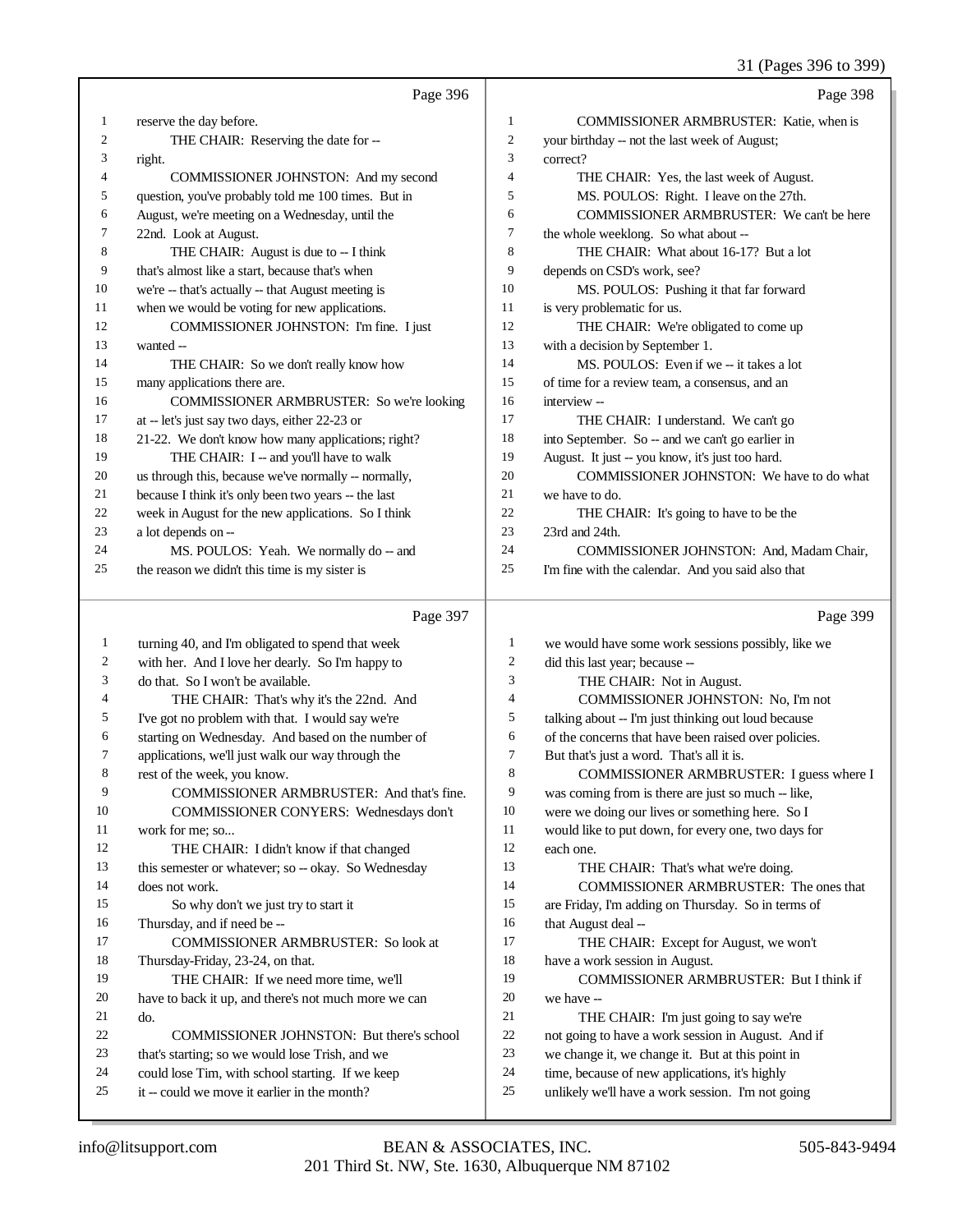Page 396

1 reserve the day before.
2 THE CHAIR: Reserving the date for --
3 right.
4 COMMISSIONER JOHNSTON: And my second
5 question, you've probably told me 100 times. But in
6 August, we're meeting on a Wednesday, until the
7 22nd. Look at August.
8 THE CHAIR: August is due to -- I think
9 that's almost like a start, because that's when
10 we're -- that's actually -- that August meeting is
11 when we would be voting for new applications.
12 COMMISSIONER JOHNSTON: I'm fine. I just
13 wanted --
14 THE CHAIR: So we don't really know how
15 many applications there are.
16 COMMISSIONER ARMBRUSTER: So we're looking
17 at -- let's just say two days, either 22-23 or
18 21-22. We don't know how many applications; right?
19 THE CHAIR: I -- and you'll have to walk
20 us through this, because we've normally -- normally,
21 because I think it's only been two years -- the last
22 week in August for the new applications. So I think
23 a lot depends on --
24 MS. POULOS: Yeah. We normally do -- and
25 the reason we didn't this time is my sister is

Page 397

1 turning 40, and I'm obligated to spend that week
2 with her. And I love her dearly. So I'm happy to
3 do that. So I won't be available.
4 THE CHAIR: That's why it's the 22nd. And
5 I've got no problem with that. I would say we're
6 starting on Wednesday. And based on the number of
7 applications, we'll just walk our way through the
8 rest of the week, you know.
9 COMMISSIONER ARMBRUSTER: And that's fine.
10 COMMISSIONER CONYERS: Wednesdays don't
11 work for me; so...
12 THE CHAIR: I didn't know if that changed
13 this semester or whatever; so -- okay. So Wednesday
14 does not work.
15 So why don't we just try to start it
16 Thursday, and if need be --
17 COMMISSIONER ARMBRUSTER: So look at
18 Thursday-Friday, 23-24, on that.
19 THE CHAIR: If we need more time, we'll
20 have to back it up, and there's not much more we can
21 do.
22 COMMISSIONER JOHNSTON: But there's school
23 that's starting; so we would lose Trish, and we
24 could lose Tim, with school starting. If we keep
25 it -- could we move it earlier in the month?

Page 398

1 COMMISSIONER ARMBRUSTER: Katie, when is
2 your birthday -- not the last week of August;
3 correct?
4 THE CHAIR: Yes, the last week of August.
5 MS. POULOS: Right. I leave on the 27th.
6 COMMISSIONER ARMBRUSTER: We can't be here
7 the whole weeklong. So what about --
8 THE CHAIR: What about 16-17? But a lot
9 depends on CSD's work, see?
10 MS. POULOS: Pushing it that far forward
11 is very problematic for us.
12 THE CHAIR: We're obligated to come up
13 with a decision by September 1.
14 MS. POULOS: Even if we -- it takes a lot
15 of time for a review team, a consensus, and an
16 interview --
17 THE CHAIR: I understand. We can't go
18 into September. So -- and we can't go earlier in
19 August. It just -- you know, it's just too hard.
20 COMMISSIONER JOHNSTON: We have to do what
21 we have to do.
22 THE CHAIR: It's going to have to be the
23 23rd and 24th.
24 COMMISSIONER JOHNSTON: And, Madam Chair,
25 I'm fine with the calendar. And you said also that

Page 399

1 we would have some work sessions possibly, like we
2 did this last year; because --
3 THE CHAIR: Not in August.
4 COMMISSIONER JOHNSTON: No, I'm not
5 talking about -- I'm just thinking out loud because
6 of the concerns that have been raised over policies.
7 But that's just a word. That's all it is.
8 COMMISSIONER ARMBRUSTER: I guess where I
9 was coming from is there are just so much -- like,
10 were we doing our lives or something here. So I
11 would like to put down, for every one, two days for
12 each one.
13 THE CHAIR: That's what we're doing.
14 COMMISSIONER ARMBRUSTER: The ones that
15 are Friday, I'm adding on Thursday. So in terms of
16 that August deal --
17 THE CHAIR: Except for August, we won't
18 have a work session in August.
19 COMMISSIONER ARMBRUSTER: But I think if
20 we have --
21 THE CHAIR: I'm just going to say we're
22 not going to have a work session in August. And if
23 we change it, we change it. But at this point in
24 time, because of new applications, it's highly
25 unlikely we'll have a work session. I'm not going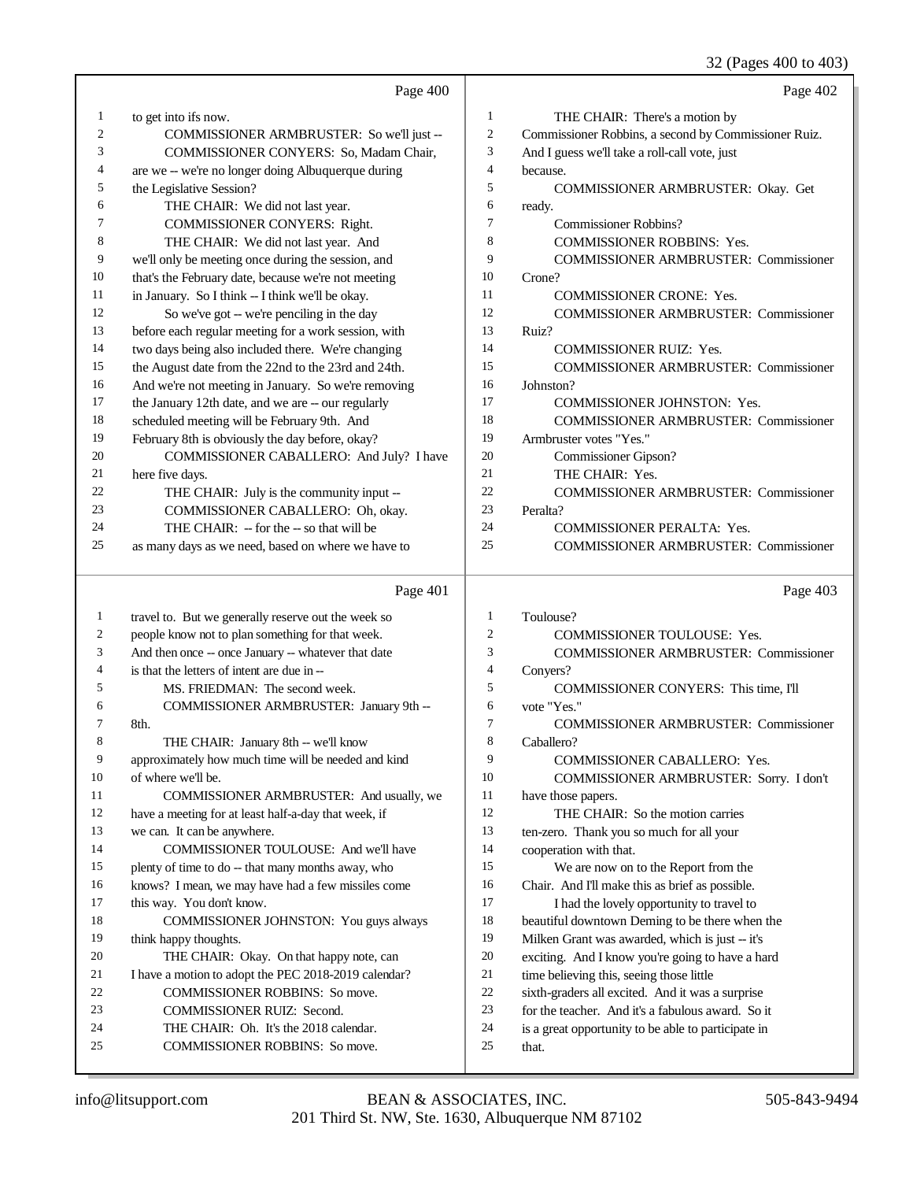Page 400

1 to get into ifs now.
2 COMMISSIONER ARMBRUSTER: So we'll just --
3 COMMISSIONER CONYERS: So, Madam Chair,
4 are we -- we're no longer doing Albuquerque during
5 the Legislative Session?
6 THE CHAIR: We did not last year.
7 COMMISSIONER CONYERS: Right.
8 THE CHAIR: We did not last year. And
9 we'll only be meeting once during the session, and
10 that's the February date, because we're not meeting
11 in January. So I think -- I think we'll be okay.
12 So we've got -- we're penciling in the day
13 before each regular meeting for a work session, with
14 two days being also included there. We're changing
15 the August date from the 22nd to the 23rd and 24th.
16 And we're not meeting in January. So we're removing
17 the January 12th date, and we are -- our regularly
18 scheduled meeting will be February 9th. And
19 February 8th is obviously the day before, okay?
20 COMMISSIONER CABALLERO: And July? I have
21 here five days.
22 THE CHAIR: July is the community input --
23 COMMISSIONER CABALLERO: Oh, okay.
24 THE CHAIR: -- for the -- so that will be
25 as many days as we need, based on where we have to

Page 401

1 travel to. But we generally reserve out the week so
2 people know not to plan something for that week.
3 And then once -- once January -- whatever that date
4 is that the letters of intent are due in --
5 MS. FRIEDMAN: The second week.
6 COMMISSIONER ARMBRUSTER: January 9th --
7 8th.
8 THE CHAIR: January 8th -- we'll know
9 approximately how much time will be needed and kind
10 of where we'll be.
11 COMMISSIONER ARMBRUSTER: And usually, we
12 have a meeting for at least half-a-day that week, if
13 we can. It can be anywhere.
14 COMMISSIONER TOULOUSE: And we'll have
15 plenty of time to do -- that many months away, who
16 knows? I mean, we may have had a few missiles come
17 this way. You don't know.
18 COMMISSIONER JOHNSTON: You guys always
19 think happy thoughts.
20 THE CHAIR: Okay. On that happy note, can
21 I have a motion to adopt the PEC 2018-2019 calendar?
22 COMMISSIONER ROBBINS: So move.
23 COMMISSIONER RUIZ: Second.
24 THE CHAIR: Oh. It's the 2018 calendar.
25 COMMISSIONER ROBBINS: So move.

Page 402

1 THE CHAIR: There's a motion by
2 Commissioner Robbins, a second by Commissioner Ruiz.
3 And I guess we'll take a roll-call vote, just
4 because.
5 COMMISSIONER ARMBRUSTER: Okay. Get
6 ready.
7 Commissioner Robbins?
8 COMMISSIONER ROBBINS: Yes.
9 COMMISSIONER ARMBRUSTER: Commissioner
10 Crone?
11 COMMISSIONER CRONE: Yes.
12 COMMISSIONER ARMBRUSTER: Commissioner
13 Ruiz?
14 COMMISSIONER RUIZ: Yes.
15 COMMISSIONER ARMBRUSTER: Commissioner
16 Johnston?
17 COMMISSIONER JOHNSTON: Yes.
18 COMMISSIONER ARMBRUSTER: Commissioner
19 Armbruster votes "Yes."
20 Commissioner Gipson?
21 THE CHAIR: Yes.
22 COMMISSIONER ARMBRUSTER: Commissioner
23 Peralta?
24 COMMISSIONER PERALTA: Yes.
25 COMMISSIONER ARMBRUSTER: Commissioner

Page 403

1 Toulouse?
2 COMMISSIONER TOULOUSE: Yes.
3 COMMISSIONER ARMBRUSTER: Commissioner
4 Conyers?
5 COMMISSIONER CONYERS: This time, I'll
6 vote "Yes."
7 COMMISSIONER ARMBRUSTER: Commissioner
8 Caballero?
9 COMMISSIONER CABALLERO: Yes.
10 COMMISSIONER ARMBRUSTER: Sorry. I don't
11 have those papers.
12 THE CHAIR: So the motion carries
13 ten-zero. Thank you so much for all your
14 cooperation with that.
15 We are now on to the Report from the
16 Chair. And I'll make this as brief as possible.
17 I had the lovely opportunity to travel to
18 beautiful downtown Deming to be there when the
19 Milken Grant was awarded, which is just -- it's
20 exciting. And I know you're going to have a hard
21 time believing this, seeing those little
22 sixth-graders all excited. And it was a surprise
23 for the teacher. And it's a fabulous award. So it
24 is a great opportunity to be able to participate in
25 that.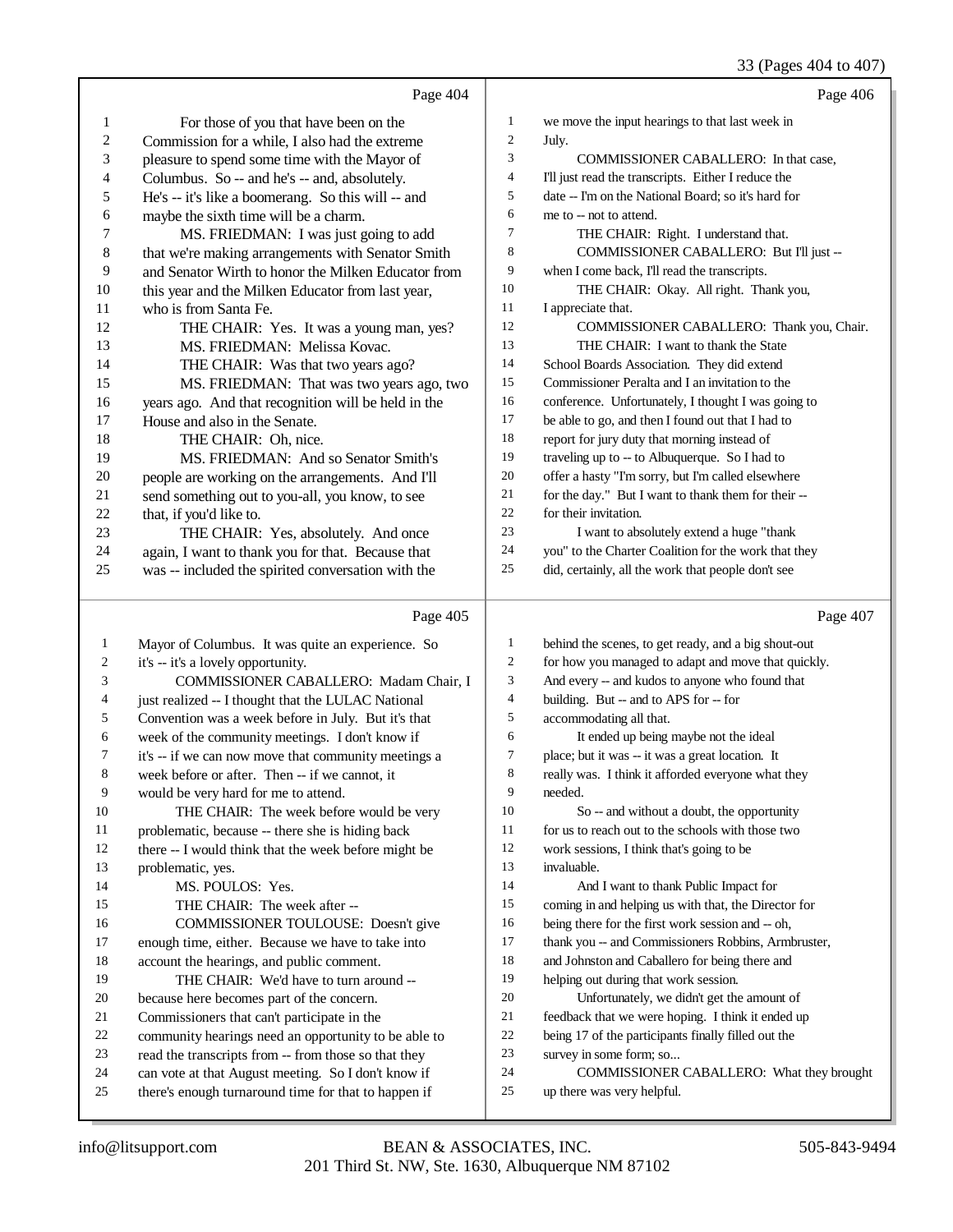Page 404

1 For those of you that have been on the
2 Commission for a while, I also had the extreme
3 pleasure to spend some time with the Mayor of
4 Columbus. So -- and he's -- and, absolutely.
5 He's -- it's like a boomerang. So this will -- and
6 maybe the sixth time will be a charm.
7 MS. FRIEDMAN: I was just going to add
8 that we're making arrangements with Senator Smith
9 and Senator Wirth to honor the Milken Educator from
10 this year and the Milken Educator from last year,
11 who is from Santa Fe.
12 THE CHAIR: Yes. It was a young man, yes?
13 MS. FRIEDMAN: Melissa Kovac.
14 THE CHAIR: Was that two years ago?
15 MS. FRIEDMAN: That was two years ago, two
16 years ago. And that recognition will be held in the
17 House and also in the Senate.
18 THE CHAIR: Oh, nice.
19 MS. FRIEDMAN: And so Senator Smith's
20 people are working on the arrangements. And I'll
21 send something out to you-all, you know, to see
22 that, if you'd like to.
23 THE CHAIR: Yes, absolutely. And once
24 again, I want to thank you for that. Because that
25 was -- included the spirited conversation with the

Page 405

1 Mayor of Columbus. It was quite an experience. So
2 it's -- it's a lovely opportunity.
3 COMMISSIONER CABALLERO: Madam Chair, I
4 just realized -- I thought that the LULAC National
5 Convention was a week before in July. But it's that
6 week of the community meetings. I don't know if
7 it's -- if we can now move that community meetings a
8 week before or after. Then -- if we cannot, it
9 would be very hard for me to attend.
10 THE CHAIR: The week before would be very
11 problematic, because -- there she is hiding back
12 there -- I would think that the week before might be
13 problematic, yes.
14 MS. POULOS: Yes.
15 THE CHAIR: The week after --
16 COMMISSIONER TOULOUSE: Doesn't give
17 enough time, either. Because we have to take into
18 account the hearings, and public comment.
19 THE CHAIR: We'd have to turn around --
20 because here becomes part of the concern.
21 Commissioners that can't participate in the
22 community hearings need an opportunity to be able to
23 read the transcripts from -- from those so that they
24 can vote at that August meeting. So I don't know if
25 there's enough turnaround time for that to happen if

Page 406

1 we move the input hearings to that last week in
2 July.
3 COMMISSIONER CABALLERO: In that case,
4 I'll just read the transcripts. Either I reduce the
5 date -- I'm on the National Board; so it's hard for
6 me to -- not to attend.
7 THE CHAIR: Right. I understand that.
8 COMMISSIONER CABALLERO: But I'll just --
9 when I come back, I'll read the transcripts.
10 THE CHAIR: Okay. All right. Thank you,
11 I appreciate that.
12 COMMISSIONER CABALLERO: Thank you, Chair.
13 THE CHAIR: I want to thank the State
14 School Boards Association. They did extend
15 Commissioner Peralta and I an invitation to the
16 conference. Unfortunately, I thought I was going to
17 be able to go, and then I found out that I had to
18 report for jury duty that morning instead of
19 traveling up to -- to Albuquerque. So I had to
20 offer a hasty "I'm sorry, but I'm called elsewhere
21 for the day." But I want to thank them for their --
22 for their invitation.
23 I want to absolutely extend a huge "thank
24 you" to the Charter Coalition for the work that they
25 did, certainly, all the work that people don't see

Page 407

1 behind the scenes, to get ready, and a big shout-out
2 for how you managed to adapt and move that quickly.
3 And every -- and kudos to anyone who found that
4 building. But -- and to APS for -- for
5 accommodating all that.
6 It ended up being maybe not the ideal
7 place; but it was -- it was a great location. It
8 really was. I think it afforded everyone what they
9 needed.
10 So -- and without a doubt, the opportunity
11 for us to reach out to the schools with those two
12 work sessions, I think that's going to be
13 invaluable.
14 And I want to thank Public Impact for
15 coming in and helping us with that, the Director for
16 being there for the first work session and -- oh,
17 thank you -- and Commissioners Robbins, Armbruster,
18 and Johnston and Caballero for being there and
19 helping out during that work session.
20 Unfortunately, we didn't get the amount of
21 feedback that we were hoping. I think it ended up
22 being 17 of the participants finally filled out the
23 survey in some form; so...
24 COMMISSIONER CABALLERO: What they brought
25 up there was very helpful.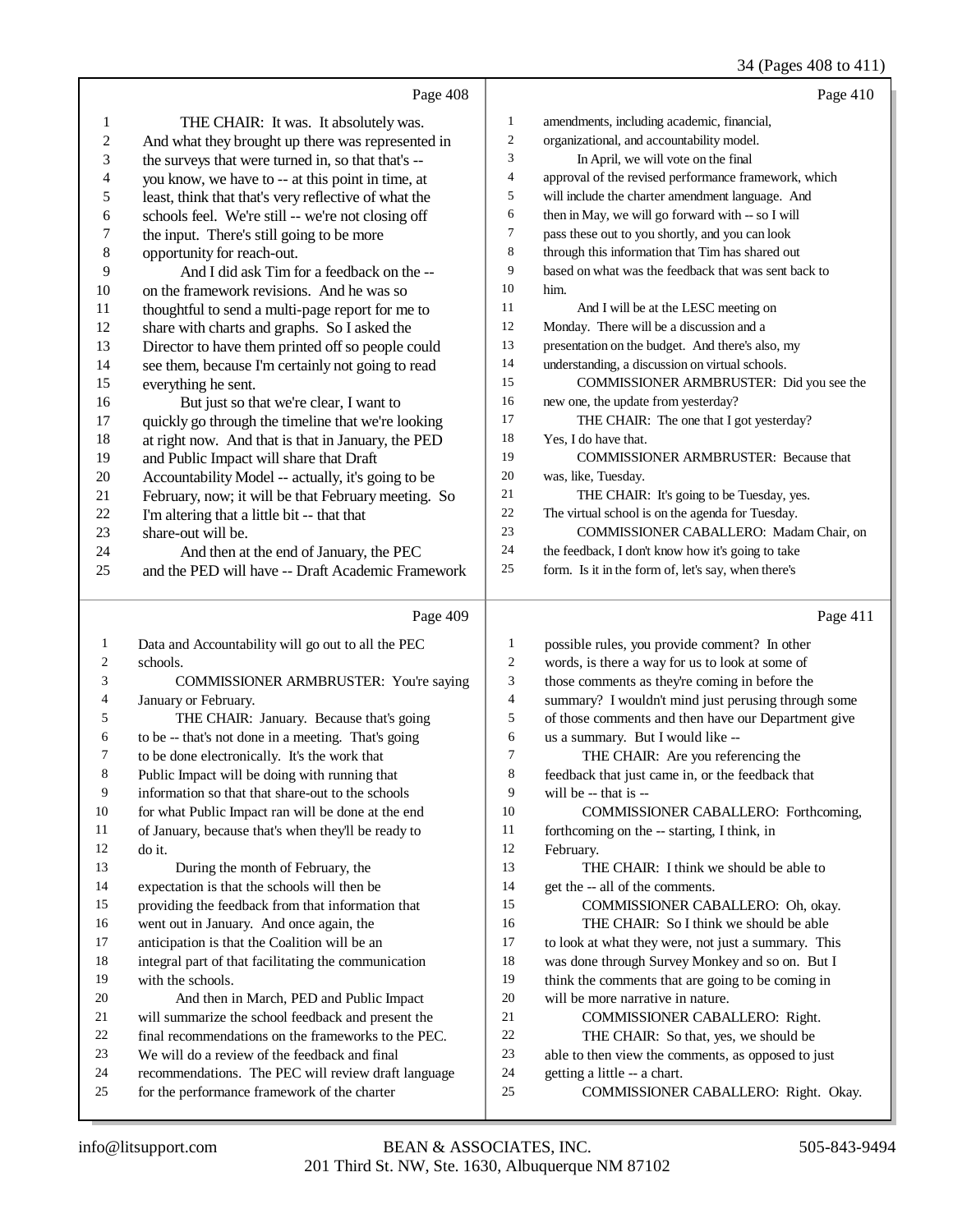Page 408

1 THE CHAIR: It was. It absolutely was.
2 And what they brought up there was represented in
3 the surveys that were turned in, so that that's --
4 you know, we have to -- at this point in time, at
5 least, think that that's very reflective of what the
6 schools feel. We're still -- we're not closing off
7 the input. There's still going to be more
8 opportunity for reach-out.
9 And I did ask Tim for a feedback on the --
10 on the framework revisions. And he was so
11 thoughtful to send a multi-page report for me to
12 share with charts and graphs. So I asked the
13 Director to have them printed off so people could
14 see them, because I'm certainly not going to read
15 everything he sent.
16 But just so that we're clear, I want to
17 quickly go through the timeline that we're looking
18 at right now. And that is that in January, the PED
19 and Public Impact will share that Draft
20 Accountability Model -- actually, it's going to be
21 February, now; it will be that February meeting. So
22 I'm altering that a little bit -- that that
23 share-out will be.
24 And then at the end of January, the PEC
25 and the PED will have -- Draft Academic Framework

Page 409

1 Data and Accountability will go out to all the PEC
2 schools.
3 COMMISSIONER ARMBRUSTER: You're saying
4 January or February.
5 THE CHAIR: January. Because that's going
6 to be -- that's not done in a meeting. That's going
7 to be done electronically. It's the work that
8 Public Impact will be doing with running that
9 information so that that share-out to the schools
10 for what Public Impact ran will be done at the end
11 of January, because that's when they'll be ready to
12 do it.
13 During the month of February, the
14 expectation is that the schools will then be
15 providing the feedback from that information that
16 went out in January. And once again, the
17 anticipation is that the Coalition will be an
18 integral part of that facilitating the communication
19 with the schools.
20 And then in March, PED and Public Impact
21 will summarize the school feedback and present the
22 final recommendations on the frameworks to the PEC.
23 We will do a review of the feedback and final
24 recommendations. The PEC will review draft language
25 for the performance framework of the charter

Page 410

1 amendments, including academic, financial,
2 organizational, and accountability model.
3 In April, we will vote on the final
4 approval of the revised performance framework, which
5 will include the charter amendment language. And
6 then in May, we will go forward with -- so I will
7 pass these out to you shortly, and you can look
8 through this information that Tim has shared out
9 based on what was the feedback that was sent back to
10 him.
11 And I will be at the LESC meeting on
12 Monday. There will be a discussion and a
13 presentation on the budget. And there's also, my
14 understanding, a discussion on virtual schools.
15 COMMISSIONER ARMBRUSTER: Did you see the
16 new one, the update from yesterday?
17 THE CHAIR: The one that I got yesterday?
18 Yes, I do have that.
19 COMMISSIONER ARMBRUSTER: Because that
20 was, like, Tuesday.
21 THE CHAIR: It's going to be Tuesday, yes.
22 The virtual school is on the agenda for Tuesday.
23 COMMISSIONER CABALLERO: Madam Chair, on
24 the feedback, I don't know how it's going to take
25 form. Is it in the form of, let's say, when there's

Page 411

1 possible rules, you provide comment? In other
2 words, is there a way for us to look at some of
3 those comments as they're coming in before the
4 summary? I wouldn't mind just perusing through some
5 of those comments and then have our Department give
6 us a summary. But I would like --
7 THE CHAIR: Are you referencing the
8 feedback that just came in, or the feedback that
9 will be -- that is --
10 COMMISSIONER CABALLERO: Forthcoming,
11 forthcoming on the -- starting, I think, in
12 February.
13 THE CHAIR: I think we should be able to
14 get the -- all of the comments.
15 COMMISSIONER CABALLERO: Oh, okay.
16 THE CHAIR: So I think we should be able
17 to look at what they were, not just a summary. This
18 was done through Survey Monkey and so on. But I
19 think the comments that are going to be coming in
20 will be more narrative in nature.
21 COMMISSIONER CABALLERO: Right.
22 THE CHAIR: So that, yes, we should be
23 able to then view the comments, as opposed to just
24 getting a little -- a chart.
25 COMMISSIONER CABALLERO: Right. Okay.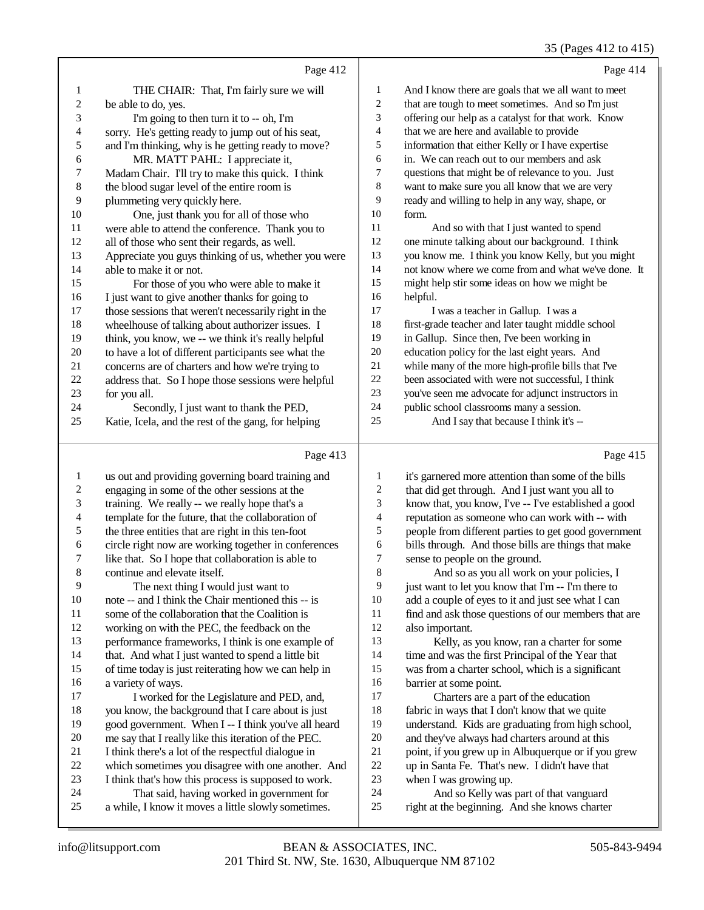Page 412

1 THE CHAIR: That, I'm fairly sure we will
2 be able to do, yes.
3 I'm going to then turn it to -- oh, I'm
4 sorry. He's getting ready to jump out of his seat,
5 and I'm thinking, why is he getting ready to move?
6 MR. MATT PAHL: I appreciate it,
7 Madam Chair. I'll try to make this quick. I think
8 the blood sugar level of the entire room is
9 plummeting very quickly here.
10 One, just thank you for all of those who
11 were able to attend the conference. Thank you to
12 all of those who sent their regards, as well.
13 Appreciate you guys thinking of us, whether you were
14 able to make it or not.
15 For those of you who were able to make it
16 I just want to give another thanks for going to
17 those sessions that weren't necessarily right in the
18 wheelhouse of talking about authorizer issues. I
19 think, you know, we -- we think it's really helpful
20 to have a lot of different participants see what the
21 concerns are of charters and how we're trying to
22 address that. So I hope those sessions were helpful
23 for you all.
24 Secondly, I just want to thank the PED,
25 Katie, Icela, and the rest of the gang, for helping

Page 413

1 us out and providing governing board training and
2 engaging in some of the other sessions at the
3 training. We really -- we really hope that's a
4 template for the future, that the collaboration of
5 the three entities that are right in this ten-foot
6 circle right now are working together in conferences
7 like that. So I hope that collaboration is able to
8 continue and elevate itself.
9 The next thing I would just want to
10 note -- and I think the Chair mentioned this -- is
11 some of the collaboration that the Coalition is
12 working on with the PEC, the feedback on the
13 performance frameworks, I think is one example of
14 that. And what I just wanted to spend a little bit
15 of time today is just reiterating how we can help in
16 a variety of ways.
17 I worked for the Legislature and PED, and,
18 you know, the background that I care about is just
19 good government. When I -- I think you've all heard
20 me say that I really like this iteration of the PEC.
21 I think there's a lot of the respectful dialogue in
22 which sometimes you disagree with one another. And
23 I think that's how this process is supposed to work.
24 That said, having worked in government for
25 a while, I know it moves a little slowly sometimes.

Page 414

1 And I know there are goals that we all want to meet
2 that are tough to meet sometimes. And so I'm just
3 offering our help as a catalyst for that work. Know
4 that we are here and available to provide
5 information that either Kelly or I have expertise
6 in. We can reach out to our members and ask
7 questions that might be of relevance to you. Just
8 want to make sure you all know that we are very
9 ready and willing to help in any way, shape, or
10 form.
11 And so with that I just wanted to spend
12 one minute talking about our background. I think
13 you know me. I think you know Kelly, but you might
14 not know where we come from and what we've done. It
15 might help stir some ideas on how we might be
16 helpful.
17 I was a teacher in Gallup. I was a
18 first-grade teacher and later taught middle school
19 in Gallup. Since then, I've been working in
20 education policy for the last eight years. And
21 while many of the more high-profile bills that I've
22 been associated with were not successful, I think
23 you've seen me advocate for adjunct instructors in
24 public school classrooms many a session.
25 And I say that because I think it's --

Page 415

1 it's garnered more attention than some of the bills
2 that did get through. And I just want you all to
3 know that, you know, I've -- I've established a good
4 reputation as someone who can work with -- with
5 people from different parties to get good government
6 bills through. And those bills are things that make
7 sense to people on the ground.
8 And so as you all work on your policies, I
9 just want to let you know that I'm -- I'm there to
10 add a couple of eyes to it and just see what I can
11 find and ask those questions of our members that are
12 also important.
13 Kelly, as you know, ran a charter for some
14 time and was the first Principal of the Year that
15 was from a charter school, which is a significant
16 barrier at some point.
17 Charters are a part of the education
18 fabric in ways that I don't know that we quite
19 understand. Kids are graduating from high school,
20 and they've always had charters around at this
21 point, if you grew up in Albuquerque or if you grew
22 up in Santa Fe. That's new. I didn't have that
23 when I was growing up.
24 And so Kelly was part of that vanguard
25 right at the beginning. And she knows charter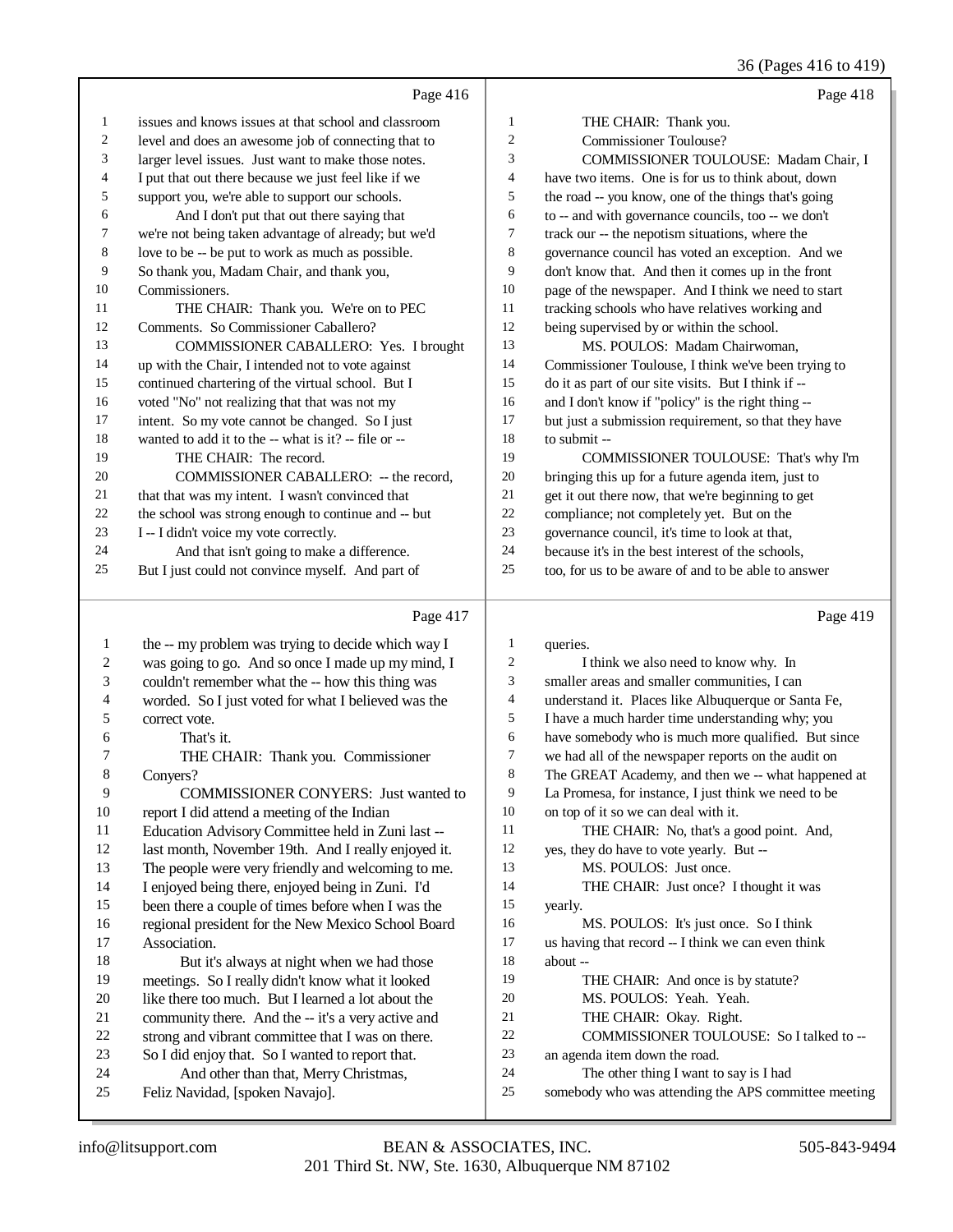Page 416

1 issues and knows issues at that school and classroom
2 level and does an awesome job of connecting that to
3 larger level issues. Just want to make those notes.
4 I put that out there because we just feel like if we
5 support you, we're able to support our schools.
6 And I don't put that out there saying that
7 we're not being taken advantage of already; but we'd
8 love to be -- be put to work as much as possible.
9 So thank you, Madam Chair, and thank you,
10 Commissioners.
11 THE CHAIR: Thank you. We're on to PEC
12 Comments. So Commissioner Caballero?
13 COMMISSIONER CABALLERO: Yes. I brought
14 up with the Chair, I intended not to vote against
15 continued chartering of the virtual school. But I
16 voted "No" not realizing that that was not my
17 intent. So my vote cannot be changed. So I just
18 wanted to add it to the -- what is it? -- file or --
19 THE CHAIR: The record.
20 COMMISSIONER CABALLERO: -- the record,
21 that that was my intent. I wasn't convinced that
22 the school was strong enough to continue and -- but
23 I -- I didn't voice my vote correctly.
24 And that isn't going to make a difference.
25 But I just could not convince myself. And part of

Page 417

1 the -- my problem was trying to decide which way I
2 was going to go. And so once I made up my mind, I
3 couldn't remember what the -- how this thing was
4 worded. So I just voted for what I believed was the
5 correct vote.
6 That's it.
7 THE CHAIR: Thank you. Commissioner
8 Conyers?
9 COMMISSIONER CONYERS: Just wanted to
10 report I did attend a meeting of the Indian
11 Education Advisory Committee held in Zuni last --
12 last month, November 19th. And I really enjoyed it.
13 The people were very friendly and welcoming to me.
14 I enjoyed being there, enjoyed being in Zuni. I'd
15 been there a couple of times before when I was the
16 regional president for the New Mexico School Board
17 Association.
18 But it's always at night when we had those
19 meetings. So I really didn't know what it looked
20 like there too much. But I learned a lot about the
21 community there. And the -- it's a very active and
22 strong and vibrant committee that I was on there.
23 So I did enjoy that. So I wanted to report that.
24 And other than that, Merry Christmas,
25 Feliz Navidad, [spoken Navajo].

Page 418

1 THE CHAIR: Thank you.
2 Commissioner Toulouse?
3 COMMISSIONER TOULOUSE: Madam Chair, I
4 have two items. One is for us to think about, down
5 the road -- you know, one of the things that's going
6 to -- and with governance councils, too -- we don't
7 track our -- the nepotism situations, where the
8 governance council has voted an exception. And we
9 don't know that. And then it comes up in the front
10 page of the newspaper. And I think we need to start
11 tracking schools who have relatives working and
12 being supervised by or within the school.
13 MS. POULOS: Madam Chairwoman,
14 Commissioner Toulouse, I think we've been trying to
15 do it as part of our site visits. But I think if --
16 and I don't know if "policy" is the right thing --
17 but just a submission requirement, so that they have
18 to submit --
19 COMMISSIONER TOULOUSE: That's why I'm
20 bringing this up for a future agenda item, just to
21 get it out there now, that we're beginning to get
22 compliance; not completely yet. But on the
23 governance council, it's time to look at that,
24 because it's in the best interest of the schools,
25 too, for us to be aware of and to be able to answer

Page 419

1 queries.
2 I think we also need to know why. In
3 smaller areas and smaller communities, I can
4 understand it. Places like Albuquerque or Santa Fe,
5 I have a much harder time understanding why; you
6 have somebody who is much more qualified. But since
7 we had all of the newspaper reports on the audit on
8 The GREAT Academy, and then we -- what happened at
9 La Promesa, for instance, I just think we need to be
10 on top of it so we can deal with it.
11 THE CHAIR: No, that's a good point. And,
12 yes, they do have to vote yearly. But --
13 MS. POULOS: Just once.
14 THE CHAIR: Just once? I thought it was
15 yearly.
16 MS. POULOS: It's just once. So I think
17 us having that record -- I think we can even think
18 about --
19 THE CHAIR: And once is by statute?
20 MS. POULOS: Yeah. Yeah.
21 THE CHAIR: Okay. Right.
22 COMMISSIONER TOULOUSE: So I talked to --
23 an agenda item down the road.
24 The other thing I want to say is I had
25 somebody who was attending the APS committee meeting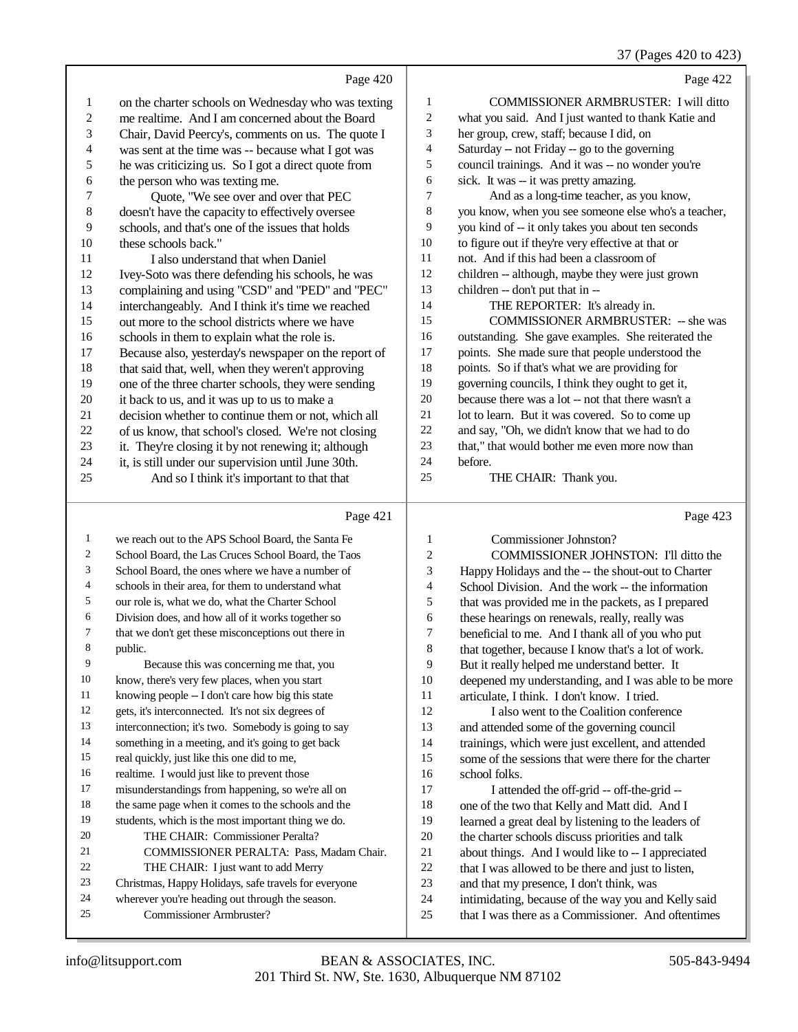Page 420

1 on the charter schools on Wednesday who was texting
2 me realtime. And I am concerned about the Board
3 Chair, David Peercy's, comments on us. The quote I
4 was sent at the time was -- because what I got was
5 he was criticizing us. So I got a direct quote from
6 the person who was texting me.
7 Quote, "We see over and over that PEC
8 doesn't have the capacity to effectively oversee
9 schools, and that's one of the issues that holds
10 these schools back."
11 I also understand that when Daniel
12 Ivey-Soto was there defending his schools, he was
13 complaining and using "CSD" and "PED" and "PEC"
14 interchangeably. And I think it's time we reached
15 out more to the school districts where we have
16 schools in them to explain what the role is.
17 Because also, yesterday's newspaper on the report of
18 that said that, well, when they weren't approving
19 one of the three charter schools, they were sending
20 it back to us, and it was up to us to make a
21 decision whether to continue them or not, which all
22 of us know, that school's closed. We're not closing
23 it. They're closing it by not renewing it; although
24 it, is still under our supervision until June 30th.
25 And so I think it's important to that that

Page 421

1 we reach out to the APS School Board, the Santa Fe
2 School Board, the Las Cruces School Board, the Taos
3 School Board, the ones where we have a number of
4 schools in their area, for them to understand what
5 our role is, what we do, what the Charter School
6 Division does, and how all of it works together so
7 that we don't get these misconceptions out there in
8 public.
9 Because this was concerning me that, you
10 know, there's very few places, when you start
11 knowing people -- I don't care how big this state
12 gets, it's interconnected. It's not six degrees of
13 interconnection; it's two. Somebody is going to say
14 something in a meeting, and it's going to get back
15 real quickly, just like this one did to me,
16 realtime. I would just like to prevent those
17 misunderstandings from happening, so we're all on
18 the same page when it comes to the schools and the
19 students, which is the most important thing we do.
20 THE CHAIR: Commissioner Peralta?
21 COMMISSIONER PERALTA: Pass, Madam Chair.
22 THE CHAIR: I just want to add Merry
23 Christmas, Happy Holidays, safe travels for everyone
24 wherever you're heading out through the season.
25 Commissioner Armbruster?

Page 422

1 COMMISSIONER ARMBRUSTER: I will ditto
2 what you said. And I just wanted to thank Katie and
3 her group, crew, staff; because I did, on
4 Saturday -- not Friday -- go to the governing
5 council trainings. And it was -- no wonder you're
6 sick. It was -- it was pretty amazing.
7 And as a long-time teacher, as you know,
8 you know, when you see someone else who's a teacher,
9 you kind of -- it only takes you about ten seconds
10 to figure out if they're very effective at that or
11 not. And if this had been a classroom of
12 children -- although, maybe they were just grown
13 children -- don't put that in --
14 THE REPORTER: It's already in.
15 COMMISSIONER ARMBRUSTER: -- she was
16 outstanding. She gave examples. She reiterated the
17 points. She made sure that people understood the
18 points. So if that's what we are providing for
19 governing councils, I think they ought to get it,
20 because there was a lot -- not that there wasn't a
21 lot to learn. But it was covered. So to come up
22 and say, "Oh, we didn't know that we had to do
23 that," that would bother me even more now than
24 before.
25 THE CHAIR: Thank you.

Page 423

1 Commissioner Johnston?
2 COMMISSIONER JOHNSTON: I'll ditto the
3 Happy Holidays and the -- the shout-out to Charter
4 School Division. And the work -- the information
5 that was provided me in the packets, as I prepared
6 these hearings on renewals, really, really was
7 beneficial to me. And I thank all of you who put
8 that together, because I know that's a lot of work.
9 But it really helped me understand better. It
10 deepened my understanding, and I was able to be more
11 articulate, I think. I don't know. I tried.
12 I also went to the Coalition conference
13 and attended some of the governing council
14 trainings, which were just excellent, and attended
15 some of the sessions that were there for the charter
16 school folks.
17 I attended the off-grid -- off-the-grid --
18 one of the two that Kelly and Matt did. And I
19 learned a great deal by listening to the leaders of
20 the charter schools discuss priorities and talk
21 about things. And I would like to -- I appreciated
22 that I was allowed to be there and just to listen,
23 and that my presence, I don't think, was
24 intimidating, because of the way you and Kelly said
25 that I was there as a Commissioner. And oftentimes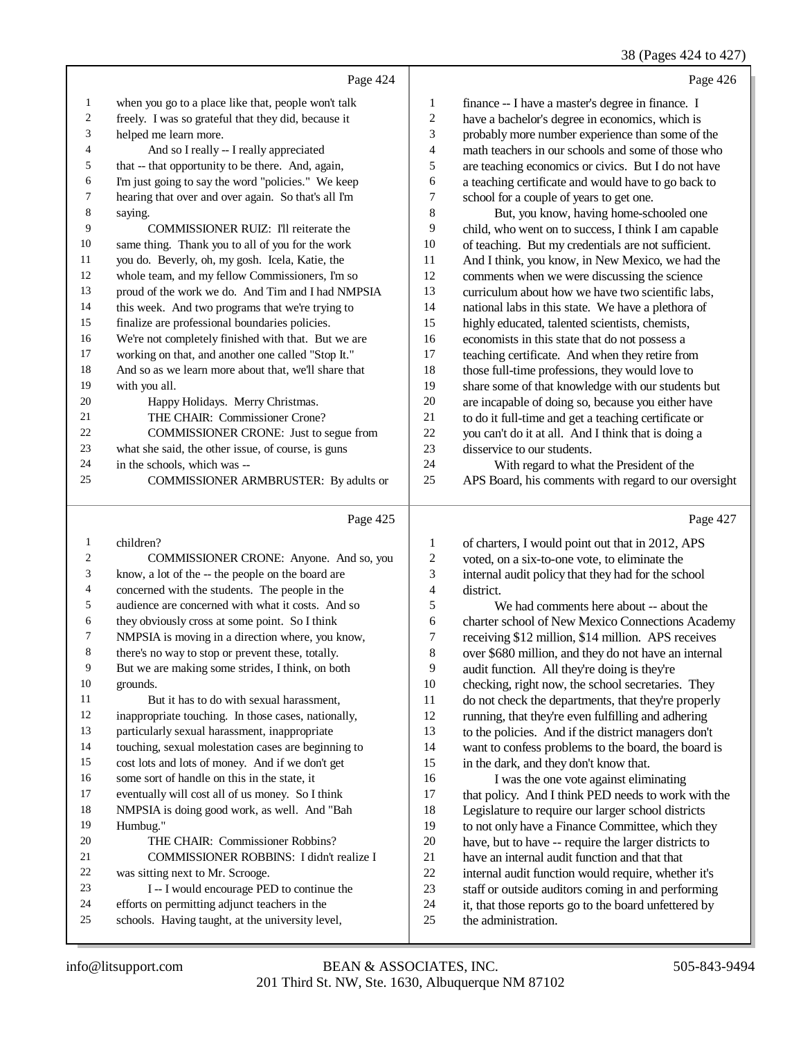Page 424

1 when you go to a place like that, people won't talk
2 freely. I was so grateful that they did, because it
3 helped me learn more.
4 And so I really -- I really appreciated
5 that -- that opportunity to be there. And, again,
6 I'm just going to say the word "policies." We keep
7 hearing that over and over again. So that's all I'm
8 saying.
9 COMMISSIONER RUIZ: I'll reiterate the
10 same thing. Thank you to all of you for the work
11 you do. Beverly, oh, my gosh. Icela, Katie, the
12 whole team, and my fellow Commissioners, I'm so
13 proud of the work we do. And Tim and I had NMPSIA
14 this week. And two programs that we're trying to
15 finalize are professional boundaries policies.
16 We're not completely finished with that. But we are
17 working on that, and another one called "Stop It."
18 And so as we learn more about that, we'll share that
19 with you all.
20 Happy Holidays. Merry Christmas.
21 THE CHAIR: Commissioner Crone?
22 COMMISSIONER CRONE: Just to segue from
23 what she said, the other issue, of course, is guns
24 in the schools, which was --
25 COMMISSIONER ARMBRUSTER: By adults or

Page 425

1 children?
2 COMMISSIONER CRONE: Anyone. And so, you
3 know, a lot of the -- the people on the board are
4 concerned with the students. The people in the
5 audience are concerned with what it costs. And so
6 they obviously cross at some point. So I think
7 NMPSIA is moving in a direction where, you know,
8 there's no way to stop or prevent these, totally.
9 But we are making some strides, I think, on both
10 grounds.
11 But it has to do with sexual harassment,
12 inappropriate touching. In those cases, nationally,
13 particularly sexual harassment, inappropriate
14 touching, sexual molestation cases are beginning to
15 cost lots and lots of money. And if we don't get
16 some sort of handle on this in the state, it
17 eventually will cost all of us money. So I think
18 NMPSIA is doing good work, as well. And "Bah
19 Humbug."
20 THE CHAIR: Commissioner Robbins?
21 COMMISSIONER ROBBINS: I didn't realize I
22 was sitting next to Mr. Scrooge.
23 I -- I would encourage PED to continue the
24 efforts on permitting adjunct teachers in the
25 schools. Having taught, at the university level,

Page 426

1 finance -- I have a master's degree in finance. I
2 have a bachelor's degree in economics, which is
3 probably more number experience than some of the
4 math teachers in our schools and some of those who
5 are teaching economics or civics. But I do not have
6 a teaching certificate and would have to go back to
7 school for a couple of years to get one.
8 But, you know, having home-schooled one
9 child, who went on to success, I think I am capable
10 of teaching. But my credentials are not sufficient.
11 And I think, you know, in New Mexico, we had the
12 comments when we were discussing the science
13 curriculum about how we have two scientific labs,
14 national labs in this state. We have a plethora of
15 highly educated, talented scientists, chemists,
16 economists in this state that do not possess a
17 teaching certificate. And when they retire from
18 those full-time professions, they would love to
19 share some of that knowledge with our students but
20 are incapable of doing so, because you either have
21 to do it full-time and get a teaching certificate or
22 you can't do it at all. And I think that is doing a
23 disservice to our students.
24 With regard to what the President of the
25 APS Board, his comments with regard to our oversight

Page 427

1 of charters, I would point out that in 2012, APS
2 voted, on a six-to-one vote, to eliminate the
3 internal audit policy that they had for the school
4 district.
5 We had comments here about -- about the
6 charter school of New Mexico Connections Academy
7 receiving $12 million, $14 million. APS receives
8 over $680 million, and they do not have an internal
9 audit function. All they're doing is they're
10 checking, right now, the school secretaries. They
11 do not check the departments, that they're properly
12 running, that they're even fulfilling and adhering
13 to the policies. And if the district managers don't
14 want to confess problems to the board, the board is
15 in the dark, and they don't know that.
16 I was the one vote against eliminating
17 that policy. And I think PED needs to work with the
18 Legislature to require our larger school districts
19 to not only have a Finance Committee, which they
20 have, but to have -- require the larger districts to
21 have an internal audit function and that that
22 internal audit function would require, whether it's
23 staff or outside auditors coming in and performing
24 it, that those reports go to the board unfettered by
25 the administration.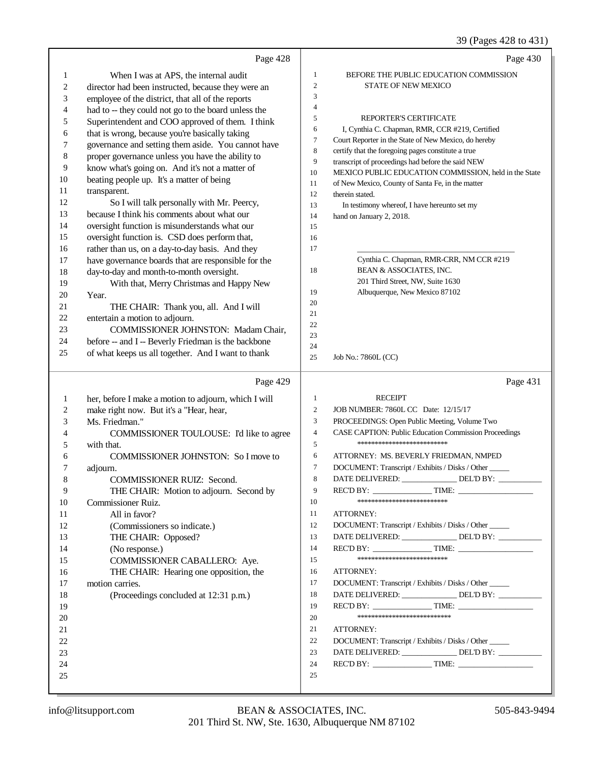Page 428

1 When I was at APS, the internal audit
2 director had been instructed, because they were an
3 employee of the district, that all of the reports
4 had to -- they could not go to the board unless the
5 Superintendent and COO approved of them. I think
6 that is wrong, because you're basically taking
7 governance and setting them aside. You cannot have
8 proper governance unless you have the ability to
9 know what's going on. And it's not a matter of
10 beating people up. It's a matter of being
11 transparent.
12 So I will talk personally with Mr. Peercy,
13 because I think his comments about what our
14 oversight function is misunderstands what our
15 oversight function is. CSD does perform that,
16 rather than us, on a day-to-day basis. And they
17 have governance boards that are responsible for the
18 day-to-day and month-to-month oversight.
19 With that, Merry Christmas and Happy New
20 Year.
21 THE CHAIR: Thank you, all. And I will
22 entertain a motion to adjourn.
23 COMMISSIONER JOHNSTON: Madam Chair,
24 before -- and I -- Beverly Friedman is the backbone
25 of what keeps us all together. And I want to thank

Page 429

1 her, before I make a motion to adjourn, which I will
2 make right now. But it's a "Hear, hear,
3 Ms. Friedman."
4 COMMISSIONER TOULOUSE: I'd like to agree
5 with that.
6 COMMISSIONER JOHNSTON: So I move to
7 adjourn.
8 COMMISSIONER RUIZ: Second.
9 THE CHAIR: Motion to adjourn. Second by
10 Commissioner Ruiz.
11 All in favor?
12 (Commissioners so indicate.)
13 THE CHAIR: Opposed?
14 (No response.)
15 COMMISSIONER CABALLERO: Aye.
16 THE CHAIR: Hearing one opposition, the
17 motion carries.
18 (Proceedings concluded at 12:31 p.m.)
19
20
21
22
23
24
25

Page 430

1 BEFORE THE PUBLIC EDUCATION COMMISSION
2 STATE OF NEW MEXICO
3
4
5 REPORTER'S CERTIFICATE
6 I, Cynthia C. Chapman, RMR, CCR #219, Certified
7 Court Reporter in the State of New Mexico, do hereby
8 certify that the foregoing pages constitute a true
9 transcript of proceedings had before the said NEW
10 MEXICO PUBLIC EDUCATION COMMISSION, held in the State
11 of New Mexico, County of Santa Fe, in the matter
12 therein stated.
13 In testimony whereof, I have hereunto set my
14 hand on January 2, 2018.
15
16
17 ______________________________
Cynthia C. Chapman, RMR-CRR, NM CCR #219
18 BEAN & ASSOCIATES, INC.
201 Third Street, NW, Suite 1630
19 Albuquerque, New Mexico 87102
20
21
22
23
24
25 Job No.: 7860L (CC)

Page 431

1 RECEIPT
2 JOB NUMBER: 7860L CC Date: 12/15/17
3 PROCEEDINGS: Open Public Meeting, Volume Two
4 CASE CAPTION: Public Education Commission Proceedings
5 **************************
6 ATTORNEY: MS. BEVERLY FRIEDMAN, NMPED
7 DOCUMENT: Transcript / Exhibits / Disks / Other _____
8 DATE DELIVERED: ______________ DEL'D BY: ___________
9 REC'D BY: _______________ TIME: ___________________
10 **************************
11 ATTORNEY:
12 DOCUMENT: Transcript / Exhibits / Disks / Other _____
13 DATE DELIVERED: ______________ DEL'D BY: ___________
14 REC'D BY: _______________ TIME: ___________________
15 **************************
16 ATTORNEY:
17 DOCUMENT: Transcript / Exhibits / Disks / Other _____
18 DATE DELIVERED: ______________ DEL'D BY: ___________
19 REC'D BY: _______________ TIME: ___________________
20 ****************************
21 ATTORNEY:
22 DOCUMENT: Transcript / Exhibits / Disks / Other _____
23 DATE DELIVERED: ______________ DEL'D BY: ___________
24 REC'D BY: _______________ TIME: ___________________
25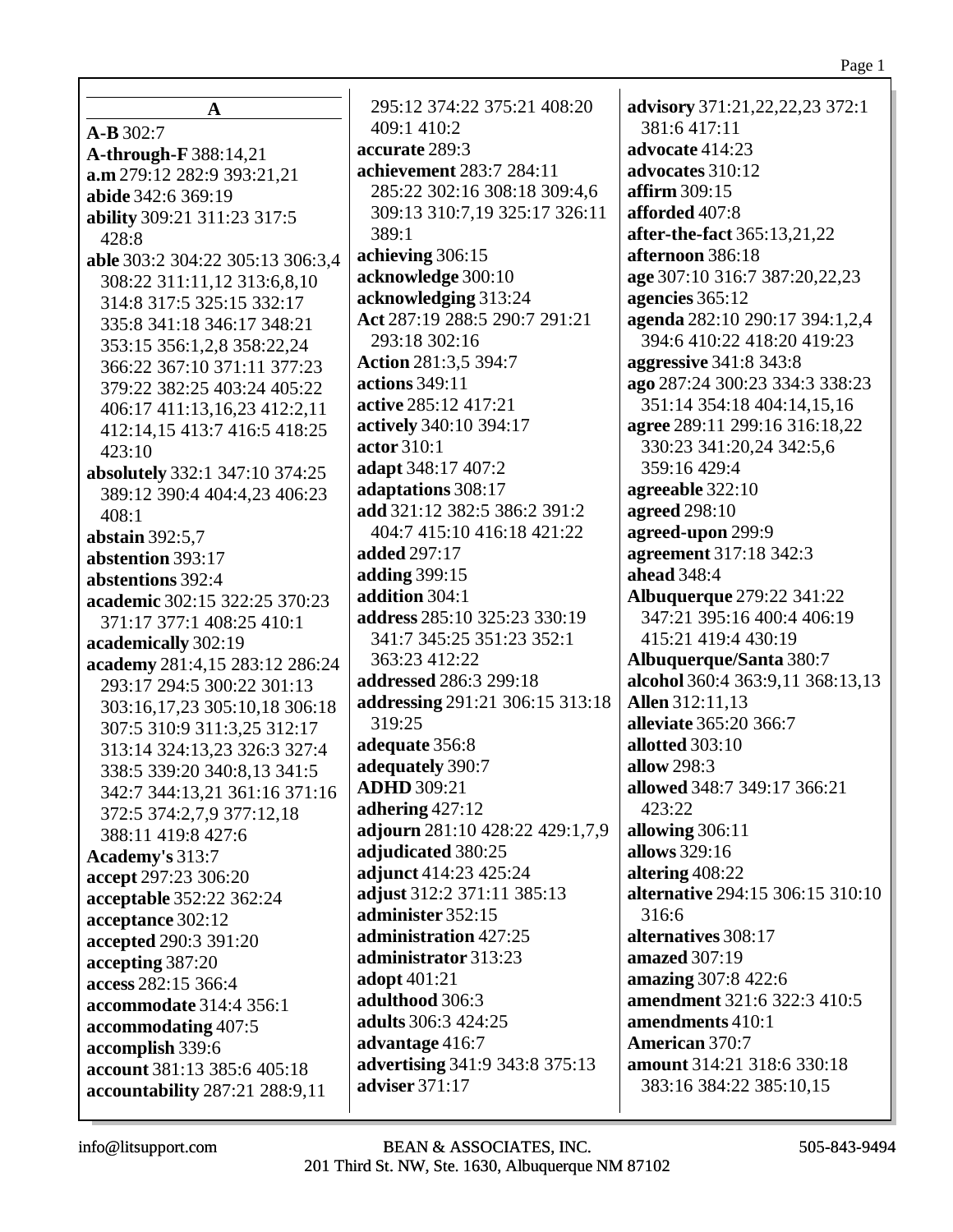## A

**A-B** 302:7
**A-through-F** 388:14,21
**a.m** 279:12 282:9 393:21,21
**abide** 342:6 369:19
**ability** 309:21 311:23 317:5 428:8
**able** 303:2 304:22 305:13 306:3,4 308:22 311:11,12 313:6,8,10 314:8 317:5 325:15 332:17 335:8 341:18 346:17 348:21 353:15 356:1,2,8 358:22,24 366:22 367:10 371:11 377:23 379:22 382:25 403:24 405:22 406:17 411:13,16,23 412:2,11 412:14,15 413:7 416:5 418:25 423:10
**absolutely** 332:1 347:10 374:25 389:12 390:4 404:4,23 406:23 408:1
**abstain** 392:5,7
**abstention** 393:17
**abstentions** 392:4
**academic** 302:15 322:25 370:23 371:17 377:1 408:25 410:1
**academically** 302:19
**academy** 281:4,15 283:12 286:24 293:17 294:5 300:22 301:13 303:16,17,23 305:10,18 306:18 307:5 310:9 311:3,25 312:17 313:14 324:13,23 326:3 327:4 338:5 339:20 340:8,13 341:5 342:7 344:13,21 361:16 371:16 372:5 374:2,7,9 377:12,18 388:11 419:8 427:6
**Academy's** 313:7
**accept** 297:23 306:20
**acceptable** 352:22 362:24
**acceptance** 302:12
**accepted** 290:3 391:20
**accepting** 387:20
**access** 282:15 366:4
**accommodate** 314:4 356:1
**accommodating** 407:5
**accomplish** 339:6
**account** 381:13 385:6 405:18
**accountability** 287:21 288:9,11 295:12 374:22 375:21 408:20 409:1 410:2
**accurate** 289:3
**achievement** 283:7 284:11 285:22 302:16 308:18 309:4,6 309:13 310:7,19 325:17 326:11 389:1
**achieving** 306:15
**acknowledge** 300:10
**acknowledging** 313:24
**Act** 287:19 288:5 290:7 291:21 293:18 302:16
**Action** 281:3,5 394:7
**actions** 349:11
**active** 285:12 417:21
**actively** 340:10 394:17
**actor** 310:1
**adapt** 348:17 407:2
**adaptations** 308:17
**add** 321:12 382:5 386:2 391:2 404:7 415:10 416:18 421:22
**added** 297:17
**adding** 399:15
**addition** 304:1
**address** 285:10 325:23 330:19 341:7 345:25 351:23 352:1 363:23 412:22
**addressed** 286:3 299:18
**addressing** 291:21 306:15 313:18 319:25
**adequate** 356:8
**adequately** 390:7
**ADHD** 309:21
**adhering** 427:12
**adjourn** 281:10 428:22 429:1,7,9
**adjudicated** 380:25
**adjunct** 414:23 425:24
**adjust** 312:2 371:11 385:13
**administer** 352:15
**administration** 427:25
**administrator** 313:23
**adopt** 401:21
**adulthood** 306:3
**adults** 306:3 424:25
**advantage** 416:7
**advertising** 341:9 343:8 375:13
**adviser** 371:17
**advisory** 371:21,22,22,23 372:1 381:6 417:11
**advocate** 414:23
**advocates** 310:12
**affirm** 309:15
**afforded** 407:8
**after-the-fact** 365:13,21,22
**afternoon** 386:18
**age** 307:10 316:7 387:20,22,23
**agencies** 365:12
**agenda** 282:10 290:17 394:1,2,4 394:6 410:22 418:20 419:23
**aggressive** 341:8 343:8
**ago** 287:24 300:23 334:3 338:23 351:14 354:18 404:14,15,16
**agree** 289:11 299:16 316:18,22 330:23 341:20,24 342:5,6 359:16 429:4
**agreeable** 322:10
**agreed** 298:10
**agreed-upon** 299:9
**agreement** 317:18 342:3
**ahead** 348:4
**Albuquerque** 279:22 341:22 347:21 395:16 400:4 406:19 415:21 419:4 430:19
**Albuquerque/Santa** 380:7
**alcohol** 360:4 363:9,11 368:13,13
**Allen** 312:11,13
**alleviate** 365:20 366:7
**allotted** 303:10
**allow** 298:3
**allowed** 348:7 349:17 366:21 423:22
**allowing** 306:11
**allows** 329:16
**altering** 408:22
**alternative** 294:15 306:15 310:10 316:6
**alternatives** 308:17
**amazed** 307:19
**amazing** 307:8 422:6
**amendment** 321:6 322:3 410:5
**amendments** 410:1
**American** 370:7
**amount** 314:21 318:6 330:18 383:16 384:22 385:10,15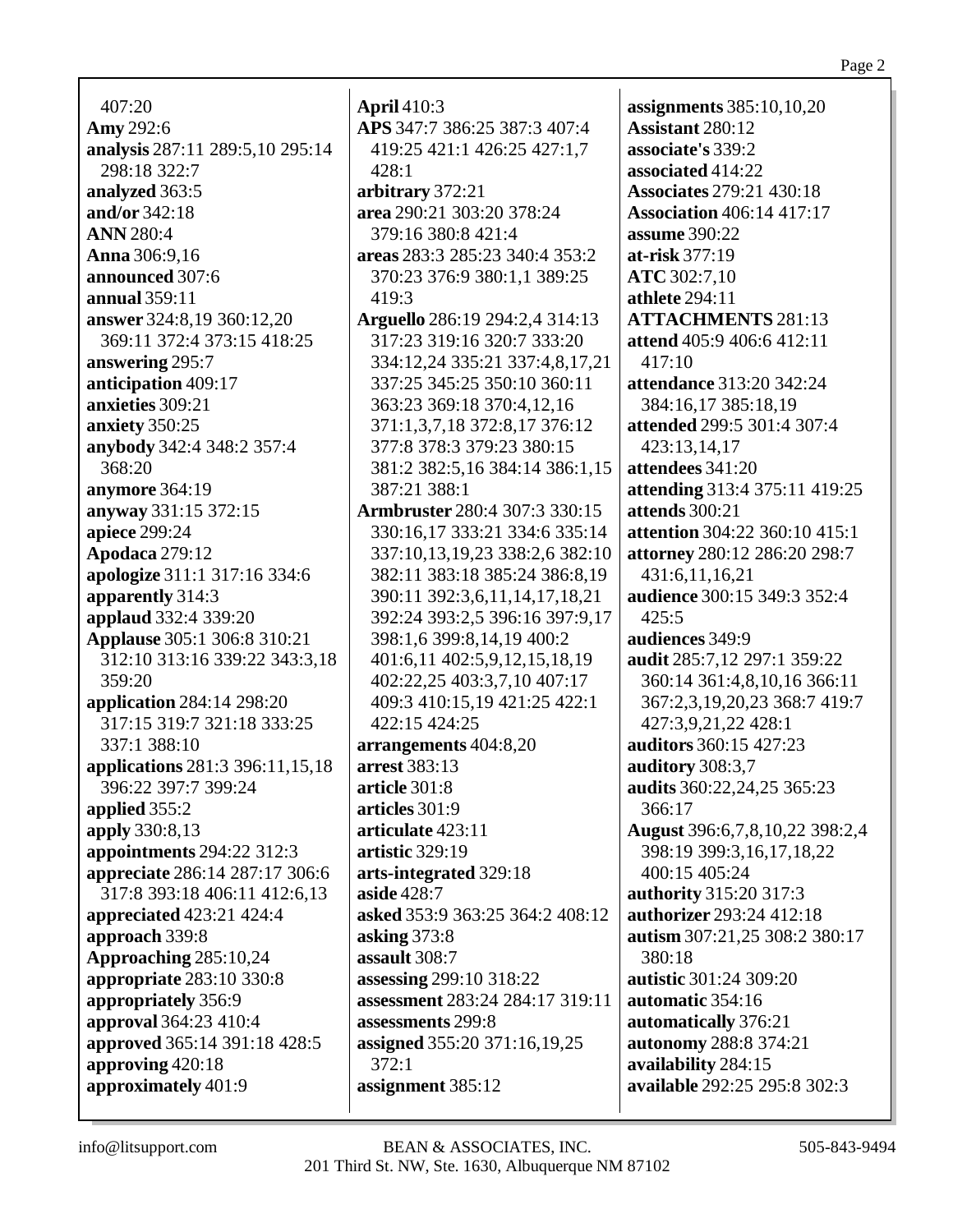407:20
**Amy** 292:6
**analysis** 287:11 289:5,10 295:14 298:18 322:7
**analyzed** 363:5
**and/or** 342:18
**ANN** 280:4
**Anna** 306:9,16
**announced** 307:6
**annual** 359:11
**answer** 324:8,19 360:12,20 369:11 372:4 373:15 418:25
**answering** 295:7
**anticipation** 409:17
**anxieties** 309:21
**anxiety** 350:25
**anybody** 342:4 348:2 357:4 368:20
**anymore** 364:19
**anyway** 331:15 372:15
**apiece** 299:24
**Apodaca** 279:12
**apologize** 311:1 317:16 334:6
**apparently** 314:3
**applaud** 332:4 339:20
**Applause** 305:1 306:8 310:21 312:10 313:16 339:22 343:3,18 359:20
**application** 284:14 298:20 317:15 319:7 321:18 333:25 337:1 388:10
**applications** 281:3 396:11,15,18 396:22 397:7 399:24
**applied** 355:2
**apply** 330:8,13
**appointments** 294:22 312:3
**appreciate** 286:14 287:17 306:6 317:8 393:18 406:11 412:6,13
**appreciated** 423:21 424:4
**approach** 339:8
**Approaching** 285:10,24
**appropriate** 283:10 330:8
**appropriately** 356:9
**approval** 364:23 410:4
**approved** 365:14 391:18 428:5
**approving** 420:18
**approximately** 401:9
**April** 410:3
**APS** 347:7 386:25 387:3 407:4 419:25 421:1 426:25 427:1,7 428:1
**arbitrary** 372:21
**area** 290:21 303:20 378:24 379:16 380:8 421:4
**areas** 283:3 285:23 340:4 353:2 370:23 376:9 380:1,1 389:25 419:3
**Arguello** 286:19 294:2,4 314:13 317:23 319:16 320:7 333:20 334:12,24 335:21 337:4,8,17,21 337:25 345:25 350:10 360:11 363:23 369:18 370:4,12,16 371:1,3,7,18 372:8,17 376:12 377:8 378:3 379:23 380:15 381:2 382:5,16 384:14 386:1,15 387:21 388:1
**Armbruster** 280:4 307:3 330:15 330:16,17 333:21 334:6 335:14 337:10,13,19,23 338:2,6 382:10 382:11 383:18 385:24 386:8,19 390:11 392:3,6,11,14,17,18,21 392:24 393:2,5 396:16 397:9,17 398:1,6 399:8,14,19 400:2 401:6,11 402:5,9,12,15,18,19 402:22,25 403:3,7,10 407:17 409:3 410:15,19 421:25 422:1 422:15 424:25
**arrangements** 404:8,20
**arrest** 383:13
**article** 301:8
**articles** 301:9
**articulate** 423:11
**artistic** 329:19
**arts-integrated** 329:18
**aside** 428:7
**asked** 353:9 363:25 364:2 408:12
**asking** 373:8
**assault** 308:7
**assessing** 299:10 318:22
**assessment** 283:24 284:17 319:11
**assessments** 299:8
**assigned** 355:20 371:16,19,25 372:1
**assignment** 385:12
**assignments** 385:10,10,20
**Assistant** 280:12
**associate's** 339:2
**associated** 414:22
**Associates** 279:21 430:18
**Association** 406:14 417:17
**assume** 390:22
**at-risk** 377:19
**ATC** 302:7,10
**athlete** 294:11
**ATTACHMENTS** 281:13
**attend** 405:9 406:6 412:11 417:10
**attendance** 313:20 342:24 384:16,17 385:18,19
**attended** 299:5 301:4 307:4 423:13,14,17
**attendees** 341:20
**attending** 313:4 375:11 419:25
**attends** 300:21
**attention** 304:22 360:10 415:1
**attorney** 280:12 286:20 298:7 431:6,11,16,21
**audience** 300:15 349:3 352:4 425:5
**audiences** 349:9
**audit** 285:7,12 297:1 359:22 360:14 361:4,8,10,16 366:11 367:2,3,19,20,23 368:7 419:7 427:3,9,21,22 428:1
**auditors** 360:15 427:23
**auditory** 308:3,7
**audits** 360:22,24,25 365:23 366:17
**August** 396:6,7,8,10,22 398:2,4 398:19 399:3,16,17,18,22 400:15 405:24
**authority** 315:20 317:3
**authorizer** 293:24 412:18
**autism** 307:21,25 308:2 380:17 380:18
**autistic** 301:24 309:20
**automatic** 354:16
**automatically** 376:21
**autonomy** 288:8 374:21
**availability** 284:15
**available** 292:25 295:8 302:3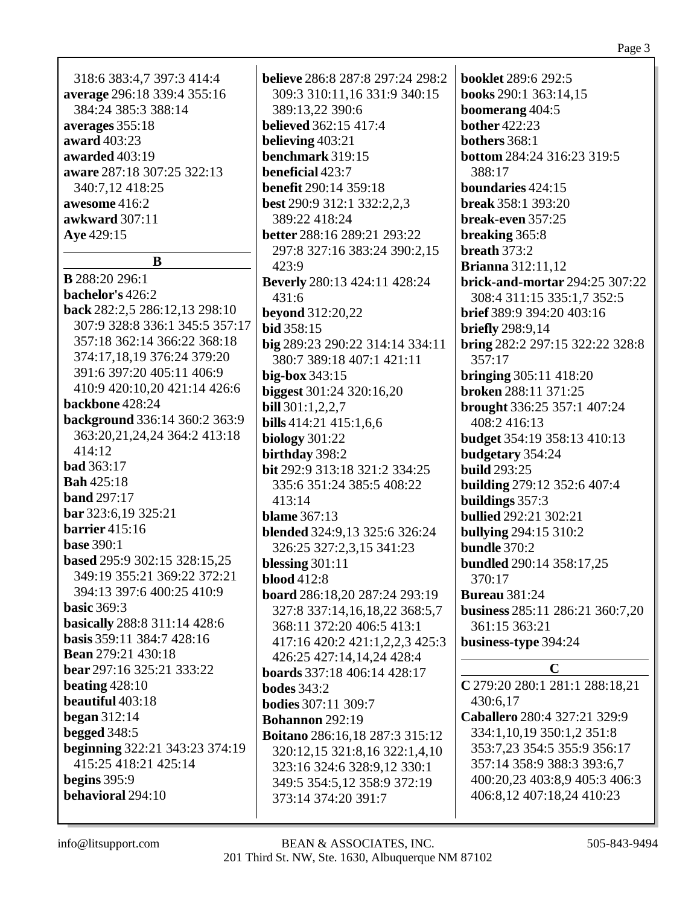318:6 383:4,7 397:3 414:4
**average** 296:18 339:4 355:16 384:24 385:3 388:14
**averages** 355:18
**award** 403:23
**awarded** 403:19
**aware** 287:18 307:25 322:13 340:7,12 418:25
**awesome** 416:2
**awkward** 307:11
**Aye** 429:15

## B

**B** 288:20 296:1
**bachelor's** 426:2
**back** 282:2,5 286:12,13 298:10 307:9 328:8 336:1 345:5 357:17 357:18 362:14 366:22 368:18 374:17,18,19 376:24 379:20 391:6 397:20 405:11 406:9 410:9 420:10,20 421:14 426:6
**backbone** 428:24
**background** 336:14 360:2 363:9 363:20,21,24,24 364:2 413:18 414:12
**bad** 363:17
**Bah** 425:18
**band** 297:17
**bar** 323:6,19 325:21
**barrier** 415:16
**base** 390:1
**based** 295:9 302:15 328:15,25 349:19 355:21 369:22 372:21 394:13 397:6 400:25 410:9
**basic** 369:3
**basically** 288:8 311:14 428:6
**basis** 359:11 384:7 428:16
**Bean** 279:21 430:18
**bear** 297:16 325:21 333:22
**beating** 428:10
**beautiful** 403:18
**began** 312:14
**begged** 348:5
**beginning** 322:21 343:23 374:19 415:25 418:21 425:14
**begins** 395:9
**behavioral** 294:10
**believe** 286:8 287:8 297:24 298:2 309:3 310:11,16 331:9 340:15 389:13,22 390:6
**believed** 362:15 417:4
**believing** 403:21
**benchmark** 319:15
**beneficial** 423:7
**benefit** 290:14 359:18
**best** 290:9 312:1 332:2,2,3 389:22 418:24
**better** 288:16 289:21 293:22 297:8 327:16 383:24 390:2,15 423:9
**Beverly** 280:13 424:11 428:24 431:6
**beyond** 312:20,22
**bid** 358:15
**big** 289:23 290:22 314:14 334:11 380:7 389:18 407:1 421:11
**big-box** 343:15
**biggest** 301:24 320:16,20
**bill** 301:1,2,2,7
**bills** 414:21 415:1,6,6
**biology** 301:22
**birthday** 398:2
**bit** 292:9 313:18 321:2 334:25 335:6 351:24 385:5 408:22 413:14
**blame** 367:13
**blended** 324:9,13 325:6 326:24 326:25 327:2,3,15 341:23
**blessing** 301:11
**blood** 412:8
**board** 286:18,20 287:24 293:19 327:8 337:14,16,18,22 368:5,7 368:11 372:20 406:5 413:1 417:16 420:2 421:1,2,2,3 425:3 426:25 427:14,14,24 428:4
**boards** 337:18 406:14 428:17
**bodes** 343:2
**bodies** 307:11 309:7
**Bohannon** 292:19
**Boitano** 286:16,18 287:3 315:12 320:12,15 321:8,16 322:1,4,10 323:16 324:6 328:9,12 330:1 349:5 354:5,12 358:9 372:19 373:14 374:20 391:7
**booklet** 289:6 292:5
**books** 290:1 363:14,15
**boomerang** 404:5
**bother** 422:23
**bothers** 368:1
**bottom** 284:24 316:23 319:5 388:17
**boundaries** 424:15
**break** 358:1 393:20
**break-even** 357:25
**breaking** 365:8
**breath** 373:2
**Brianna** 312:11,12
**brick-and-mortar** 294:25 307:22 308:4 311:15 335:1,7 352:5
**brief** 389:9 394:20 403:16
**briefly** 298:9,14
**bring** 282:2 297:15 322:22 328:8 357:17
**bringing** 305:11 418:20
**broken** 288:11 371:25
**brought** 336:25 357:1 407:24 408:2 416:13
**budget** 354:19 358:13 410:13
**budgetary** 354:24
**build** 293:25
**building** 279:12 352:6 407:4
**buildings** 357:3
**bullied** 292:21 302:21
**bullying** 294:15 310:2
**bundle** 370:2
**bundled** 290:14 358:17,25 370:17
**Bureau** 381:24
**business** 285:11 286:21 360:7,20 361:15 363:21
**business-type** 394:24

## C

**C** 279:20 280:1 281:1 288:18,21 430:6,17
**Caballero** 280:4 327:21 329:9 334:1,10,19 350:1,2 351:8 353:7,23 354:5 355:9 356:17 357:14 358:9 388:3 393:6,7 400:20,23 403:8,9 405:3 406:3 406:8,12 407:18,24 410:23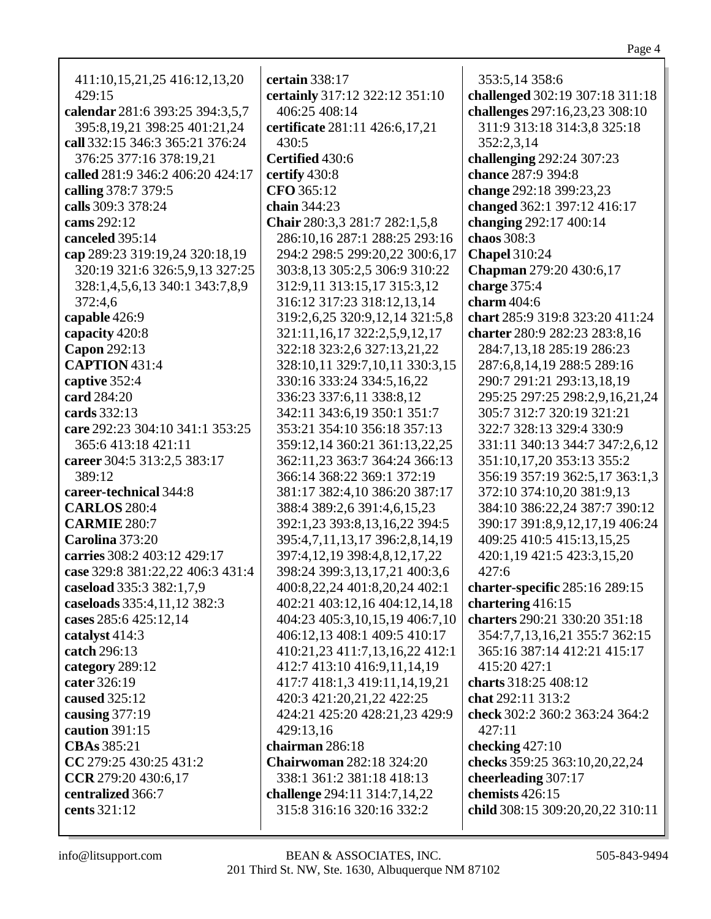411:10,15,21,25 416:12,13,20 429:15
**calendar** 281:6 393:25 394:3,5,7 395:8,19,21 398:25 401:21,24
**call** 332:15 346:3 365:21 376:24 376:25 377:16 378:19,21
**called** 281:9 346:2 406:20 424:17
**calling** 378:7 379:5
**calls** 309:3 378:24
**cams** 292:12
**canceled** 395:14
**cap** 289:23 319:19,24 320:18,19 320:19 321:6 326:5,9,13 327:25 328:1,4,5,6,13 340:1 343:7,8,9 372:4,6
**capable** 426:9
**capacity** 420:8
**Capon** 292:13
**CAPTION** 431:4
**captive** 352:4
**card** 284:20
**cards** 332:13
**care** 292:23 304:10 341:1 353:25 365:6 413:18 421:11
**career** 304:5 313:2,5 383:17 389:12
**career-technical** 344:8
**CARLOS** 280:4
**CARMIE** 280:7
**Carolina** 373:20
**carries** 308:2 403:12 429:17
**case** 329:8 381:22,22 406:3 431:4
**caseload** 335:3 382:1,7,9
**caseloads** 335:4,11,12 382:3
**cases** 285:6 425:12,14
**catalyst** 414:3
**catch** 296:13
**category** 289:12
**cater** 326:19
**caused** 325:12
**causing** 377:19
**caution** 391:15
**CBAs** 385:21
**CC** 279:25 430:25 431:2
**CCR** 279:20 430:6,17
**centralized** 366:7
**cents** 321:12
**certain** 338:17
**certainly** 317:12 322:12 351:10 406:25 408:14
**certificate** 281:11 426:6,17,21 430:5
**Certified** 430:6
**certify** 430:8
**CFO** 365:12
**chain** 344:23
**Chair** 280:3,3 281:7 282:1,5,8 286:10,16 287:1 288:25 293:16 294:2 298:5 299:20,22 300:6,17 303:8,13 305:2,5 306:9 310:22 312:9,11 313:15,17 315:3,12 316:12 317:23 318:12,13,14 319:2,6,25 320:9,12,14 321:5,8 321:11,16,17 322:2,5,9,12,17 322:18 323:2,6 327:13,21,22 328:10,11 329:7,10,11 330:3,15 330:16 333:24 334:5,16,22 336:23 337:6,11 338:8,12 342:11 343:6,19 350:1 351:7 353:21 354:10 356:18 357:13 359:12,14 360:21 361:13,22,25 362:11,23 363:7 364:24 366:13 366:14 368:22 369:1 372:19 381:17 382:4,10 386:20 387:17 388:4 389:2,6 391:4,6,15,23 392:1,23 393:8,13,16,22 394:5 395:4,7,11,13,17 396:2,8,14,19 397:4,12,19 398:4,8,12,17,22 398:24 399:3,13,17,21 400:3,6 400:8,22,24 401:8,20,24 402:1 402:21 403:12,16 404:12,14,18 404:23 405:3,10,15,19 406:7,10 406:12,13 408:1 409:5 410:17 410:21,23 411:7,13,16,22 412:1 412:7 413:10 416:9,11,14,19 417:7 418:1,3 419:11,14,19,21 420:3 421:20,21,22 422:25 424:21 425:20 428:21,23 429:9 429:13,16
**chairman** 286:18
**Chairwoman** 282:18 324:20 338:1 361:2 381:18 418:13
**challenge** 294:11 314:7,14,22 315:8 316:16 320:16 332:2
353:5,14 358:6
**challenged** 302:19 307:18 311:18
**challenges** 297:16,23,23 308:10 311:9 313:18 314:3,8 325:18 352:2,3,14
**challenging** 292:24 307:23
**chance** 287:9 394:8
**change** 292:18 399:23,23
**changed** 362:1 397:12 416:17
**changing** 292:17 400:14
**chaos** 308:3
**Chapel** 310:24
**Chapman** 279:20 430:6,17
**charge** 375:4
**charm** 404:6
**chart** 285:9 319:8 323:20 411:24
**charter** 280:9 282:23 283:8,16 284:7,13,18 285:19 286:23 287:6,8,14,19 288:5 289:16 290:7 291:21 293:13,18,19 295:25 297:25 298:2,9,16,21,24 305:7 312:7 320:19 321:21 322:7 328:13 329:4 330:9 331:11 340:13 344:7 347:2,6,12 351:10,17,20 353:13 355:2 356:19 357:19 362:5,17 363:1,3 372:10 374:10,20 381:9,13 384:10 386:22,24 387:7 390:12 390:17 391:8,9,12,17,19 406:24 409:25 410:5 415:13,15,25 420:1,19 421:5 423:3,15,20 427:6
**charter-specific** 285:16 289:15
**chartering** 416:15
**charters** 290:21 330:20 351:18 354:7,7,13,16,21 355:7 362:15 365:16 387:14 412:21 415:17 415:20 427:1
**charts** 318:25 408:12
**chat** 292:11 313:2
**check** 302:2 360:2 363:24 364:2 427:11
**checking** 427:10
**checks** 359:25 363:10,20,22,24
**cheerleading** 307:17
**chemists** 426:15
**child** 308:15 309:20,20,22 310:11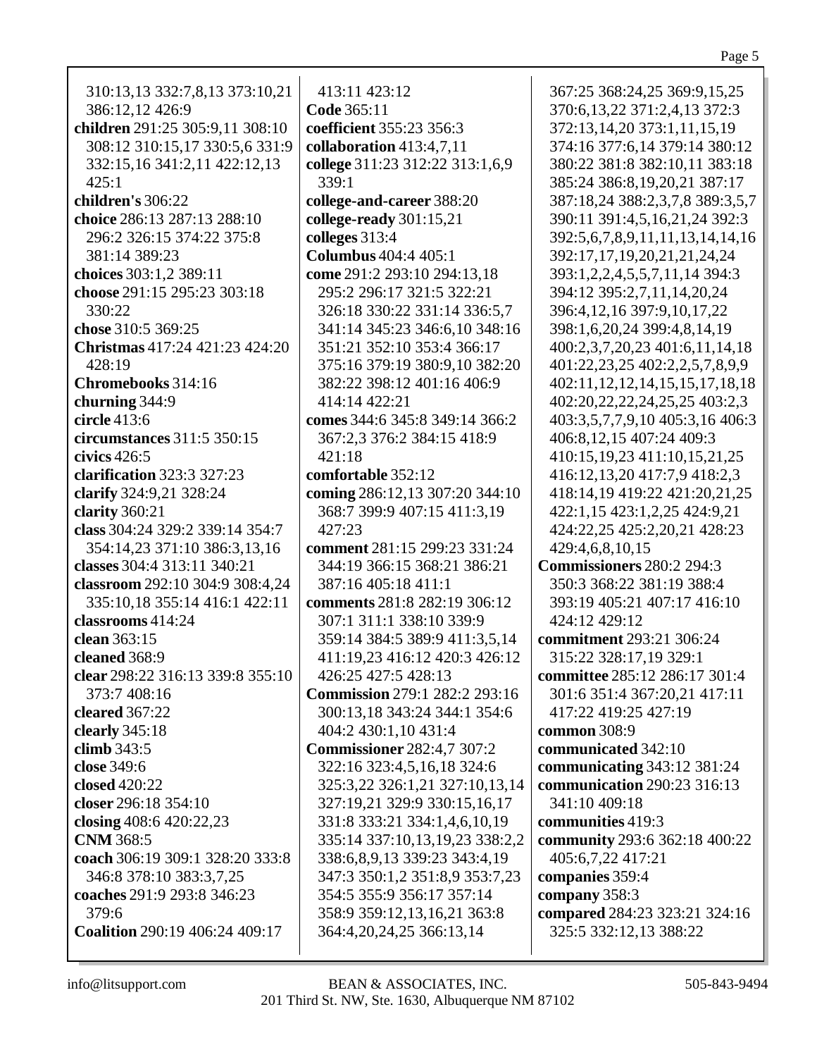310:13,13 332:7,8,13 373:10,21 386:12,12 426:9
**children** 291:25 305:9,11 308:10 308:12 310:15,17 330:5,6 331:9 332:15,16 341:2,11 422:12,13 425:1
**children's** 306:22
**choice** 286:13 287:13 288:10 296:2 326:15 374:22 375:8 381:14 389:23
**choices** 303:1,2 389:11
**choose** 291:15 295:23 303:18 330:22
**chose** 310:5 369:25
**Christmas** 417:24 421:23 424:20 428:19
**Chromebooks** 314:16
**churning** 344:9
**circle** 413:6
**circumstances** 311:5 350:15
**civics** 426:5
**clarification** 323:3 327:23
**clarify** 324:9,21 328:24
**clarity** 360:21
**class** 304:24 329:2 339:14 354:7 354:14,23 371:10 386:3,13,16
**classes** 304:4 313:11 340:21
**classroom** 292:10 304:9 308:4,24 335:10,18 355:14 416:1 422:11
**classrooms** 414:24
**clean** 363:15
**cleaned** 368:9
**clear** 298:22 316:13 339:8 355:10 373:7 408:16
**cleared** 367:22
**clearly** 345:18
**climb** 343:5
**close** 349:6
**closed** 420:22
**closer** 296:18 354:10
**closing** 408:6 420:22,23
**CNM** 368:5
**coach** 306:19 309:1 328:20 333:8 346:8 378:10 383:3,7,25
**coaches** 291:9 293:8 346:23 379:6
**Coalition** 290:19 406:24 409:17
413:11 423:12
**Code** 365:11
**coefficient** 355:23 356:3
**collaboration** 413:4,7,11
**college** 311:23 312:22 313:1,6,9 339:1
**college-and-career** 388:20
**college-ready** 301:15,21
**colleges** 313:4
**Columbus** 404:4 405:1
**come** 291:2 293:10 294:13,18 295:2 296:17 321:5 322:21 326:18 330:22 331:14 336:5,7 341:14 345:23 346:6,10 348:16 351:21 352:10 353:4 366:17 375:16 379:19 380:9,10 382:20 382:22 398:12 401:16 406:9 414:14 422:21
**comes** 344:6 345:8 349:14 366:2 367:2,3 376:2 384:15 418:9 421:18
**comfortable** 352:12
**coming** 286:12,13 307:20 344:10 368:7 399:9 407:15 411:3,19 427:23
**comment** 281:15 299:23 331:24 344:19 366:15 368:21 386:21 387:16 405:18 411:1
**comments** 281:8 282:19 306:12 307:1 311:1 338:10 339:9 359:14 384:5 389:9 411:3,5,14 411:19,23 416:12 420:3 426:12 426:25 427:5 428:13
**Commission** 279:1 282:2 293:16 300:13,18 343:24 344:1 354:6 404:2 430:1,10 431:4
**Commissioner** 282:4,7 307:2 322:16 323:4,5,16,18 324:6 325:3,22 326:1,21 327:10,13,14 327:19,21 329:9 330:15,16,17 331:8 333:21 334:1,4,6,10,19 335:14 337:10,13,19,23 338:2,2 338:6,8,9,13 339:23 343:4,19 347:3 350:1,2 351:8,9 353:7,23 354:5 355:9 356:17 357:14 358:9 359:12,13,16,21 363:8 364:4,20,24,25 366:13,14
367:25 368:24,25 369:9,15,25 370:6,13,22 371:2,4,13 372:3 372:13,14,20 373:1,11,15,19 374:16 377:6,14 379:14 380:12 380:22 381:8 382:10,11 383:18 385:24 386:8,19,20,21 387:17 387:18,24 388:2,3,7,8 389:3,5,7 390:11 391:4,5,16,21,24 392:3 392:5,6,7,8,9,11,11,13,14,14,16 392:17,17,19,20,21,21,24,24 393:1,2,2,4,5,5,7,11,14 394:3 394:12 395:2,7,11,14,20,24 396:4,12,16 397:9,10,17,22 398:1,6,20,24 399:4,8,14,19 400:2,3,7,20,23 401:6,11,14,18 401:22,23,25 402:2,2,5,7,8,9,9 402:11,12,12,14,15,15,17,18,18 402:20,22,22,24,25,25 403:2,3 403:3,5,7,7,9,10 405:3,16 406:3 406:8,12,15 407:24 409:3 410:15,19,23 411:10,15,21,25 416:12,13,20 417:7,9 418:2,3 418:14,19 419:22 421:20,21,25 422:1,15 423:1,2,25 424:9,21 424:22,25 425:2,20,21 428:23 429:4,6,8,10,15
**Commissioners** 280:2 294:3 350:3 368:22 381:19 388:4 393:19 405:21 407:17 416:10 424:12 429:12
**commitment** 293:21 306:24 315:22 328:17,19 329:1
**committee** 285:12 286:17 301:4 301:6 351:4 367:20,21 417:11 417:22 419:25 427:19
**common** 308:9
**communicated** 342:10
**communicating** 343:12 381:24
**communication** 290:23 316:13 341:10 409:18
**communities** 419:3
**community** 293:6 362:18 400:22 405:6,7,22 417:21
**companies** 359:4
**company** 358:3
**compared** 284:23 323:21 324:16 325:5 332:12,13 388:22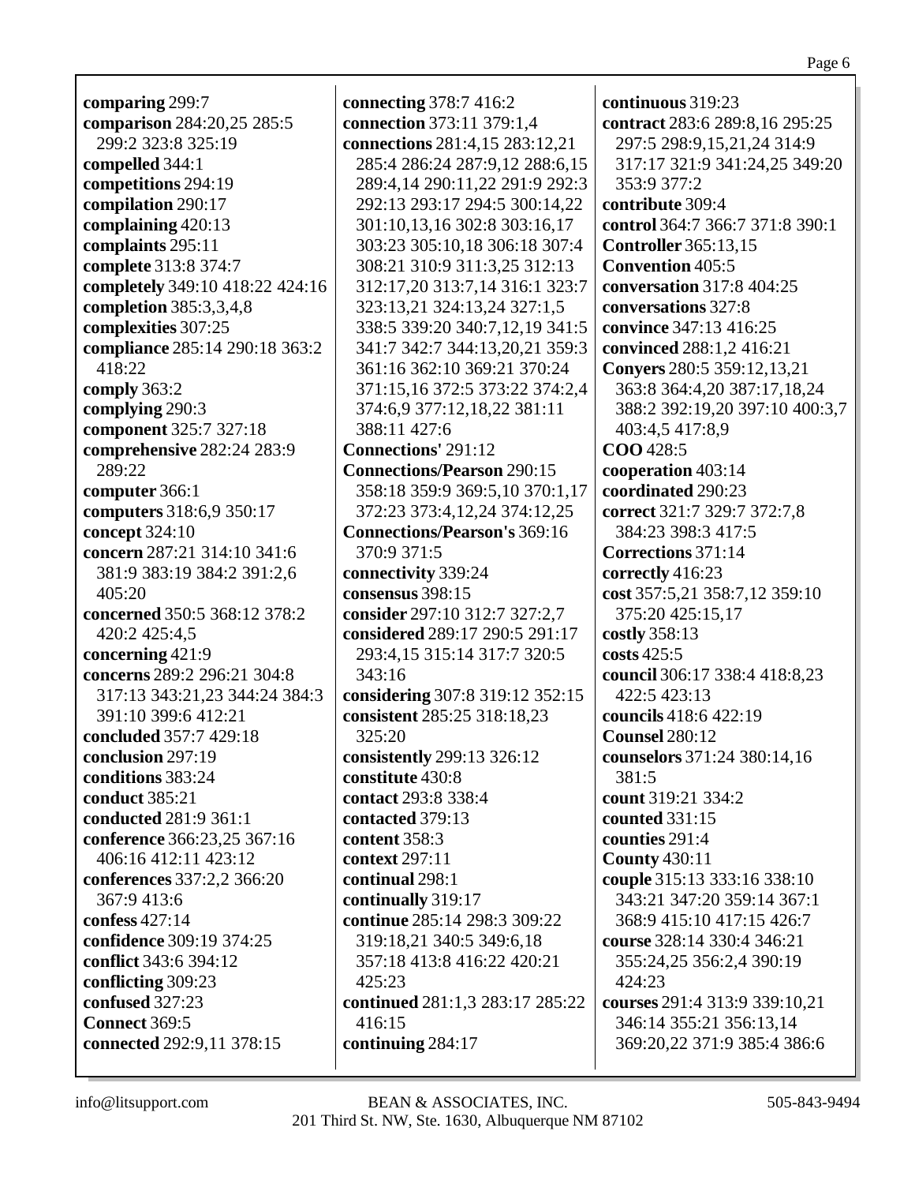**comparing** 299:7
**comparison** 284:20,25 285:5 299:2 323:8 325:19
**compelled** 344:1
**competitions** 294:19
**compilation** 290:17
**complaining** 420:13
**complaints** 295:11
**complete** 313:8 374:7
**completely** 349:10 418:22 424:16
**completion** 385:3,3,4,8
**complexities** 307:25
**compliance** 285:14 290:18 363:2 418:22
**comply** 363:2
**complying** 290:3
**component** 325:7 327:18
**comprehensive** 282:24 283:9 289:22
**computer** 366:1
**computers** 318:6,9 350:17
**concept** 324:10
**concern** 287:21 314:10 341:6 381:9 383:19 384:2 391:2,6 405:20
**concerned** 350:5 368:12 378:2 420:2 425:4,5
**concerning** 421:9
**concerns** 289:2 296:21 304:8 317:13 343:21,23 344:24 384:3 391:10 399:6 412:21
**concluded** 357:7 429:18
**conclusion** 297:19
**conditions** 383:24
**conduct** 385:21
**conducted** 281:9 361:1
**conference** 366:23,25 367:16 406:16 412:11 423:12
**conferences** 337:2,2 366:20 367:9 413:6
**confess** 427:14
**confidence** 309:19 374:25
**conflict** 343:6 394:12
**conflicting** 309:23
**confused** 327:23
**Connect** 369:5
**connected** 292:9,11 378:15
**connecting** 378:7 416:2
**connection** 373:11 379:1,4
**connections** 281:4,15 283:12,21 285:4 286:24 287:9,12 288:6,15 289:4,14 290:11,22 291:9 292:3 292:13 293:17 294:5 300:14,22 301:10,13,16 302:8 303:16,17 303:23 305:10,18 306:18 307:4 308:21 310:9 311:3,25 312:13 312:17,20 313:7,14 316:1 323:7 323:13,21 324:13,24 327:1,5 338:5 339:20 340:7,12,19 341:5 341:7 342:7 344:13,20,21 359:3 361:16 362:10 369:21 370:24 371:15,16 372:5 373:22 374:2,4 374:6,9 377:12,18,22 381:11 388:11 427:6
**Connections'** 291:12
**Connections/Pearson** 290:15 358:18 359:9 369:5,10 370:1,17 372:23 373:4,12,24 374:12,25
**Connections/Pearson's** 369:16 370:9 371:5
**connectivity** 339:24
**consensus** 398:15
**consider** 297:10 312:7 327:2,7
**considered** 289:17 290:5 291:17 293:4,15 315:14 317:7 320:5 343:16
**considering** 307:8 319:12 352:15
**consistent** 285:25 318:18,23 325:20
**consistently** 299:13 326:12
**constitute** 430:8
**contact** 293:8 338:4
**contacted** 379:13
**content** 358:3
**context** 297:11
**continual** 298:1
**continually** 319:17
**continue** 285:14 298:3 309:22 319:18,21 340:5 349:6,18 357:18 413:8 416:22 420:21 425:23
**continued** 281:1,3 283:17 285:22 416:15
**continuing** 284:17
**continuous** 319:23
**contract** 283:6 289:8,16 295:25 297:5 298:9,15,21,24 314:9 317:17 321:9 341:24,25 349:20 353:9 377:2
**contribute** 309:4
**control** 364:7 366:7 371:8 390:1
**Controller** 365:13,15
**Convention** 405:5
**conversation** 317:8 404:25
**conversations** 327:8
**convince** 347:13 416:25
**convinced** 288:1,2 416:21
**Conyers** 280:5 359:12,13,21 363:8 364:4,20 387:17,18,24 388:2 392:19,20 397:10 400:3,7 403:4,5 417:8,9
**COO** 428:5
**cooperation** 403:14
**coordinated** 290:23
**correct** 321:7 329:7 372:7,8 384:23 398:3 417:5
**Corrections** 371:14
**correctly** 416:23
**cost** 357:5,21 358:7,12 359:10 375:20 425:15,17
**costly** 358:13
**costs** 425:5
**council** 306:17 338:4 418:8,23 422:5 423:13
**councils** 418:6 422:19
**Counsel** 280:12
**counselors** 371:24 380:14,16 381:5
**count** 319:21 334:2
**counted** 331:15
**counties** 291:4
**County** 430:11
**couple** 315:13 333:16 338:10 343:21 347:20 359:14 367:1 368:9 415:10 417:15 426:7
**course** 328:14 330:4 346:21 355:24,25 356:2,4 390:19 424:23
**courses** 291:4 313:9 339:10,21 346:14 355:21 356:13,14 369:20,22 371:9 385:4 386:6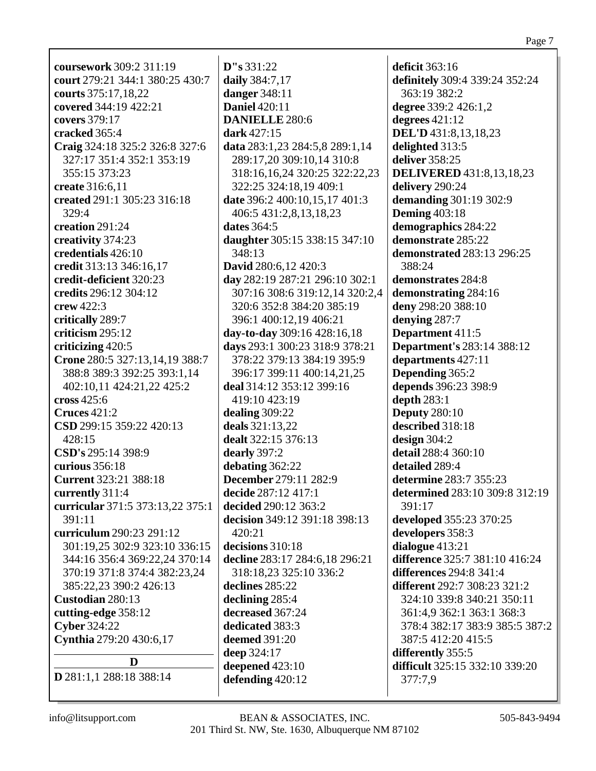**coursework** 309:2 311:19
**court** 279:21 344:1 380:25 430:7
**courts** 375:17,18,22
**covered** 344:19 422:21
**covers** 379:17
**cracked** 365:4
**Craig** 324:18 325:2 326:8 327:6 327:17 351:4 352:1 353:19 355:15 373:23
**create** 316:6,11
**created** 291:1 305:23 316:18 329:4
**creation** 291:24
**creativity** 374:23
**credentials** 426:10
**credit** 313:13 346:16,17
**credit-deficient** 320:23
**credits** 296:12 304:12
**crew** 422:3
**critically** 289:7
**criticism** 295:12
**criticizing** 420:5
**Crone** 280:5 327:13,14,19 388:7 388:8 389:3 392:25 393:1,14 402:10,11 424:21,22 425:2
**cross** 425:6
**Cruces** 421:2
**CSD** 299:15 359:22 420:13 428:15
**CSD's** 295:14 398:9
**curious** 356:18
**Current** 323:21 388:18
**currently** 311:4
**curricular** 371:5 373:13,22 375:1 391:11
**curriculum** 290:23 291:12 301:19,25 302:9 323:10 336:15 344:16 356:4 369:22,24 370:14 370:19 371:8 374:4 382:23,24 385:22,23 390:2 426:13
**Custodian** 280:13
**cutting-edge** 358:12
**Cyber** 324:22
**Cynthia** 279:20 430:6,17

## D

**D** 281:1,1 288:18 388:14
**D"s** 331:22
**daily** 384:7,17
**danger** 348:11
**Daniel** 420:11
**DANIELLE** 280:6
**dark** 427:15
**data** 283:1,23 284:5,8 289:1,14 289:17,20 309:10,14 310:8 318:16,16,24 320:25 322:22,23 322:25 324:18,19 409:1
**date** 396:2 400:10,15,17 401:3 406:5 431:2,8,13,18,23
**dates** 364:5
**daughter** 305:15 338:15 347:10 348:13
**David** 280:6,12 420:3
**day** 282:19 287:21 296:10 302:1 307:16 308:6 319:12,14 320:2,4 320:6 352:8 384:20 385:19 396:1 400:12,19 406:21
**day-to-day** 309:16 428:16,18
**days** 293:1 300:23 318:9 378:21 378:22 379:13 384:19 395:9 396:17 399:11 400:14,21,25
**deal** 314:12 353:12 399:16 419:10 423:19
**dealing** 309:22
**deals** 321:13,22
**dealt** 322:15 376:13
**dearly** 397:2
**debating** 362:22
**December** 279:11 282:9
**decide** 287:12 417:1
**decided** 290:12 363:2
**decision** 349:12 391:18 398:13 420:21
**decisions** 310:18
**decline** 283:17 284:6,18 296:21 318:18,23 325:10 336:2
**declines** 285:22
**declining** 285:4
**decreased** 367:24
**dedicated** 383:3
**deemed** 391:20
**deep** 324:17
**deepened** 423:10
**defending** 420:12
**deficit** 363:16
**definitely** 309:4 339:24 352:24 363:19 382:2
**degree** 339:2 426:1,2
**degrees** 421:12
**DEL'D** 431:8,13,18,23
**delighted** 313:5
**deliver** 358:25
**DELIVERED** 431:8,13,18,23
**delivery** 290:24
**demanding** 301:19 302:9
**Deming** 403:18
**demographics** 284:22
**demonstrate** 285:22
**demonstrated** 283:13 296:25 388:24
**demonstrates** 284:8
**demonstrating** 284:16
**deny** 298:20 388:10
**denying** 287:7
**Department** 411:5
**Department's** 283:14 388:12
**departments** 427:11
**Depending** 365:2
**depends** 396:23 398:9
**depth** 283:1
**Deputy** 280:10
**described** 318:18
**design** 304:2
**detail** 288:4 360:10
**detailed** 289:4
**determine** 283:7 355:23
**determined** 283:10 309:8 312:19 391:17
**developed** 355:23 370:25
**developers** 358:3
**dialogue** 413:21
**difference** 325:7 381:10 416:24
**differences** 294:8 341:4
**different** 292:7 308:23 321:2 324:10 339:8 340:21 350:11 361:4,9 362:1 363:1 368:3 378:4 382:17 383:9 385:5 387:2 387:5 412:20 415:5
**differently** 355:5
**difficult** 325:15 332:10 339:20 377:7,9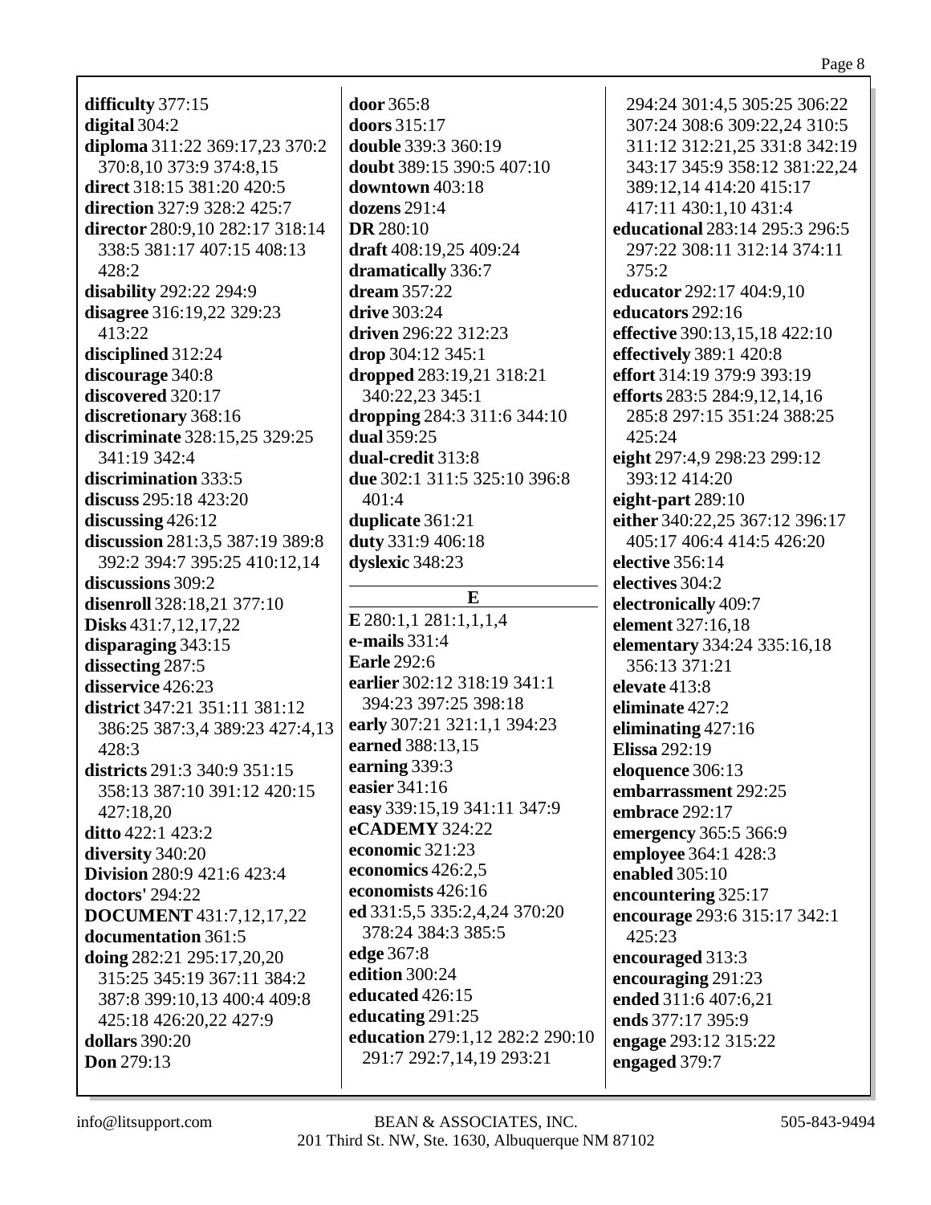**difficulty** 377:15
**digital** 304:2
**diploma** 311:22 369:17,23 370:2 370:8,10 373:9 374:8,15
**direct** 318:15 381:20 420:5
**direction** 327:9 328:2 425:7
**director** 280:9,10 282:17 318:14 338:5 381:17 407:15 408:13 428:2
**disability** 292:22 294:9
**disagree** 316:19,22 329:23 413:22
**disciplined** 312:24
**discourage** 340:8
**discovered** 320:17
**discretionary** 368:16
**discriminate** 328:15,25 329:25 341:19 342:4
**discrimination** 333:5
**discuss** 295:18 423:20
**discussing** 426:12
**discussion** 281:3,5 387:19 389:8 392:2 394:7 395:25 410:12,14
**discussions** 309:2
**disenroll** 328:18,21 377:10
**Disks** 431:7,12,17,22
**disparaging** 343:15
**dissecting** 287:5
**disservice** 426:23
**district** 347:21 351:11 381:12 386:25 387:3,4 389:23 427:4,13 428:3
**districts** 291:3 340:9 351:15 358:13 387:10 391:12 420:15 427:18,20
**ditto** 422:1 423:2
**diversity** 340:20
**Division** 280:9 421:6 423:4
**doctors'** 294:22
**DOCUMENT** 431:7,12,17,22
**documentation** 361:5
**doing** 282:21 295:17,20,20 315:25 345:19 367:11 384:2 387:8 399:10,13 400:4 409:8 425:18 426:20,22 427:9
**dollars** 390:20
**Don** 279:13
**door** 365:8
**doors** 315:17
**double** 339:3 360:19
**doubt** 389:15 390:5 407:10
**downtown** 403:18
**dozens** 291:4
**DR** 280:10
**draft** 408:19,25 409:24
**dramatically** 336:7
**dream** 357:22
**drive** 303:24
**driven** 296:22 312:23
**drop** 304:12 345:1
**dropped** 283:19,21 318:21 340:22,23 345:1
**dropping** 284:3 311:6 344:10
**dual** 359:25
**dual-credit** 313:8
**due** 302:1 311:5 325:10 396:8 401:4
**duplicate** 361:21
**duty** 331:9 406:18
**dyslexic** 348:23

## E

**E** 280:1,1 281:1,1,1,4
**e-mails** 331:4
**Earle** 292:6
**earlier** 302:12 318:19 341:1 394:23 397:25 398:18
**early** 307:21 321:1,1 394:23
**earned** 388:13,15
**earning** 339:3
**easier** 341:16
**easy** 339:15,19 341:11 347:9
**eCADEMY** 324:22
**economic** 321:23
**economics** 426:2,5
**economists** 426:16
**ed** 331:5,5 335:2,4,24 370:20 378:24 384:3 385:5
**edge** 367:8
**edition** 300:24
**educated** 426:15
**educating** 291:25
**education** 279:1,12 282:2 290:10 291:7 292:7,14,19 293:21 294:24 301:4,5 305:25 306:22 307:24 308:6 309:22,24 310:5 311:12 312:21,25 331:8 342:19 343:17 345:9 358:12 381:22,24 389:12,14 414:20 415:17 417:11 430:1,10 431:4
**educational** 283:14 295:3 296:5 297:22 308:11 312:14 374:11 375:2
**educator** 292:17 404:9,10
**educators** 292:16
**effective** 390:13,15,18 422:10
**effectively** 389:1 420:8
**effort** 314:19 379:9 393:19
**efforts** 283:5 284:9,12,14,16 285:8 297:15 351:24 388:25 425:24
**eight** 297:4,9 298:23 299:12 393:12 414:20
**eight-part** 289:10
**either** 340:22,25 367:12 396:17 405:17 406:4 414:5 426:20
**elective** 356:14
**electives** 304:2
**electronically** 409:7
**element** 327:16,18
**elementary** 334:24 335:16,18 356:13 371:21
**elevate** 413:8
**eliminate** 427:2
**eliminating** 427:16
**Elissa** 292:19
**eloquence** 306:13
**embarrassment** 292:25
**embrace** 292:17
**emergency** 365:5 366:9
**employee** 364:1 428:3
**enabled** 305:10
**encountering** 325:17
**encourage** 293:6 315:17 342:1 425:23
**encouraged** 313:3
**encouraging** 291:23
**ended** 311:6 407:6,21
**ends** 377:17 395:9
**engage** 293:12 315:22
**engaged** 379:7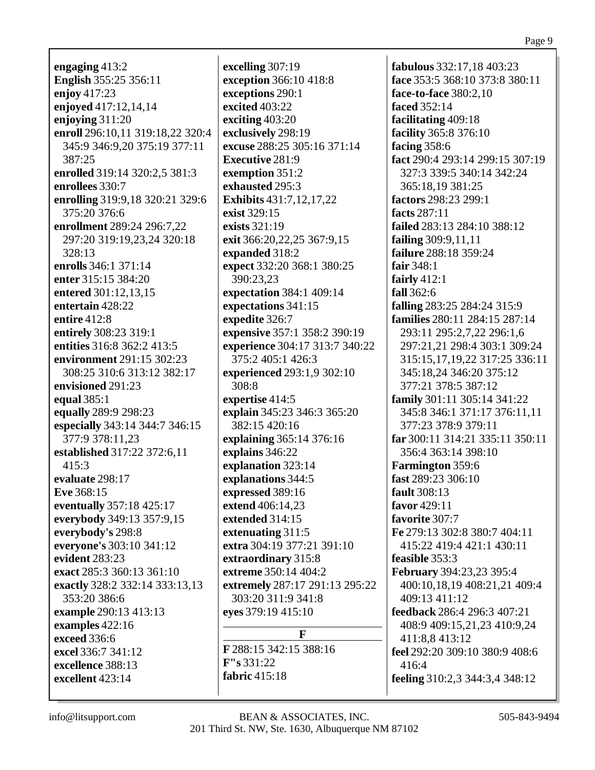**engaging** 413:2
**English** 355:25 356:11
**enjoy** 417:23
**enjoyed** 417:12,14,14
**enjoying** 311:20
**enroll** 296:10,11 319:18,22 320:4 345:9 346:9,20 375:19 377:11 387:25
**enrolled** 319:14 320:2,5 381:3
**enrollees** 330:7
**enrolling** 319:9,18 320:21 329:6 375:20 376:6
**enrollment** 289:24 296:7,22 297:20 319:19,23,24 320:18 328:13
**enrolls** 346:1 371:14
**enter** 315:15 384:20
**entered** 301:12,13,15
**entertain** 428:22
**entire** 412:8
**entirely** 308:23 319:1
**entities** 316:8 362:2 413:5
**environment** 291:15 302:23 308:25 310:6 313:12 382:17
**envisioned** 291:23
**equal** 385:1
**equally** 289:9 298:23
**especially** 343:14 344:7 346:15 377:9 378:11,23
**established** 317:22 372:6,11 415:3
**evaluate** 298:17
**Eve** 368:15
**eventually** 357:18 425:17
**everybody** 349:13 357:9,15
**everybody's** 298:8
**everyone's** 303:10 341:12
**evident** 283:23
**exact** 285:3 360:13 361:10
**exactly** 328:2 332:14 333:13,13 353:20 386:6
**example** 290:13 413:13
**examples** 422:16
**exceed** 336:6
**excel** 336:7 341:12
**excellence** 388:13
**excellent** 423:14
**excelling** 307:19
**exception** 366:10 418:8
**exceptions** 290:1
**excited** 403:22
**exciting** 403:20
**exclusively** 298:19
**excuse** 288:25 305:16 371:14
**Executive** 281:9
**exemption** 351:2
**exhausted** 295:3
**Exhibits** 431:7,12,17,22
**exist** 329:15
**exists** 321:19
**exit** 366:20,22,25 367:9,15
**expanded** 318:2
**expect** 332:20 368:1 380:25 390:23,23
**expectation** 384:1 409:14
**expectations** 341:15
**expedite** 326:7
**expensive** 357:1 358:2 390:19
**experience** 304:17 313:7 340:22 375:2 405:1 426:3
**experienced** 293:1,9 302:10 308:8
**expertise** 414:5
**explain** 345:23 346:3 365:20 382:15 420:16
**explaining** 365:14 376:16
**explains** 346:22
**explanation** 323:14
**explanations** 344:5
**expressed** 389:16
**extend** 406:14,23
**extended** 314:15
**extenuating** 311:5
**extra** 304:19 377:21 391:10
**extraordinary** 315:8
**extreme** 350:14 404:2
**extremely** 287:17 291:13 295:22 303:20 311:9 341:8
**eyes** 379:19 415:10

**F**

**F** 288:15 342:15 388:16
**F"s** 331:22
**fabric** 415:18
**fabulous** 332:17,18 403:23
**face** 353:5 368:10 373:8 380:11
**face-to-face** 380:2,10
**faced** 352:14
**facilitating** 409:18
**facility** 365:8 376:10
**facing** 358:6
**fact** 290:4 293:14 299:15 307:19 327:3 339:5 340:14 342:24 365:18,19 381:25
**factors** 298:23 299:1
**facts** 287:11
**failed** 283:13 284:10 388:12
**failing** 309:9,11,11
**failure** 288:18 359:24
**fair** 348:1
**fairly** 412:1
**fall** 362:6
**falling** 283:25 284:24 315:9
**families** 280:11 284:15 287:14 293:11 295:2,7,22 296:1,6 297:21,21 298:4 303:1 309:24 315:15,17,19,22 317:25 336:11 345:18,24 346:20 375:12 377:21 378:5 387:12
**family** 301:11 305:14 341:22 345:8 346:1 371:17 376:11,11 377:23 378:9 379:11
**far** 300:11 314:21 335:11 350:11 356:4 363:14 398:10
**Farmington** 359:6
**fast** 289:23 306:10
**fault** 308:13
**favor** 429:11
**favorite** 307:7
**Fe** 279:13 302:8 380:7 404:11 415:22 419:4 421:1 430:11
**feasible** 353:3
**February** 394:23,23 395:4 400:10,18,19 408:21,21 409:4 409:13 411:12
**feedback** 286:4 296:3 407:21 408:9 409:15,21,23 410:9,24 411:8,8 413:12
**feel** 292:20 309:10 380:9 408:6 416:4
**feeling** 310:2,3 344:3,4 348:12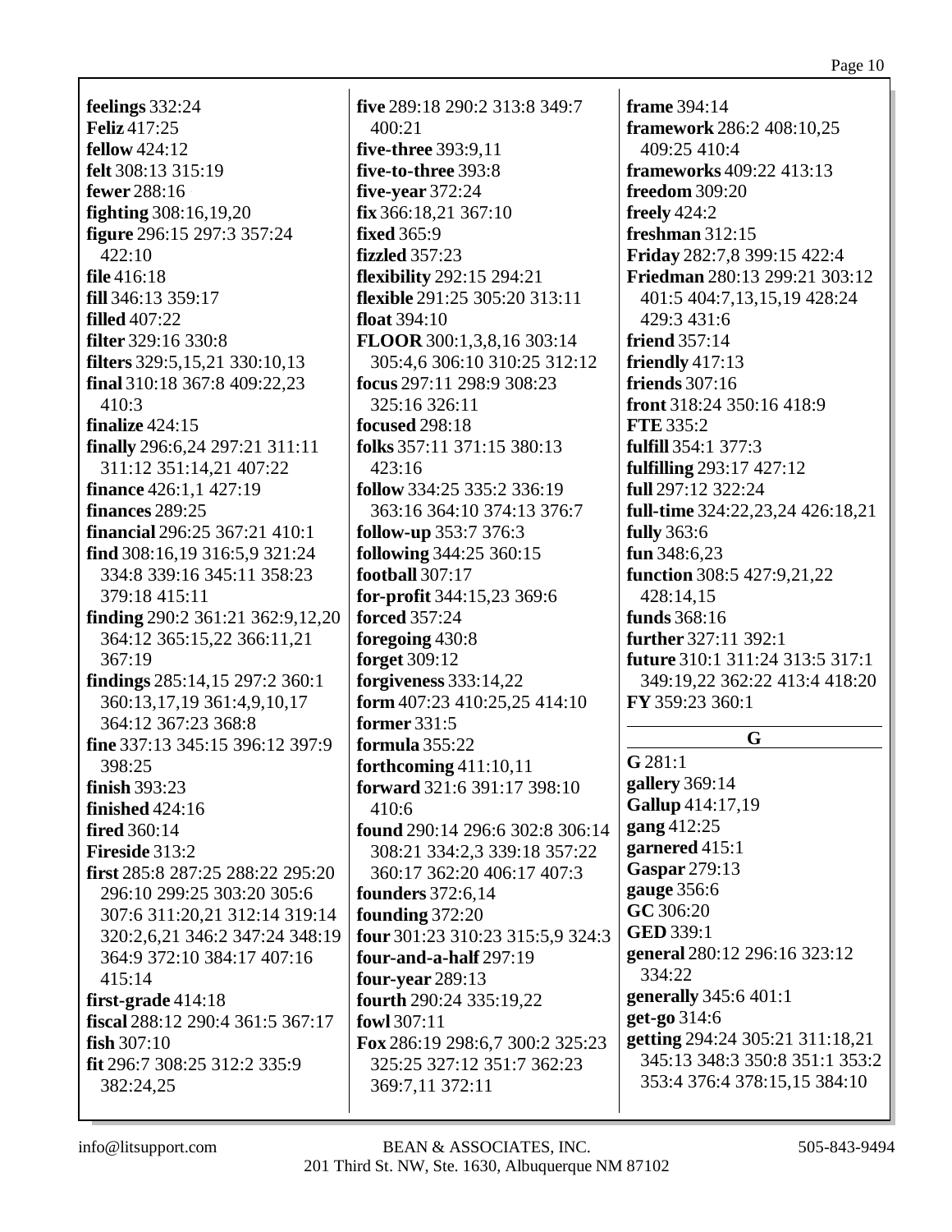**feelings** 332:24
**Feliz** 417:25
**fellow** 424:12
**felt** 308:13 315:19
**fewer** 288:16
**fighting** 308:16,19,20
**figure** 296:15 297:3 357:24 422:10
**file** 416:18
**fill** 346:13 359:17
**filled** 407:22
**filter** 329:16 330:8
**filters** 329:5,15,21 330:10,13
**final** 310:18 367:8 409:22,23 410:3
**finalize** 424:15
**finally** 296:6,24 297:21 311:11 311:12 351:14,21 407:22
**finance** 426:1,1 427:19
**finances** 289:25
**financial** 296:25 367:21 410:1
**find** 308:16,19 316:5,9 321:24 334:8 339:16 345:11 358:23 379:18 415:11
**finding** 290:2 361:21 362:9,12,20 364:12 365:15,22 366:11,21 367:19
**findings** 285:14,15 297:2 360:1 360:13,17,19 361:4,9,10,17 364:12 367:23 368:8
**fine** 337:13 345:15 396:12 397:9 398:25
**finish** 393:23
**finished** 424:16
**fired** 360:14
**Fireside** 313:2
**first** 285:8 287:25 288:22 295:20 296:10 299:25 303:20 305:6 307:6 311:20,21 312:14 319:14 320:2,6,21 346:2 347:24 348:19 364:9 372:10 384:17 407:16 415:14
**first-grade** 414:18
**fiscal** 288:12 290:4 361:5 367:17
**fish** 307:10
**fit** 296:7 308:25 312:2 335:9 382:24,25
**five** 289:18 290:2 313:8 349:7 400:21
**five-three** 393:9,11
**five-to-three** 393:8
**five-year** 372:24
**fix** 366:18,21 367:10
**fixed** 365:9
**fizzled** 357:23
**flexibility** 292:15 294:21
**flexible** 291:25 305:20 313:11
**float** 394:10
**FLOOR** 300:1,3,8,16 303:14 305:4,6 306:10 310:25 312:12
**focus** 297:11 298:9 308:23 325:16 326:11
**focused** 298:18
**folks** 357:11 371:15 380:13 423:16
**follow** 334:25 335:2 336:19 363:16 364:10 374:13 376:7
**follow-up** 353:7 376:3
**following** 344:25 360:15
**football** 307:17
**for-profit** 344:15,23 369:6
**forced** 357:24
**foregoing** 430:8
**forget** 309:12
**forgiveness** 333:14,22
**form** 407:23 410:25,25 414:10
**former** 331:5
**formula** 355:22
**forthcoming** 411:10,11
**forward** 321:6 391:17 398:10 410:6
**found** 290:14 296:6 302:8 306:14 308:21 334:2,3 339:18 357:22 360:17 362:20 406:17 407:3
**founders** 372:6,14
**founding** 372:20
**four** 301:23 310:23 315:5,9 324:3
**four-and-a-half** 297:19
**four-year** 289:13
**fourth** 290:24 335:19,22
**fowl** 307:11
**Fox** 286:19 298:6,7 300:2 325:23 325:25 327:12 351:7 362:23 369:7,11 372:11
**frame** 394:14
**framework** 286:2 408:10,25 409:25 410:4
**frameworks** 409:22 413:13
**freedom** 309:20
**freely** 424:2
**freshman** 312:15
**Friday** 282:7,8 399:15 422:4
**Friedman** 280:13 299:21 303:12 401:5 404:7,13,15,19 428:24 429:3 431:6
**friend** 357:14
**friendly** 417:13
**friends** 307:16
**front** 318:24 350:16 418:9
**FTE** 335:2
**fulfill** 354:1 377:3
**fulfilling** 293:17 427:12
**full** 297:12 322:24
**full-time** 324:22,23,24 426:18,21
**fully** 363:6
**fun** 348:6,23
**function** 308:5 427:9,21,22 428:14,15
**funds** 368:16
**further** 327:11 392:1
**future** 310:1 311:24 313:5 317:1 349:19,22 362:22 413:4 418:20
**FY** 359:23 360:1

## G

**G** 281:1
**gallery** 369:14
**Gallup** 414:17,19
**gang** 412:25
**garnered** 415:1
**Gaspar** 279:13
**gauge** 356:6
**GC** 306:20
**GED** 339:1
**general** 280:12 296:16 323:12 334:22
**generally** 345:6 401:1
**get-go** 314:6
**getting** 294:24 305:21 311:18,21 345:13 348:3 350:8 351:1 353:2 353:4 376:4 378:15,15 384:10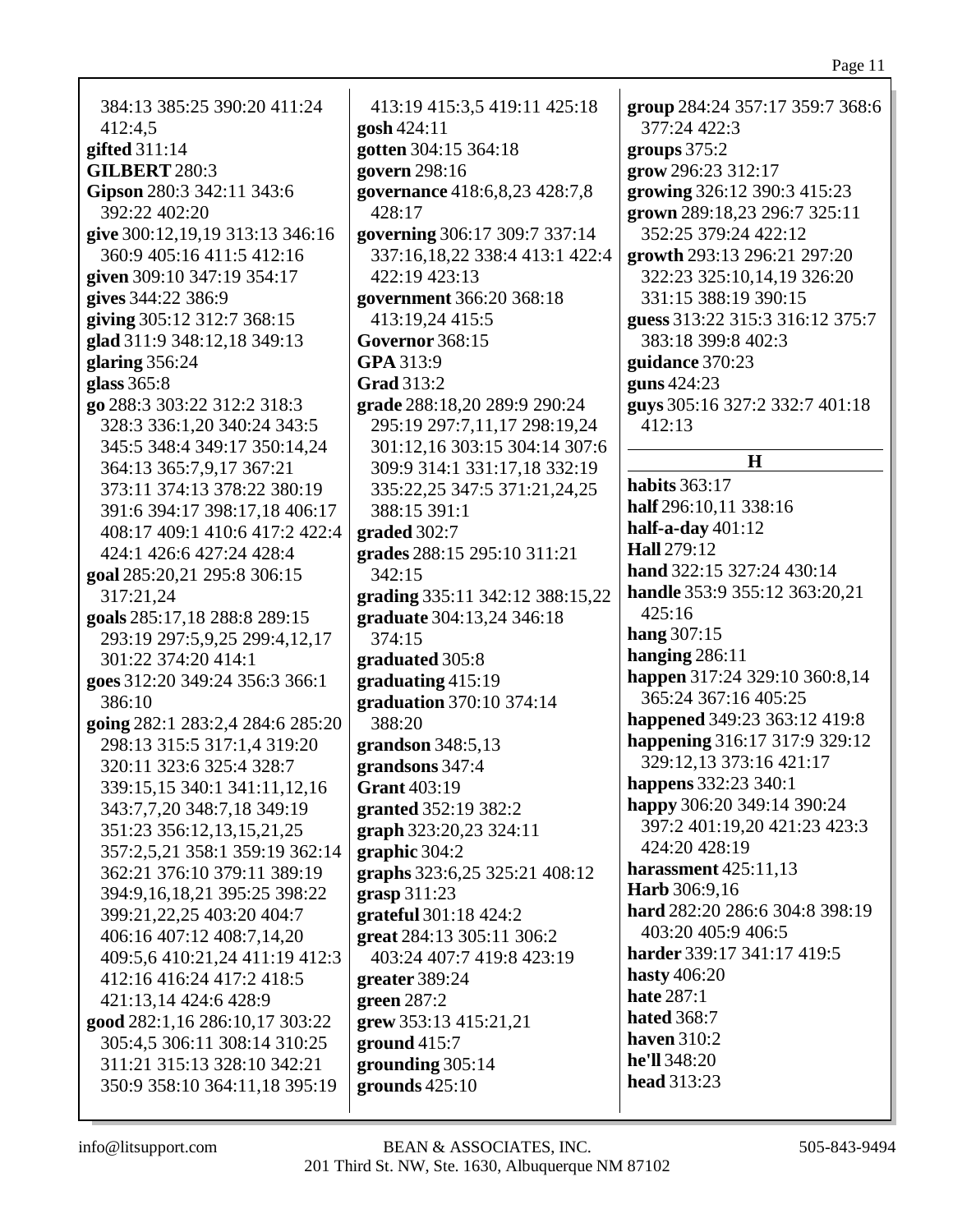384:13 385:25 390:20 411:24 412:4,5
**gifted** 311:14
**GILBERT** 280:3
**Gipson** 280:3 342:11 343:6 392:22 402:20
**give** 300:12,19,19 313:13 346:16 360:9 405:16 411:5 412:16
**given** 309:10 347:19 354:17
**gives** 344:22 386:9
**giving** 305:12 312:7 368:15
**glad** 311:9 348:12,18 349:13
**glaring** 356:24
**glass** 365:8
**go** 288:3 303:22 312:2 318:3 328:3 336:1,20 340:24 343:5 345:5 348:4 349:17 350:14,24 364:13 365:7,9,17 367:21 373:11 374:13 378:22 380:19 391:6 394:17 398:17,18 406:17 408:17 409:1 410:6 417:2 422:4 424:1 426:6 427:24 428:4
**goal** 285:20,21 295:8 306:15 317:21,24
**goals** 285:17,18 288:8 289:15 293:19 297:5,9,25 299:4,12,17 301:22 374:20 414:1
**goes** 312:20 349:24 356:3 366:1 386:10
**going** 282:1 283:2,4 284:6 285:20 298:13 315:5 317:1,4 319:20 320:11 323:6 325:4 328:7 339:15,15 340:1 341:11,12,16 343:7,7,20 348:7,18 349:19 351:23 356:12,13,15,21,25 357:2,5,21 358:1 359:19 362:14 362:21 376:10 379:11 389:19 394:9,16,18,21 395:25 398:22 399:21,22,25 403:20 404:7 406:16 407:12 408:7,14,20 409:5,6 410:21,24 411:19 412:3 412:16 416:24 417:2 418:5 421:13,14 424:6 428:9
**good** 282:1,16 286:10,17 303:22 305:4,5 306:11 308:14 310:25 311:21 315:13 328:10 342:21 350:9 358:10 364:11,18 395:19 413:19 415:3,5 419:11 425:18
**gosh** 424:11
**gotten** 304:15 364:18
**govern** 298:16
**governance** 418:6,8,23 428:7,8 428:17
**governing** 306:17 309:7 337:14 337:16,18,22 338:4 413:1 422:4 422:19 423:13
**government** 366:20 368:18 413:19,24 415:5
**Governor** 368:15
**GPA** 313:9
**Grad** 313:2
**grade** 288:18,20 289:9 290:24 295:19 297:7,11,17 298:19,24 301:12,16 303:15 304:14 307:6 309:9 314:1 331:17,18 332:19 335:22,25 347:5 371:21,24,25 388:15 391:1
**graded** 302:7
**grades** 288:15 295:10 311:21 342:15
**grading** 335:11 342:12 388:15,22
**graduate** 304:13,24 346:18 374:15
**graduated** 305:8
**graduating** 415:19
**graduation** 370:10 374:14 388:20
**grandson** 348:5,13
**grandsons** 347:4
**Grant** 403:19
**granted** 352:19 382:2
**graph** 323:20,23 324:11
**graphic** 304:2
**graphs** 323:6,25 325:21 408:12
**grasp** 311:23
**grateful** 301:18 424:2
**great** 284:13 305:11 306:2 403:24 407:7 419:8 423:19
**greater** 389:24
**green** 287:2
**grew** 353:13 415:21,21
**ground** 415:7
**grounding** 305:14
**grounds** 425:10
**group** 284:24 357:17 359:7 368:6 377:24 422:3
**groups** 375:2
**grow** 296:23 312:17
**growing** 326:12 390:3 415:23
**grown** 289:18,23 296:7 325:11 352:25 379:24 422:12
**growth** 293:13 296:21 297:20 322:23 325:10,14,19 326:20 331:15 388:19 390:15
**guess** 313:22 315:3 316:12 375:7 383:18 399:8 402:3
**guidance** 370:23
**guns** 424:23
**guys** 305:16 327:2 332:7 401:18 412:13

## H

**habits** 363:17
**half** 296:10,11 338:16
**half-a-day** 401:12
**Hall** 279:12
**hand** 322:15 327:24 430:14
**handle** 353:9 355:12 363:20,21 425:16
**hang** 307:15
**hanging** 286:11
**happen** 317:24 329:10 360:8,14 365:24 367:16 405:25
**happened** 349:23 363:12 419:8
**happening** 316:17 317:9 329:12 329:12,13 373:16 421:17
**happens** 332:23 340:1
**happy** 306:20 349:14 390:24 397:2 401:19,20 421:23 423:3 424:20 428:19
**harassment** 425:11,13
**Harb** 306:9,16
**hard** 282:20 286:6 304:8 398:19 403:20 405:9 406:5
**harder** 339:17 341:17 419:5
**hasty** 406:20
**hate** 287:1
**hated** 368:7
**haven** 310:2
**he'll** 348:20
**head** 313:23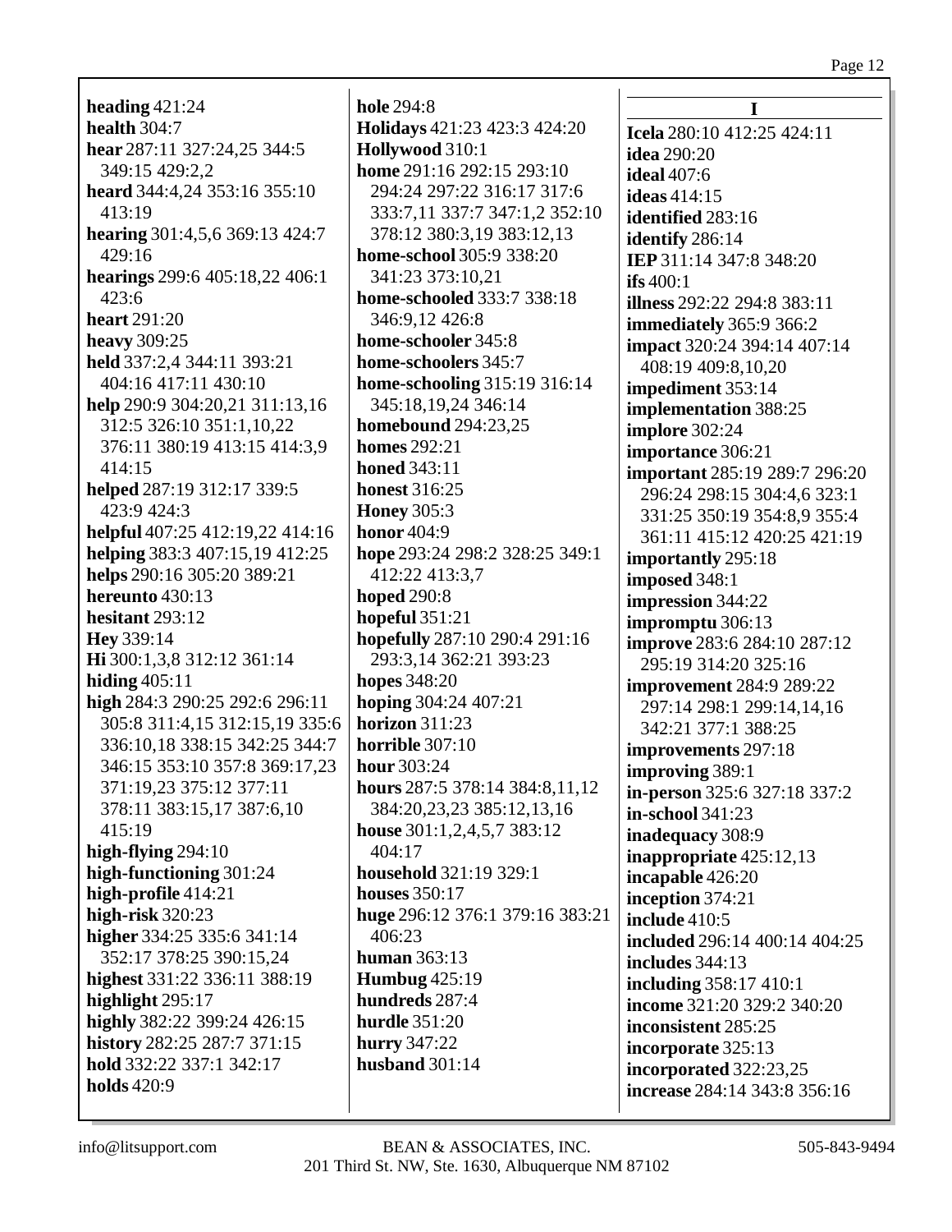**heading** 421:24
**health** 304:7
**hear** 287:11 327:24,25 344:5 349:15 429:2,2
**heard** 344:4,24 353:16 355:10 413:19
**hearing** 301:4,5,6 369:13 424:7 429:16
**hearings** 299:6 405:18,22 406:1 423:6
**heart** 291:20
**heavy** 309:25
**held** 337:2,4 344:11 393:21 404:16 417:11 430:10
**help** 290:9 304:20,21 311:13,16 312:5 326:10 351:1,10,22 376:11 380:19 413:15 414:3,9 414:15
**helped** 287:19 312:17 339:5 423:9 424:3
**helpful** 407:25 412:19,22 414:16
**helping** 383:3 407:15,19 412:25
**helps** 290:16 305:20 389:21
**hereunto** 430:13
**hesitant** 293:12
**Hey** 339:14
**Hi** 300:1,3,8 312:12 361:14
**hiding** 405:11
**high** 284:3 290:25 292:6 296:11 305:8 311:4,15 312:15,19 335:6 336:10,18 338:15 342:25 344:7 346:15 353:10 357:8 369:17,23 371:19,23 375:12 377:11 378:11 383:15,17 387:6,10 415:19
**high-flying** 294:10
**high-functioning** 301:24
**high-profile** 414:21
**high-risk** 320:23
**higher** 334:25 335:6 341:14 352:17 378:25 390:15,24
**highest** 331:22 336:11 388:19
**highlight** 295:17
**highly** 382:22 399:24 426:15
**history** 282:25 287:7 371:15
**hold** 332:22 337:1 342:17
**holds** 420:9
**hole** 294:8
**Holidays** 421:23 423:3 424:20
**Hollywood** 310:1
**home** 291:16 292:15 293:10 294:24 297:22 316:17 317:6 333:7,11 337:7 347:1,2 352:10 378:12 380:3,19 383:12,13
**home-school** 305:9 338:20 341:23 373:10,21
**home-schooled** 333:7 338:18 346:9,12 426:8
**home-schooler** 345:8
**home-schoolers** 345:7
**home-schooling** 315:19 316:14 345:18,19,24 346:14
**homebound** 294:23,25
**homes** 292:21
**honed** 343:11
**honest** 316:25
**Honey** 305:3
**honor** 404:9
**hope** 293:24 298:2 328:25 349:1 412:22 413:3,7
**hoped** 290:8
**hopeful** 351:21
**hopefully** 287:10 290:4 291:16 293:3,14 362:21 393:23
**hopes** 348:20
**hoping** 304:24 407:21
**horizon** 311:23
**horrible** 307:10
**hour** 303:24
**hours** 287:5 378:14 384:8,11,12 384:20,23,23 385:12,13,16
**house** 301:1,2,4,5,7 383:12 404:17
**household** 321:19 329:1
**houses** 350:17
**huge** 296:12 376:1 379:16 383:21 406:23
**human** 363:13
**Humbug** 425:19
**hundreds** 287:4
**hurdle** 351:20
**hurry** 347:22
**husband** 301:14

**I**

**Icela** 280:10 412:25 424:11
**idea** 290:20
**ideal** 407:6
**ideas** 414:15
**identified** 283:16
**identify** 286:14
**IEP** 311:14 347:8 348:20
**ifs** 400:1
**illness** 292:22 294:8 383:11
**immediately** 365:9 366:2
**impact** 320:24 394:14 407:14 408:19 409:8,10,20
**impediment** 353:14
**implementation** 388:25
**implore** 302:24
**importance** 306:21
**important** 285:19 289:7 296:20 296:24 298:15 304:4,6 323:1 331:25 350:19 354:8,9 355:4 361:11 415:12 420:25 421:19
**importantly** 295:18
**imposed** 348:1
**impression** 344:22
**impromptu** 306:13
**improve** 283:6 284:10 287:12 295:19 314:20 325:16
**improvement** 284:9 289:22 297:14 298:1 299:14,14,16 342:21 377:1 388:25
**improvements** 297:18
**improving** 389:1
**in-person** 325:6 327:18 337:2
**in-school** 341:23
**inadequacy** 308:9
**inappropriate** 425:12,13
**incapable** 426:20
**inception** 374:21
**include** 410:5
**included** 296:14 400:14 404:25
**includes** 344:13
**including** 358:17 410:1
**income** 321:20 329:2 340:20
**inconsistent** 285:25
**incorporate** 325:13
**incorporated** 322:23,25
**increase** 284:14 343:8 356:16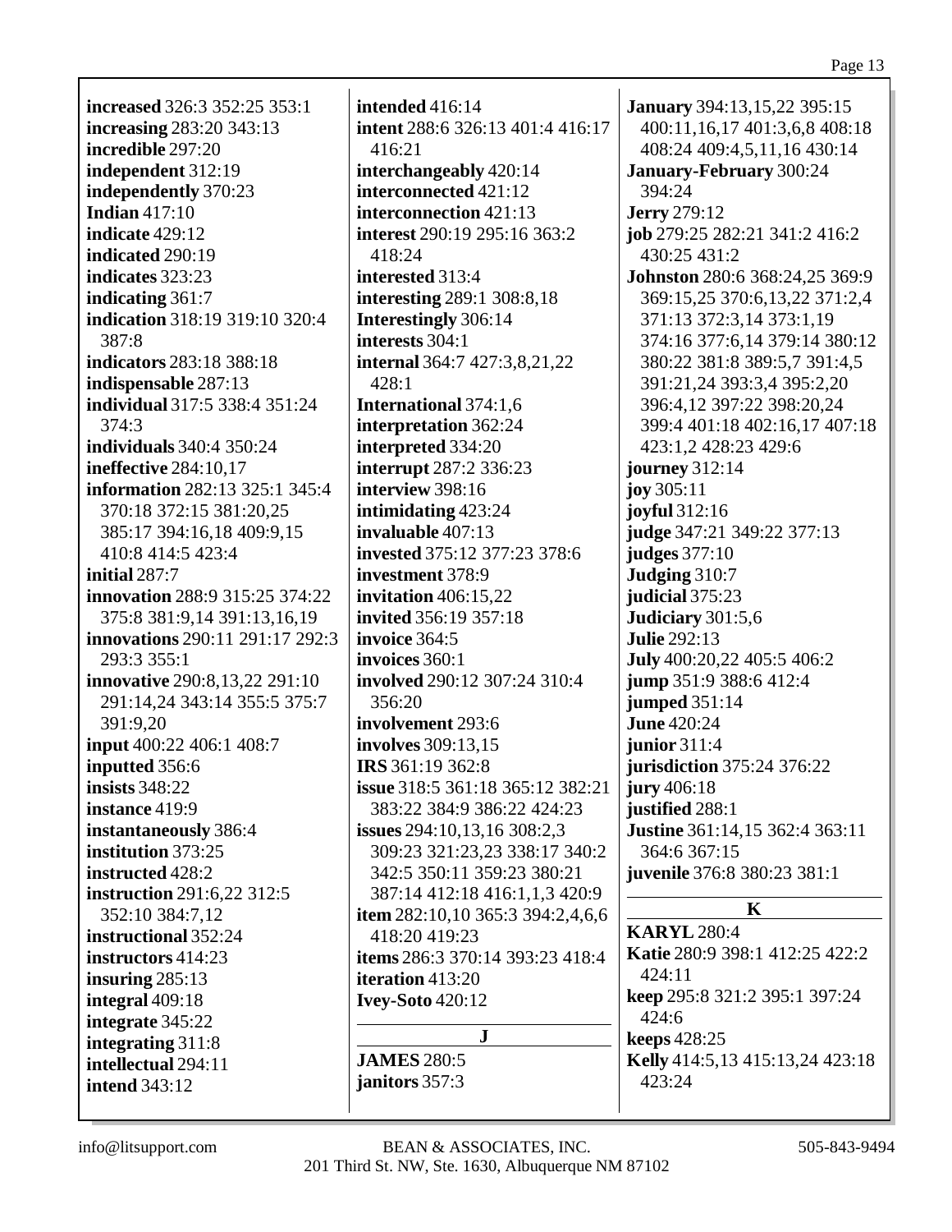**increased** 326:3 352:25 353:1
**increasing** 283:20 343:13
**incredible** 297:20
**independent** 312:19
**independently** 370:23
**Indian** 417:10
**indicate** 429:12
**indicated** 290:19
**indicates** 323:23
**indicating** 361:7
**indication** 318:19 319:10 320:4 387:8
**indicators** 283:18 388:18
**indispensable** 287:13
**individual** 317:5 338:4 351:24 374:3
**individuals** 340:4 350:24
**ineffective** 284:10,17
**information** 282:13 325:1 345:4 370:18 372:15 381:20,25 385:17 394:16,18 409:9,15 410:8 414:5 423:4
**initial** 287:7
**innovation** 288:9 315:25 374:22 375:8 381:9,14 391:13,16,19
**innovations** 290:11 291:17 292:3 293:3 355:1
**innovative** 290:8,13,22 291:10 291:14,24 343:14 355:5 375:7 391:9,20
**input** 400:22 406:1 408:7
**inputted** 356:6
**insists** 348:22
**instance** 419:9
**instantaneously** 386:4
**institution** 373:25
**instructed** 428:2
**instruction** 291:6,22 312:5 352:10 384:7,12
**instructional** 352:24
**instructors** 414:23
**insuring** 285:13
**integral** 409:18
**integrate** 345:22
**integrating** 311:8
**intellectual** 294:11
**intend** 343:12
**intended** 416:14
**intent** 288:6 326:13 401:4 416:17 416:21
**interchangeably** 420:14
**interconnected** 421:12
**interconnection** 421:13
**interest** 290:19 295:16 363:2 418:24
**interested** 313:4
**interesting** 289:1 308:8,18
**Interestingly** 306:14
**interests** 304:1
**internal** 364:7 427:3,8,21,22 428:1
**International** 374:1,6
**interpretation** 362:24
**interpreted** 334:20
**interrupt** 287:2 336:23
**interview** 398:16
**intimidating** 423:24
**invaluable** 407:13
**invested** 375:12 377:23 378:6
**investment** 378:9
**invitation** 406:15,22
**invited** 356:19 357:18
**invoice** 364:5
**invoices** 360:1
**involved** 290:12 307:24 310:4 356:20
**involvement** 293:6
**involves** 309:13,15
**IRS** 361:19 362:8
**issue** 318:5 361:18 365:12 382:21 383:22 384:9 386:22 424:23
**issues** 294:10,13,16 308:2,3 309:23 321:23,23 338:17 340:2 342:5 350:11 359:23 380:21 387:14 412:18 416:1,1,3 420:9
**item** 282:10,10 365:3 394:2,4,6,6 418:20 419:23
**items** 286:3 370:14 393:23 418:4
**iteration** 413:20
**Ivey-Soto** 420:12

## J

**JAMES** 280:5
**janitors** 357:3
**January** 394:13,15,22 395:15 400:11,16,17 401:3,6,8 408:18 408:24 409:4,5,11,16 430:14
**January-February** 300:24 394:24
**Jerry** 279:12
**job** 279:25 282:21 341:2 416:2 430:25 431:2
**Johnston** 280:6 368:24,25 369:9 369:15,25 370:6,13,22 371:2,4 371:13 372:3,14 373:1,19 374:16 377:6,14 379:14 380:12 380:22 381:8 389:5,7 391:4,5 391:21,24 393:3,4 395:2,20 396:4,12 397:22 398:20,24 399:4 401:18 402:16,17 407:18 423:1,2 428:23 429:6
**journey** 312:14
**joy** 305:11
**joyful** 312:16
**judge** 347:21 349:22 377:13
**judges** 377:10
**Judging** 310:7
**judicial** 375:23
**Judiciary** 301:5,6
**Julie** 292:13
**July** 400:20,22 405:5 406:2
**jump** 351:9 388:6 412:4
**jumped** 351:14
**June** 420:24
**junior** 311:4
**jurisdiction** 375:24 376:22
**jury** 406:18
**justified** 288:1
**Justine** 361:14,15 362:4 363:11 364:6 367:15
**juvenile** 376:8 380:23 381:1

## K

**KARYL** 280:4
**Katie** 280:9 398:1 412:25 422:2 424:11
**keep** 295:8 321:2 395:1 397:24 424:6
**keeps** 428:25
**Kelly** 414:5,13 415:13,24 423:18 423:24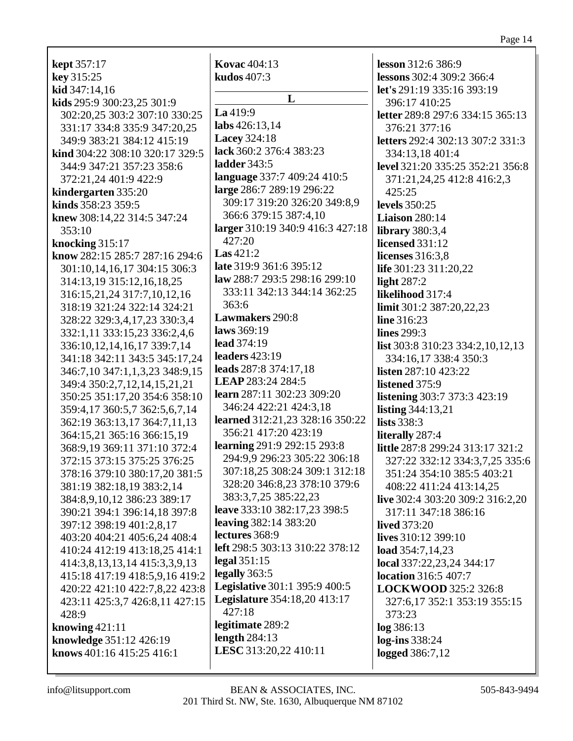**kept** 357:17
**key** 315:25
**kid** 347:14,16
**kids** 295:9 300:23,25 301:9 302:20,25 303:2 307:10 330:25 331:17 334:8 335:9 347:20,25 349:9 383:21 384:12 415:19
**kind** 304:22 308:10 320:17 329:5 344:9 347:21 357:23 358:6 372:21,24 401:9 422:9
**kindergarten** 335:20
**kinds** 358:23 359:5
**knew** 308:14,22 314:5 347:24 353:10
**knocking** 315:17
**know** 282:15 285:7 287:16 294:6 301:10,14,16,17 304:15 306:3 314:13,19 315:12,16,18,25 316:15,21,24 317:7,10,12,16 318:19 321:24 322:14 324:21 328:22 329:3,4,17,23 330:3,4 332:1,11 333:15,23 336:2,4,6 336:10,12,14,16,17 339:7,14 341:18 342:11 343:5 345:17,24 346:7,10 347:1,1,3,23 348:9,15 349:4 350:2,7,12,14,15,21,21 350:25 351:17,20 354:6 358:10 359:4,17 360:5,7 362:5,6,7,14 362:19 363:13,17 364:7,11,13 364:15,21 365:16 366:15,19 368:9,19 369:11 371:10 372:4 372:15 373:15 375:25 376:25 378:16 379:10 380:17,20 381:5 381:19 382:18,19 383:2,14 384:8,9,10,12 386:23 389:17 390:21 394:1 396:14,18 397:8 397:12 398:19 401:2,8,17 403:20 404:21 405:6,24 408:4 410:24 412:19 413:18,25 414:1 414:3,8,13,13,14 415:3,3,9,13 415:18 417:19 418:5,9,16 419:2 420:22 421:10 422:7,8,22 423:8 423:11 425:3,7 426:8,11 427:15 428:9
**knowing** 421:11
**knowledge** 351:12 426:19
**knows** 401:16 415:25 416:1
**Kovac** 404:13
**kudos** 407:3

## L

**La** 419:9
**labs** 426:13,14
**Lacey** 324:18
**lack** 360:2 376:4 383:23
**ladder** 343:5
**language** 337:7 409:24 410:5
**large** 286:7 289:19 296:22 309:17 319:20 326:20 349:8,9 366:6 379:15 387:4,10
**larger** 310:19 340:9 416:3 427:18 427:20
**Las** 421:2
**late** 319:9 361:6 395:12
**law** 288:7 293:5 298:16 299:10 333:11 342:13 344:14 362:25 363:6
**Lawmakers** 290:8
**laws** 369:19
**lead** 374:19
**leaders** 423:19
**leads** 287:8 374:17,18
**LEAP** 283:24 284:5
**learn** 287:11 302:23 309:20 346:24 422:21 424:3,18
**learned** 312:21,23 328:16 350:22 356:21 417:20 423:19
**learning** 291:9 292:15 293:8 294:9,9 296:23 305:22 306:18 307:18,25 308:24 309:1 312:18 328:20 346:8,23 378:10 379:6 383:3,7,25 385:22,23
**leave** 333:10 382:17,23 398:5
**leaving** 382:14 383:20
**lectures** 368:9
**left** 298:5 303:13 310:22 378:12
**legal** 351:15
**legally** 363:5
**Legislative** 301:1 395:9 400:5
**Legislature** 354:18,20 413:17 427:18
**legitimate** 289:2
**length** 284:13
**LESC** 313:20,22 410:11
**lesson** 312:6 386:9
**lessons** 302:4 309:2 366:4
**let's** 291:19 335:16 393:19 396:17 410:25
**letter** 289:8 297:6 334:15 365:13 376:21 377:16
**letters** 292:4 302:13 307:2 331:3 334:13,18 401:4
**level** 321:20 335:25 352:21 356:8 371:21,24,25 412:8 416:2,3 425:25
**levels** 350:25
**Liaison** 280:14
**library** 380:3,4
**licensed** 331:12
**licenses** 316:3,8
**life** 301:23 311:20,22
**light** 287:2
**likelihood** 317:4
**limit** 301:2 387:20,22,23
**line** 316:23
**lines** 299:3
**list** 303:8 310:23 334:2,10,12,13 334:16,17 338:4 350:3
**listen** 287:10 423:22
**listened** 375:9
**listening** 303:7 373:3 423:19
**listing** 344:13,21
**lists** 338:3
**literally** 287:4
**little** 287:8 299:24 313:17 321:2 327:22 332:12 334:3,7,25 335:6 351:24 354:10 385:5 403:21 408:22 411:24 413:14,25
**live** 302:4 303:20 309:2 316:2,20 317:11 347:18 386:16
**lived** 373:20
**lives** 310:12 399:10
**load** 354:7,14,23
**local** 337:22,23,24 344:17
**location** 316:5 407:7
**LOCKWOOD** 325:2 326:8 327:6,17 352:1 353:19 355:15 373:23
**log** 386:13
**log-ins** 338:24
**logged** 386:7,12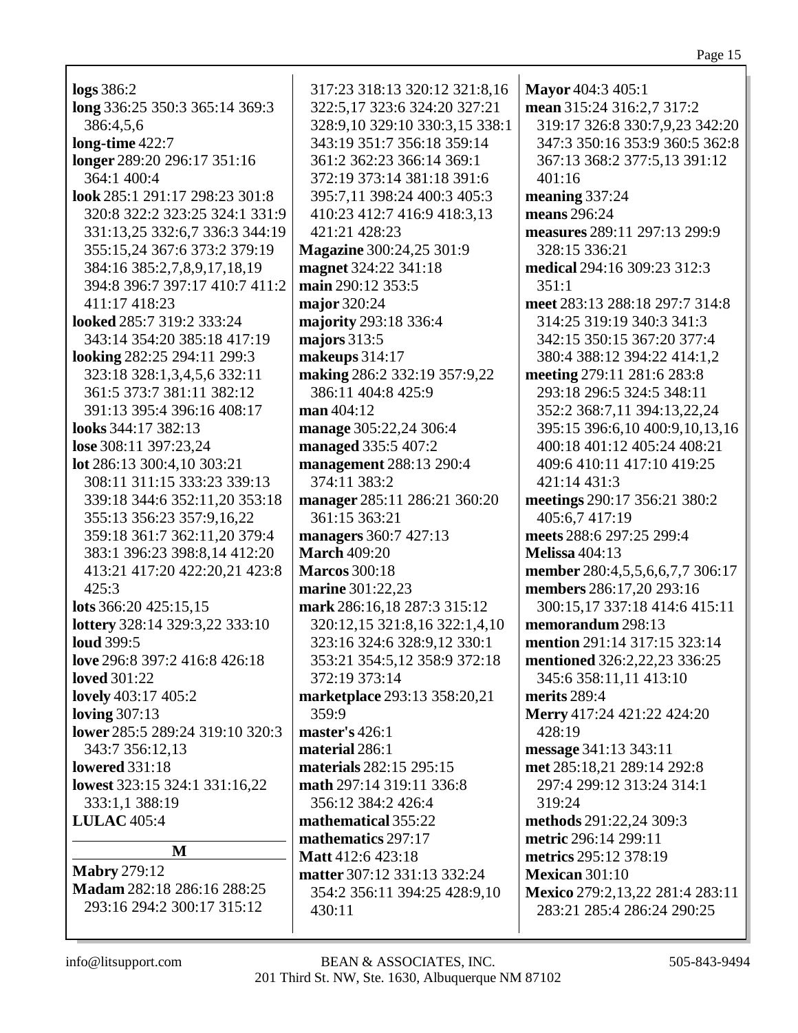**logs** 386:2
**long** 336:25 350:3 365:14 369:3 386:4,5,6
**long-time** 422:7
**longer** 289:20 296:17 351:16 364:1 400:4
**look** 285:1 291:17 298:23 301:8 320:8 322:2 323:25 324:1 331:9 331:13,25 332:6,7 336:3 344:19 355:15,24 367:6 373:2 379:19 384:16 385:2,7,8,9,17,18,19 394:8 396:7 397:17 410:7 411:2 411:17 418:23
**looked** 285:7 319:2 333:24 343:14 354:20 385:18 417:19
**looking** 282:25 294:11 299:3 323:18 328:1,3,4,5,6 332:11 361:5 373:7 381:11 382:12 391:13 395:4 396:16 408:17
**looks** 344:17 382:13
**lose** 308:11 397:23,24
**lot** 286:13 300:4,10 303:21 308:11 311:15 333:23 339:13 339:18 344:6 352:11,20 353:18 355:13 356:23 357:9,16,22 359:18 361:7 362:11,20 379:4 383:1 396:23 398:8,14 412:20 413:21 417:20 422:20,21 423:8 425:3
**lots** 366:20 425:15,15
**lottery** 328:14 329:3,22 333:10
**loud** 399:5
**love** 296:8 397:2 416:8 426:18
**loved** 301:22
**lovely** 403:17 405:2
**loving** 307:13
**lower** 285:5 289:24 319:10 320:3 343:7 356:12,13
**lowered** 331:18
**lowest** 323:15 324:1 331:16,22 333:1,1 388:19
**LULAC** 405:4

## M

**Mabry** 279:12
**Madam** 282:18 286:16 288:25 293:16 294:2 300:17 315:12 317:23 318:13 320:12 321:8,16 322:5,17 323:6 324:20 327:21 328:9,10 329:10 330:3,15 338:1 343:19 351:7 356:18 359:14 361:2 362:23 366:14 369:1 372:19 373:14 381:18 391:6 395:7,11 398:24 400:3 405:3 410:23 412:7 416:9 418:3,13 421:21 428:23
**Magazine** 300:24,25 301:9
**magnet** 324:22 341:18
**main** 290:12 353:5
**major** 320:24
**majority** 293:18 336:4
**majors** 313:5
**makeups** 314:17
**making** 286:2 332:19 357:9,22 386:11 404:8 425:9
**man** 404:12
**manage** 305:22,24 306:4
**managed** 335:5 407:2
**management** 288:13 290:4 374:11 383:2
**manager** 285:11 286:21 360:20 361:15 363:21
**managers** 360:7 427:13
**March** 409:20
**Marcos** 300:18
**marine** 301:22,23
**mark** 286:16,18 287:3 315:12 320:12,15 321:8,16 322:1,4,10 323:16 324:6 328:9,12 330:1 353:21 354:5,12 358:9 372:18 372:19 373:14
**marketplace** 293:13 358:20,21 359:9
**master's** 426:1
**material** 286:1
**materials** 282:15 295:15
**math** 297:14 319:11 336:8 356:12 384:2 426:4
**mathematical** 355:22
**mathematics** 297:17
**Matt** 412:6 423:18
**matter** 307:12 331:13 332:24 354:2 356:11 394:25 428:9,10 430:11
**Mayor** 404:3 405:1
**mean** 315:24 316:2,7 317:2 319:17 326:8 330:7,9,23 342:20 347:3 350:16 353:9 360:5 362:8 367:13 368:2 377:5,13 391:12 401:16
**meaning** 337:24
**means** 296:24
**measures** 289:11 297:13 299:9 328:15 336:21
**medical** 294:16 309:23 312:3 351:1
**meet** 283:13 288:18 297:7 314:8 314:25 319:19 340:3 341:3 342:15 350:15 367:20 377:4 380:4 388:12 394:22 414:1,2
**meeting** 279:11 281:6 283:8 293:18 296:5 324:5 348:11 352:2 368:7,11 394:13,22,24 395:15 396:6,10 400:9,10,13,16 400:18 401:12 405:24 408:21 409:6 410:11 417:10 419:25 421:14 431:3
**meetings** 290:17 356:21 380:2 405:6,7 417:19
**meets** 288:6 297:25 299:4
**Melissa** 404:13
**member** 280:4,5,5,6,6,7,7 306:17
**members** 286:17,20 293:16 300:15,17 337:18 414:6 415:11
**memorandum** 298:13
**mention** 291:14 317:15 323:14
**mentioned** 326:2,22,23 336:25 345:6 358:11,11 413:10
**merits** 289:4
**Merry** 417:24 421:22 424:20 428:19
**message** 341:13 343:11
**met** 285:18,21 289:14 292:8 297:4 299:12 313:24 314:1 319:24
**methods** 291:22,24 309:3
**metric** 296:14 299:11
**metrics** 295:12 378:19
**Mexican** 301:10
**Mexico** 279:2,13,22 281:4 283:11 283:21 285:4 286:24 290:25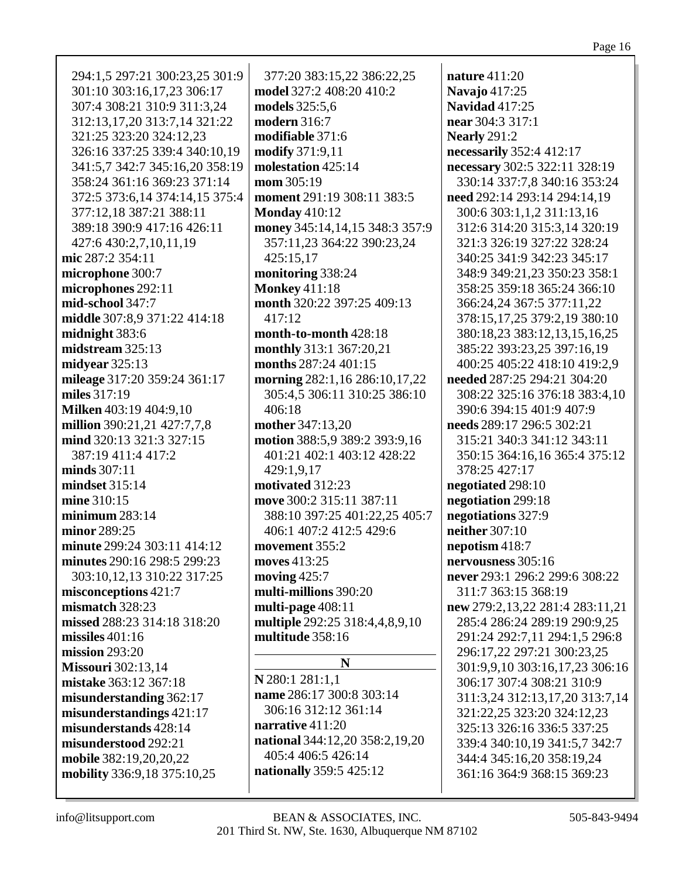294:1,5 297:21 300:23,25 301:9 301:10 303:16,17,23 306:17 307:4 308:21 310:9 311:3,24 312:13,17,20 313:7,14 321:22 321:25 323:20 324:12,23 326:16 337:25 339:4 340:10,19 341:5,7 342:7 345:16,20 358:19 358:24 361:16 369:23 371:14 372:5 373:6,14 374:14,15 375:4 377:12,18 387:21 388:11 389:18 390:9 417:16 426:11 427:6 430:2,7,10,11,19

**mic** 287:2 354:11
**microphone** 300:7
**microphones** 292:11
**mid-school** 347:7
**middle** 307:8,9 371:22 414:18
**midnight** 383:6
**midstream** 325:13
**midyear** 325:13
**mileage** 317:20 359:24 361:17
**miles** 317:19
**Milken** 403:19 404:9,10
**million** 390:21,21 427:7,7,8
**mind** 320:13 321:3 327:15 387:19 411:4 417:2
**minds** 307:11
**mindset** 315:14
**mine** 310:15
**minimum** 283:14
**minor** 289:25
**minute** 299:24 303:11 414:12
**minutes** 290:16 298:5 299:23 303:10,12,13 310:22 317:25
**misconceptions** 421:7
**mismatch** 328:23
**missed** 288:23 314:18 318:20
**missiles** 401:16
**mission** 293:20
**Missouri** 302:13,14
**mistake** 363:12 367:18
**misunderstanding** 362:17
**misunderstandings** 421:17
**misunderstands** 428:14
**misunderstood** 292:21
**mobile** 382:19,20,20,22
**mobility** 336:9,18 375:10,25

377:20 383:15,22 386:22,25
**model** 327:2 408:20 410:2
**models** 325:5,6
**modern** 316:7
**modifiable** 371:6
**modify** 371:9,11
**molestation** 425:14
**mom** 305:19
**moment** 291:19 308:11 383:5
**Monday** 410:12
**money** 345:14,14,15 348:3 357:9 357:11,23 364:22 390:23,24 425:15,17
**monitoring** 338:24
**Monkey** 411:18
**month** 320:22 397:25 409:13 417:12
**month-to-month** 428:18
**monthly** 313:1 367:20,21
**months** 287:24 401:15
**morning** 282:1,16 286:10,17,22 305:4,5 306:11 310:25 386:10 406:18
**mother** 347:13,20
**motion** 388:5,9 389:2 393:9,16 401:21 402:1 403:12 428:22 429:1,9,17
**motivated** 312:23
**move** 300:2 315:11 387:11 388:10 397:25 401:22,25 405:7 406:1 407:2 412:5 429:6
**movement** 355:2
**moves** 413:25
**moving** 425:7
**multi-millions** 390:20
**multi-page** 408:11
**multiple** 292:25 318:4,4,8,9,10
**multitude** 358:16

## N

**N** 280:1 281:1,1
**name** 286:17 300:8 303:14 306:16 312:12 361:14
**narrative** 411:20
**national** 344:12,20 358:2,19,20 405:4 406:5 426:14
**nationally** 359:5 425:12

**nature** 411:20
**Navajo** 417:25
**Navidad** 417:25
**near** 304:3 317:1
**Nearly** 291:2
**necessarily** 352:4 412:17
**necessary** 302:5 322:11 328:19 330:14 337:7,8 340:16 353:24
**need** 292:14 293:14 294:14,19 300:6 303:1,1,2 311:13,16 312:6 314:20 315:3,14 320:19 321:3 326:19 327:22 328:24 340:25 341:9 342:23 345:17 348:9 349:21,23 350:23 358:1 358:25 359:18 365:24 366:10 366:24,24 367:5 377:11,22 378:15,17,25 379:2,19 380:10 380:18,23 383:12,13,15,16,25 385:22 393:23,25 397:16,19 400:25 405:22 418:10 419:2,9
**needed** 287:25 294:21 304:20 308:22 325:16 376:18 383:4,10 390:6 394:15 401:9 407:9
**needs** 289:17 296:5 302:21 315:21 340:3 341:12 343:11 350:15 364:16,16 365:4 375:12 378:25 427:17
**negotiated** 298:10
**negotiation** 299:18
**negotiations** 327:9
**neither** 307:10
**nepotism** 418:7
**nervousness** 305:16
**never** 293:1 296:2 299:6 308:22 311:7 363:15 368:19
**new** 279:2,13,22 281:4 283:11,21 285:4 286:24 289:19 290:9,25 291:24 292:7,11 294:1,5 296:8 296:17,22 297:21 300:23,25 301:9,9,10 303:16,17,23 306:16 306:17 307:4 308:21 310:9 311:3,24 312:13,17,20 313:7,14 321:22,25 323:20 324:12,23 325:13 326:16 336:5 337:25 339:4 340:10,19 341:5,7 342:7 344:4 345:16,20 358:19,24 361:16 364:9 368:15 369:23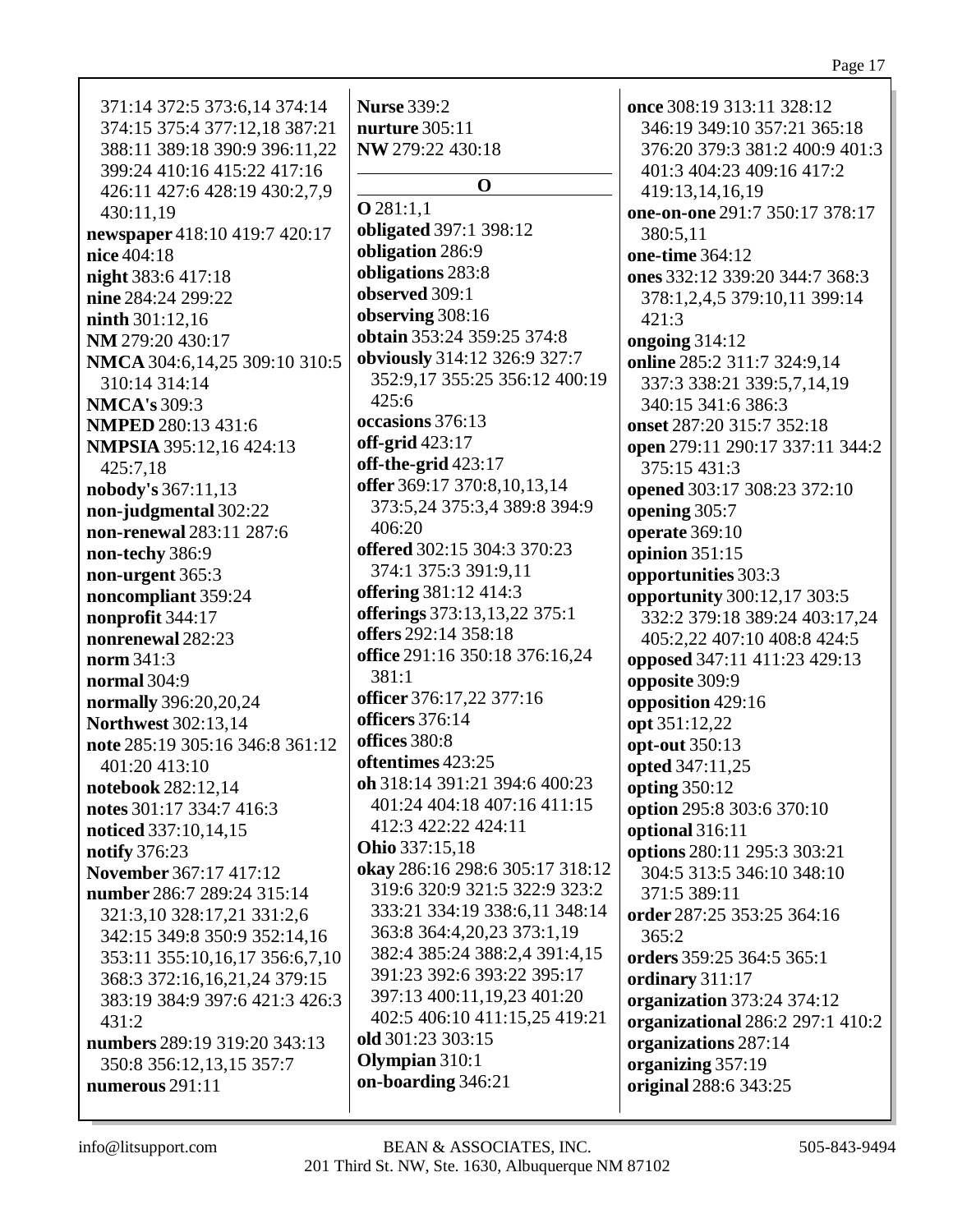371:14 372:5 373:6,14 374:14 374:15 375:4 377:12,18 387:21 388:11 389:18 390:9 396:11,22 399:24 410:16 415:22 417:16 426:11 427:6 428:19 430:2,7,9 430:11,19
**newspaper** 418:10 419:7 420:17
**nice** 404:18
**night** 383:6 417:18
**nine** 284:24 299:22
**ninth** 301:12,16
**NM** 279:20 430:17
**NMCA** 304:6,14,25 309:10 310:5 310:14 314:14
**NMCA's** 309:3
**NMPED** 280:13 431:6
**NMPSIA** 395:12,16 424:13 425:7,18
**nobody's** 367:11,13
**non-judgmental** 302:22
**non-renewal** 283:11 287:6
**non-techy** 386:9
**non-urgent** 365:3
**noncompliant** 359:24
**nonprofit** 344:17
**nonrenewal** 282:23
**norm** 341:3
**normal** 304:9
**normally** 396:20,20,24
**Northwest** 302:13,14
**note** 285:19 305:16 346:8 361:12 401:20 413:10
**notebook** 282:12,14
**notes** 301:17 334:7 416:3
**noticed** 337:10,14,15
**notify** 376:23
**November** 367:17 417:12
**number** 286:7 289:24 315:14 321:3,10 328:17,21 331:2,6 342:15 349:8 350:9 352:14,16 353:11 355:10,16,17 356:6,7,10 368:3 372:16,16,21,24 379:15 383:19 384:9 397:6 421:3 426:3 431:2
**numbers** 289:19 319:20 343:13 350:8 356:12,13,15 357:7
**numerous** 291:11
**Nurse** 339:2
**nurture** 305:11
**NW** 279:22 430:18

## O

**O** 281:1,1
**obligated** 397:1 398:12
**obligation** 286:9
**obligations** 283:8
**observed** 309:1
**observing** 308:16
**obtain** 353:24 359:25 374:8
**obviously** 314:12 326:9 327:7 352:9,17 355:25 356:12 400:19 425:6
**occasions** 376:13
**off-grid** 423:17
**off-the-grid** 423:17
**offer** 369:17 370:8,10,13,14 373:5,24 375:3,4 389:8 394:9 406:20
**offered** 302:15 304:3 370:23 374:1 375:3 391:9,11
**offering** 381:12 414:3
**offerings** 373:13,13,22 375:1
**offers** 292:14 358:18
**office** 291:16 350:18 376:16,24 381:1
**officer** 376:17,22 377:16
**officers** 376:14
**offices** 380:8
**oftentimes** 423:25
**oh** 318:14 391:21 394:6 400:23 401:24 404:18 407:16 411:15 412:3 422:22 424:11
**Ohio** 337:15,18
**okay** 286:16 298:6 305:17 318:12 319:6 320:9 321:5 322:9 323:2 333:21 334:19 338:6,11 348:14 363:8 364:4,20,23 373:1,19 382:4 385:24 388:2,4 391:4,15 391:23 392:6 393:22 395:17 397:13 400:11,19,23 401:20 402:5 406:10 411:15,25 419:21
**old** 301:23 303:15
**Olympian** 310:1
**on-boarding** 346:21
**once** 308:19 313:11 328:12 346:19 349:10 357:21 365:18 376:20 379:3 381:2 400:9 401:3 401:3 404:23 409:16 417:2 419:13,14,16,19
**one-on-one** 291:7 350:17 378:17 380:5,11
**one-time** 364:12
**ones** 332:12 339:20 344:7 368:3 378:1,2,4,5 379:10,11 399:14 421:3
**ongoing** 314:12
**online** 285:2 311:7 324:9,14 337:3 338:21 339:5,7,14,19 340:15 341:6 386:3
**onset** 287:20 315:7 352:18
**open** 279:11 290:17 337:11 344:2 375:15 431:3
**opened** 303:17 308:23 372:10
**opening** 305:7
**operate** 369:10
**opinion** 351:15
**opportunities** 303:3
**opportunity** 300:12,17 303:5 332:2 379:18 389:24 403:17,24 405:2,22 407:10 408:8 424:5
**opposed** 347:11 411:23 429:13
**opposite** 309:9
**opposition** 429:16
**opt** 351:12,22
**opt-out** 350:13
**opted** 347:11,25
**opting** 350:12
**option** 295:8 303:6 370:10
**optional** 316:11
**options** 280:11 295:3 303:21 304:5 313:5 346:10 348:10 371:5 389:11
**order** 287:25 353:25 364:16 365:2
**orders** 359:25 364:5 365:1
**ordinary** 311:17
**organization** 373:24 374:12
**organizational** 286:2 297:1 410:2
**organizations** 287:14
**organizing** 357:19
**original** 288:6 343:25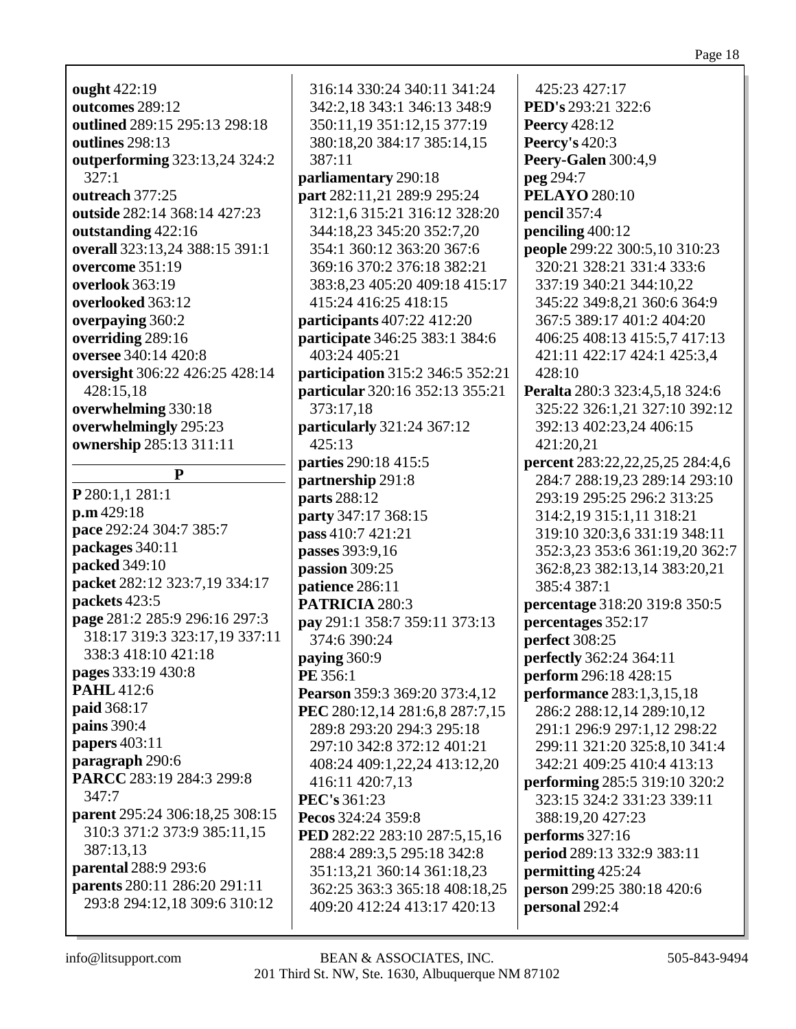**ought** 422:19
**outcomes** 289:12
**outlined** 289:15 295:13 298:18
**outlines** 298:13
**outperforming** 323:13,24 324:2 327:1
**outreach** 377:25
**outside** 282:14 368:14 427:23
**outstanding** 422:16
**overall** 323:13,24 388:15 391:1
**overcome** 351:19
**overlook** 363:19
**overlooked** 363:12
**overpaying** 360:2
**overriding** 289:16
**oversee** 340:14 420:8
**oversight** 306:22 426:25 428:14 428:15,18
**overwhelming** 330:18
**overwhelmingly** 295:23
**ownership** 285:13 311:11

## P

**P** 280:1,1 281:1
**p.m** 429:18
**pace** 292:24 304:7 385:7
**packages** 340:11
**packed** 349:10
**packet** 282:12 323:7,19 334:17
**packets** 423:5
**page** 281:2 285:9 296:16 297:3 318:17 319:3 323:17,19 337:11 338:3 418:10 421:18
**pages** 333:19 430:8
**PAHL** 412:6
**paid** 368:17
**pains** 390:4
**papers** 403:11
**paragraph** 290:6
**PARCC** 283:19 284:3 299:8 347:7
**parent** 295:24 306:18,25 308:15 310:3 371:2 373:9 385:11,15 387:13,13
**parental** 288:9 293:6
**parents** 280:11 286:20 291:11 293:8 294:12,18 309:6 310:12 316:14 330:24 340:11 341:24 342:2,18 343:1 346:13 348:9 350:11,19 351:12,15 377:19 380:18,20 384:17 385:14,15 387:11
**parliamentary** 290:18
**part** 282:11,21 289:9 295:24 312:1,6 315:21 316:12 328:20 344:18,23 345:20 352:7,20 354:1 360:12 363:20 367:6 369:16 370:2 376:18 382:21 383:8,23 405:20 409:18 415:17 415:24 416:25 418:15
**participants** 407:22 412:20
**participate** 346:25 383:1 384:6 403:24 405:21
**participation** 315:2 346:5 352:21
**particular** 320:16 352:13 355:21 373:17,18
**particularly** 321:24 367:12 425:13
**parties** 290:18 415:5
**partnership** 291:8
**parts** 288:12
**party** 347:17 368:15
**pass** 410:7 421:21
**passes** 393:9,16
**passion** 309:25
**patience** 286:11
**PATRICIA** 280:3
**pay** 291:1 358:7 359:11 373:13 374:6 390:24
**paying** 360:9
**PE** 356:1
**Pearson** 359:3 369:20 373:4,12
**PEC** 280:12,14 281:6,8 287:7,15 289:8 293:20 294:3 295:18 297:10 342:8 372:12 401:21 408:24 409:1,22,24 413:12,20 416:11 420:7,13
**PEC's** 361:23
**Pecos** 324:24 359:8
**PED** 282:22 283:10 287:5,15,16 288:4 289:3,5 295:18 342:8 351:13,21 360:14 361:18,23 362:25 363:3 365:18 408:18,25 409:20 412:24 413:17 420:13 425:23 427:17
**PED's** 293:21 322:6
**Peercy** 428:12
**Peercy's** 420:3
**Peery-Galen** 300:4,9
**peg** 294:7
**PELAYO** 280:10
**pencil** 357:4
**penciling** 400:12
**people** 299:22 300:5,10 310:23 320:21 328:21 331:4 333:6 337:19 340:21 344:10,22 345:22 349:8,21 360:6 364:9 367:5 389:17 401:2 404:20 406:25 408:13 415:5,7 417:13 421:11 422:17 424:1 425:3,4 428:10
**Peralta** 280:3 323:4,5,18 324:6 325:22 326:1,21 327:10 392:12 392:13 402:23,24 406:15 421:20,21
**percent** 283:22,22,25,25 284:4,6 284:7 288:19,23 289:14 293:10 293:19 295:25 296:2 313:25 314:2,19 315:1,11 318:21 319:10 320:3,6 331:19 348:11 352:3,23 353:6 361:19,20 362:7 362:8,23 382:13,14 383:20,21 385:4 387:1
**percentage** 318:20 319:8 350:5
**percentages** 352:17
**perfect** 308:25
**perfectly** 362:24 364:11
**perform** 296:18 428:15
**performance** 283:1,3,15,18 286:2 288:12,14 289:10,12 291:1 296:9 297:1,12 298:22 299:11 321:20 325:8,10 341:4 342:21 409:25 410:4 413:13
**performing** 285:5 319:10 320:2 323:15 324:2 331:23 339:11 388:19,20 427:23
**performs** 327:16
**period** 289:13 332:9 383:11
**permitting** 425:24
**person** 299:25 380:18 420:6
**personal** 292:4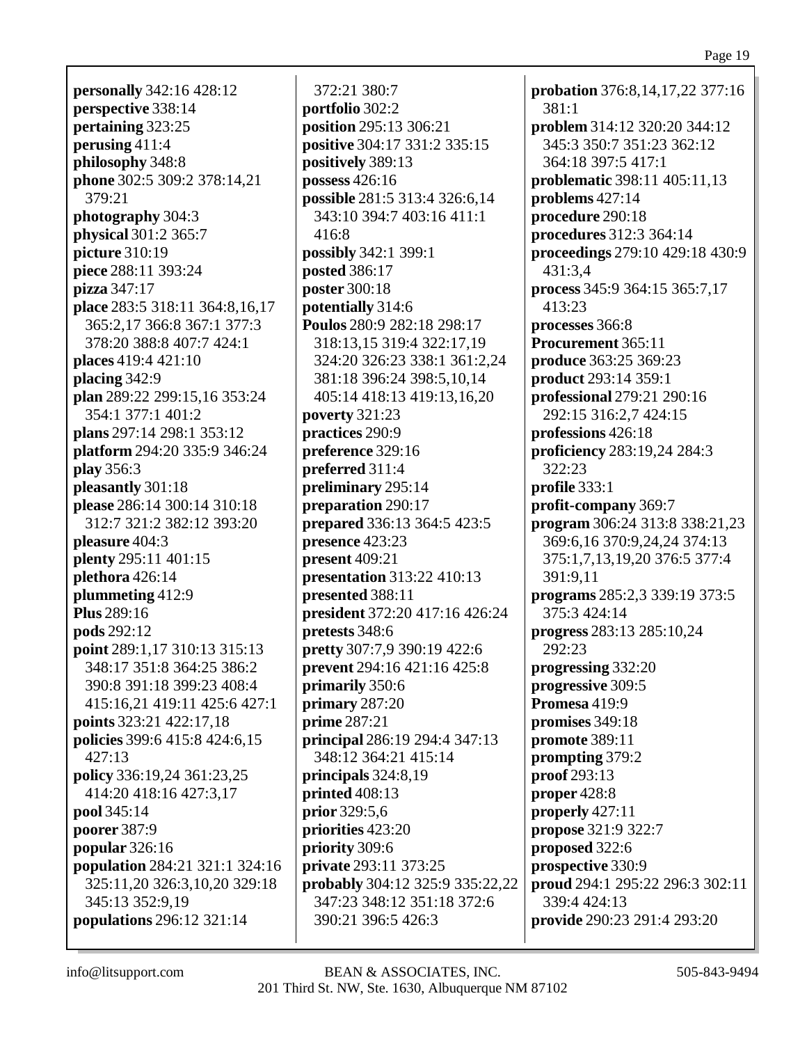**personally** 342:16 428:12
**perspective** 338:14
**pertaining** 323:25
**perusing** 411:4
**philosophy** 348:8
**phone** 302:5 309:2 378:14,21 379:21
**photography** 304:3
**physical** 301:2 365:7
**picture** 310:19
**piece** 288:11 393:24
**pizza** 347:17
**place** 283:5 318:11 364:8,16,17 365:2,17 366:8 367:1 377:3 378:20 388:8 407:7 424:1
**places** 419:4 421:10
**placing** 342:9
**plan** 289:22 299:15,16 353:24 354:1 377:1 401:2
**plans** 297:14 298:1 353:12
**platform** 294:20 335:9 346:24
**play** 356:3
**pleasantly** 301:18
**please** 286:14 300:14 310:18 312:7 321:2 382:12 393:20
**pleasure** 404:3
**plenty** 295:11 401:15
**plethora** 426:14
**plummeting** 412:9
**Plus** 289:16
**pods** 292:12
**point** 289:1,17 310:13 315:13 348:17 351:8 364:25 386:2 390:8 391:18 399:23 408:4 415:16,21 419:11 425:6 427:1
**points** 323:21 422:17,18
**policies** 399:6 415:8 424:6,15 427:13
**policy** 336:19,24 361:23,25 414:20 418:16 427:3,17
**pool** 345:14
**poorer** 387:9
**popular** 326:16
**population** 284:21 321:1 324:16 325:11,20 326:3,10,20 329:18 345:13 352:9,19
**populations** 296:12 321:14 372:21 380:7
**portfolio** 302:2
**position** 295:13 306:21
**positive** 304:17 331:2 335:15
**positively** 389:13
**possess** 426:16
**possible** 281:5 313:4 326:6,14 343:10 394:7 403:16 411:1 416:8
**possibly** 342:1 399:1
**posted** 386:17
**poster** 300:18
**potentially** 314:6
**Poulos** 280:9 282:18 298:17 318:13,15 319:4 322:17,19 324:20 326:23 338:1 361:2,24 381:18 396:24 398:5,10,14 405:14 418:13 419:13,16,20
**poverty** 321:23
**practices** 290:9
**preference** 329:16
**preferred** 311:4
**preliminary** 295:14
**preparation** 290:17
**prepared** 336:13 364:5 423:5
**presence** 423:23
**present** 409:21
**presentation** 313:22 410:13
**presented** 388:11
**president** 372:20 417:16 426:24
**pretests** 348:6
**pretty** 307:7,9 390:19 422:6
**prevent** 294:16 421:16 425:8
**primarily** 350:6
**primary** 287:20
**prime** 287:21
**principal** 286:19 294:4 347:13 348:12 364:21 415:14
**principals** 324:8,19
**printed** 408:13
**prior** 329:5,6
**priorities** 423:20
**priority** 309:6
**private** 293:11 373:25
**probably** 304:12 325:9 335:22,22 347:23 348:12 351:18 372:6 390:21 396:5 426:3
**probation** 376:8,14,17,22 377:16 381:1
**problem** 314:12 320:20 344:12 345:3 350:7 351:23 362:12 364:18 397:5 417:1
**problematic** 398:11 405:11,13
**problems** 427:14
**procedure** 290:18
**procedures** 312:3 364:14
**proceedings** 279:10 429:18 430:9 431:3,4
**process** 345:9 364:15 365:7,17 413:23
**processes** 366:8
**Procurement** 365:11
**produce** 363:25 369:23
**product** 293:14 359:1
**professional** 279:21 290:16 292:15 316:2,7 424:15
**professions** 426:18
**proficiency** 283:19,24 284:3 322:23
**profile** 333:1
**profit-company** 369:7
**program** 306:24 313:8 338:21,23 369:6,16 370:9,24,24 374:13 375:1,7,13,19,20 376:5 377:4 391:9,11
**programs** 285:2,3 339:19 373:5 375:3 424:14
**progress** 283:13 285:10,24 292:23
**progressing** 332:20
**progressive** 309:5
**Promesa** 419:9
**promises** 349:18
**promote** 389:11
**prompting** 379:2
**proof** 293:13
**proper** 428:8
**properly** 427:11
**propose** 321:9 322:7
**proposed** 322:6
**prospective** 330:9
**proud** 294:1 295:22 296:3 302:11 339:4 424:13
**provide** 290:23 291:4 293:20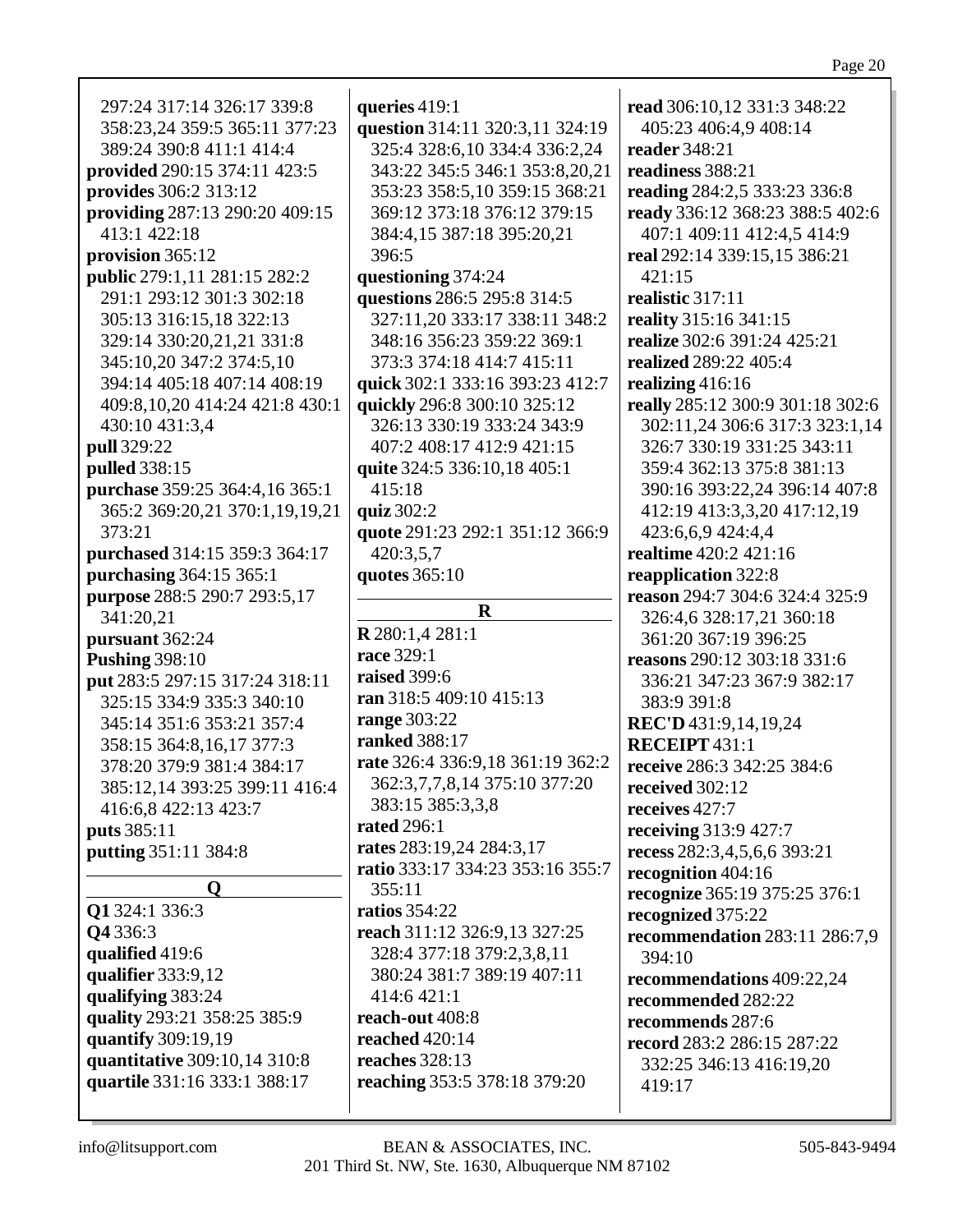297:24 317:14 326:17 339:8 358:23,24 359:5 365:11 377:23 389:24 390:8 411:1 414:4
**provided** 290:15 374:11 423:5
**provides** 306:2 313:12
**providing** 287:13 290:20 409:15 413:1 422:18
**provision** 365:12
**public** 279:1,11 281:15 282:2 291:1 293:12 301:3 302:18 305:13 316:15,18 322:13 329:14 330:20,21,21 331:8 345:10,20 347:2 374:5,10 394:14 405:18 407:14 408:19 409:8,10,20 414:24 421:8 430:1 430:10 431:3,4
**pull** 329:22
**pulled** 338:15
**purchase** 359:25 364:4,16 365:1 365:2 369:20,21 370:1,19,19,21 373:21
**purchased** 314:15 359:3 364:17
**purchasing** 364:15 365:1
**purpose** 288:5 290:7 293:5,17 341:20,21
**pursuant** 362:24
**Pushing** 398:10
**put** 283:5 297:15 317:24 318:11 325:15 334:9 335:3 340:10 345:14 351:6 353:21 357:4 358:15 364:8,16,17 377:3 378:20 379:9 381:4 384:17 385:12,14 393:25 399:11 416:4 416:6,8 422:13 423:7
**puts** 385:11
**putting** 351:11 384:8

## Q

**Q1** 324:1 336:3
**Q4** 336:3
**qualified** 419:6
**qualifier** 333:9,12
**qualifying** 383:24
**quality** 293:21 358:25 385:9
**quantify** 309:19,19
**quantitative** 309:10,14 310:8
**quartile** 331:16 333:1 388:17
**queries** 419:1
**question** 314:11 320:3,11 324:19 325:4 328:6,10 334:4 336:2,24 343:22 345:5 346:1 353:8,20,21 353:23 358:5,10 359:15 368:21 369:12 373:18 376:12 379:15 384:4,15 387:18 395:20,21 396:5
**questioning** 374:24
**questions** 286:5 295:8 314:5 327:11,20 333:17 338:11 348:2 348:16 356:23 359:22 369:1 373:3 374:18 414:7 415:11
**quick** 302:1 333:16 393:23 412:7
**quickly** 296:8 300:10 325:12 326:13 330:19 333:24 343:9 407:2 408:17 412:9 421:15
**quite** 324:5 336:10,18 405:1 415:18
**quiz** 302:2
**quote** 291:23 292:1 351:12 366:9 420:3,5,7
**quotes** 365:10

## R

**R** 280:1,4 281:1
**race** 329:1
**raised** 399:6
**ran** 318:5 409:10 415:13
**range** 303:22
**ranked** 388:17
**rate** 326:4 336:9,18 361:19 362:2 362:3,7,7,8,14 375:10 377:20 383:15 385:3,3,8
**rated** 296:1
**rates** 283:19,24 284:3,17
**ratio** 333:17 334:23 353:16 355:7 355:11
**ratios** 354:22
**reach** 311:12 326:9,13 327:25 328:4 377:18 379:2,3,8,11 380:24 381:7 389:19 407:11 414:6 421:1
**reach-out** 408:8
**reached** 420:14
**reaches** 328:13
**reaching** 353:5 378:18 379:20
**read** 306:10,12 331:3 348:22 405:23 406:4,9 408:14
**reader** 348:21
**readiness** 388:21
**reading** 284:2,5 333:23 336:8
**ready** 336:12 368:23 388:5 402:6 407:1 409:11 412:4,5 414:9
**real** 292:14 339:15,15 386:21 421:15
**realistic** 317:11
**reality** 315:16 341:15
**realize** 302:6 391:24 425:21
**realized** 289:22 405:4
**realizing** 416:16
**really** 285:12 300:9 301:18 302:6 302:11,24 306:6 317:3 323:1,14 326:7 330:19 331:25 343:11 359:4 362:13 375:8 381:13 390:16 393:22,24 396:14 407:8 412:19 413:3,3,20 417:12,19 423:6,6,9 424:4,4
**realtime** 420:2 421:16
**reapplication** 322:8
**reason** 294:7 304:6 324:4 325:9 326:4,6 328:17,21 360:18 361:20 367:19 396:25
**reasons** 290:12 303:18 331:6 336:21 347:23 367:9 382:17 383:9 391:8
**REC'D** 431:9,14,19,24
**RECEIPT** 431:1
**receive** 286:3 342:25 384:6
**received** 302:12
**receives** 427:7
**receiving** 313:9 427:7
**recess** 282:3,4,5,6,6 393:21
**recognition** 404:16
**recognize** 365:19 375:25 376:1
**recognized** 375:22
**recommendation** 283:11 286:7,9 394:10
**recommendations** 409:22,24
**recommended** 282:22
**recommends** 287:6
**record** 283:2 286:15 287:22 332:25 346:13 416:19,20 419:17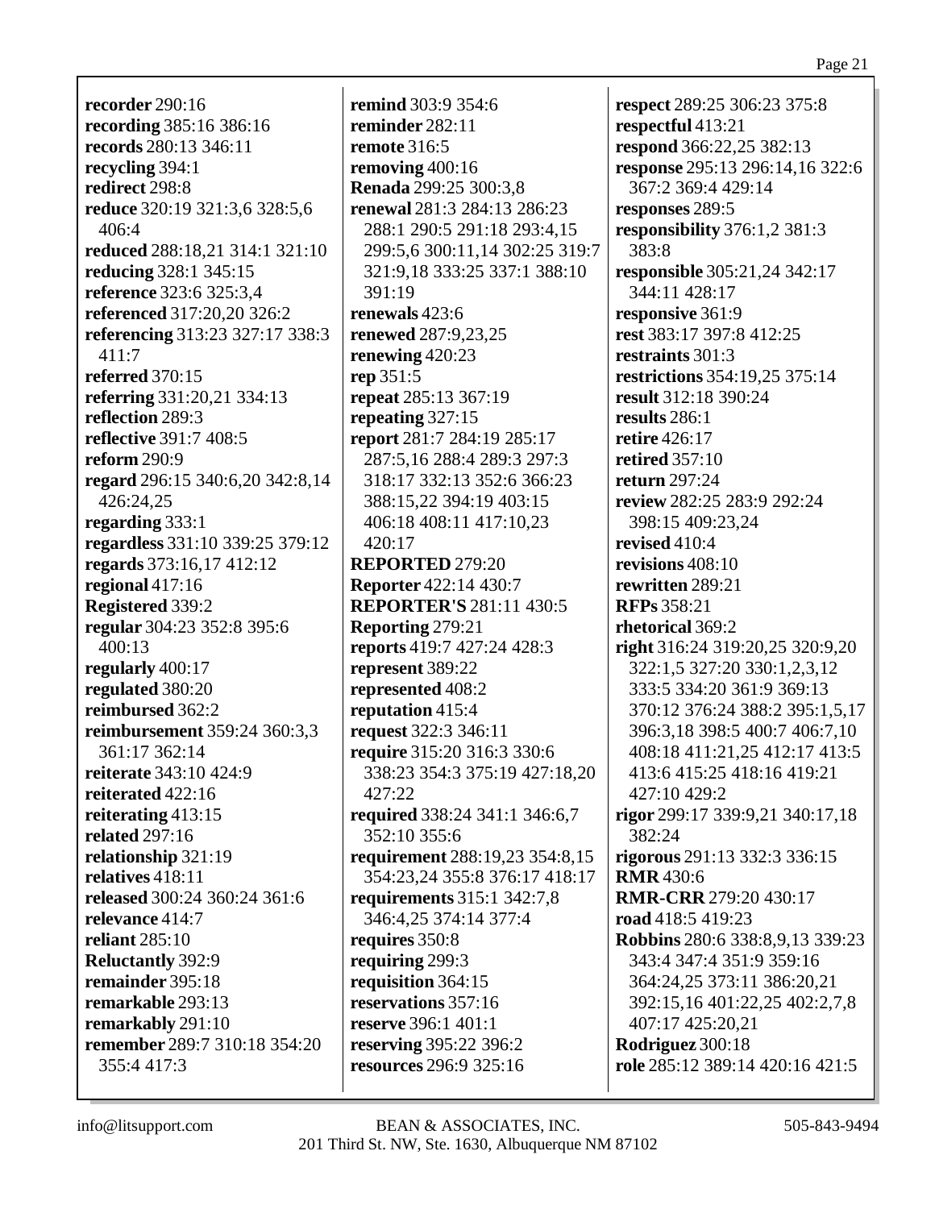**recorder** 290:16
**recording** 385:16 386:16
**records** 280:13 346:11
**recycling** 394:1
**redirect** 298:8
**reduce** 320:19 321:3,6 328:5,6 406:4
**reduced** 288:18,21 314:1 321:10
**reducing** 328:1 345:15
**reference** 323:6 325:3,4
**referenced** 317:20,20 326:2
**referencing** 313:23 327:17 338:3 411:7
**referred** 370:15
**referring** 331:20,21 334:13
**reflection** 289:3
**reflective** 391:7 408:5
**reform** 290:9
**regard** 296:15 340:6,20 342:8,14 426:24,25
**regarding** 333:1
**regardless** 331:10 339:25 379:12
**regards** 373:16,17 412:12
**regional** 417:16
**Registered** 339:2
**regular** 304:23 352:8 395:6 400:13
**regularly** 400:17
**regulated** 380:20
**reimbursed** 362:2
**reimbursement** 359:24 360:3,3 361:17 362:14
**reiterate** 343:10 424:9
**reiterated** 422:16
**reiterating** 413:15
**related** 297:16
**relationship** 321:19
**relatives** 418:11
**released** 300:24 360:24 361:6
**relevance** 414:7
**reliant** 285:10
**Reluctantly** 392:9
**remainder** 395:18
**remarkable** 293:13
**remarkably** 291:10
**remember** 289:7 310:18 354:20 355:4 417:3
**remind** 303:9 354:6
**reminder** 282:11
**remote** 316:5
**removing** 400:16
**Renada** 299:25 300:3,8
**renewal** 281:3 284:13 286:23 288:1 290:5 291:18 293:4,15 299:5,6 300:11,14 302:25 319:7 321:9,18 333:25 337:1 388:10 391:19
**renewals** 423:6
**renewed** 287:9,23,25
**renewing** 420:23
**rep** 351:5
**repeat** 285:13 367:19
**repeating** 327:15
**report** 281:7 284:19 285:17 287:5,16 288:4 289:3 297:3 318:17 332:13 352:6 366:23 388:15,22 394:19 403:15 406:18 408:11 417:10,23 420:17
**REPORTED** 279:20
**Reporter** 422:14 430:7
**REPORTER'S** 281:11 430:5
**Reporting** 279:21
**reports** 419:7 427:24 428:3
**represent** 389:22
**represented** 408:2
**reputation** 415:4
**request** 322:3 346:11
**require** 315:20 316:3 330:6 338:23 354:3 375:19 427:18,20 427:22
**required** 338:24 341:1 346:6,7 352:10 355:6
**requirement** 288:19,23 354:8,15 354:23,24 355:8 376:17 418:17
**requirements** 315:1 342:7,8 346:4,25 374:14 377:4
**requires** 350:8
**requiring** 299:3
**requisition** 364:15
**reservations** 357:16
**reserve** 396:1 401:1
**reserving** 395:22 396:2
**resources** 296:9 325:16
**respect** 289:25 306:23 375:8
**respectful** 413:21
**respond** 366:22,25 382:13
**response** 295:13 296:14,16 322:6 367:2 369:4 429:14
**responses** 289:5
**responsibility** 376:1,2 381:3 383:8
**responsible** 305:21,24 342:17 344:11 428:17
**responsive** 361:9
**rest** 383:17 397:8 412:25
**restraints** 301:3
**restrictions** 354:19,25 375:14
**result** 312:18 390:24
**results** 286:1
**retire** 426:17
**retired** 357:10
**return** 297:24
**review** 282:25 283:9 292:24 398:15 409:23,24
**revised** 410:4
**revisions** 408:10
**rewritten** 289:21
**RFPs** 358:21
**rhetorical** 369:2
**right** 316:24 319:20,25 320:9,20 322:1,5 327:20 330:1,2,3,12 333:5 334:20 361:9 369:13 370:12 376:24 388:2 395:1,5,17 396:3,18 398:5 400:7 406:7,10 408:18 411:21,25 412:17 413:5 413:6 415:25 418:16 419:21 427:10 429:2
**rigor** 299:17 339:9,21 340:17,18 382:24
**rigorous** 291:13 332:3 336:15
**RMR** 430:6
**RMR-CRR** 279:20 430:17
**road** 418:5 419:23
**Robbins** 280:6 338:8,9,13 339:23 343:4 347:4 351:9 359:16 364:24,25 373:11 386:20,21 392:15,16 401:22,25 402:2,7,8 407:17 425:20,21
**Rodriguez** 300:18
**role** 285:12 389:14 420:16 421:5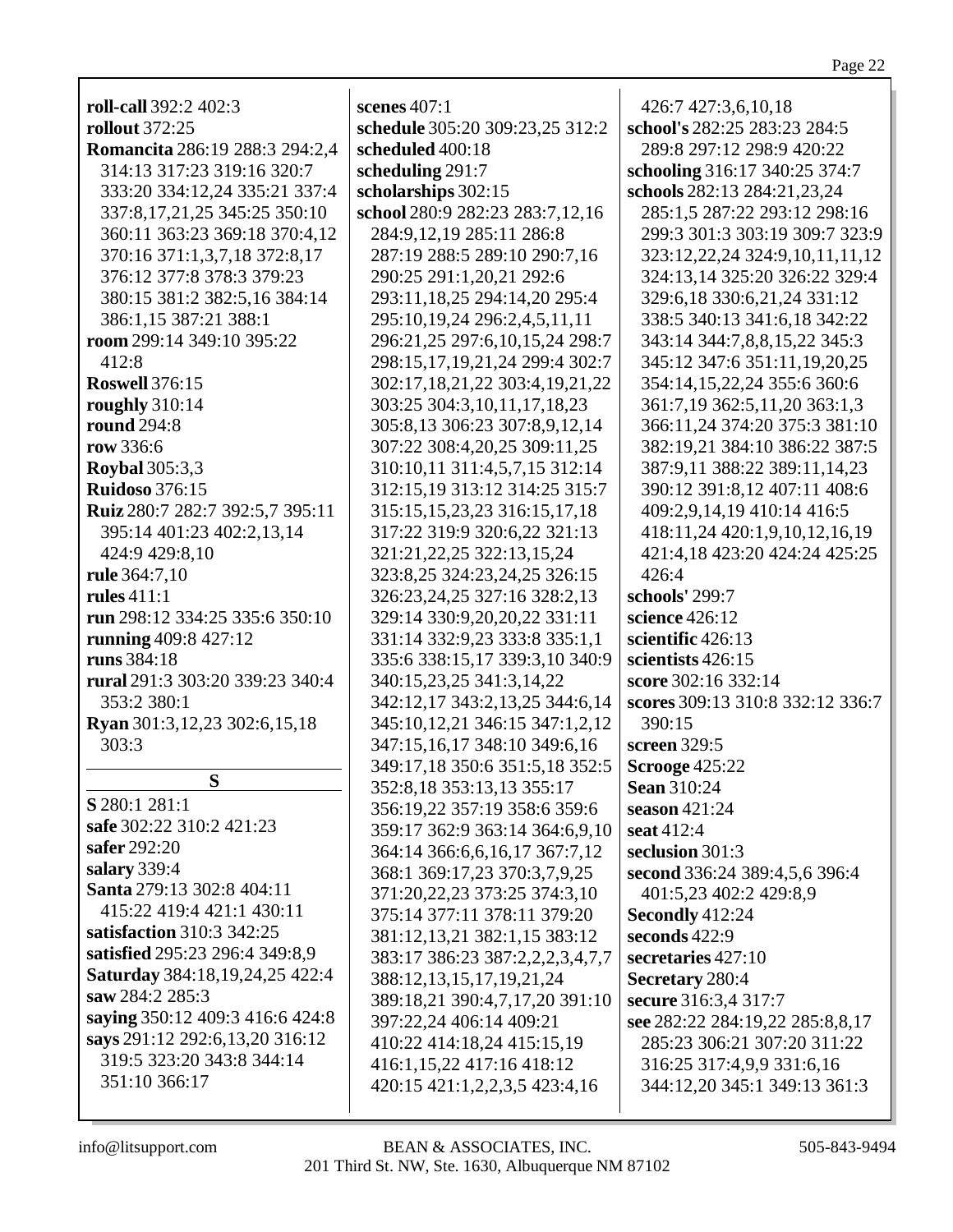**roll-call** 392:2 402:3
**rollout** 372:25
**Romancita** 286:19 288:3 294:2,4 314:13 317:23 319:16 320:7 333:20 334:12,24 335:21 337:4 337:8,17,21,25 345:25 350:10 360:11 363:23 369:18 370:4,12 370:16 371:1,3,7,18 372:8,17 376:12 377:8 378:3 379:23 380:15 381:2 382:5,16 384:14 386:1,15 387:21 388:1
**room** 299:14 349:10 395:22 412:8
**Roswell** 376:15
**roughly** 310:14
**round** 294:8
**row** 336:6
**Roybal** 305:3,3
**Ruidoso** 376:15
**Ruiz** 280:7 282:7 392:5,7 395:11 395:14 401:23 402:2,13,14 424:9 429:8,10
**rule** 364:7,10
**rules** 411:1
**run** 298:12 334:25 335:6 350:10
**running** 409:8 427:12
**runs** 384:18
**rural** 291:3 303:20 339:23 340:4 353:2 380:1
**Ryan** 301:3,12,23 302:6,15,18 303:3

## S

**S** 280:1 281:1
**safe** 302:22 310:2 421:23
**safer** 292:20
**salary** 339:4
**Santa** 279:13 302:8 404:11 415:22 419:4 421:1 430:11
**satisfaction** 310:3 342:25
**satisfied** 295:23 296:4 349:8,9
**Saturday** 384:18,19,24,25 422:4
**saw** 284:2 285:3
**saying** 350:12 409:3 416:6 424:8
**says** 291:12 292:6,13,20 316:12 319:5 323:20 343:8 344:14 351:10 366:17
**scenes** 407:1
**schedule** 305:20 309:23,25 312:2
**scheduled** 400:18
**scheduling** 291:7
**scholarships** 302:15
**school** 280:9 282:23 283:7,12,16 284:9,12,19 285:11 286:8 287:19 288:5 289:10 290:7,16 290:25 291:1,20,21 292:6 293:11,18,25 294:14,20 295:4 295:10,19,24 296:2,4,5,11,11 296:21,25 297:6,10,15,24 298:7 298:15,17,19,21,24 299:4 302:7 302:17,18,21,22 303:4,19,21,22 303:25 304:3,10,11,17,18,23 305:8,13 306:23 307:8,9,12,14 307:22 308:4,20,25 309:11,25 310:10,11 311:4,5,7,15 312:14 312:15,19 313:12 314:25 315:7 315:15,15,23,23 316:15,17,18 317:22 319:9 320:6,22 321:13 321:21,22,25 322:13,15,24 323:8,25 324:23,24,25 326:15 326:23,24,25 327:16 328:2,13 329:14 330:9,20,20,22 331:11 331:14 332:9,23 333:8 335:1,1 335:6 338:15,17 339:3,10 340:9 340:15,23,25 341:3,14,22 342:12,17 343:2,13,25 344:6,14 345:10,12,21 346:15 347:1,2,12 347:15,16,17 348:10 349:6,16 349:17,18 350:6 351:5,18 352:5 352:8,18 353:13,13 355:17 356:19,22 357:19 358:6 359:6 359:17 362:9 363:14 364:6,9,10 364:14 366:6,6,16,17 367:7,12 368:1 369:17,23 370:3,7,9,25 371:20,22,23 373:25 374:3,10 375:14 377:11 378:11 379:20 381:12,13,21 382:1,15 383:12 383:17 386:23 387:2,2,2,3,4,7,7 388:12,13,15,17,19,21,24 389:18,21 390:4,7,17,20 391:10 397:22,24 406:14 409:21 410:22 414:18,24 415:15,19 416:1,15,22 417:16 418:12 420:15 421:1,2,2,3,5 423:4,16 426:7 427:3,6,10,18
**school's** 282:25 283:23 284:5 289:8 297:12 298:9 420:22
**schooling** 316:17 340:25 374:7
**schools** 282:13 284:21,23,24 285:1,5 287:22 293:12 298:16 299:3 301:3 303:19 309:7 323:9 323:12,22,24 324:9,10,11,11,12 324:13,14 325:20 326:22 329:4 329:6,18 330:6,21,24 331:12 338:5 340:13 341:6,18 342:22 343:14 344:7,8,8,15,22 345:3 345:12 347:6 351:11,19,20,25 354:14,15,22,24 355:6 360:6 361:7,19 362:5,11,20 363:1,3 366:11,24 374:20 375:3 381:10 382:19,21 384:10 386:22 387:5 387:9,11 388:22 389:11,14,23 390:12 391:8,12 407:11 408:6 409:2,9,14,19 410:14 416:5 418:11,24 420:1,9,10,12,16,19 421:4,18 423:20 424:24 425:25 426:4
**schools'** 299:7
**science** 426:12
**scientific** 426:13
**scientists** 426:15
**score** 302:16 332:14
**scores** 309:13 310:8 332:12 336:7 390:15
**screen** 329:5
**Scrooge** 425:22
**Sean** 310:24
**season** 421:24
**seat** 412:4
**seclusion** 301:3
**second** 336:24 389:4,5,6 396:4 401:5,23 402:2 429:8,9
**Secondly** 412:24
**seconds** 422:9
**secretaries** 427:10
**Secretary** 280:4
**secure** 316:3,4 317:7
**see** 282:22 284:19,22 285:8,8,17 285:23 306:21 307:20 311:22 316:25 317:4,9,9 331:6,16 344:12,20 345:1 349:13 361:3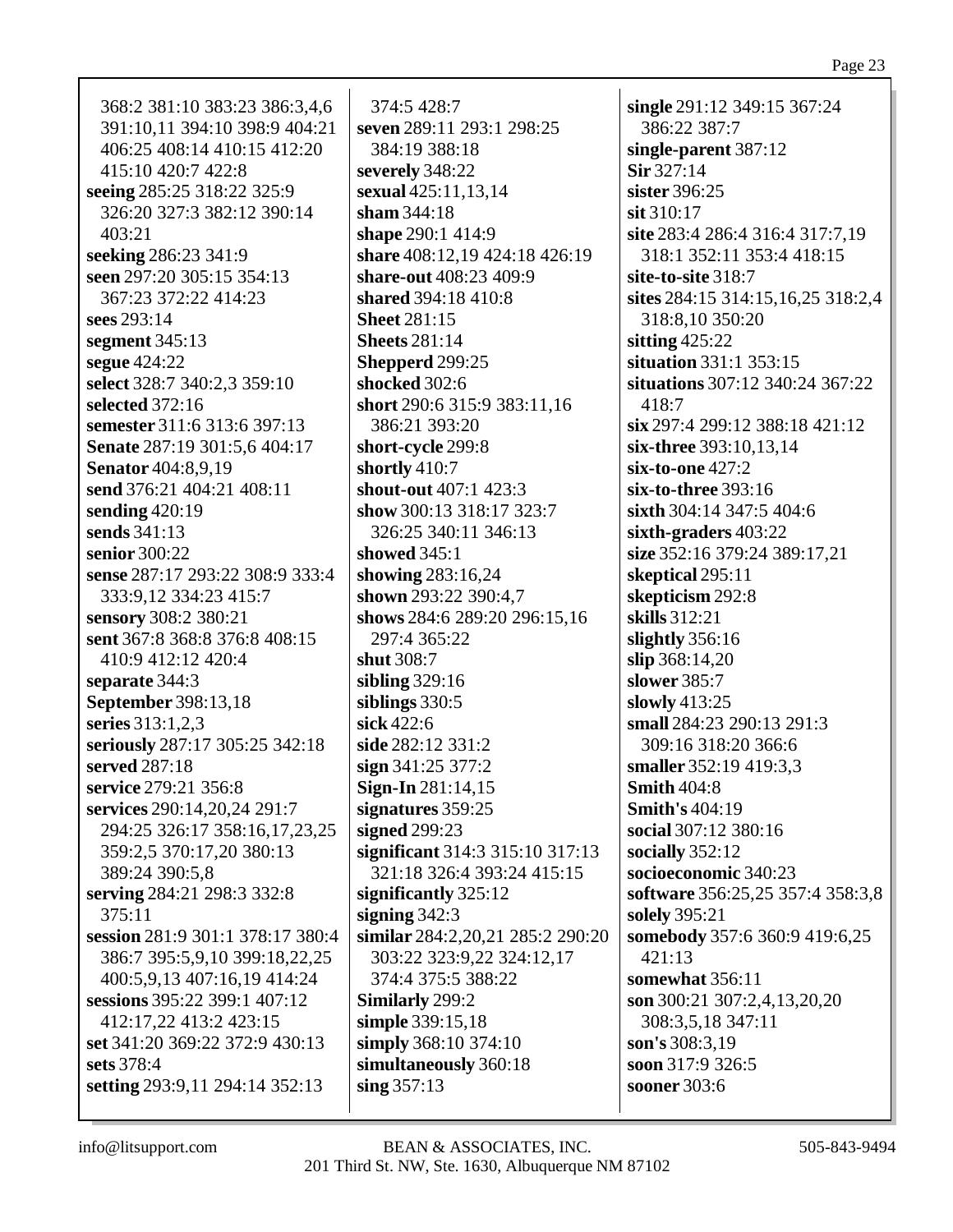368:2 381:10 383:23 386:3,4,6 391:10,11 394:10 398:9 404:21 406:25 408:14 410:15 412:20 415:10 420:7 422:8
**seeing** 285:25 318:22 325:9 326:20 327:3 382:12 390:14 403:21
**seeking** 286:23 341:9
**seen** 297:20 305:15 354:13 367:23 372:22 414:23
**sees** 293:14
**segment** 345:13
**segue** 424:22
**select** 328:7 340:2,3 359:10
**selected** 372:16
**semester** 311:6 313:6 397:13
**Senate** 287:19 301:5,6 404:17
**Senator** 404:8,9,19
**send** 376:21 404:21 408:11
**sending** 420:19
**sends** 341:13
**senior** 300:22
**sense** 287:17 293:22 308:9 333:4 333:9,12 334:23 415:7
**sensory** 308:2 380:21
**sent** 367:8 368:8 376:8 408:15 410:9 412:12 420:4
**separate** 344:3
**September** 398:13,18
**series** 313:1,2,3
**seriously** 287:17 305:25 342:18
**served** 287:18
**service** 279:21 356:8
**services** 290:14,20,24 291:7 294:25 326:17 358:16,17,23,25 359:2,5 370:17,20 380:13 389:24 390:5,8
**serving** 284:21 298:3 332:8 375:11
**session** 281:9 301:1 378:17 380:4 386:7 395:5,9,10 399:18,22,25 400:5,9,13 407:16,19 414:24
**sessions** 395:22 399:1 407:12 412:17,22 413:2 423:15
**set** 341:20 369:22 372:9 430:13
**sets** 378:4
**setting** 293:9,11 294:14 352:13
374:5 428:7
**seven** 289:11 293:1 298:25 384:19 388:18
**severely** 348:22
**sexual** 425:11,13,14
**sham** 344:18
**shape** 290:1 414:9
**share** 408:12,19 424:18 426:19
**share-out** 408:23 409:9
**shared** 394:18 410:8
**Sheet** 281:15
**Sheets** 281:14
**Shepperd** 299:25
**shocked** 302:6
**short** 290:6 315:9 383:11,16 386:21 393:20
**short-cycle** 299:8
**shortly** 410:7
**shout-out** 407:1 423:3
**show** 300:13 318:17 323:7 326:25 340:11 346:13
**showed** 345:1
**showing** 283:16,24
**shown** 293:22 390:4,7
**shows** 284:6 289:20 296:15,16 297:4 365:22
**shut** 308:7
**sibling** 329:16
**siblings** 330:5
**sick** 422:6
**side** 282:12 331:2
**sign** 341:25 377:2
**Sign-In** 281:14,15
**signatures** 359:25
**signed** 299:23
**significant** 314:3 315:10 317:13 321:18 326:4 393:24 415:15
**significantly** 325:12
**signing** 342:3
**similar** 284:2,20,21 285:2 290:20 303:22 323:9,22 324:12,17 374:4 375:5 388:22
**Similarly** 299:2
**simple** 339:15,18
**simply** 368:10 374:10
**simultaneously** 360:18
**sing** 357:13
**single** 291:12 349:15 367:24 386:22 387:7
**single-parent** 387:12
**Sir** 327:14
**sister** 396:25
**sit** 310:17
**site** 283:4 286:4 316:4 317:7,19 318:1 352:11 353:4 418:15
**site-to-site** 318:7
**sites** 284:15 314:15,16,25 318:2,4 318:8,10 350:20
**sitting** 425:22
**situation** 331:1 353:15
**situations** 307:12 340:24 367:22 418:7
**six** 297:4 299:12 388:18 421:12
**six-three** 393:10,13,14
**six-to-one** 427:2
**six-to-three** 393:16
**sixth** 304:14 347:5 404:6
**sixth-graders** 403:22
**size** 352:16 379:24 389:17,21
**skeptical** 295:11
**skepticism** 292:8
**skills** 312:21
**slightly** 356:16
**slip** 368:14,20
**slower** 385:7
**slowly** 413:25
**small** 284:23 290:13 291:3 309:16 318:20 366:6
**smaller** 352:19 419:3,3
**Smith** 404:8
**Smith's** 404:19
**social** 307:12 380:16
**socially** 352:12
**socioeconomic** 340:23
**software** 356:25,25 357:4 358:3,8
**solely** 395:21
**somebody** 357:6 360:9 419:6,25 421:13
**somewhat** 356:11
**son** 300:21 307:2,4,13,20,20 308:3,5,18 347:11
**son's** 308:3,19
**soon** 317:9 326:5
**sooner** 303:6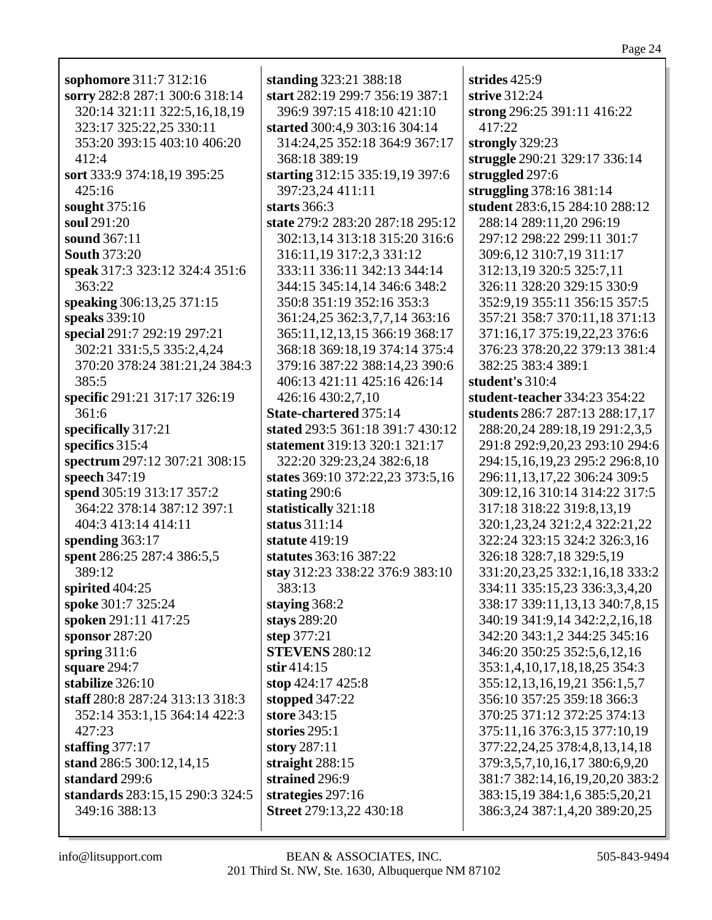**sophomore** 311:7 312:16
**sorry** 282:8 287:1 300:6 318:14 320:14 321:11 322:5,16,18,19 323:17 325:22,25 330:11 353:20 393:15 403:10 406:20 412:4
**sort** 333:9 374:18,19 395:25 425:16
**sought** 375:16
**soul** 291:20
**sound** 367:11
**South** 373:20
**speak** 317:3 323:12 324:4 351:6 363:22
**speaking** 306:13,25 371:15
**speaks** 339:10
**special** 291:7 292:19 297:21 302:21 331:5,5 335:2,4,24 370:20 378:24 381:21,24 384:3 385:5
**specific** 291:21 317:17 326:19 361:6
**specifically** 317:21
**specifics** 315:4
**spectrum** 297:12 307:21 308:15
**speech** 347:19
**spend** 305:19 313:17 357:2 364:22 378:14 387:12 397:1 404:3 413:14 414:11
**spending** 363:17
**spent** 286:25 287:4 386:5,5 389:12
**spirited** 404:25
**spoke** 301:7 325:24
**spoken** 291:11 417:25
**sponsor** 287:20
**spring** 311:6
**square** 294:7
**stabilize** 326:10
**staff** 280:8 287:24 313:13 318:3 352:14 353:1,15 364:14 422:3 427:23
**staffing** 377:17
**stand** 286:5 300:12,14,15
**standard** 299:6
**standards** 283:15,15 290:3 324:5 349:16 388:13
**standing** 323:21 388:18
**start** 282:19 299:7 356:19 387:1 396:9 397:15 418:10 421:10
**started** 300:4,9 303:16 304:14 314:24,25 352:18 364:9 367:17 368:18 389:19
**starting** 312:15 335:19,19 397:6 397:23,24 411:11
**starts** 366:3
**state** 279:2 283:20 287:18 295:12 302:13,14 313:18 315:20 316:6 316:11,19 317:2,3 331:12 333:11 336:11 342:13 344:14 344:15 345:14,14 346:6 348:2 350:8 351:19 352:16 353:3 361:24,25 362:3,7,7,14 363:16 365:11,12,13,15 366:19 368:17 368:18 369:18,19 374:14 375:4 379:16 387:22 388:14,23 390:6 406:13 421:11 425:16 426:14 426:16 430:2,7,10
**State-chartered** 375:14
**stated** 293:5 361:18 391:7 430:12
**statement** 319:13 320:1 321:17 322:20 329:23,24 382:6,18
**states** 369:10 372:22,23 373:5,16
**stating** 290:6
**statistically** 321:18
**status** 311:14
**statute** 419:19
**statutes** 363:16 387:22
**stay** 312:23 338:22 376:9 383:10 383:13
**staying** 368:2
**stays** 289:20
**step** 377:21
**STEVENS** 280:12
**stir** 414:15
**stop** 424:17 425:8
**stopped** 347:22
**store** 343:15
**stories** 295:1
**story** 287:11
**straight** 288:15
**strained** 296:9
**strategies** 297:16
**Street** 279:13,22 430:18
**strides** 425:9
**strive** 312:24
**strong** 296:25 391:11 416:22 417:22
**strongly** 329:23
**struggle** 290:21 329:17 336:14
**struggled** 297:6
**struggling** 378:16 381:14
**student** 283:6,15 284:10 288:12 288:14 289:11,20 296:19 297:12 298:22 299:11 301:7 309:6,12 310:7,19 311:17 312:13,19 320:5 325:7,11 326:11 328:20 329:15 330:9 352:9,19 355:11 356:15 357:5 357:21 358:7 370:11,18 371:13 371:16,17 375:19,22,23 376:6 376:23 378:20,22 379:13 381:4 382:25 383:4 389:1
**student's** 310:4
**student-teacher** 334:23 354:22
**students** 286:7 287:13 288:17,17 288:20,24 289:18,19 291:2,3,5 291:8 292:9,20,23 293:10 294:6 294:15,16,19,23 295:2 296:8,10 296:11,13,17,22 306:24 309:5 309:12,16 310:14 314:22 317:5 317:18 318:22 319:8,13,19 320:1,23,24 321:2,4 322:21,22 322:24 323:15 324:2 326:3,16 326:18 328:7,18 329:5,19 331:20,23,25 332:1,16,18 333:2 334:11 335:15,23 336:3,3,4,20 338:17 339:11,13,13 340:7,8,15 340:19 341:9,14 342:2,2,16,18 342:20 343:1,2 344:25 345:16 346:20 350:25 352:5,6,12,16 353:1,4,10,17,18,18,25 354:3 355:12,13,16,19,21 356:1,5,7 356:10 357:25 359:18 366:3 370:25 371:12 372:25 374:13 375:11,16 376:3,15 377:10,19 377:22,24,25 378:4,8,13,14,18 379:3,5,7,10,16,17 380:6,9,20 381:7 382:14,16,19,20,20 383:2 383:15,19 384:1,6 385:5,20,21 386:3,24 387:1,4,20 389:20,25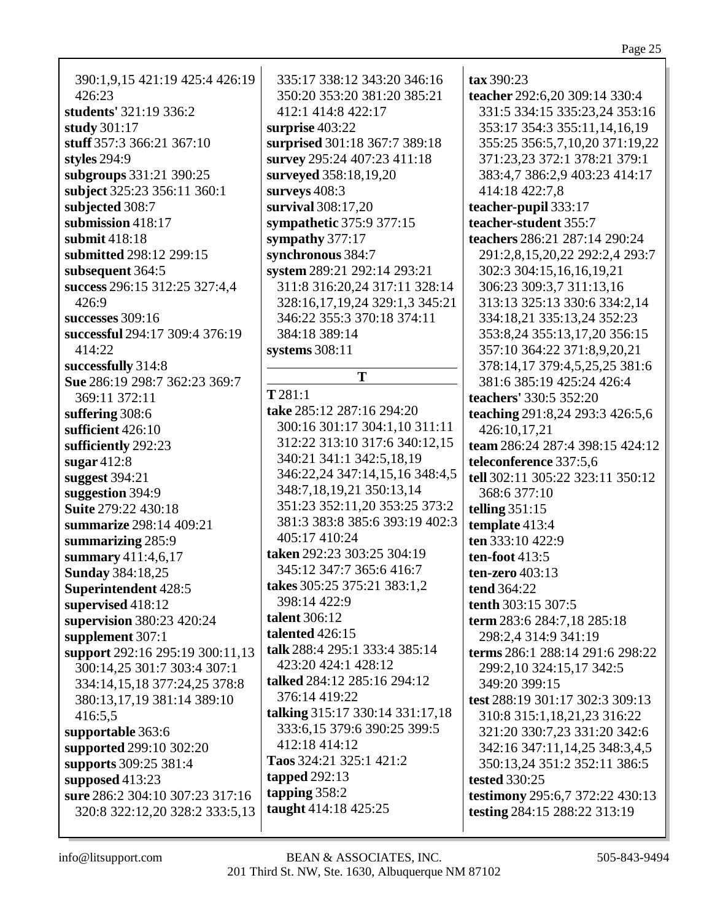390:1,9,15 421:19 425:4 426:19 426:23
**students'** 321:19 336:2
**study** 301:17
**stuff** 357:3 366:21 367:10
**styles** 294:9
**subgroups** 331:21 390:25
**subject** 325:23 356:11 360:1
**subjected** 308:7
**submission** 418:17
**submit** 418:18
**submitted** 298:12 299:15
**subsequent** 364:5
**success** 296:15 312:25 327:4,4 426:9
**successes** 309:16
**successful** 294:17 309:4 376:19 414:22
**successfully** 314:8
**Sue** 286:19 298:7 362:23 369:7 369:11 372:11
**suffering** 308:6
**sufficient** 426:10
**sufficiently** 292:23
**sugar** 412:8
**suggest** 394:21
**suggestion** 394:9
**Suite** 279:22 430:18
**summarize** 298:14 409:21
**summarizing** 285:9
**summary** 411:4,6,17
**Sunday** 384:18,25
**Superintendent** 428:5
**supervised** 418:12
**supervision** 380:23 420:24
**supplement** 307:1
**support** 292:16 295:19 300:11,13 300:14,25 301:7 303:4 307:1 334:14,15,18 377:24,25 378:8 380:13,17,19 381:14 389:10 416:5,5
**supportable** 363:6
**supported** 299:10 302:20
**supports** 309:25 381:4
**supposed** 413:23
**sure** 286:2 304:10 307:23 317:16 320:8 322:12,20 328:2 333:5,13 335:17 338:12 343:20 346:16 350:20 353:20 381:20 385:21 412:1 414:8 422:17
**surprise** 403:22
**surprised** 301:18 367:7 389:18
**survey** 295:24 407:23 411:18
**surveyed** 358:18,19,20
**surveys** 408:3
**survival** 308:17,20
**sympathetic** 375:9 377:15
**sympathy** 377:17
**synchronous** 384:7
**system** 289:21 292:14 293:21 311:8 316:20,24 317:11 328:14 328:16,17,19,24 329:1,3 345:21 346:22 355:3 370:18 374:11 384:18 389:14
**systems** 308:11

## T

**T** 281:1
**take** 285:12 287:16 294:20 300:16 301:17 304:1,10 311:11 312:22 313:10 317:6 340:12,15 340:21 341:1 342:5,18,19 346:22,24 347:14,15,16 348:4,5 348:7,18,19,21 350:13,14 351:23 352:11,20 353:25 373:2 381:3 383:8 385:6 393:19 402:3 405:17 410:24
**taken** 292:23 303:25 304:19 345:12 347:7 365:6 416:7
**takes** 305:25 375:21 383:1,2 398:14 422:9
**talent** 306:12
**talented** 426:15
**talk** 288:4 295:1 333:4 385:14 423:20 424:1 428:12
**talked** 284:12 285:16 294:12 376:14 419:22
**talking** 315:17 330:14 331:17,18 333:6,15 379:6 390:25 399:5 412:18 414:12
**Taos** 324:21 325:1 421:2
**tapped** 292:13
**tapping** 358:2
**taught** 414:18 425:25
**tax** 390:23
**teacher** 292:6,20 309:14 330:4 331:5 334:15 335:23,24 353:16 353:17 354:3 355:11,14,16,19 355:25 356:5,7,10,20 371:19,22 371:23,23 372:1 378:21 379:1 383:4,7 386:2,9 403:23 414:17 414:18 422:7,8
**teacher-pupil** 333:17
**teacher-student** 355:7
**teachers** 286:21 287:14 290:24 291:2,8,15,20,22 292:2,4 293:7 302:3 304:15,16,16,19,21 306:23 309:3,7 311:13,16 313:13 325:13 330:6 334:2,14 334:18,21 335:13,24 352:23 353:8,24 355:13,17,20 356:15 357:10 364:22 371:8,9,20,21 378:14,17 379:4,5,25,25 381:6 381:6 385:19 425:24 426:4
**teachers'** 330:5 352:20
**teaching** 291:8,24 293:3 426:5,6 426:10,17,21
**team** 286:24 287:4 398:15 424:12
**teleconference** 337:5,6
**tell** 302:11 305:22 323:11 350:12 368:6 377:10
**telling** 351:15
**template** 413:4
**ten** 333:10 422:9
**ten-foot** 413:5
**ten-zero** 403:13
**tend** 364:22
**tenth** 303:15 307:5
**term** 283:6 284:7,18 285:18 298:2,4 314:9 341:19
**terms** 286:1 288:14 291:6 298:22 299:2,10 324:15,17 342:5 349:20 399:15
**test** 288:19 301:17 302:3 309:13 310:8 315:1,18,21,23 316:22 321:20 330:7,23 331:20 342:6 342:16 347:11,14,25 348:3,4,5 350:13,24 351:2 352:11 386:5
**tested** 330:25
**testimony** 295:6,7 372:22 430:13
**testing** 284:15 288:22 313:19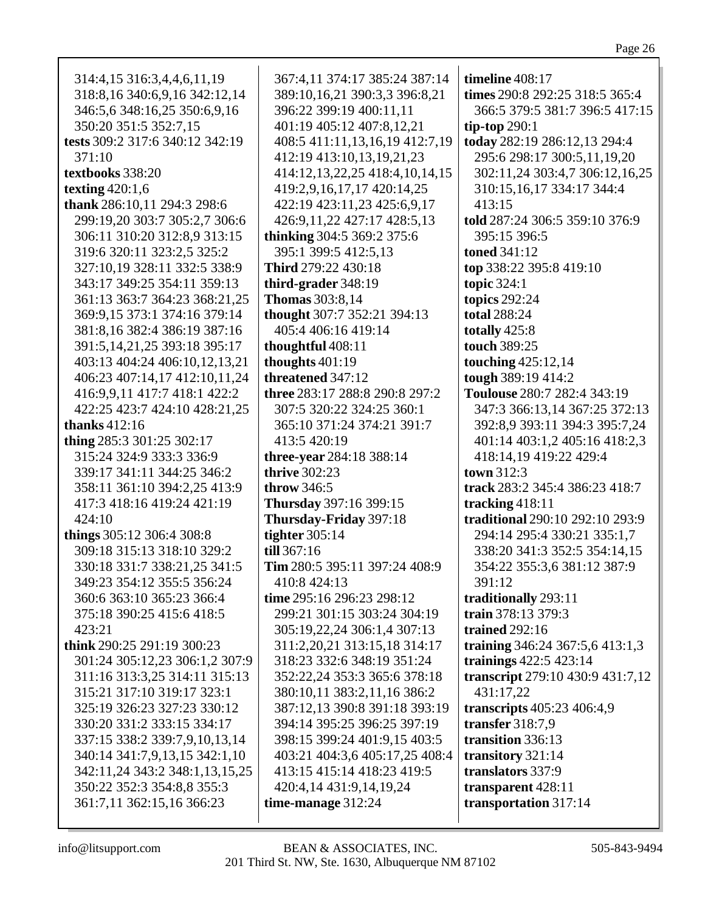314:4,15 316:3,4,4,6,11,19 318:8,16 340:6,9,16 342:12,14 346:5,6 348:16,25 350:6,9,16 350:20 351:5 352:7,15

**tests** 309:2 317:6 340:12 342:19 371:10

**textbooks** 338:20

**texting** 420:1,6

**thank** 286:10,11 294:3 298:6 299:19,20 303:7 305:2,7 306:6 306:11 310:20 312:8,9 313:15 319:6 320:11 323:2,5 325:2 327:10,19 328:11 332:5 338:9 343:17 349:25 354:11 359:13 361:13 363:7 364:23 368:21,25 369:9,15 373:1 374:16 379:14 381:8,16 382:4 386:19 387:16 391:5,14,21,25 393:18 395:17 403:13 404:24 406:10,12,13,21 406:23 407:14,17 412:10,11,24 416:9,9,11 417:7 418:1 422:2 422:25 423:7 424:10 428:21,25

**thanks** 412:16

**thing** 285:3 301:25 302:17 315:24 324:9 333:3 336:9 339:17 341:11 344:25 346:2 358:11 361:10 394:2,25 413:9 417:3 418:16 419:24 421:19 424:10

**things** 305:12 306:4 308:8 309:18 315:13 318:10 329:2 330:18 331:7 338:21,25 341:5 349:23 354:12 355:5 356:24 360:6 363:10 365:23 366:4 375:18 390:25 415:6 418:5 423:21

**think** 290:25 291:19 300:23 301:24 305:12,23 306:1,2 307:9 311:16 313:3,25 314:11 315:13 315:21 317:10 319:17 323:1 325:19 326:23 327:23 330:12 330:20 331:2 333:15 334:17 337:15 338:2 339:7,9,10,13,14 340:14 341:7,9,13,15 342:1,10 342:11,24 343:2 348:1,13,15,25 350:22 352:3 354:8,8 355:3 361:7,11 362:15,16 366:23 367:4,11 374:17 385:24 387:14 389:10,16,21 390:3,3 396:8,21 396:22 399:19 400:11,11 401:19 405:12 407:8,12,21 408:5 411:11,13,16,19 412:7,19 412:19 413:10,13,19,21,23 414:12,13,22,25 418:4,10,14,15 419:2,9,16,17,17 420:14,25 422:19 423:11,23 425:6,9,17 426:9,11,22 427:17 428:5,13

**thinking** 304:5 369:2 375:6 395:1 399:5 412:5,13

**Third** 279:22 430:18

**third-grader** 348:19

**Thomas** 303:8,14

**thought** 307:7 352:21 394:13 405:4 406:16 419:14

**thoughtful** 408:11

**thoughts** 401:19

**threatened** 347:12

**three** 283:17 288:8 290:8 297:2 307:5 320:22 324:25 360:1 365:10 371:24 374:21 391:7 413:5 420:19

**three-year** 284:18 388:14

**thrive** 302:23

**throw** 346:5

**Thursday** 397:16 399:15

**Thursday-Friday** 397:18

**tighter** 305:14

**till** 367:16

**Tim** 280:5 395:11 397:24 408:9 410:8 424:13

**time** 295:16 296:23 298:12 299:21 301:15 303:24 304:19 305:19,22,24 306:1,4 307:13 311:2,20,21 313:15,18 314:17 318:23 332:6 348:19 351:24 352:22,24 353:3 365:6 378:18 380:10,11 383:2,11,16 386:2 387:12,13 390:8 391:18 393:19 394:14 395:25 396:25 397:19 398:15 399:24 401:9,15 403:5 403:21 404:3,6 405:17,25 408:4 413:15 415:14 418:23 419:5 420:4,14 431:9,14,19,24

**time-manage** 312:24

**timeline** 408:17

**times** 290:8 292:25 318:5 365:4 366:5 379:5 381:7 396:5 417:15

**tip-top** 290:1

**today** 282:19 286:12,13 294:4 295:6 298:17 300:5,11,19,20 302:11,24 303:4,7 306:12,16,25 310:15,16,17 334:17 344:4 413:15

**told** 287:24 306:5 359:10 376:9 395:15 396:5

**toned** 341:12

**top** 338:22 395:8 419:10

**topic** 324:1

**topics** 292:24

**total** 288:24

**totally** 425:8

**touch** 389:25

**touching** 425:12,14

**tough** 389:19 414:2

**Toulouse** 280:7 282:4 343:19 347:3 366:13,14 367:25 372:13 392:8,9 393:11 394:3 395:7,24 401:14 403:1,2 405:16 418:2,3 418:14,19 419:22 429:4

**town** 312:3

**track** 283:2 345:4 386:23 418:7

**tracking** 418:11

**traditional** 290:10 292:10 293:9 294:14 295:4 330:21 335:1,7 338:20 341:3 352:5 354:14,15 354:22 355:3,6 381:12 387:9 391:12

**traditionally** 293:11

**train** 378:13 379:3

**trained** 292:16

**training** 346:24 367:5,6 413:1,3

**trainings** 422:5 423:14

**transcript** 279:10 430:9 431:7,12 431:17,22

**transcripts** 405:23 406:4,9

**transfer** 318:7,9

**transition** 336:13

**transitory** 321:14

**translators** 337:9

**transparent** 428:11

**transportation** 317:14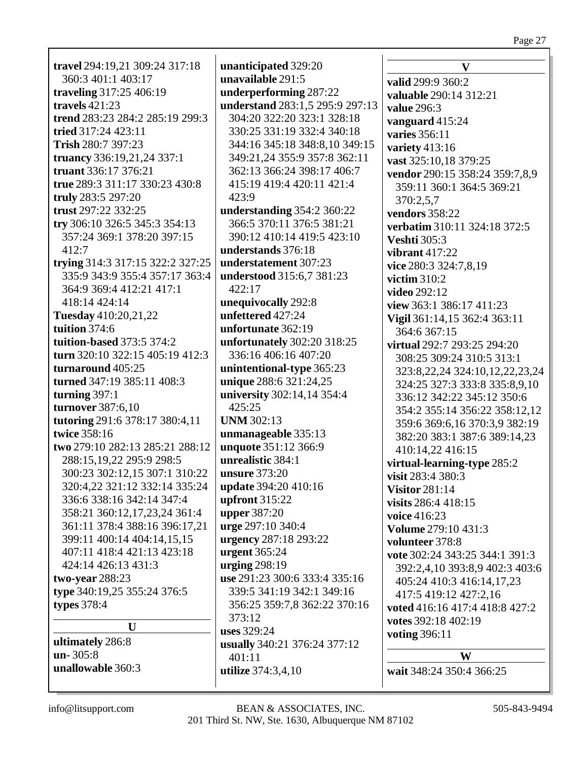**travel** 294:19,21 309:24 317:18 360:3 401:1 403:17
**traveling** 317:25 406:19
**travels** 421:23
**trend** 283:23 284:2 285:19 299:3
**tried** 317:24 423:11
**Trish** 280:7 397:23
**truancy** 336:19,21,24 337:1
**truant** 336:17 376:21
**true** 289:3 311:17 330:23 430:8
**truly** 283:5 297:20
**trust** 297:22 332:25
**try** 306:10 326:5 345:3 354:13 357:24 369:1 378:20 397:15 412:7
**trying** 314:3 317:15 322:2 327:25 335:9 343:9 355:4 357:17 363:4 364:9 369:4 412:21 417:1 418:14 424:14
**Tuesday** 410:20,21,22
**tuition** 374:6
**tuition-based** 373:5 374:2
**turn** 320:10 322:15 405:19 412:3
**turnaround** 405:25
**turned** 347:19 385:11 408:3
**turning** 397:1
**turnover** 387:6,10
**tutoring** 291:6 378:17 380:4,11
**twice** 358:16
**two** 279:10 282:13 285:21 288:12 288:15,19,22 295:9 298:5 300:23 302:12,15 307:1 310:22 320:4,22 321:12 332:14 335:24 336:6 338:16 342:14 347:4 358:21 360:12,17,23,24 361:4 361:11 378:4 388:16 396:17,21 399:11 400:14 404:14,15,15 407:11 418:4 421:13 423:18 424:14 426:13 431:3
**two-year** 288:23
**type** 340:19,25 355:24 376:5
**types** 378:4

## U

**ultimately** 286:8
**un-** 305:8
**unallowable** 360:3
**unanticipated** 329:20
**unavailable** 291:5
**underperforming** 287:22
**understand** 283:1,5 295:9 297:13 304:20 322:20 323:1 328:18 330:25 331:19 332:4 340:18 344:16 345:18 348:8,10 349:15 349:21,24 355:9 357:8 362:11 362:13 366:24 398:17 406:7 415:19 419:4 420:11 421:4 423:9
**understanding** 354:2 360:22 366:5 370:11 376:5 381:21 390:12 410:14 419:5 423:10
**understands** 376:18
**understatement** 307:23
**understood** 315:6,7 381:23 422:17
**unequivocally** 292:8
**unfettered** 427:24
**unfortunate** 362:19
**unfortunately** 302:20 318:25 336:16 406:16 407:20
**unintentional-type** 365:23
**unique** 288:6 321:24,25
**university** 302:14,14 354:4 425:25
**UNM** 302:13
**unmanageable** 335:13
**unquote** 351:12 366:9
**unrealistic** 384:1
**unsure** 373:20
**update** 394:20 410:16
**upfront** 315:22
**upper** 387:20
**urge** 297:10 340:4
**urgency** 287:18 293:22
**urgent** 365:24
**urging** 298:19
**use** 291:23 300:6 333:4 335:16 339:5 341:19 342:1 349:16 356:25 359:7,8 362:22 370:16 373:12
**uses** 329:24
**usually** 340:21 376:24 377:12 401:11
**utilize** 374:3,4,10

## V

**valid** 299:9 360:2
**valuable** 290:14 312:21
**value** 296:3
**vanguard** 415:24
**varies** 356:11
**variety** 413:16
**vast** 325:10,18 379:25
**vendor** 290:15 358:24 359:7,8,9 359:11 360:1 364:5 369:21 370:2,5,7
**vendors** 358:22
**verbatim** 310:11 324:18 372:5
**Veshti** 305:3
**vibrant** 417:22
**vice** 280:3 324:7,8,19
**victim** 310:2
**video** 292:12
**view** 363:1 386:17 411:23
**Vigil** 361:14,15 362:4 363:11 364:6 367:15
**virtual** 292:7 293:25 294:20 308:25 309:24 310:5 313:1 323:8,22,24 324:10,12,22,23,24 324:25 327:3 333:8 335:8,9,10 336:12 342:22 345:12 350:6 354:2 355:14 356:22 358:12,12 359:6 369:6,16 370:3,9 382:19 382:20 383:1 387:6 389:14,23 410:14,22 416:15
**virtual-learning-type** 285:2
**visit** 283:4 380:3
**Visitor** 281:14
**visits** 286:4 418:15
**voice** 416:23
**Volume** 279:10 431:3
**volunteer** 378:8
**vote** 302:24 343:25 344:1 391:3 392:2,4,10 393:8,9 402:3 403:6 405:24 410:3 416:14,17,23 417:5 419:12 427:2,16
**voted** 416:16 417:4 418:8 427:2
**votes** 392:18 402:19
**voting** 396:11

## W

**wait** 348:24 350:4 366:25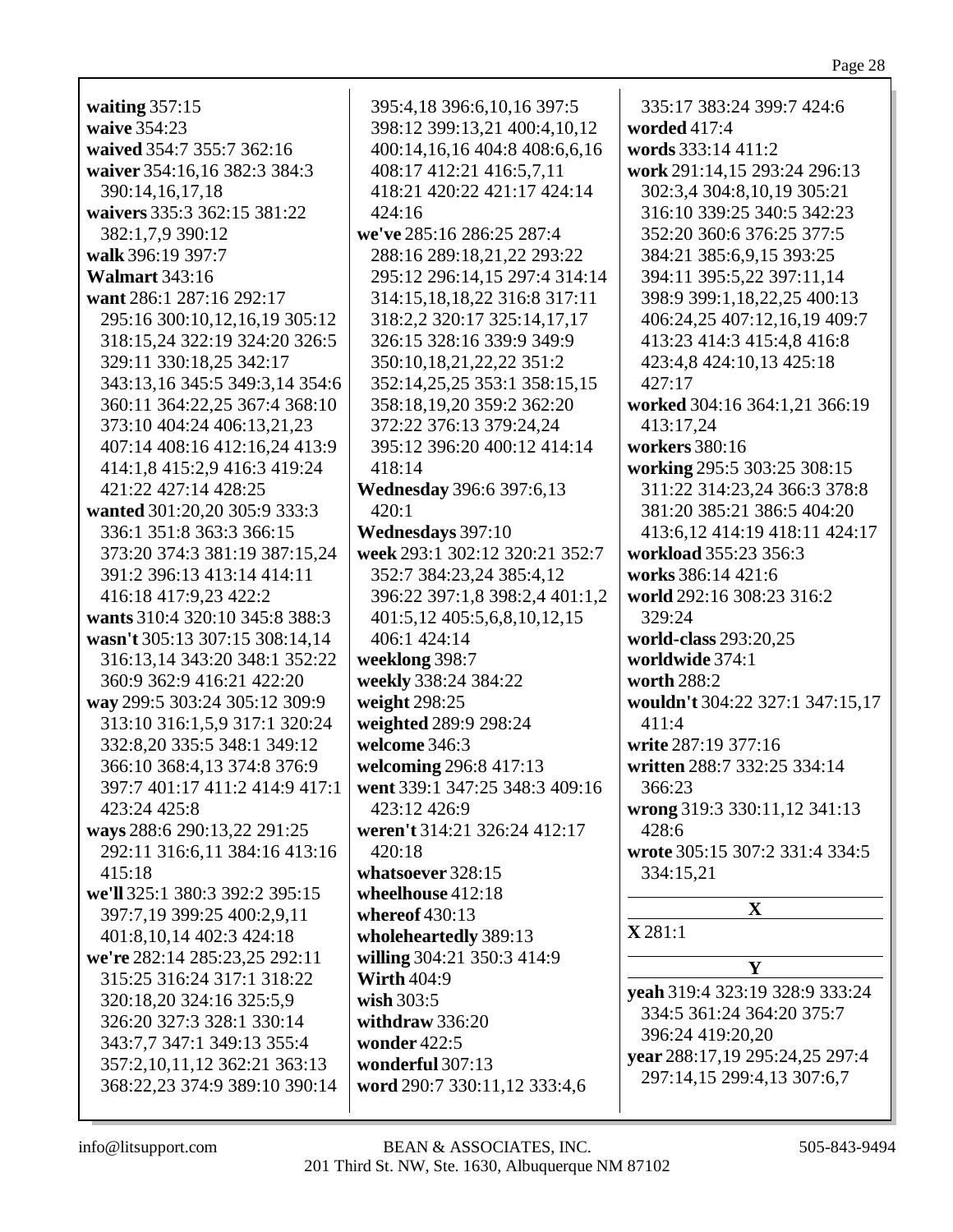**waiting** 357:15
**waive** 354:23
**waived** 354:7 355:7 362:16
**waiver** 354:16,16 382:3 384:3 390:14,16,17,18
**waivers** 335:3 362:15 381:22 382:1,7,9 390:12
**walk** 396:19 397:7
**Walmart** 343:16
**want** 286:1 287:16 292:17 295:16 300:10,12,16,19 305:12 318:15,24 322:19 324:20 326:5 329:11 330:18,25 342:17 343:13,16 345:5 349:3,14 354:6 360:11 364:22,25 367:4 368:10 373:10 404:24 406:13,21,23 407:14 408:16 412:16,24 413:9 414:1,8 415:2,9 416:3 419:24 421:22 427:14 428:25
**wanted** 301:20,20 305:9 333:3 336:1 351:8 363:3 366:15 373:20 374:3 381:19 387:15,24 391:2 396:13 413:14 414:11 416:18 417:9,23 422:2
**wants** 310:4 320:10 345:8 388:3
**wasn't** 305:13 307:15 308:14,14 316:13,14 343:20 348:1 352:22 360:9 362:9 416:21 422:20
**way** 299:5 303:24 305:12 309:9 313:10 316:1,5,9 317:1 320:24 332:8,20 335:5 348:1 349:12 366:10 368:4,13 374:8 376:9 397:7 401:17 411:2 414:9 417:1 423:24 425:8
**ways** 288:6 290:13,22 291:25 292:11 316:6,11 384:16 413:16 415:18
**we'll** 325:1 380:3 392:2 395:15 397:7,19 399:25 400:2,9,11 401:8,10,14 402:3 424:18
**we're** 282:14 285:23,25 292:11 315:25 316:24 317:1 318:22 320:18,20 324:16 325:5,9 326:20 327:3 328:1 330:14 343:7,7 347:1 349:13 355:4 357:2,10,11,12 362:21 363:13 368:22,23 374:9 389:10 390:14 395:4,18 396:6,10,16 397:5 398:12 399:13,21 400:4,10,12 400:14,16,16 404:8 408:6,6,16 408:17 412:21 416:5,7,11 418:21 420:22 421:17 424:14 424:16
**we've** 285:16 286:25 287:4 288:16 289:18,21,22 293:22 295:12 296:14,15 297:4 314:14 314:15,18,18,22 316:8 317:11 318:2,2 320:17 325:14,17,17 326:15 328:16 339:9 349:9 350:10,18,21,22,22 351:2 352:14,25,25 353:1 358:15,15 358:18,19,20 359:2 362:20 372:22 376:13 379:24,24 395:12 396:20 400:12 414:14 418:14
**Wednesday** 396:6 397:6,13 420:1
**Wednesdays** 397:10
**week** 293:1 302:12 320:21 352:7 352:7 384:23,24 385:4,12 396:22 397:1,8 398:2,4 401:1,2 401:5,12 405:5,6,8,10,12,15 406:1 424:14
**weeklong** 398:7
**weekly** 338:24 384:22
**weight** 298:25
**weighted** 289:9 298:24
**welcome** 346:3
**welcoming** 296:8 417:13
**went** 339:1 347:25 348:3 409:16 423:12 426:9
**weren't** 314:21 326:24 412:17 420:18
**whatsoever** 328:15
**wheelhouse** 412:18
**whereof** 430:13
**wholeheartedly** 389:13
**willing** 304:21 350:3 414:9
**Wirth** 404:9
**wish** 303:5
**withdraw** 336:20
**wonder** 422:5
**wonderful** 307:13
**word** 290:7 330:11,12 333:4,6 335:17 383:24 399:7 424:6
**worded** 417:4
**words** 333:14 411:2
**work** 291:14,15 293:24 296:13 302:3,4 304:8,10,19 305:21 316:10 339:25 340:5 342:23 352:20 360:6 376:25 377:5 384:21 385:6,9,15 393:25 394:11 395:5,22 397:11,14 398:9 399:1,18,22,25 400:13 406:24,25 407:12,16,19 409:7 413:23 414:3 415:4,8 416:8 423:4,8 424:10,13 425:18 427:17
**worked** 304:16 364:1,21 366:19 413:17,24
**workers** 380:16
**working** 295:5 303:25 308:15 311:22 314:23,24 366:3 378:8 381:20 385:21 386:5 404:20 413:6,12 414:19 418:11 424:17
**workload** 355:23 356:3
**works** 386:14 421:6
**world** 292:16 308:23 316:2 329:24
**world-class** 293:20,25
**worldwide** 374:1
**worth** 288:2
**wouldn't** 304:22 327:1 347:15,17 411:4
**write** 287:19 377:16
**written** 288:7 332:25 334:14 366:23
**wrong** 319:3 330:11,12 341:13 428:6
**wrote** 305:15 307:2 331:4 334:5 334:15,21

## X

**X** 281:1

## Y

**yeah** 319:4 323:19 328:9 333:24 334:5 361:24 364:20 375:7 396:24 419:20,20
**year** 288:17,19 295:24,25 297:4 297:14,15 299:4,13 307:6,7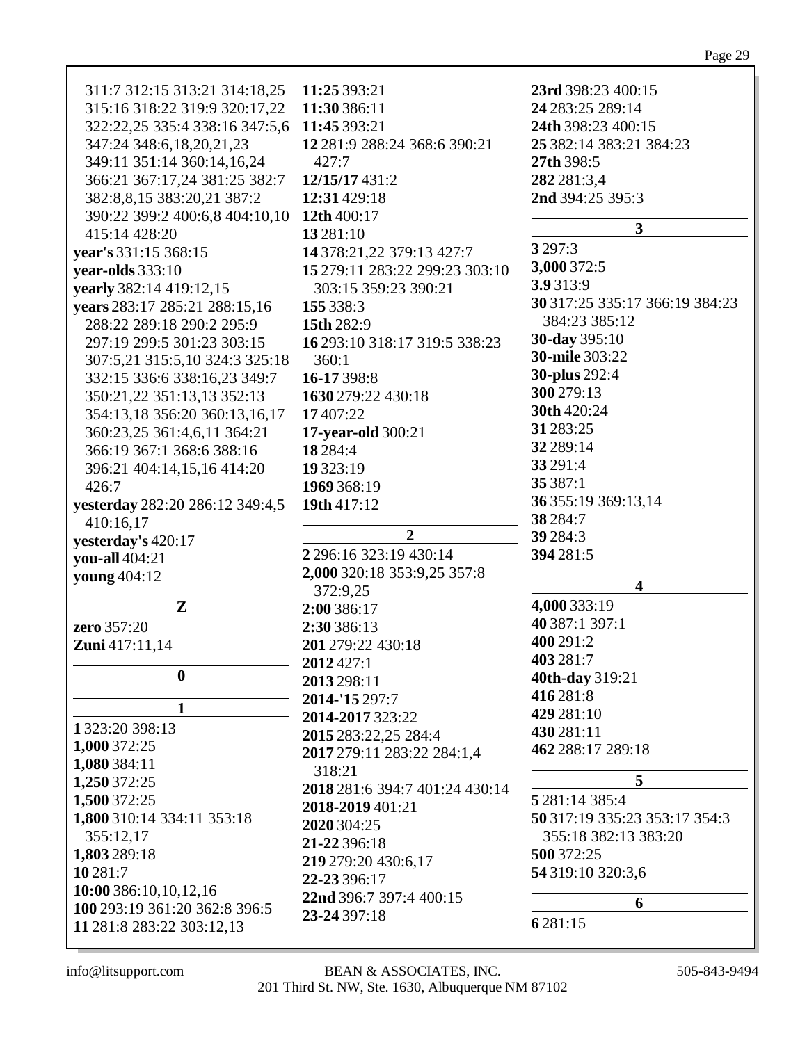311:7 312:15 313:21 314:18,25 315:16 318:22 319:9 320:17,22 322:22,25 335:4 338:16 347:5,6 347:24 348:6,18,20,21,23 349:11 351:14 360:14,16,24 366:21 367:17,24 381:25 382:7 382:8,8,15 383:20,21 387:2 390:22 399:2 400:6,8 404:10,10 415:14 428:20

**year's** 331:15 368:15

**year-olds** 333:10

**yearly** 382:14 419:12,15

**years** 283:17 285:21 288:15,16 288:22 289:18 290:2 295:9 297:19 299:5 301:23 303:15 307:5,21 315:5,10 324:3 325:18 332:15 336:6 338:16,23 349:7 350:21,22 351:13,13 352:13 354:13,18 356:20 360:13,16,17 360:23,25 361:4,6,11 364:21 366:19 367:1 368:6 388:16 396:21 404:14,15,16 414:20 426:7

**yesterday** 282:20 286:12 349:4,5 410:16,17

**yesterday's** 420:17

**you-all** 404:21

**young** 404:12

## Z

**zero** 357:20

**Zuni** 417:11,14

## 0

## 1

**1** 323:20 398:13

**1,000** 372:25

**1,080** 384:11

**1,250** 372:25

**1,500** 372:25

**1,800** 310:14 334:11 353:18 355:12,17

**1,803** 289:18

**10** 281:7

**10:00** 386:10,10,12,16

**100** 293:19 361:20 362:8 396:5

**11** 281:8 283:22 303:12,13

**11:25** 393:21

**11:30** 386:11

**11:45** 393:21

**12** 281:9 288:24 368:6 390:21 427:7

**12/15/17** 431:2

**12:31** 429:18

**12th** 400:17

**13** 281:10

**14** 378:21,22 379:13 427:7

**15** 279:11 283:22 299:23 303:10 303:15 359:23 390:21

**155** 338:3

**15th** 282:9

**16** 293:10 318:17 319:5 338:23 360:1

**16-17** 398:8

**1630** 279:22 430:18

**17** 407:22

**17-year-old** 300:21

**18** 284:4

**19** 323:19

**1969** 368:19

**19th** 417:12

## 2

**2** 296:16 323:19 430:14

**2,000** 320:18 353:9,25 357:8 372:9,25

**2:00** 386:17

**2:30** 386:13

**201** 279:22 430:18

**2012** 427:1

**2013** 298:11

**2014-'15** 297:7

**2014-2017** 323:22

**2015** 283:22,25 284:4

**2017** 279:11 283:22 284:1,4 318:21

**2018** 281:6 394:7 401:24 430:14

**2018-2019** 401:21

**2020** 304:25

**21-22** 396:18

**219** 279:20 430:6,17

**22-23** 396:17

**22nd** 396:7 397:4 400:15

**23-24** 397:18

**23rd** 398:23 400:15

**24** 283:25 289:14

**24th** 398:23 400:15

**25** 382:14 383:21 384:23

**27th** 398:5

**282** 281:3,4

**2nd** 394:25 395:3

## 3

**3** 297:3

**3,000** 372:5

**3.9** 313:9

**30** 317:25 335:17 366:19 384:23 384:23 385:12

**30-day** 395:10

**30-mile** 303:22

**30-plus** 292:4

**300** 279:13

**30th** 420:24

**31** 283:25

**32** 289:14

**33** 291:4

**35** 387:1

**36** 355:19 369:13,14

**38** 284:7

**39** 284:3

**394** 281:5

## 4

**4,000** 333:19

**40** 387:1 397:1

**400** 291:2

**403** 281:7

**40th-day** 319:21

**416** 281:8

**429** 281:10

**430** 281:11

**462** 288:17 289:18

## 5

**5** 281:14 385:4

**50** 317:19 335:23 353:17 354:3 355:18 382:13 383:20

**500** 372:25

**54** 319:10 320:3,6

## 6

**6** 281:15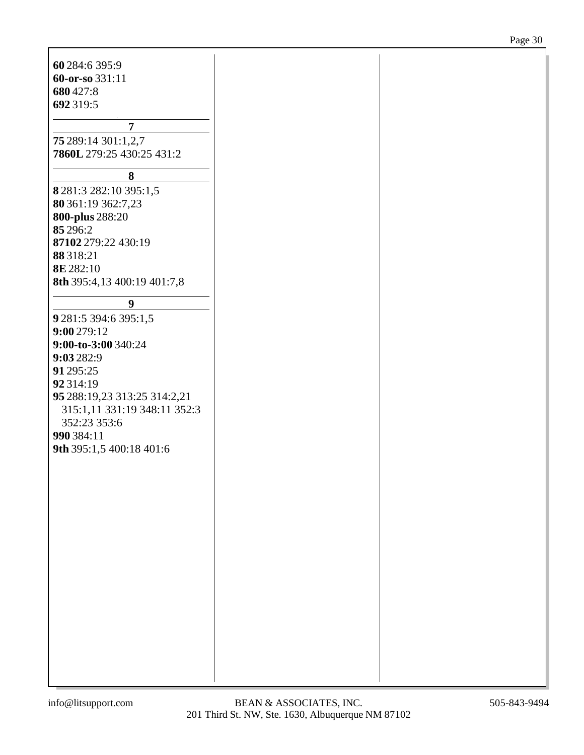**60** 284:6 395:9
**60-or-so** 331:11
**680** 427:8
**692** 319:5

### 7

**75** 289:14 301:1,2,7
**7860L** 279:25 430:25 431:2

### 8

**8** 281:3 282:10 395:1,5
**80** 361:19 362:7,23
**800-plus** 288:20
**85** 296:2
**87102** 279:22 430:19
**88** 318:21
**8E** 282:10
**8th** 395:4,13 400:19 401:7,8

### 9

**9** 281:5 394:6 395:1,5
**9:00** 279:12
**9:00-to-3:00** 340:24
**9:03** 282:9
**91** 295:25
**92** 314:19
**95** 288:19,23 313:25 314:2,21 315:1,11 331:19 348:11 352:3 352:23 353:6
**990** 384:11
**9th** 395:1,5 400:18 401:6